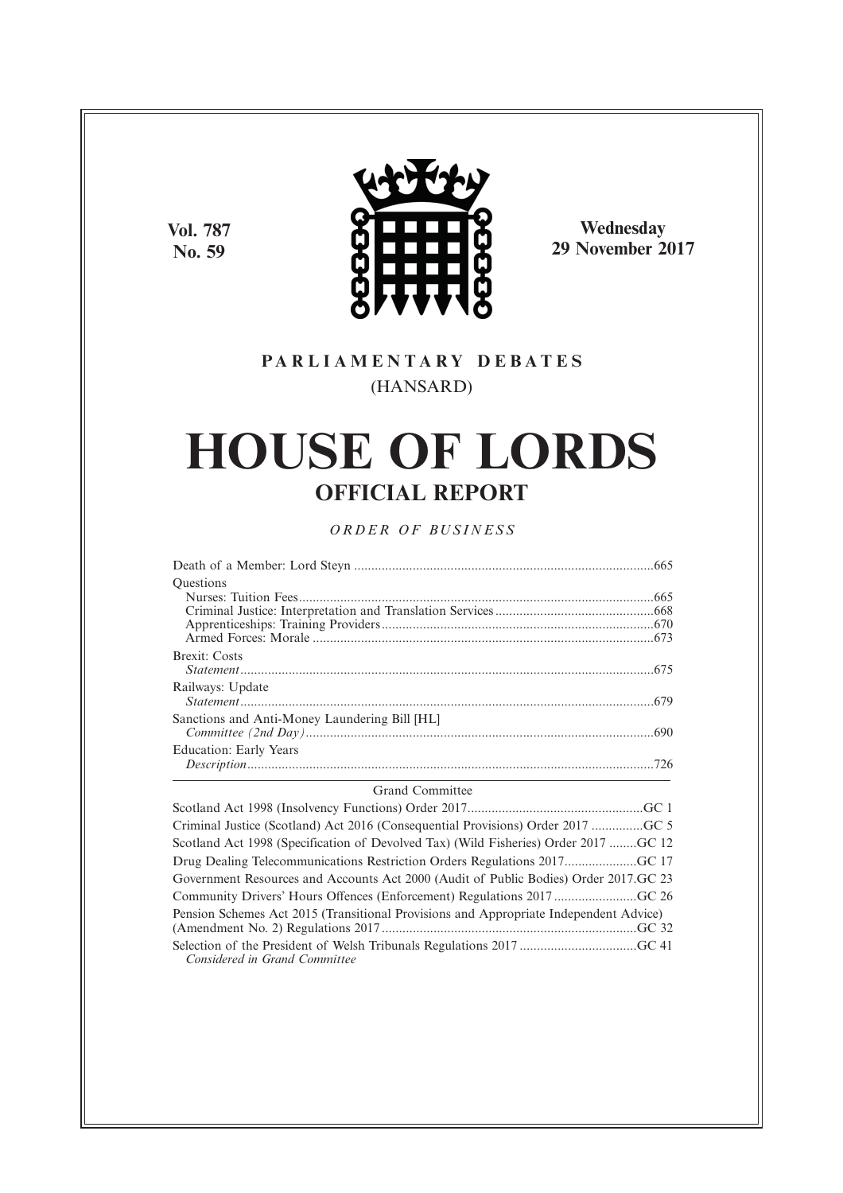Vol. 787
No. 59

Wednesday
29 November 2017

**PARLIAMENTARY DEBATES**
(HANSARD)

# HOUSE OF LORDS

## OFFICIAL REPORT

*ORDER OF BUSINESS*

Death of a Member: Lord Steyn ......................................................................................665

Questions
Nurses: Tuition Fees......................................................................................................665
Criminal Justice: Interpretation and Translation Services.............................................668
Apprenticeships: Training Providers..............................................................................670
Armed Forces: Morale ..................................................................................................673

Brexit: Costs
*Statement*.......................................................................................................................675

Railways: Update
*Statement*.......................................................................................................................679

Sanctions and Anti-Money Laundering Bill [HL]
*Committee (2nd Day)*....................................................................................................690

Education: Early Years
*Description*.....................................................................................................................726

Grand Committee

Scotland Act 1998 (Insolvency Functions) Order 2017...................................................GC 1

Criminal Justice (Scotland) Act 2016 (Consequential Provisions) Order 2017 ...............GC 5

Scotland Act 1998 (Specification of Devolved Tax) (Wild Fisheries) Order 2017 ........GC 12

Drug Dealing Telecommunications Restriction Orders Regulations 2017.....................GC 17

Government Resources and Accounts Act 2000 (Audit of Public Bodies) Order 2017.GC 23

Community Drivers' Hours Offences (Enforcement) Regulations 2017........................GC 26

Pension Schemes Act 2015 (Transitional Provisions and Appropriate Independent Advice) (Amendment No. 2) Regulations 2017.........................................................................GC 32

Selection of the President of Welsh Tribunals Regulations 2017 .................................GC 41
*Considered in Grand Committee*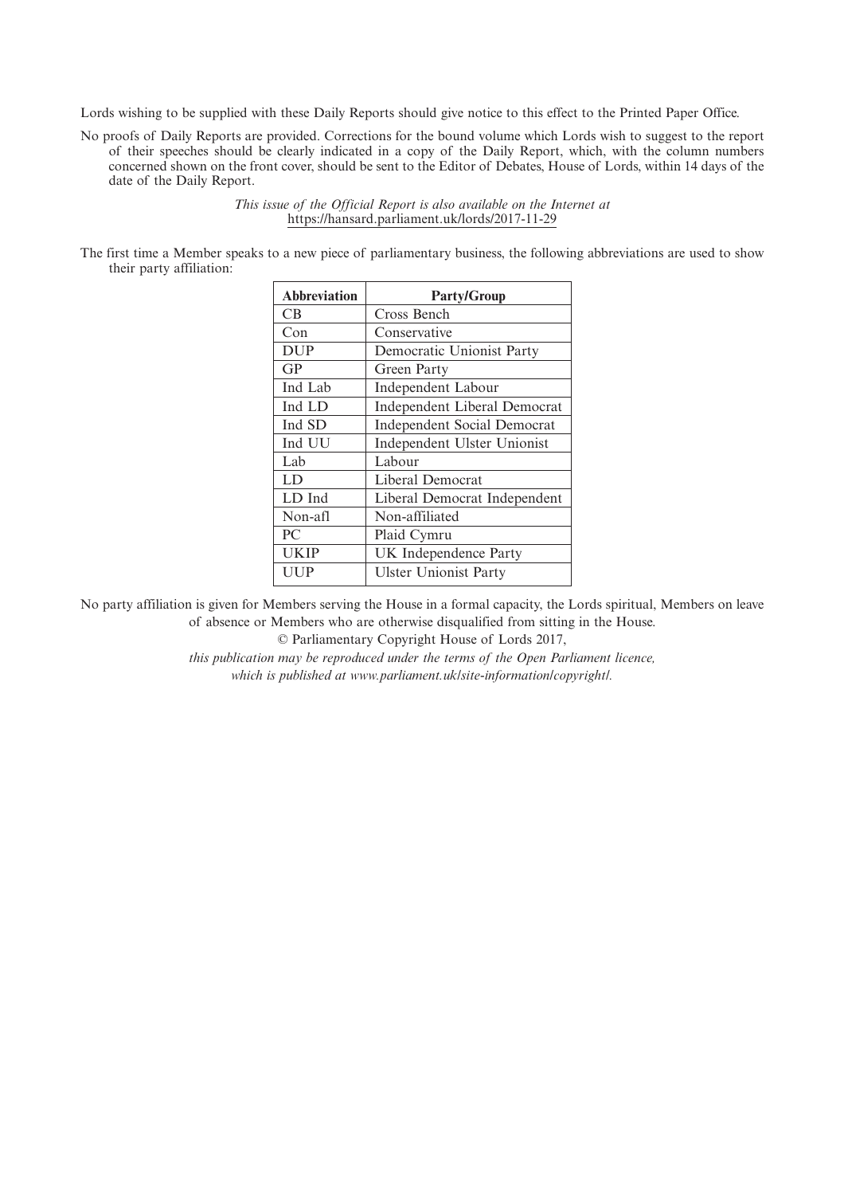Lords wishing to be supplied with these Daily Reports should give notice to this effect to the Printed Paper Office.

No proofs of Daily Reports are provided. Corrections for the bound volume which Lords wish to suggest to the report of their speeches should be clearly indicated in a copy of the Daily Report, which, with the column numbers concerned shown on the front cover, should be sent to the Editor of Debates, House of Lords, within 14 days of the date of the Daily Report.

*This issue of the Official Report is also available on the Internet at* https://hansard.parliament.uk/lords/2017-11-29

The first time a Member speaks to a new piece of parliamentary business, the following abbreviations are used to show their party affiliation:

| **Abbreviation** | **Party/Group** |
|---|---|
| CB | Cross Bench |
| Con | Conservative |
| DUP | Democratic Unionist Party |
| GP | Green Party |
| Ind Lab | Independent Labour |
| Ind LD | Independent Liberal Democrat |
| Ind SD | Independent Social Democrat |
| Ind UU | Independent Ulster Unionist |
| Lab | Labour |
| LD | Liberal Democrat |
| LD Ind | Liberal Democrat Independent |
| Non-afl | Non-affiliated |
| PC | Plaid Cymru |
| UKIP | UK Independence Party |
| UUP | Ulster Unionist Party |

No party affiliation is given for Members serving the House in a formal capacity, the Lords spiritual, Members on leave of absence or Members who are otherwise disqualified from sitting in the House.

© Parliamentary Copyright House of Lords 2017,

*this publication may be reproduced under the terms of the Open Parliament licence, which is published at www.parliament.uk/site-information/copyright/.*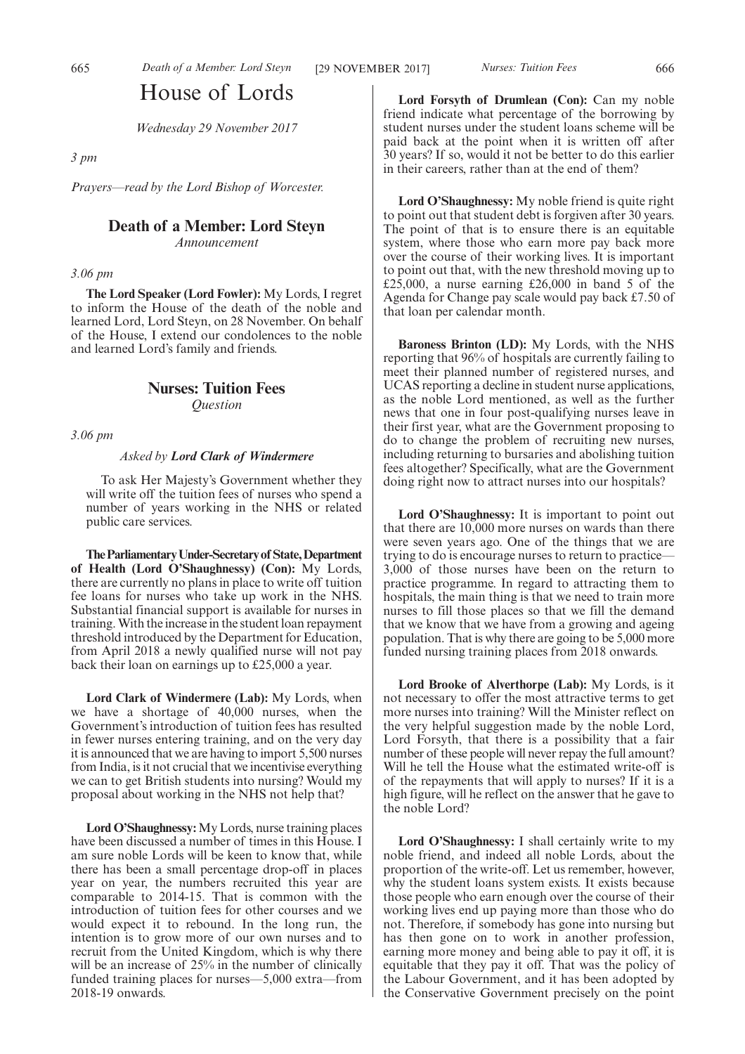# House of Lords

*Wednesday 29 November 2017*

*3 pm*

*Prayers—read by the Lord Bishop of Worcester.*

## Death of a Member: Lord Steyn

*Announcement*

*3.06 pm*

**The Lord Speaker (Lord Fowler):** My Lords, I regret to inform the House of the death of the noble and learned Lord, Lord Steyn, on 28 November. On behalf of the House, I extend our condolences to the noble and learned Lord's family and friends.

## Nurses: Tuition Fees

*Question*

*3.06 pm*

*Asked by* ***Lord Clark of Windermere***

> To ask Her Majesty's Government whether they will write off the tuition fees of nurses who spend a number of years working in the NHS or related public care services.

**The Parliamentary Under-Secretary of State, Department of Health (Lord O'Shaughnessy) (Con):** My Lords, there are currently no plans in place to write off tuition fee loans for nurses who take up work in the NHS. Substantial financial support is available for nurses in training. With the increase in the student loan repayment threshold introduced by the Department for Education, from April 2018 a newly qualified nurse will not pay back their loan on earnings up to £25,000 a year.

**Lord Clark of Windermere (Lab):** My Lords, when we have a shortage of 40,000 nurses, when the Government's introduction of tuition fees has resulted in fewer nurses entering training, and on the very day it is announced that we are having to import 5,500 nurses from India, is it not crucial that we incentivise everything we can to get British students into nursing? Would my proposal about working in the NHS not help that?

**Lord O'Shaughnessy:** My Lords, nurse training places have been discussed a number of times in this House. I am sure noble Lords will be keen to know that, while there has been a small percentage drop-off in places year on year, the numbers recruited this year are comparable to 2014-15. That is common with the introduction of tuition fees for other courses and we would expect it to rebound. In the long run, the intention is to grow more of our own nurses and to recruit from the United Kingdom, which is why there will be an increase of 25% in the number of clinically funded training places for nurses—5,000 extra—from 2018-19 onwards.

**Lord Forsyth of Drumlean (Con):** Can my noble friend indicate what percentage of the borrowing by student nurses under the student loans scheme will be paid back at the point when it is written off after 30 years? If so, would it not be better to do this earlier in their careers, rather than at the end of them?

**Lord O'Shaughnessy:** My noble friend is quite right to point out that student debt is forgiven after 30 years. The point of that is to ensure there is an equitable system, where those who earn more pay back more over the course of their working lives. It is important to point out that, with the new threshold moving up to £25,000, a nurse earning £26,000 in band 5 of the Agenda for Change pay scale would pay back £7.50 of that loan per calendar month.

**Baroness Brinton (LD):** My Lords, with the NHS reporting that 96% of hospitals are currently failing to meet their planned number of registered nurses, and UCAS reporting a decline in student nurse applications, as the noble Lord mentioned, as well as the further news that one in four post-qualifying nurses leave in their first year, what are the Government proposing to do to change the problem of recruiting new nurses, including returning to bursaries and abolishing tuition fees altogether? Specifically, what are the Government doing right now to attract nurses into our hospitals?

**Lord O'Shaughnessy:** It is important to point out that there are 10,000 more nurses on wards than there were seven years ago. One of the things that we are trying to do is encourage nurses to return to practice—3,000 of those nurses have been on the return to practice programme. In regard to attracting them to hospitals, the main thing is that we need to train more nurses to fill those places so that we fill the demand that we know that we have from a growing and ageing population. That is why there are going to be 5,000 more funded nursing training places from 2018 onwards.

**Lord Brooke of Alverthorpe (Lab):** My Lords, is it not necessary to offer the most attractive terms to get more nurses into training? Will the Minister reflect on the very helpful suggestion made by the noble Lord, Lord Forsyth, that there is a possibility that a fair number of these people will never repay the full amount? Will he tell the House what the estimated write-off is of the repayments that will apply to nurses? If it is a high figure, will he reflect on the answer that he gave to the noble Lord?

**Lord O'Shaughnessy:** I shall certainly write to my noble friend, and indeed all noble Lords, about the proportion of the write-off. Let us remember, however, why the student loans system exists. It exists because those people who earn enough over the course of their working lives end up paying more than those who do not. Therefore, if somebody has gone into nursing but has then gone on to work in another profession, earning more money and being able to pay it off, it is equitable that they pay it off. That was the policy of the Labour Government, and it has been adopted by the Conservative Government precisely on the point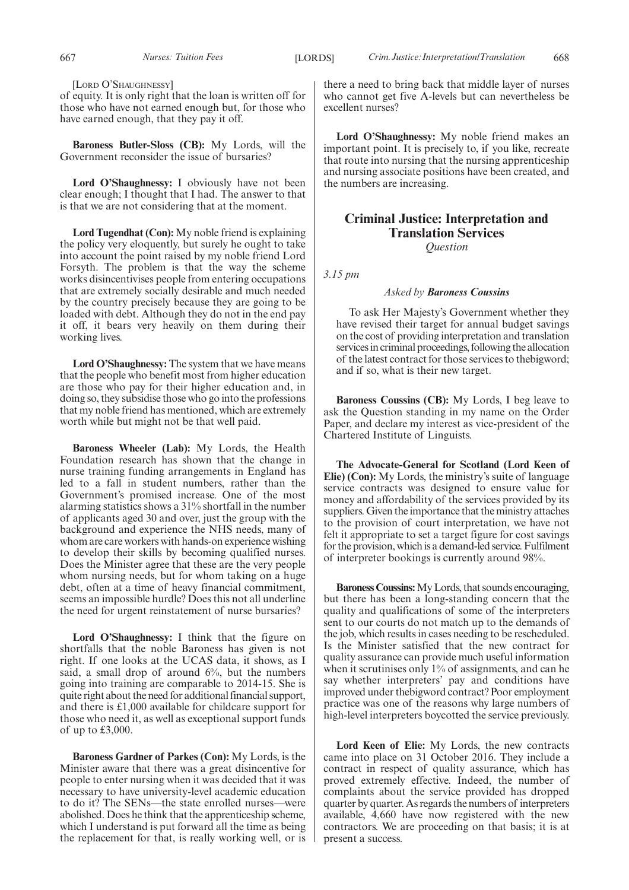[LORD O'SHAUGHNESSY]

of equity. It is only right that the loan is written off for those who have not earned enough but, for those who have earned enough, that they pay it off.

**Baroness Butler-Sloss (CB):** My Lords, will the Government reconsider the issue of bursaries?

**Lord O'Shaughnessy:** I obviously have not been clear enough; I thought that I had. The answer to that is that we are not considering that at the moment.

**Lord Tugendhat (Con):** My noble friend is explaining the policy very eloquently, but surely he ought to take into account the point raised by my noble friend Lord Forsyth. The problem is that the way the scheme works disincentivises people from entering occupations that are extremely socially desirable and much needed by the country precisely because they are going to be loaded with debt. Although they do not in the end pay it off, it bears very heavily on them during their working lives.

**Lord O'Shaughnessy:** The system that we have means that the people who benefit most from higher education are those who pay for their higher education and, in doing so, they subsidise those who go into the professions that my noble friend has mentioned, which are extremely worth while but might not be that well paid.

**Baroness Wheeler (Lab):** My Lords, the Health Foundation research has shown that the change in nurse training funding arrangements in England has led to a fall in student numbers, rather than the Government's promised increase. One of the most alarming statistics shows a 31% shortfall in the number of applicants aged 30 and over, just the group with the background and experience the NHS needs, many of whom are care workers with hands-on experience wishing to develop their skills by becoming qualified nurses. Does the Minister agree that these are the very people whom nursing needs, but for whom taking on a huge debt, often at a time of heavy financial commitment, seems an impossible hurdle? Does this not all underline the need for urgent reinstatement of nurse bursaries?

**Lord O'Shaughnessy:** I think that the figure on shortfalls that the noble Baroness has given is not right. If one looks at the UCAS data, it shows, as I said, a small drop of around 6%, but the numbers going into training are comparable to 2014-15. She is quite right about the need for additional financial support, and there is £1,000 available for childcare support for those who need it, as well as exceptional support funds of up to £3,000.

**Baroness Gardner of Parkes (Con):** My Lords, is the Minister aware that there was a great disincentive for people to enter nursing when it was decided that it was necessary to have university-level academic education to do it? The SENs—the state enrolled nurses—were abolished. Does he think that the apprenticeship scheme, which I understand is put forward all the time as being the replacement for that, is really working well, or is there a need to bring back that middle layer of nurses who cannot get five A-levels but can nevertheless be excellent nurses?

**Lord O'Shaughnessy:** My noble friend makes an important point. It is precisely to, if you like, recreate that route into nursing that the nursing apprenticeship and nursing associate positions have been created, and the numbers are increasing.

## Criminal Justice: Interpretation and Translation Services

*Question*

*3.15 pm*

*Asked by **Baroness Coussins***

To ask Her Majesty's Government whether they have revised their target for annual budget savings on the cost of providing interpretation and translation services in criminal proceedings, following the allocation of the latest contract for those services to thebigword; and if so, what is their new target.

**Baroness Coussins (CB):** My Lords, I beg leave to ask the Question standing in my name on the Order Paper, and declare my interest as vice-president of the Chartered Institute of Linguists.

**The Advocate-General for Scotland (Lord Keen of Elie) (Con):** My Lords, the ministry's suite of language service contracts was designed to ensure value for money and affordability of the services provided by its suppliers. Given the importance that the ministry attaches to the provision of court interpretation, we have not felt it appropriate to set a target figure for cost savings for the provision, which is a demand-led service. Fulfilment of interpreter bookings is currently around 98%.

**Baroness Coussins:** My Lords, that sounds encouraging, but there has been a long-standing concern that the quality and qualifications of some of the interpreters sent to our courts do not match up to the demands of the job, which results in cases needing to be rescheduled. Is the Minister satisfied that the new contract for quality assurance can provide much useful information when it scrutinises only 1% of assignments, and can he say whether interpreters' pay and conditions have improved under thebigword contract? Poor employment practice was one of the reasons why large numbers of high-level interpreters boycotted the service previously.

**Lord Keen of Elie:** My Lords, the new contracts came into place on 31 October 2016. They include a contract in respect of quality assurance, which has proved extremely effective. Indeed, the number of complaints about the service provided has dropped quarter by quarter. As regards the numbers of interpreters available, 4,660 have now registered with the new contractors. We are proceeding on that basis; it is at present a success.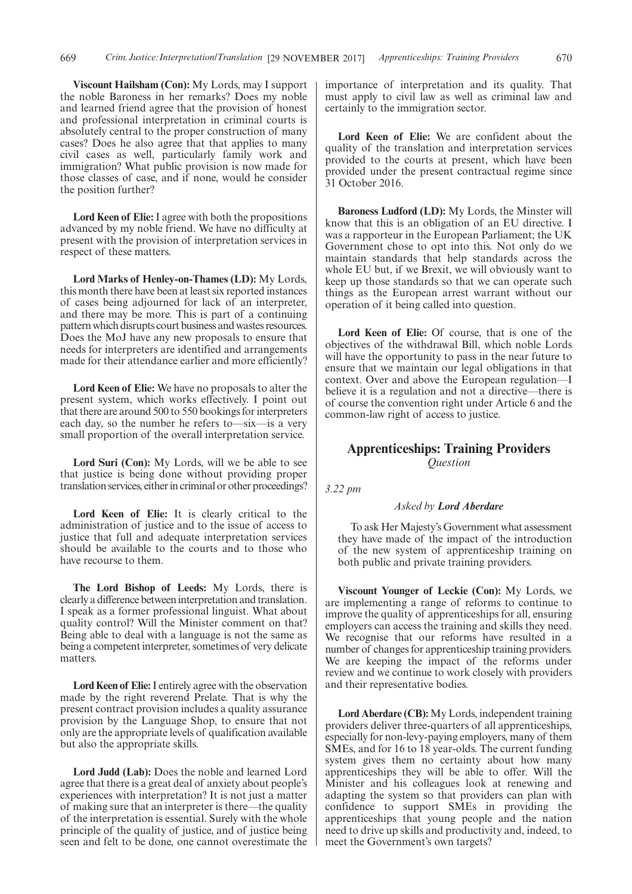**Viscount Hailsham (Con):** My Lords, may I support the noble Baroness in her remarks? Does my noble and learned friend agree that the provision of honest and professional interpretation in criminal courts is absolutely central to the proper construction of many cases? Does he also agree that that applies to many civil cases as well, particularly family work and immigration? What public provision is now made for those classes of case, and if none, would he consider the position further?

**Lord Keen of Elie:** I agree with both the propositions advanced by my noble friend. We have no difficulty at present with the provision of interpretation services in respect of these matters.

**Lord Marks of Henley-on-Thames (LD):** My Lords, this month there have been at least six reported instances of cases being adjourned for lack of an interpreter, and there may be more. This is part of a continuing pattern which disrupts court business and wastes resources. Does the MoJ have any new proposals to ensure that needs for interpreters are identified and arrangements made for their attendance earlier and more efficiently?

**Lord Keen of Elie:** We have no proposals to alter the present system, which works effectively. I point out that there are around 500 to 550 bookings for interpreters each day, so the number he refers to—six—is a very small proportion of the overall interpretation service.

**Lord Suri (Con):** My Lords, will we be able to see that justice is being done without providing proper translation services, either in criminal or other proceedings?

**Lord Keen of Elie:** It is clearly critical to the administration of justice and to the issue of access to justice that full and adequate interpretation services should be available to the courts and to those who have recourse to them.

**The Lord Bishop of Leeds:** My Lords, there is clearly a difference between interpretation and translation. I speak as a former professional linguist. What about quality control? Will the Minister comment on that? Being able to deal with a language is not the same as being a competent interpreter, sometimes of very delicate matters.

**Lord Keen of Elie:** I entirely agree with the observation made by the right reverend Prelate. That is why the present contract provision includes a quality assurance provision by the Language Shop, to ensure that not only are the appropriate levels of qualification available but also the appropriate skills.

**Lord Judd (Lab):** Does the noble and learned Lord agree that there is a great deal of anxiety about people's experiences with interpretation? It is not just a matter of making sure that an interpreter is there—the quality of the interpretation is essential. Surely with the whole principle of the quality of justice, and of justice being seen and felt to be done, one cannot overestimate the importance of interpretation and its quality. That must apply to civil law as well as criminal law and certainly to the immigration sector.

**Lord Keen of Elie:** We are confident about the quality of the translation and interpretation services provided to the courts at present, which have been provided under the present contractual regime since 31 October 2016.

**Baroness Ludford (LD):** My Lords, the Minster will know that this is an obligation of an EU directive. I was a rapporteur in the European Parliament; the UK Government chose to opt into this. Not only do we maintain standards that help standards across the whole EU but, if we Brexit, we will obviously want to keep up those standards so that we can operate such things as the European arrest warrant without our operation of it being called into question.

**Lord Keen of Elie:** Of course, that is one of the objectives of the withdrawal Bill, which noble Lords will have the opportunity to pass in the near future to ensure that we maintain our legal obligations in that context. Over and above the European regulation—I believe it is a regulation and not a directive—there is of course the convention right under Article 6 and the common-law right of access to justice.

## Apprenticeships: Training Providers

*Question*

*3.22 pm*

*Asked by **Lord Aberdare***

To ask Her Majesty's Government what assessment they have made of the impact of the introduction of the new system of apprenticeship training on both public and private training providers.

**Viscount Younger of Leckie (Con):** My Lords, we are implementing a range of reforms to continue to improve the quality of apprenticeships for all, ensuring employers can access the training and skills they need. We recognise that our reforms have resulted in a number of changes for apprenticeship training providers. We are keeping the impact of the reforms under review and we continue to work closely with providers and their representative bodies.

**Lord Aberdare (CB):** My Lords, independent training providers deliver three-quarters of all apprenticeships, especially for non-levy-paying employers, many of them SMEs, and for 16 to 18 year-olds. The current funding system gives them no certainty about how many apprenticeships they will be able to offer. Will the Minister and his colleagues look at renewing and adapting the system so that providers can plan with confidence to support SMEs in providing the apprenticeships that young people and the nation need to drive up skills and productivity and, indeed, to meet the Government's own targets?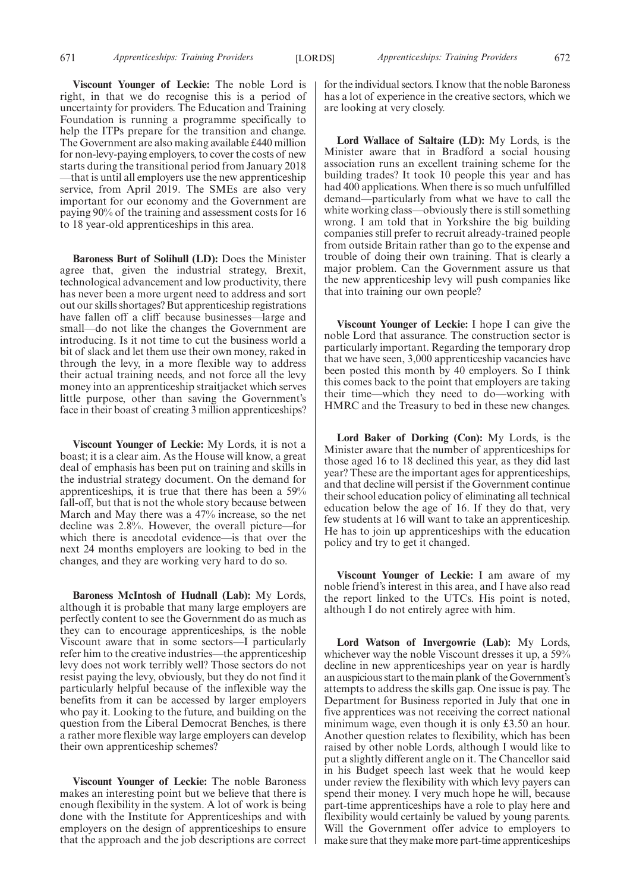**Viscount Younger of Leckie:** The noble Lord is right, in that we do recognise this is a period of uncertainty for providers. The Education and Training Foundation is running a programme specifically to help the ITPs prepare for the transition and change. The Government are also making available £440 million for non-levy-paying employers, to cover the costs of new starts during the transitional period from January 2018—that is until all employers use the new apprenticeship service, from April 2019. The SMEs are also very important for our economy and the Government are paying 90% of the training and assessment costs for 16 to 18 year-old apprenticeships in this area.

**Baroness Burt of Solihull (LD):** Does the Minister agree that, given the industrial strategy, Brexit, technological advancement and low productivity, there has never been a more urgent need to address and sort out our skills shortages? But apprenticeship registrations have fallen off a cliff because businesses—large and small—do not like the changes the Government are introducing. Is it not time to cut the business world a bit of slack and let them use their own money, raked in through the levy, in a more flexible way to address their actual training needs, and not force all the levy money into an apprenticeship straitjacket which serves little purpose, other than saving the Government's face in their boast of creating 3 million apprenticeships?

**Viscount Younger of Leckie:** My Lords, it is not a boast; it is a clear aim. As the House will know, a great deal of emphasis has been put on training and skills in the industrial strategy document. On the demand for apprenticeships, it is true that there has been a 59% fall-off, but that is not the whole story because between March and May there was a 47% increase, so the net decline was 2.8%. However, the overall picture—for which there is anecdotal evidence—is that over the next 24 months employers are looking to bed in the changes, and they are working very hard to do so.

**Baroness McIntosh of Hudnall (Lab):** My Lords, although it is probable that many large employers are perfectly content to see the Government do as much as they can to encourage apprenticeships, is the noble Viscount aware that in some sectors—I particularly refer him to the creative industries—the apprenticeship levy does not work terribly well? Those sectors do not resist paying the levy, obviously, but they do not find it particularly helpful because of the inflexible way the benefits from it can be accessed by larger employers who pay it. Looking to the future, and building on the question from the Liberal Democrat Benches, is there a rather more flexible way large employers can develop their own apprenticeship schemes?

**Viscount Younger of Leckie:** The noble Baroness makes an interesting point but we believe that there is enough flexibility in the system. A lot of work is being done with the Institute for Apprenticeships and with employers on the design of apprenticeships to ensure that the approach and the job descriptions are correct for the individual sectors. I know that the noble Baroness has a lot of experience in the creative sectors, which we are looking at very closely.

**Lord Wallace of Saltaire (LD):** My Lords, is the Minister aware that in Bradford a social housing association runs an excellent training scheme for the building trades? It took 10 people this year and has had 400 applications. When there is so much unfulfilled demand—particularly from what we have to call the white working class—obviously there is still something wrong. I am told that in Yorkshire the big building companies still prefer to recruit already-trained people from outside Britain rather than go to the expense and trouble of doing their own training. That is clearly a major problem. Can the Government assure us that the new apprenticeship levy will push companies like that into training our own people?

**Viscount Younger of Leckie:** I hope I can give the noble Lord that assurance. The construction sector is particularly important. Regarding the temporary drop that we have seen, 3,000 apprenticeship vacancies have been posted this month by 40 employers. So I think this comes back to the point that employers are taking their time—which they need to do—working with HMRC and the Treasury to bed in these new changes.

**Lord Baker of Dorking (Con):** My Lords, is the Minister aware that the number of apprenticeships for those aged 16 to 18 declined this year, as they did last year? These are the important ages for apprenticeships, and that decline will persist if the Government continue their school education policy of eliminating all technical education below the age of 16. If they do that, very few students at 16 will want to take an apprenticeship. He has to join up apprenticeships with the education policy and try to get it changed.

**Viscount Younger of Leckie:** I am aware of my noble friend's interest in this area, and I have also read the report linked to the UTCs. His point is noted, although I do not entirely agree with him.

**Lord Watson of Invergowrie (Lab):** My Lords, whichever way the noble Viscount dresses it up, a 59% decline in new apprenticeships year on year is hardly an auspicious start to the main plank of the Government's attempts to address the skills gap. One issue is pay. The Department for Business reported in July that one in five apprentices was not receiving the correct national minimum wage, even though it is only £3.50 an hour. Another question relates to flexibility, which has been raised by other noble Lords, although I would like to put a slightly different angle on it. The Chancellor said in his Budget speech last week that he would keep under review the flexibility with which levy payers can spend their money. I very much hope he will, because part-time apprenticeships have a role to play here and flexibility would certainly be valued by young parents. Will the Government offer advice to employers to make sure that they make more part-time apprenticeships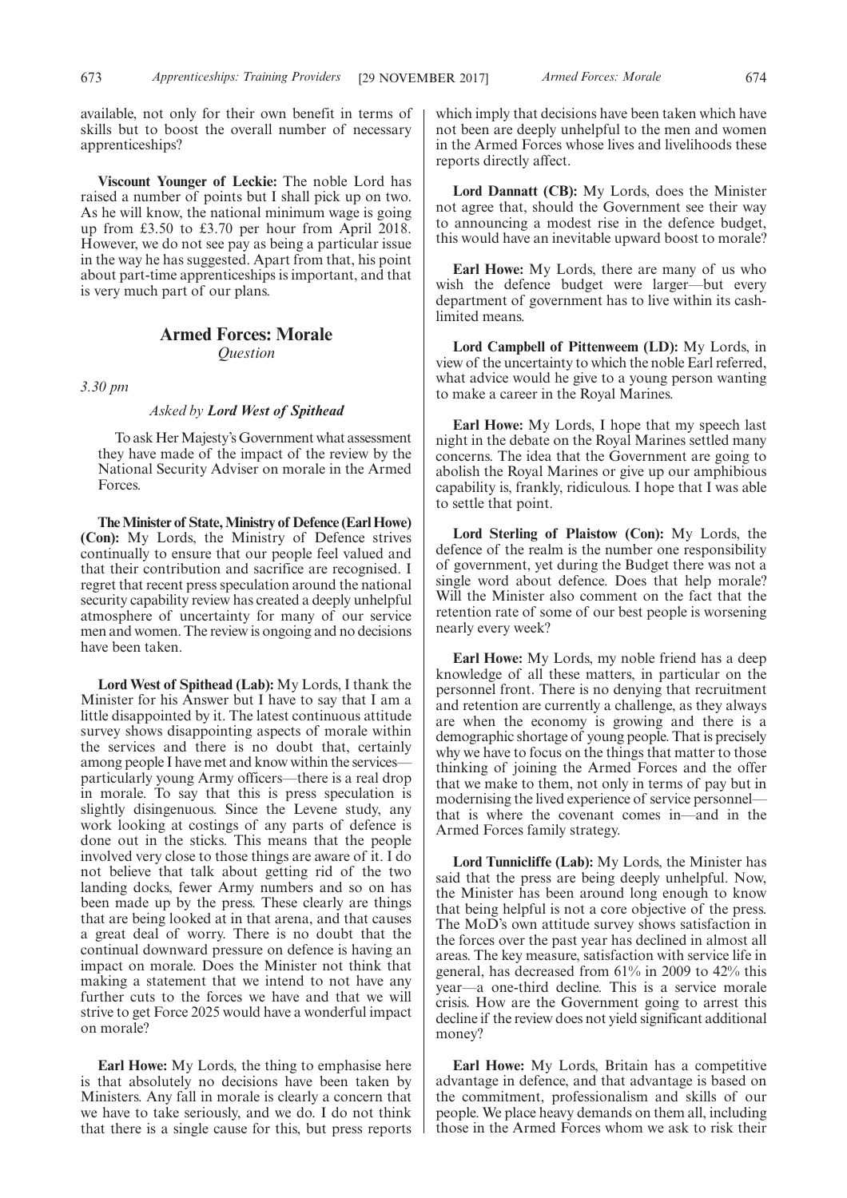available, not only for their own benefit in terms of skills but to boost the overall number of necessary apprenticeships?

**Viscount Younger of Leckie:** The noble Lord has raised a number of points but I shall pick up on two. As he will know, the national minimum wage is going up from £3.50 to £3.70 per hour from April 2018. However, we do not see pay as being a particular issue in the way he has suggested. Apart from that, his point about part-time apprenticeships is important, and that is very much part of our plans.

## Armed Forces: Morale

*Question*

*3.30 pm*

*Asked by* ***Lord West of Spithead***

To ask Her Majesty's Government what assessment they have made of the impact of the review by the National Security Adviser on morale in the Armed Forces.

**The Minister of State, Ministry of Defence (Earl Howe) (Con):** My Lords, the Ministry of Defence strives continually to ensure that our people feel valued and that their contribution and sacrifice are recognised. I regret that recent press speculation around the national security capability review has created a deeply unhelpful atmosphere of uncertainty for many of our service men and women. The review is ongoing and no decisions have been taken.

**Lord West of Spithead (Lab):** My Lords, I thank the Minister for his Answer but I have to say that I am a little disappointed by it. The latest continuous attitude survey shows disappointing aspects of morale within the services and there is no doubt that, certainly among people I have met and know within the services—particularly young Army officers—there is a real drop in morale. To say that this is press speculation is slightly disingenuous. Since the Levene study, any work looking at costings of any parts of defence is done out in the sticks. This means that the people involved very close to those things are aware of it. I do not believe that talk about getting rid of the two landing docks, fewer Army numbers and so on has been made up by the press. These clearly are things that are being looked at in that arena, and that causes a great deal of worry. There is no doubt that the continual downward pressure on defence is having an impact on morale. Does the Minister not think that making a statement that we intend to not have any further cuts to the forces we have and that we will strive to get Force 2025 would have a wonderful impact on morale?

**Earl Howe:** My Lords, the thing to emphasise here is that absolutely no decisions have been taken by Ministers. Any fall in morale is clearly a concern that we have to take seriously, and we do. I do not think that there is a single cause for this, but press reports which imply that decisions have been taken which have not been are deeply unhelpful to the men and women in the Armed Forces whose lives and livelihoods these reports directly affect.

**Lord Dannatt (CB):** My Lords, does the Minister not agree that, should the Government see their way to announcing a modest rise in the defence budget, this would have an inevitable upward boost to morale?

**Earl Howe:** My Lords, there are many of us who wish the defence budget were larger—but every department of government has to live within its cash-limited means.

**Lord Campbell of Pittenweem (LD):** My Lords, in view of the uncertainty to which the noble Earl referred, what advice would he give to a young person wanting to make a career in the Royal Marines.

**Earl Howe:** My Lords, I hope that my speech last night in the debate on the Royal Marines settled many concerns. The idea that the Government are going to abolish the Royal Marines or give up our amphibious capability is, frankly, ridiculous. I hope that I was able to settle that point.

**Lord Sterling of Plaistow (Con):** My Lords, the defence of the realm is the number one responsibility of government, yet during the Budget there was not a single word about defence. Does that help morale? Will the Minister also comment on the fact that the retention rate of some of our best people is worsening nearly every week?

**Earl Howe:** My Lords, my noble friend has a deep knowledge of all these matters, in particular on the personnel front. There is no denying that recruitment and retention are currently a challenge, as they always are when the economy is growing and there is a demographic shortage of young people. That is precisely why we have to focus on the things that matter to those thinking of joining the Armed Forces and the offer that we make to them, not only in terms of pay but in modernising the lived experience of service personnel—that is where the covenant comes in—and in the Armed Forces family strategy.

**Lord Tunnicliffe (Lab):** My Lords, the Minister has said that the press are being deeply unhelpful. Now, the Minister has been around long enough to know that being helpful is not a core objective of the press. The MoD's own attitude survey shows satisfaction in the forces over the past year has declined in almost all areas. The key measure, satisfaction with service life in general, has decreased from 61% in 2009 to 42% this year—a one-third decline. This is a service morale crisis. How are the Government going to arrest this decline if the review does not yield significant additional money?

**Earl Howe:** My Lords, Britain has a competitive advantage in defence, and that advantage is based on the commitment, professionalism and skills of our people. We place heavy demands on them all, including those in the Armed Forces whom we ask to risk their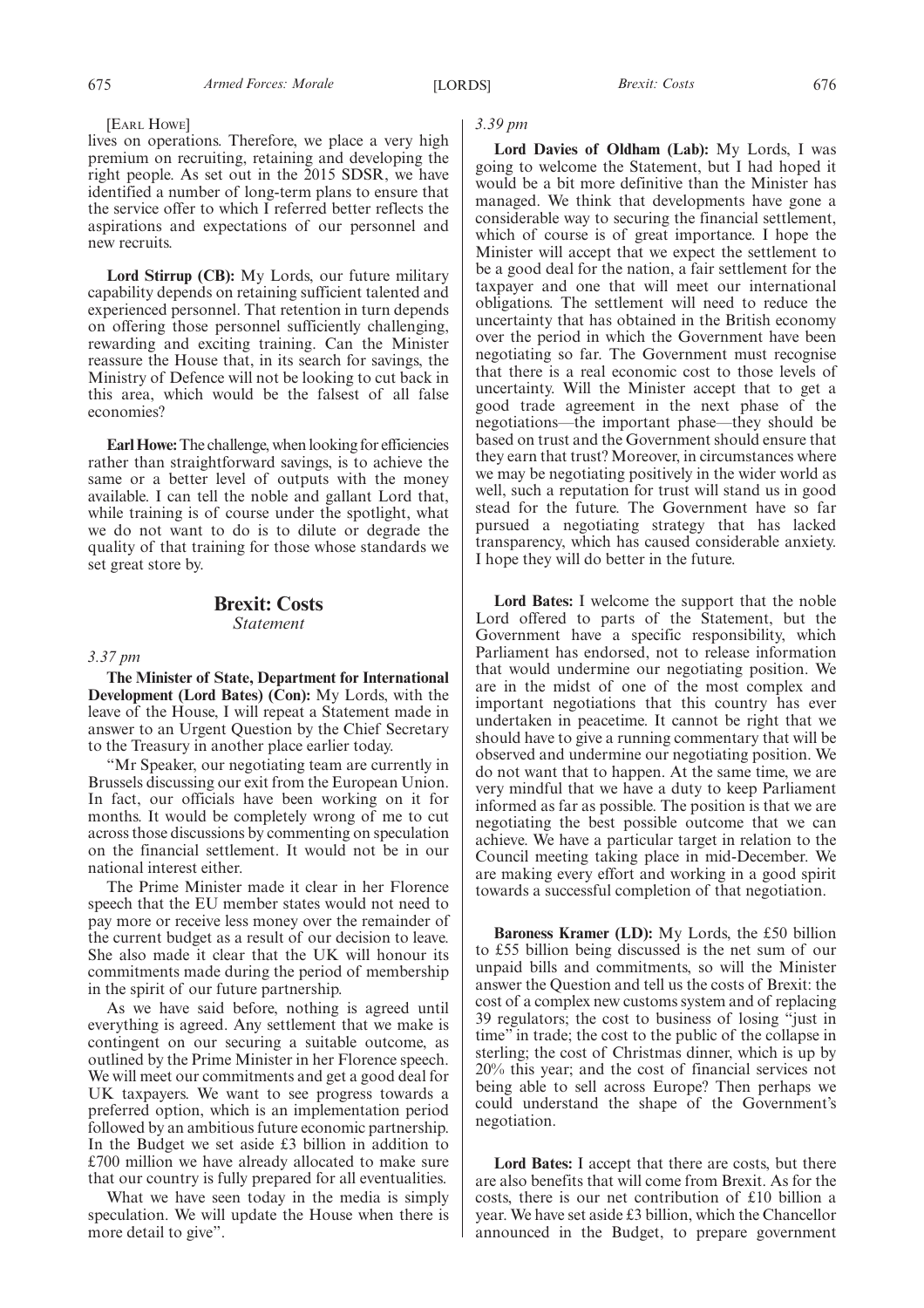[Earl Howe]

lives on operations. Therefore, we place a very high premium on recruiting, retaining and developing the right people. As set out in the 2015 SDSR, we have identified a number of long-term plans to ensure that the service offer to which I referred better reflects the aspirations and expectations of our personnel and new recruits.

**Lord Stirrup (CB):** My Lords, our future military capability depends on retaining sufficient talented and experienced personnel. That retention in turn depends on offering those personnel sufficiently challenging, rewarding and exciting training. Can the Minister reassure the House that, in its search for savings, the Ministry of Defence will not be looking to cut back in this area, which would be the falsest of all false economies?

**Earl Howe:** The challenge, when looking for efficiencies rather than straightforward savings, is to achieve the same or a better level of outputs with the money available. I can tell the noble and gallant Lord that, while training is of course under the spotlight, what we do not want to do is to dilute or degrade the quality of that training for those whose standards we set great store by.

## Brexit: Costs

*Statement*

*3.37 pm*

**The Minister of State, Department for International Development (Lord Bates) (Con):** My Lords, with the leave of the House, I will repeat a Statement made in answer to an Urgent Question by the Chief Secretary to the Treasury in another place earlier today.

"Mr Speaker, our negotiating team are currently in Brussels discussing our exit from the European Union. In fact, our officials have been working on it for months. It would be completely wrong of me to cut across those discussions by commenting on speculation on the financial settlement. It would not be in our national interest either.

The Prime Minister made it clear in her Florence speech that the EU member states would not need to pay more or receive less money over the remainder of the current budget as a result of our decision to leave. She also made it clear that the UK will honour its commitments made during the period of membership in the spirit of our future partnership.

As we have said before, nothing is agreed until everything is agreed. Any settlement that we make is contingent on our securing a suitable outcome, as outlined by the Prime Minister in her Florence speech. We will meet our commitments and get a good deal for UK taxpayers. We want to see progress towards a preferred option, which is an implementation period followed by an ambitious future economic partnership. In the Budget we set aside £3 billion in addition to £700 million we have already allocated to make sure that our country is fully prepared for all eventualities.

What we have seen today in the media is simply speculation. We will update the House when there is more detail to give".

*3.39 pm*

**Lord Davies of Oldham (Lab):** My Lords, I was going to welcome the Statement, but I had hoped it would be a bit more definitive than the Minister has managed. We think that developments have gone a considerable way to securing the financial settlement, which of course is of great importance. I hope the Minister will accept that we expect the settlement to be a good deal for the nation, a fair settlement for the taxpayer and one that will meet our international obligations. The settlement will need to reduce the uncertainty that has obtained in the British economy over the period in which the Government have been negotiating so far. The Government must recognise that there is a real economic cost to those levels of uncertainty. Will the Minister accept that to get a good trade agreement in the next phase of the negotiations—the important phase—they should be based on trust and the Government should ensure that they earn that trust? Moreover, in circumstances where we may be negotiating positively in the wider world as well, such a reputation for trust will stand us in good stead for the future. The Government have so far pursued a negotiating strategy that has lacked transparency, which has caused considerable anxiety. I hope they will do better in the future.

**Lord Bates:** I welcome the support that the noble Lord offered to parts of the Statement, but the Government have a specific responsibility, which Parliament has endorsed, not to release information that would undermine our negotiating position. We are in the midst of one of the most complex and important negotiations that this country has ever undertaken in peacetime. It cannot be right that we should have to give a running commentary that will be observed and undermine our negotiating position. We do not want that to happen. At the same time, we are very mindful that we have a duty to keep Parliament informed as far as possible. The position is that we are negotiating the best possible outcome that we can achieve. We have a particular target in relation to the Council meeting taking place in mid-December. We are making every effort and working in a good spirit towards a successful completion of that negotiation.

**Baroness Kramer (LD):** My Lords, the £50 billion to £55 billion being discussed is the net sum of our unpaid bills and commitments, so will the Minister answer the Question and tell us the costs of Brexit: the cost of a complex new customs system and of replacing 39 regulators; the cost to business of losing "just in time" in trade; the cost to the public of the collapse in sterling; the cost of Christmas dinner, which is up by 20% this year; and the cost of financial services not being able to sell across Europe? Then perhaps we could understand the shape of the Government's negotiation.

**Lord Bates:** I accept that there are costs, but there are also benefits that will come from Brexit. As for the costs, there is our net contribution of £10 billion a year. We have set aside £3 billion, which the Chancellor announced in the Budget, to prepare government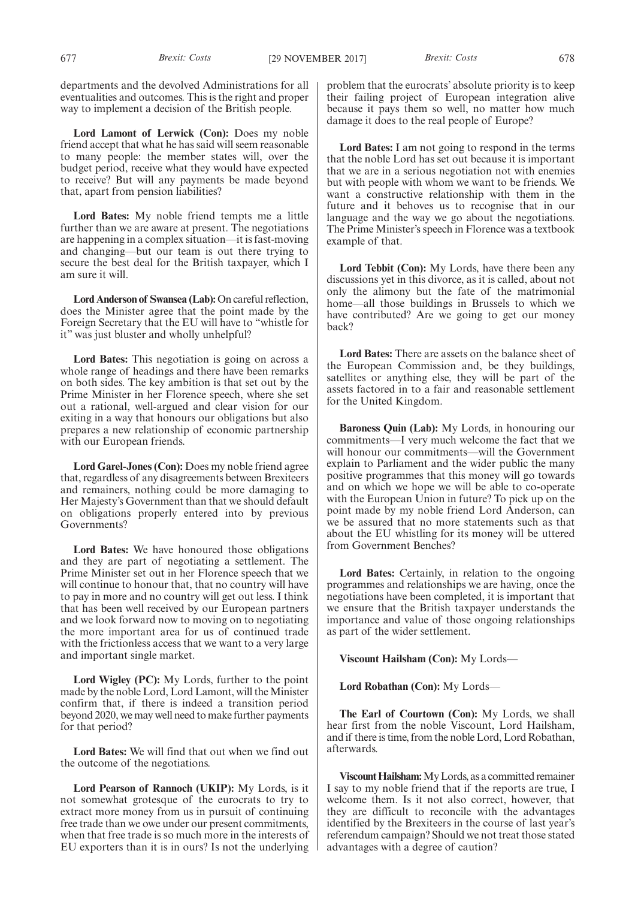departments and the devolved Administrations for all eventualities and outcomes. This is the right and proper way to implement a decision of the British people.

**Lord Lamont of Lerwick (Con):** Does my noble friend accept that what he has said will seem reasonable to many people: the member states will, over the budget period, receive what they would have expected to receive? But will any payments be made beyond that, apart from pension liabilities?

**Lord Bates:** My noble friend tempts me a little further than we are aware at present. The negotiations are happening in a complex situation—it is fast-moving and changing—but our team is out there trying to secure the best deal for the British taxpayer, which I am sure it will.

**Lord Anderson of Swansea (Lab):** On careful reflection, does the Minister agree that the point made by the Foreign Secretary that the EU will have to "whistle for it" was just bluster and wholly unhelpful?

**Lord Bates:** This negotiation is going on across a whole range of headings and there have been remarks on both sides. The key ambition is that set out by the Prime Minister in her Florence speech, where she set out a rational, well-argued and clear vision for our exiting in a way that honours our obligations but also prepares a new relationship of economic partnership with our European friends.

**Lord Garel-Jones (Con):** Does my noble friend agree that, regardless of any disagreements between Brexiteers and remainers, nothing could be more damaging to Her Majesty's Government than that we should default on obligations properly entered into by previous Governments?

**Lord Bates:** We have honoured those obligations and they are part of negotiating a settlement. The Prime Minister set out in her Florence speech that we will continue to honour that, that no country will have to pay in more and no country will get out less. I think that has been well received by our European partners and we look forward now to moving on to negotiating the more important area for us of continued trade with the frictionless access that we want to a very large and important single market.

**Lord Wigley (PC):** My Lords, further to the point made by the noble Lord, Lord Lamont, will the Minister confirm that, if there is indeed a transition period beyond 2020, we may well need to make further payments for that period?

**Lord Bates:** We will find that out when we find out the outcome of the negotiations.

**Lord Pearson of Rannoch (UKIP):** My Lords, is it not somewhat grotesque of the eurocrats to try to extract more money from us in pursuit of continuing free trade than we owe under our present commitments, when that free trade is so much more in the interests of EU exporters than it is in ours? Is not the underlying problem that the eurocrats' absolute priority is to keep their failing project of European integration alive because it pays them so well, no matter how much damage it does to the real people of Europe?

**Lord Bates:** I am not going to respond in the terms that the noble Lord has set out because it is important that we are in a serious negotiation not with enemies but with people with whom we want to be friends. We want a constructive relationship with them in the future and it behoves us to recognise that in our language and the way we go about the negotiations. The Prime Minister's speech in Florence was a textbook example of that.

**Lord Tebbit (Con):** My Lords, have there been any discussions yet in this divorce, as it is called, about not only the alimony but the fate of the matrimonial home—all those buildings in Brussels to which we have contributed? Are we going to get our money back?

**Lord Bates:** There are assets on the balance sheet of the European Commission and, be they buildings, satellites or anything else, they will be part of the assets factored in to a fair and reasonable settlement for the United Kingdom.

**Baroness Quin (Lab):** My Lords, in honouring our commitments—I very much welcome the fact that we will honour our commitments—will the Government explain to Parliament and the wider public the many positive programmes that this money will go towards and on which we hope we will be able to co-operate with the European Union in future? To pick up on the point made by my noble friend Lord Anderson, can we be assured that no more statements such as that about the EU whistling for its money will be uttered from Government Benches?

**Lord Bates:** Certainly, in relation to the ongoing programmes and relationships we are having, once the negotiations have been completed, it is important that we ensure that the British taxpayer understands the importance and value of those ongoing relationships as part of the wider settlement.

**Viscount Hailsham (Con):** My Lords—

**Lord Robathan (Con):** My Lords—

**The Earl of Courtown (Con):** My Lords, we shall hear first from the noble Viscount, Lord Hailsham, and if there is time, from the noble Lord, Lord Robathan, afterwards.

**Viscount Hailsham:** My Lords, as a committed remainer I say to my noble friend that if the reports are true, I welcome them. Is it not also correct, however, that they are difficult to reconcile with the advantages identified by the Brexiteers in the course of last year's referendum campaign? Should we not treat those stated advantages with a degree of caution?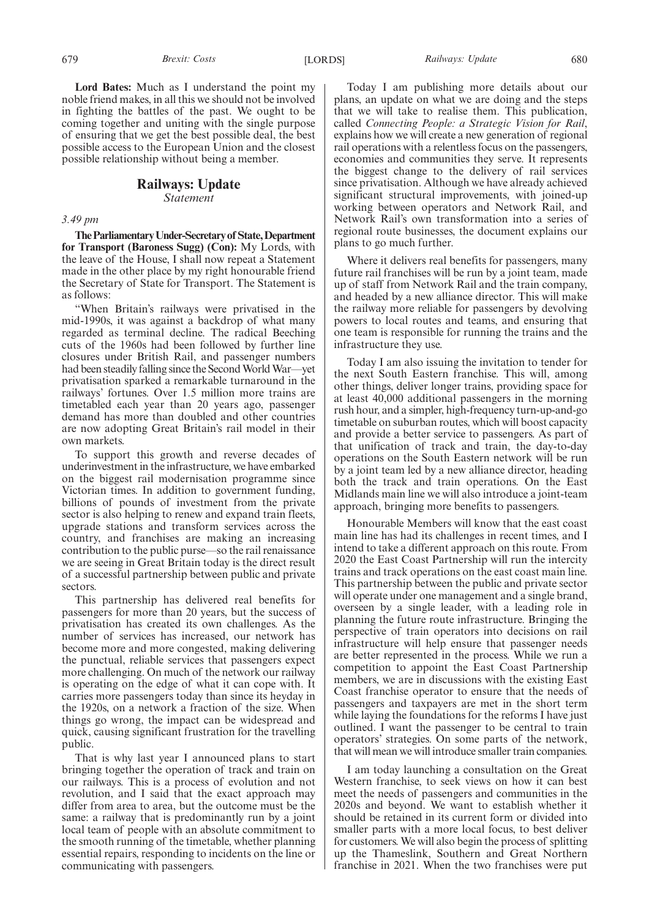**Lord Bates:** Much as I understand the point my noble friend makes, in all this we should not be involved in fighting the battles of the past. We ought to be coming together and uniting with the single purpose of ensuring that we get the best possible deal, the best possible access to the European Union and the closest possible relationship without being a member.

## Railways: Update

*Statement*

*3.49 pm*

**The Parliamentary Under-Secretary of State, Department for Transport (Baroness Sugg) (Con):** My Lords, with the leave of the House, I shall now repeat a Statement made in the other place by my right honourable friend the Secretary of State for Transport. The Statement is as follows:

"When Britain's railways were privatised in the mid-1990s, it was against a backdrop of what many regarded as terminal decline. The radical Beeching cuts of the 1960s had been followed by further line closures under British Rail, and passenger numbers had been steadily falling since the Second World War—yet privatisation sparked a remarkable turnaround in the railways' fortunes. Over 1.5 million more trains are timetabled each year than 20 years ago, passenger demand has more than doubled and other countries are now adopting Great Britain's rail model in their own markets.

To support this growth and reverse decades of underinvestment in the infrastructure, we have embarked on the biggest rail modernisation programme since Victorian times. In addition to government funding, billions of pounds of investment from the private sector is also helping to renew and expand train fleets, upgrade stations and transform services across the country, and franchises are making an increasing contribution to the public purse—so the rail renaissance we are seeing in Great Britain today is the direct result of a successful partnership between public and private sectors.

This partnership has delivered real benefits for passengers for more than 20 years, but the success of privatisation has created its own challenges. As the number of services has increased, our network has become more and more congested, making delivering the punctual, reliable services that passengers expect more challenging. On much of the network our railway is operating on the edge of what it can cope with. It carries more passengers today than since its heyday in the 1920s, on a network a fraction of the size. When things go wrong, the impact can be widespread and quick, causing significant frustration for the travelling public.

That is why last year I announced plans to start bringing together the operation of track and train on our railways. This is a process of evolution and not revolution, and I said that the exact approach may differ from area to area, but the outcome must be the same: a railway that is predominantly run by a joint local team of people with an absolute commitment to the smooth running of the timetable, whether planning essential repairs, responding to incidents on the line or communicating with passengers.

Today I am publishing more details about our plans, an update on what we are doing and the steps that we will take to realise them. This publication, called *Connecting People: a Strategic Vision for Rail*, explains how we will create a new generation of regional rail operations with a relentless focus on the passengers, economies and communities they serve. It represents the biggest change to the delivery of rail services since privatisation. Although we have already achieved significant structural improvements, with joined-up working between operators and Network Rail, and Network Rail's own transformation into a series of regional route businesses, the document explains our plans to go much further.

Where it delivers real benefits for passengers, many future rail franchises will be run by a joint team, made up of staff from Network Rail and the train company, and headed by a new alliance director. This will make the railway more reliable for passengers by devolving powers to local routes and teams, and ensuring that one team is responsible for running the trains and the infrastructure they use.

Today I am also issuing the invitation to tender for the next South Eastern franchise. This will, among other things, deliver longer trains, providing space for at least 40,000 additional passengers in the morning rush hour, and a simpler, high-frequency turn-up-and-go timetable on suburban routes, which will boost capacity and provide a better service to passengers. As part of that unification of track and train, the day-to-day operations on the South Eastern network will be run by a joint team led by a new alliance director, heading both the track and train operations. On the East Midlands main line we will also introduce a joint-team approach, bringing more benefits to passengers.

Honourable Members will know that the east coast main line has had its challenges in recent times, and I intend to take a different approach on this route. From 2020 the East Coast Partnership will run the intercity trains and track operations on the east coast main line. This partnership between the public and private sector will operate under one management and a single brand, overseen by a single leader, with a leading role in planning the future route infrastructure. Bringing the perspective of train operators into decisions on rail infrastructure will help ensure that passenger needs are better represented in the process. While we run a competition to appoint the East Coast Partnership members, we are in discussions with the existing East Coast franchise operator to ensure that the needs of passengers and taxpayers are met in the short term while laying the foundations for the reforms I have just outlined. I want the passenger to be central to train operators' strategies. On some parts of the network, that will mean we will introduce smaller train companies.

I am today launching a consultation on the Great Western franchise, to seek views on how it can best meet the needs of passengers and communities in the 2020s and beyond. We want to establish whether it should be retained in its current form or divided into smaller parts with a more local focus, to best deliver for customers. We will also begin the process of splitting up the Thameslink, Southern and Great Northern franchise in 2021. When the two franchises were put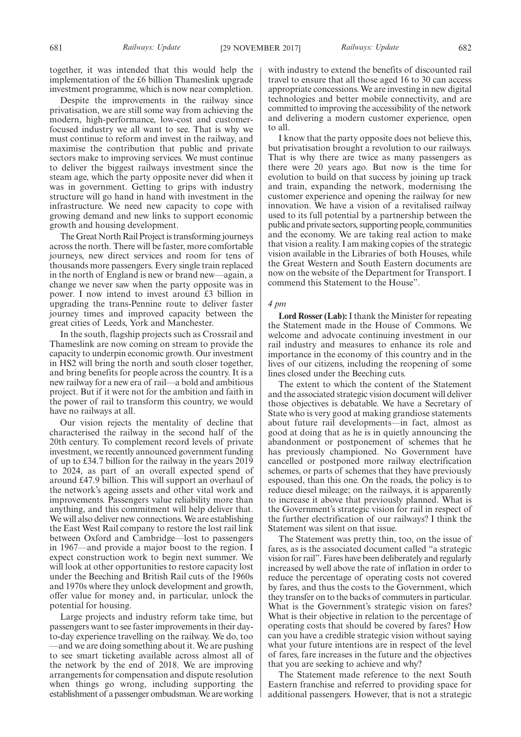together, it was intended that this would help the implementation of the £6 billion Thameslink upgrade investment programme, which is now near completion.

Despite the improvements in the railway since privatisation, we are still some way from achieving the modern, high-performance, low-cost and customer-focused industry we all want to see. That is why we must continue to reform and invest in the railway, and maximise the contribution that public and private sectors make to improving services. We must continue to deliver the biggest railways investment since the steam age, which the party opposite never did when it was in government. Getting to grips with industry structure will go hand in hand with investment in the infrastructure. We need new capacity to cope with growing demand and new links to support economic growth and housing development.

The Great North Rail Project is transforming journeys across the north. There will be faster, more comfortable journeys, new direct services and room for tens of thousands more passengers. Every single train replaced in the north of England is new or brand new—again, a change we never saw when the party opposite was in power. I now intend to invest around £3 billion in upgrading the trans-Pennine route to deliver faster journey times and improved capacity between the great cities of Leeds, York and Manchester.

In the south, flagship projects such as Crossrail and Thameslink are now coming on stream to provide the capacity to underpin economic growth. Our investment in HS2 will bring the north and south closer together, and bring benefits for people across the country. It is a new railway for a new era of rail—a bold and ambitious project. But if it were not for the ambition and faith in the power of rail to transform this country, we would have no railways at all.

Our vision rejects the mentality of decline that characterised the railway in the second half of the 20th century. To complement record levels of private investment, we recently announced government funding of up to £34.7 billion for the railway in the years 2019 to 2024, as part of an overall expected spend of around £47.9 billion. This will support an overhaul of the network's ageing assets and other vital work and improvements. Passengers value reliability more than anything, and this commitment will help deliver that. We will also deliver new connections. We are establishing the East West Rail company to restore the lost rail link between Oxford and Cambridge—lost to passengers in 1967—and provide a major boost to the region. I expect construction work to begin next summer. We will look at other opportunities to restore capacity lost under the Beeching and British Rail cuts of the 1960s and 1970s where they unlock development and growth, offer value for money and, in particular, unlock the potential for housing.

Large projects and industry reform take time, but passengers want to see faster improvements in their day-to-day experience travelling on the railway. We do, too—and we are doing something about it. We are pushing to see smart ticketing available across almost all of the network by the end of 2018. We are improving arrangements for compensation and dispute resolution when things go wrong, including supporting the establishment of a passenger ombudsman. We are working with industry to extend the benefits of discounted rail travel to ensure that all those aged 16 to 30 can access appropriate concessions. We are investing in new digital technologies and better mobile connectivity, and are committed to improving the accessibility of the network and delivering a modern customer experience, open to all.

I know that the party opposite does not believe this, but privatisation brought a revolution to our railways. That is why there are twice as many passengers as there were 20 years ago. But now is the time for evolution to build on that success by joining up track and train, expanding the network, modernising the customer experience and opening the railway for new innovation. We have a vision of a revitalised railway used to its full potential by a partnership between the public and private sectors, supporting people, communities and the economy. We are taking real action to make that vision a reality. I am making copies of the strategic vision available in the Libraries of both Houses, while the Great Western and South Eastern documents are now on the website of the Department for Transport. I commend this Statement to the House".

*4 pm*

**Lord Rosser (Lab):** I thank the Minister for repeating the Statement made in the House of Commons. We welcome and advocate continuing investment in our rail industry and measures to enhance its role and importance in the economy of this country and in the lives of our citizens, including the reopening of some lines closed under the Beeching cuts.

The extent to which the content of the Statement and the associated strategic vision document will deliver those objectives is debatable. We have a Secretary of State who is very good at making grandiose statements about future rail developments—in fact, almost as good at doing that as he is in quietly announcing the abandonment or postponement of schemes that he has previously championed. No Government have cancelled or postponed more railway electrification schemes, or parts of schemes that they have previously espoused, than this one. On the roads, the policy is to reduce diesel mileage; on the railways, it is apparently to increase it above that previously planned. What is the Government's strategic vision for rail in respect of the further electrification of our railways? I think the Statement was silent on that issue.

The Statement was pretty thin, too, on the issue of fares, as is the associated document called "a strategic vision for rail". Fares have been deliberately and regularly increased by well above the rate of inflation in order to reduce the percentage of operating costs not covered by fares, and thus the costs to the Government, which they transfer on to the backs of commuters in particular. What is the Government's strategic vision on fares? What is their objective in relation to the percentage of operating costs that should be covered by fares? How can you have a credible strategic vision without saying what your future intentions are in respect of the level of fares, fare increases in the future and the objectives that you are seeking to achieve and why?

The Statement made reference to the next South Eastern franchise and referred to providing space for additional passengers. However, that is not a strategic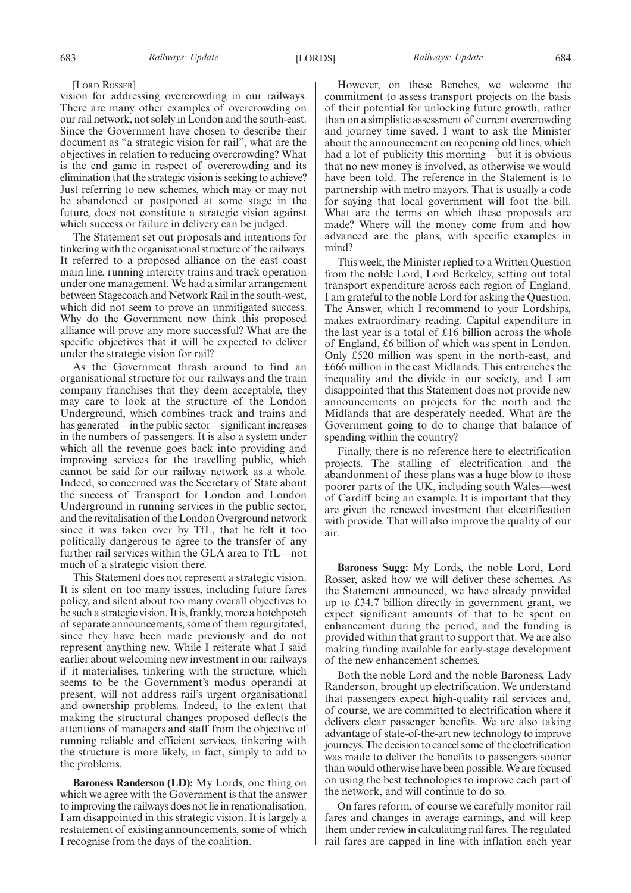[LORD ROSSER]

vision for addressing overcrowding in our railways. There are many other examples of overcrowding on our rail network, not solely in London and the south-east. Since the Government have chosen to describe their document as "a strategic vision for rail", what are the objectives in relation to reducing overcrowding? What is the end game in respect of overcrowding and its elimination that the strategic vision is seeking to achieve? Just referring to new schemes, which may or may not be abandoned or postponed at some stage in the future, does not constitute a strategic vision against which success or failure in delivery can be judged.

The Statement set out proposals and intentions for tinkering with the organisational structure of the railways. It referred to a proposed alliance on the east coast main line, running intercity trains and track operation under one management. We had a similar arrangement between Stagecoach and Network Rail in the south-west, which did not seem to prove an unmitigated success. Why do the Government now think this proposed alliance will prove any more successful? What are the specific objectives that it will be expected to deliver under the strategic vision for rail?

As the Government thrash around to find an organisational structure for our railways and the train company franchises that they deem acceptable, they may care to look at the structure of the London Underground, which combines track and trains and has generated—in the public sector—significant increases in the numbers of passengers. It is also a system under which all the revenue goes back into providing and improving services for the travelling public, which cannot be said for our railway network as a whole. Indeed, so concerned was the Secretary of State about the success of Transport for London and London Underground in running services in the public sector, and the revitalisation of the London Overground network since it was taken over by TfL, that he felt it too politically dangerous to agree to the transfer of any further rail services within the GLA area to TfL—not much of a strategic vision there.

This Statement does not represent a strategic vision. It is silent on too many issues, including future fares policy, and silent about too many overall objectives to be such a strategic vision. It is, frankly, more a hotchpotch of separate announcements, some of them regurgitated, since they have been made previously and do not represent anything new. While I reiterate what I said earlier about welcoming new investment in our railways if it materialises, tinkering with the structure, which seems to be the Government's modus operandi at present, will not address rail's urgent organisational and ownership problems. Indeed, to the extent that making the structural changes proposed deflects the attentions of managers and staff from the objective of running reliable and efficient services, tinkering with the structure is more likely, in fact, simply to add to the problems.

**Baroness Randerson (LD):** My Lords, one thing on which we agree with the Government is that the answer to improving the railways does not lie in renationalisation. I am disappointed in this strategic vision. It is largely a restatement of existing announcements, some of which I recognise from the days of the coalition.

However, on these Benches, we welcome the commitment to assess transport projects on the basis of their potential for unlocking future growth, rather than on a simplistic assessment of current overcrowding and journey time saved. I want to ask the Minister about the announcement on reopening old lines, which had a lot of publicity this morning—but it is obvious that no new money is involved, as otherwise we would have been told. The reference in the Statement is to partnership with metro mayors. That is usually a code for saying that local government will foot the bill. What are the terms on which these proposals are made? Where will the money come from and how advanced are the plans, with specific examples in mind?

This week, the Minister replied to a Written Question from the noble Lord, Lord Berkeley, setting out total transport expenditure across each region of England. I am grateful to the noble Lord for asking the Question. The Answer, which I recommend to your Lordships, makes extraordinary reading. Capital expenditure in the last year is a total of £16 billion across the whole of England, £6 billion of which was spent in London. Only £520 million was spent in the north-east, and £666 million in the east Midlands. This entrenches the inequality and the divide in our society, and I am disappointed that this Statement does not provide new announcements on projects for the north and the Midlands that are desperately needed. What are the Government going to do to change that balance of spending within the country?

Finally, there is no reference here to electrification projects. The stalling of electrification and the abandonment of those plans was a huge blow to those poorer parts of the UK, including south Wales—west of Cardiff being an example. It is important that they are given the renewed investment that electrification with provide. That will also improve the quality of our air.

**Baroness Sugg:** My Lords, the noble Lord, Lord Rosser, asked how we will deliver these schemes. As the Statement announced, we have already provided up to £34.7 billion directly in government grant, we expect significant amounts of that to be spent on enhancement during the period, and the funding is provided within that grant to support that. We are also making funding available for early-stage development of the new enhancement schemes.

Both the noble Lord and the noble Baroness, Lady Randerson, brought up electrification. We understand that passengers expect high-quality rail services and, of course, we are committed to electrification where it delivers clear passenger benefits. We are also taking advantage of state-of-the-art new technology to improve journeys. The decision to cancel some of the electrification was made to deliver the benefits to passengers sooner than would otherwise have been possible. We are focused on using the best technologies to improve each part of the network, and will continue to do so.

On fares reform, of course we carefully monitor rail fares and changes in average earnings, and will keep them under review in calculating rail fares. The regulated rail fares are capped in line with inflation each year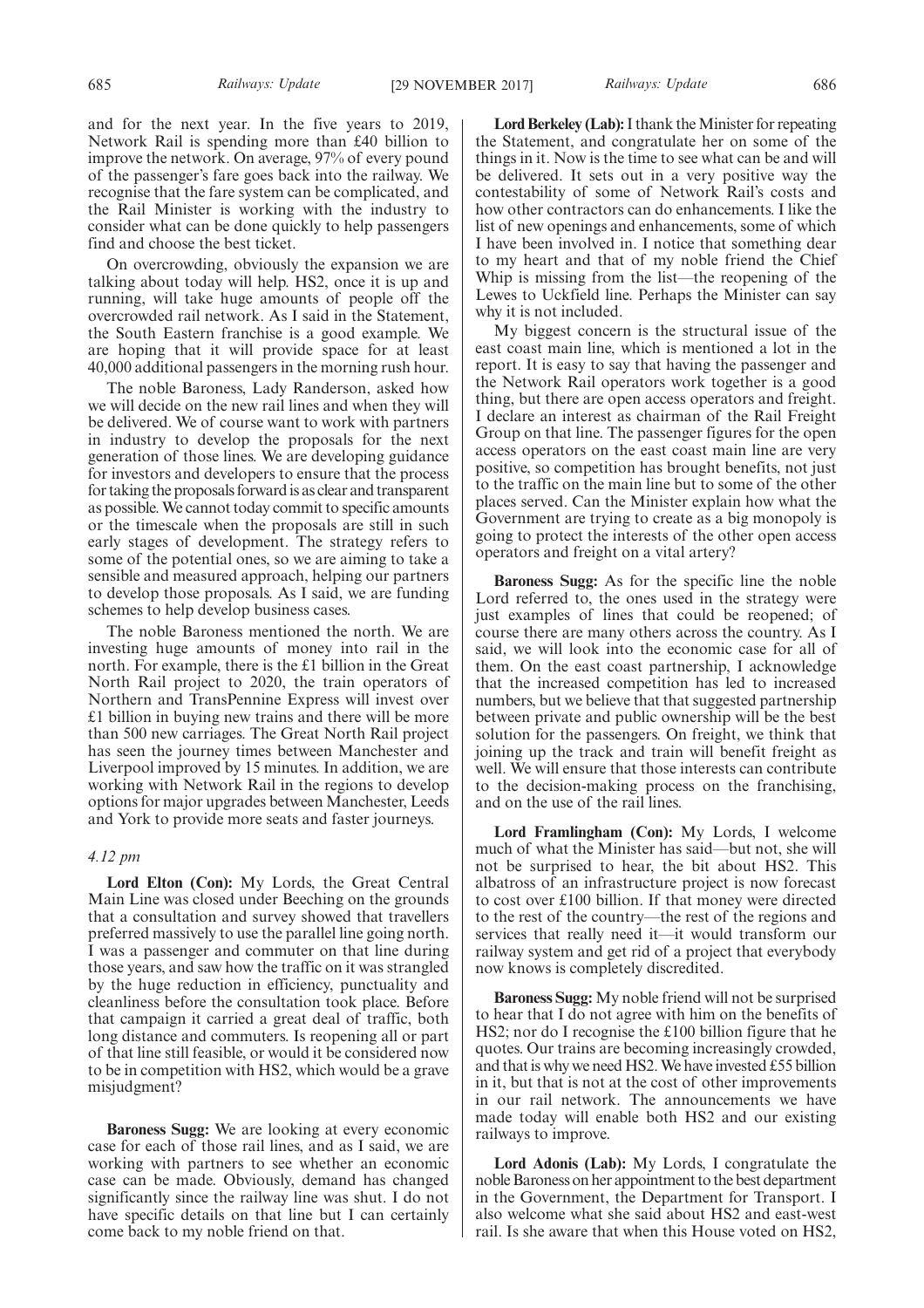and for the next year. In the five years to 2019, Network Rail is spending more than £40 billion to improve the network. On average, 97% of every pound of the passenger's fare goes back into the railway. We recognise that the fare system can be complicated, and the Rail Minister is working with the industry to consider what can be done quickly to help passengers find and choose the best ticket.

On overcrowding, obviously the expansion we are talking about today will help. HS2, once it is up and running, will take huge amounts of people off the overcrowded rail network. As I said in the Statement, the South Eastern franchise is a good example. We are hoping that it will provide space for at least 40,000 additional passengers in the morning rush hour.

The noble Baroness, Lady Randerson, asked how we will decide on the new rail lines and when they will be delivered. We of course want to work with partners in industry to develop the proposals for the next generation of those lines. We are developing guidance for investors and developers to ensure that the process for taking the proposals forward is as clear and transparent as possible. We cannot today commit to specific amounts or the timescale when the proposals are still in such early stages of development. The strategy refers to some of the potential ones, so we are aiming to take a sensible and measured approach, helping our partners to develop those proposals. As I said, we are funding schemes to help develop business cases.

The noble Baroness mentioned the north. We are investing huge amounts of money into rail in the north. For example, there is the £1 billion in the Great North Rail project to 2020, the train operators of Northern and TransPennine Express will invest over £1 billion in buying new trains and there will be more than 500 new carriages. The Great North Rail project has seen the journey times between Manchester and Liverpool improved by 15 minutes. In addition, we are working with Network Rail in the regions to develop options for major upgrades between Manchester, Leeds and York to provide more seats and faster journeys.

*4.12 pm*

**Lord Elton (Con):** My Lords, the Great Central Main Line was closed under Beeching on the grounds that a consultation and survey showed that travellers preferred massively to use the parallel line going north. I was a passenger and commuter on that line during those years, and saw how the traffic on it was strangled by the huge reduction in efficiency, punctuality and cleanliness before the consultation took place. Before that campaign it carried a great deal of traffic, both long distance and commuters. Is reopening all or part of that line still feasible, or would it be considered now to be in competition with HS2, which would be a grave misjudgment?

**Baroness Sugg:** We are looking at every economic case for each of those rail lines, and as I said, we are working with partners to see whether an economic case can be made. Obviously, demand has changed significantly since the railway line was shut. I do not have specific details on that line but I can certainly come back to my noble friend on that.

**Lord Berkeley (Lab):** I thank the Minister for repeating the Statement, and congratulate her on some of the things in it. Now is the time to see what can be and will be delivered. It sets out in a very positive way the contestability of some of Network Rail's costs and how other contractors can do enhancements. I like the list of new openings and enhancements, some of which I have been involved in. I notice that something dear to my heart and that of my noble friend the Chief Whip is missing from the list—the reopening of the Lewes to Uckfield line. Perhaps the Minister can say why it is not included.

My biggest concern is the structural issue of the east coast main line, which is mentioned a lot in the report. It is easy to say that having the passenger and the Network Rail operators work together is a good thing, but there are open access operators and freight. I declare an interest as chairman of the Rail Freight Group on that line. The passenger figures for the open access operators on the east coast main line are very positive, so competition has brought benefits, not just to the traffic on the main line but to some of the other places served. Can the Minister explain how what the Government are trying to create as a big monopoly is going to protect the interests of the other open access operators and freight on a vital artery?

**Baroness Sugg:** As for the specific line the noble Lord referred to, the ones used in the strategy were just examples of lines that could be reopened; of course there are many others across the country. As I said, we will look into the economic case for all of them. On the east coast partnership, I acknowledge that the increased competition has led to increased numbers, but we believe that that suggested partnership between private and public ownership will be the best solution for the passengers. On freight, we think that joining up the track and train will benefit freight as well. We will ensure that those interests can contribute to the decision-making process on the franchising, and on the use of the rail lines.

**Lord Framlingham (Con):** My Lords, I welcome much of what the Minister has said—but not, she will not be surprised to hear, the bit about HS2. This albatross of an infrastructure project is now forecast to cost over £100 billion. If that money were directed to the rest of the country—the rest of the regions and services that really need it—it would transform our railway system and get rid of a project that everybody now knows is completely discredited.

**Baroness Sugg:** My noble friend will not be surprised to hear that I do not agree with him on the benefits of HS2; nor do I recognise the £100 billion figure that he quotes. Our trains are becoming increasingly crowded, and that is why we need HS2. We have invested £55 billion in it, but that is not at the cost of other improvements in our rail network. The announcements we have made today will enable both HS2 and our existing railways to improve.

**Lord Adonis (Lab):** My Lords, I congratulate the noble Baroness on her appointment to the best department in the Government, the Department for Transport. I also welcome what she said about HS2 and east-west rail. Is she aware that when this House voted on HS2,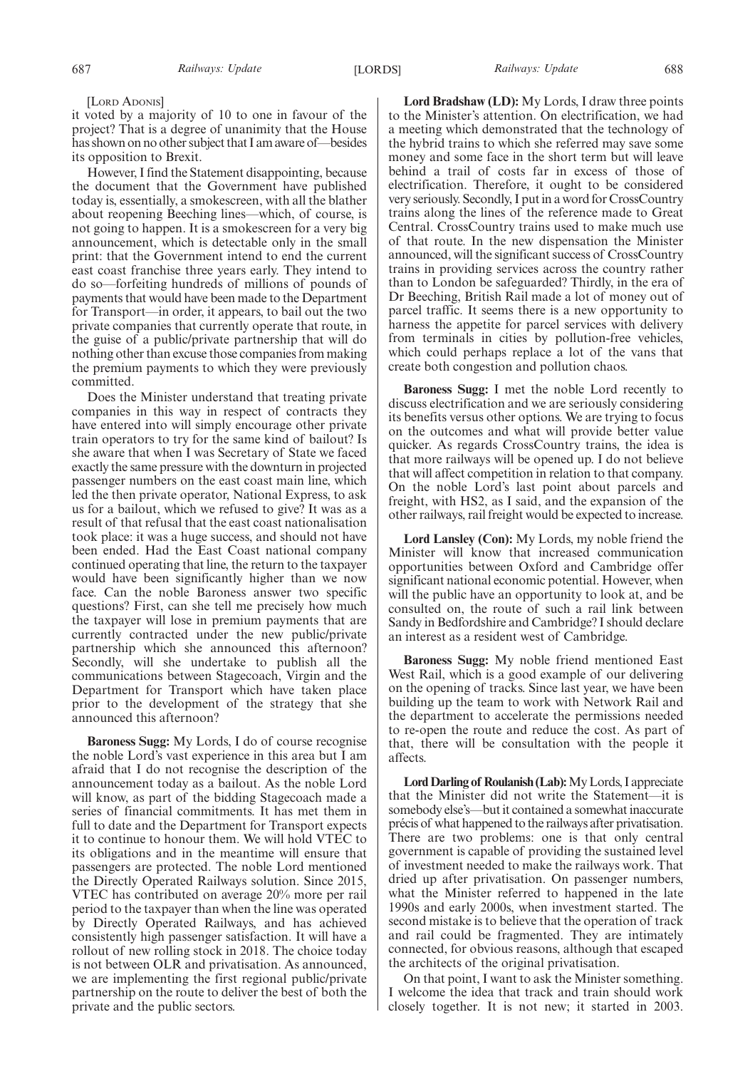[LORD ADONIS]

it voted by a majority of 10 to one in favour of the project? That is a degree of unanimity that the House has shown on no other subject that I am aware of—besides its opposition to Brexit.

However, I find the Statement disappointing, because the document that the Government have published today is, essentially, a smokescreen, with all the blather about reopening Beeching lines—which, of course, is not going to happen. It is a smokescreen for a very big announcement, which is detectable only in the small print: that the Government intend to end the current east coast franchise three years early. They intend to do so—forfeiting hundreds of millions of pounds of payments that would have been made to the Department for Transport—in order, it appears, to bail out the two private companies that currently operate that route, in the guise of a public/private partnership that will do nothing other than excuse those companies from making the premium payments to which they were previously committed.

Does the Minister understand that treating private companies in this way in respect of contracts they have entered into will simply encourage other private train operators to try for the same kind of bailout? Is she aware that when I was Secretary of State we faced exactly the same pressure with the downturn in projected passenger numbers on the east coast main line, which led the then private operator, National Express, to ask us for a bailout, which we refused to give? It was as a result of that refusal that the east coast nationalisation took place: it was a huge success, and should not have been ended. Had the East Coast national company continued operating that line, the return to the taxpayer would have been significantly higher than we now face. Can the noble Baroness answer two specific questions? First, can she tell me precisely how much the taxpayer will lose in premium payments that are currently contracted under the new public/private partnership which she announced this afternoon? Secondly, will she undertake to publish all the communications between Stagecoach, Virgin and the Department for Transport which have taken place prior to the development of the strategy that she announced this afternoon?

**Baroness Sugg:** My Lords, I do of course recognise the noble Lord's vast experience in this area but I am afraid that I do not recognise the description of the announcement today as a bailout. As the noble Lord will know, as part of the bidding Stagecoach made a series of financial commitments. It has met them in full to date and the Department for Transport expects it to continue to honour them. We will hold VTEC to its obligations and in the meantime will ensure that passengers are protected. The noble Lord mentioned the Directly Operated Railways solution. Since 2015, VTEC has contributed on average 20% more per rail period to the taxpayer than when the line was operated by Directly Operated Railways, and has achieved consistently high passenger satisfaction. It will have a rollout of new rolling stock in 2018. The choice today is not between OLR and privatisation. As announced, we are implementing the first regional public/private partnership on the route to deliver the best of both the private and the public sectors.

**Lord Bradshaw (LD):** My Lords, I draw three points to the Minister's attention. On electrification, we had a meeting which demonstrated that the technology of the hybrid trains to which she referred may save some money and some face in the short term but will leave behind a trail of costs far in excess of those of electrification. Therefore, it ought to be considered very seriously. Secondly, I put in a word for CrossCountry trains along the lines of the reference made to Great Central. CrossCountry trains used to make much use of that route. In the new dispensation the Minister announced, will the significant success of CrossCountry trains in providing services across the country rather than to London be safeguarded? Thirdly, in the era of Dr Beeching, British Rail made a lot of money out of parcel traffic. It seems there is a new opportunity to harness the appetite for parcel services with delivery from terminals in cities by pollution-free vehicles, which could perhaps replace a lot of the vans that create both congestion and pollution chaos.

**Baroness Sugg:** I met the noble Lord recently to discuss electrification and we are seriously considering its benefits versus other options. We are trying to focus on the outcomes and what will provide better value quicker. As regards CrossCountry trains, the idea is that more railways will be opened up. I do not believe that will affect competition in relation to that company. On the noble Lord's last point about parcels and freight, with HS2, as I said, and the expansion of the other railways, rail freight would be expected to increase.

**Lord Lansley (Con):** My Lords, my noble friend the Minister will know that increased communication opportunities between Oxford and Cambridge offer significant national economic potential. However, when will the public have an opportunity to look at, and be consulted on, the route of such a rail link between Sandy in Bedfordshire and Cambridge? I should declare an interest as a resident west of Cambridge.

**Baroness Sugg:** My noble friend mentioned East West Rail, which is a good example of our delivering on the opening of tracks. Since last year, we have been building up the team to work with Network Rail and the department to accelerate the permissions needed to re-open the route and reduce the cost. As part of that, there will be consultation with the people it affects.

**Lord Darling of Roulanish (Lab):** My Lords, I appreciate that the Minister did not write the Statement—it is somebody else's—but it contained a somewhat inaccurate précis of what happened to the railways after privatisation. There are two problems: one is that only central government is capable of providing the sustained level of investment needed to make the railways work. That dried up after privatisation. On passenger numbers, what the Minister referred to happened in the late 1990s and early 2000s, when investment started. The second mistake is to believe that the operation of track and rail could be fragmented. They are intimately connected, for obvious reasons, although that escaped the architects of the original privatisation.

On that point, I want to ask the Minister something. I welcome the idea that track and train should work closely together. It is not new; it started in 2003.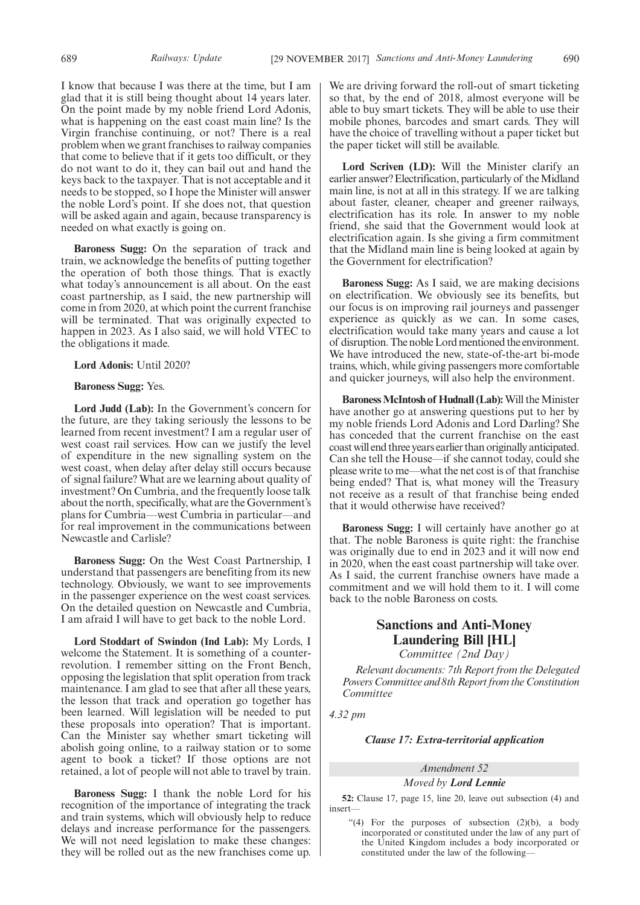I know that because I was there at the time, but I am glad that it is still being thought about 14 years later. On the point made by my noble friend Lord Adonis, what is happening on the east coast main line? Is the Virgin franchise continuing, or not? There is a real problem when we grant franchises to railway companies that come to believe that if it gets too difficult, or they do not want to do it, they can bail out and hand the keys back to the taxpayer. That is not acceptable and it needs to be stopped, so I hope the Minister will answer the noble Lord's point. If she does not, that question will be asked again and again, because transparency is needed on what exactly is going on.

**Baroness Sugg:** On the separation of track and train, we acknowledge the benefits of putting together the operation of both those things. That is exactly what today's announcement is all about. On the east coast partnership, as I said, the new partnership will come in from 2020, at which point the current franchise will be terminated. That was originally expected to happen in 2023. As I also said, we will hold VTEC to the obligations it made.

**Lord Adonis:** Until 2020?

**Baroness Sugg:** Yes.

**Lord Judd (Lab):** In the Government's concern for the future, are they taking seriously the lessons to be learned from recent investment? I am a regular user of west coast rail services. How can we justify the level of expenditure in the new signalling system on the west coast, when delay after delay still occurs because of signal failure? What are we learning about quality of investment? On Cumbria, and the frequently loose talk about the north, specifically, what are the Government's plans for Cumbria—west Cumbria in particular—and for real improvement in the communications between Newcastle and Carlisle?

**Baroness Sugg:** On the West Coast Partnership, I understand that passengers are benefiting from its new technology. Obviously, we want to see improvements in the passenger experience on the west coast services. On the detailed question on Newcastle and Cumbria, I am afraid I will have to get back to the noble Lord.

**Lord Stoddart of Swindon (Ind Lab):** My Lords, I welcome the Statement. It is something of a counter-revolution. I remember sitting on the Front Bench, opposing the legislation that split operation from track maintenance. I am glad to see that after all these years, the lesson that track and operation go together has been learned. Will legislation will be needed to put these proposals into operation? That is important. Can the Minister say whether smart ticketing will abolish going online, to a railway station or to some agent to book a ticket? If those options are not retained, a lot of people will not able to travel by train.

**Baroness Sugg:** I thank the noble Lord for his recognition of the importance of integrating the track and train systems, which will obviously help to reduce delays and increase performance for the passengers. We will not need legislation to make these changes: they will be rolled out as the new franchises come up. We are driving forward the roll-out of smart ticketing so that, by the end of 2018, almost everyone will be able to buy smart tickets. They will be able to use their mobile phones, barcodes and smart cards. They will have the choice of travelling without a paper ticket but the paper ticket will still be available.

**Lord Scriven (LD):** Will the Minister clarify an earlier answer? Electrification, particularly of the Midland main line, is not at all in this strategy. If we are talking about faster, cleaner, cheaper and greener railways, electrification has its role. In answer to my noble friend, she said that the Government would look at electrification again. Is she giving a firm commitment that the Midland main line is being looked at again by the Government for electrification?

**Baroness Sugg:** As I said, we are making decisions on electrification. We obviously see its benefits, but our focus is on improving rail journeys and passenger experience as quickly as we can. In some cases, electrification would take many years and cause a lot of disruption. The noble Lord mentioned the environment. We have introduced the new, state-of-the-art bi-mode trains, which, while giving passengers more comfortable and quicker journeys, will also help the environment.

**Baroness McIntosh of Hudnall (Lab):** Will the Minister have another go at answering questions put to her by my noble friends Lord Adonis and Lord Darling? She has conceded that the current franchise on the east coast will end three years earlier than originally anticipated. Can she tell the House—if she cannot today, could she please write to me—what the net cost is of that franchise being ended? That is, what money will the Treasury not receive as a result of that franchise being ended that it would otherwise have received?

**Baroness Sugg:** I will certainly have another go at that. The noble Baroness is quite right: the franchise was originally due to end in 2023 and it will now end in 2020, when the east coast partnership will take over. As I said, the current franchise owners have made a commitment and we will hold them to it. I will come back to the noble Baroness on costs.

## Sanctions and Anti-Money Laundering Bill [HL]

*Committee (2nd Day)*

*Relevant documents: 7th Report from the Delegated Powers Committee and 8th Report from the Constitution Committee*

*4.32 pm*

### *Clause 17: Extra-territorial application*

*Amendment 52*

*Moved by* ***Lord Lennie***

**52:** Clause 17, page 15, line 20, leave out subsection (4) and insert—

"(4) For the purposes of subsection (2)(b), a body incorporated or constituted under the law of any part of the United Kingdom includes a body incorporated or constituted under the law of the following—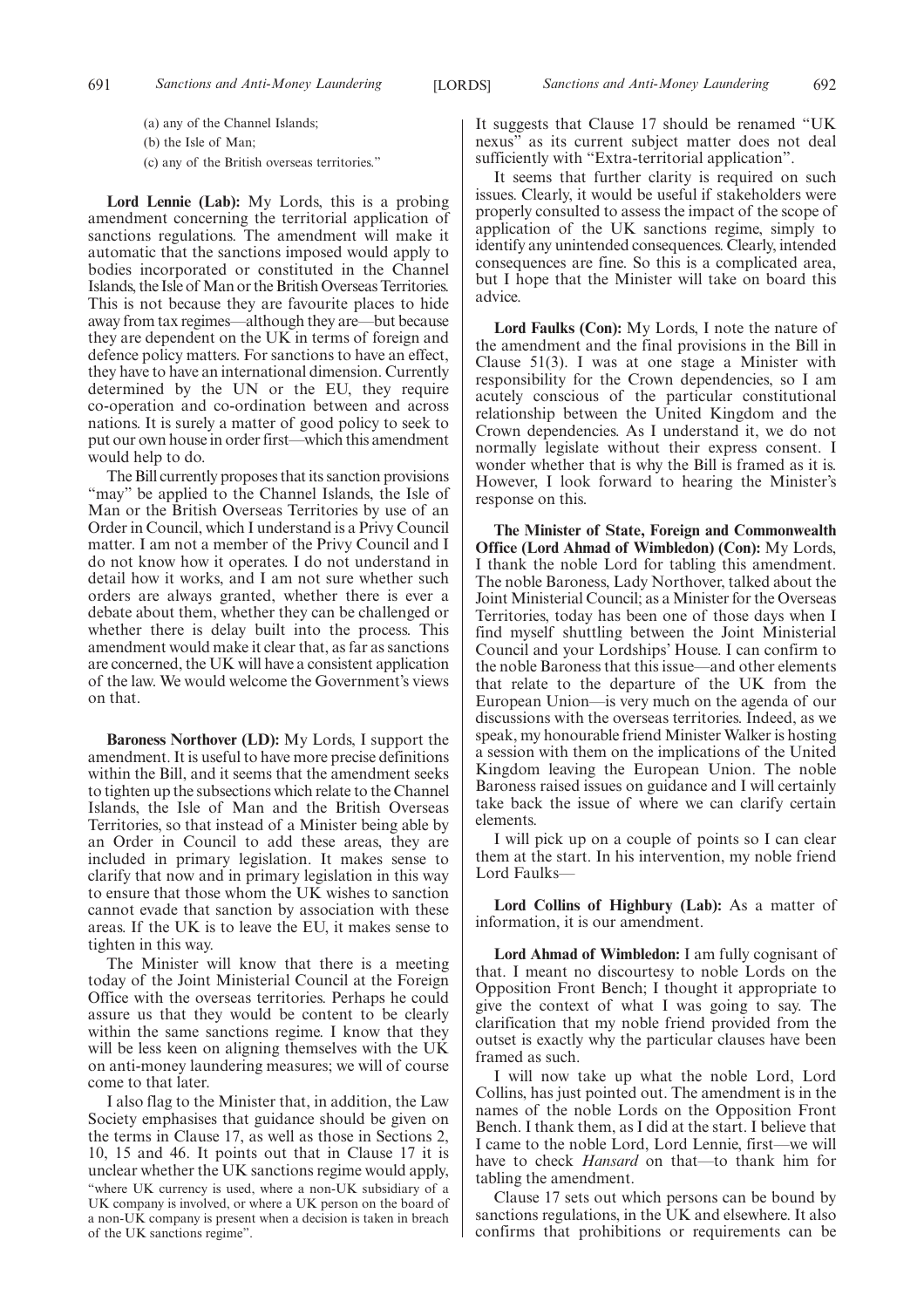(a) any of the Channel Islands;

(b) the Isle of Man;

(c) any of the British overseas territories."

**Lord Lennie (Lab):** My Lords, this is a probing amendment concerning the territorial application of sanctions regulations. The amendment will make it automatic that the sanctions imposed would apply to bodies incorporated or constituted in the Channel Islands, the Isle of Man or the British Overseas Territories. This is not because they are favourite places to hide away from tax regimes—although they are—but because they are dependent on the UK in terms of foreign and defence policy matters. For sanctions to have an effect, they have to have an international dimension. Currently determined by the UN or the EU, they require co-operation and co-ordination between and across nations. It is surely a matter of good policy to seek to put our own house in order first—which this amendment would help to do.

The Bill currently proposes that its sanction provisions "may" be applied to the Channel Islands, the Isle of Man or the British Overseas Territories by use of an Order in Council, which I understand is a Privy Council matter. I am not a member of the Privy Council and I do not know how it operates. I do not understand in detail how it works, and I am not sure whether such orders are always granted, whether there is ever a debate about them, whether they can be challenged or whether there is delay built into the process. This amendment would make it clear that, as far as sanctions are concerned, the UK will have a consistent application of the law. We would welcome the Government's views on that.

**Baroness Northover (LD):** My Lords, I support the amendment. It is useful to have more precise definitions within the Bill, and it seems that the amendment seeks to tighten up the subsections which relate to the Channel Islands, the Isle of Man and the British Overseas Territories, so that instead of a Minister being able by an Order in Council to add these areas, they are included in primary legislation. It makes sense to clarify that now and in primary legislation in this way to ensure that those whom the UK wishes to sanction cannot evade that sanction by association with these areas. If the UK is to leave the EU, it makes sense to tighten in this way.

The Minister will know that there is a meeting today of the Joint Ministerial Council at the Foreign Office with the overseas territories. Perhaps he could assure us that they would be content to be clearly within the same sanctions regime. I know that they will be less keen on aligning themselves with the UK on anti-money laundering measures; we will of course come to that later.

I also flag to the Minister that, in addition, the Law Society emphasises that guidance should be given on the terms in Clause 17, as well as those in Sections 2, 10, 15 and 46. It points out that in Clause 17 it is unclear whether the UK sanctions regime would apply,

"where UK currency is used, where a non-UK subsidiary of a UK company is involved, or where a UK person on the board of a non-UK company is present when a decision is taken in breach of the UK sanctions regime".

It suggests that Clause 17 should be renamed "UK nexus" as its current subject matter does not deal sufficiently with "Extra-territorial application".

It seems that further clarity is required on such issues. Clearly, it would be useful if stakeholders were properly consulted to assess the impact of the scope of application of the UK sanctions regime, simply to identify any unintended consequences. Clearly, intended consequences are fine. So this is a complicated area, but I hope that the Minister will take on board this advice.

**Lord Faulks (Con):** My Lords, I note the nature of the amendment and the final provisions in the Bill in Clause 51(3). I was at one stage a Minister with responsibility for the Crown dependencies, so I am acutely conscious of the particular constitutional relationship between the United Kingdom and the Crown dependencies. As I understand it, we do not normally legislate without their express consent. I wonder whether that is why the Bill is framed as it is. However, I look forward to hearing the Minister's response on this.

**The Minister of State, Foreign and Commonwealth Office (Lord Ahmad of Wimbledon) (Con):** My Lords, I thank the noble Lord for tabling this amendment. The noble Baroness, Lady Northover, talked about the Joint Ministerial Council; as a Minister for the Overseas Territories, today has been one of those days when I find myself shuttling between the Joint Ministerial Council and your Lordships' House. I can confirm to the noble Baroness that this issue—and other elements that relate to the departure of the UK from the European Union—is very much on the agenda of our discussions with the overseas territories. Indeed, as we speak, my honourable friend Minister Walker is hosting a session with them on the implications of the United Kingdom leaving the European Union. The noble Baroness raised issues on guidance and I will certainly take back the issue of where we can clarify certain elements.

I will pick up on a couple of points so I can clear them at the start. In his intervention, my noble friend Lord Faulks—

**Lord Collins of Highbury (Lab):** As a matter of information, it is our amendment.

**Lord Ahmad of Wimbledon:** I am fully cognisant of that. I meant no discourtesy to noble Lords on the Opposition Front Bench; I thought it appropriate to give the context of what I was going to say. The clarification that my noble friend provided from the outset is exactly why the particular clauses have been framed as such.

I will now take up what the noble Lord, Lord Collins, has just pointed out. The amendment is in the names of the noble Lords on the Opposition Front Bench. I thank them, as I did at the start. I believe that I came to the noble Lord, Lord Lennie, first—we will have to check *Hansard* on that—to thank him for tabling the amendment.

Clause 17 sets out which persons can be bound by sanctions regulations, in the UK and elsewhere. It also confirms that prohibitions or requirements can be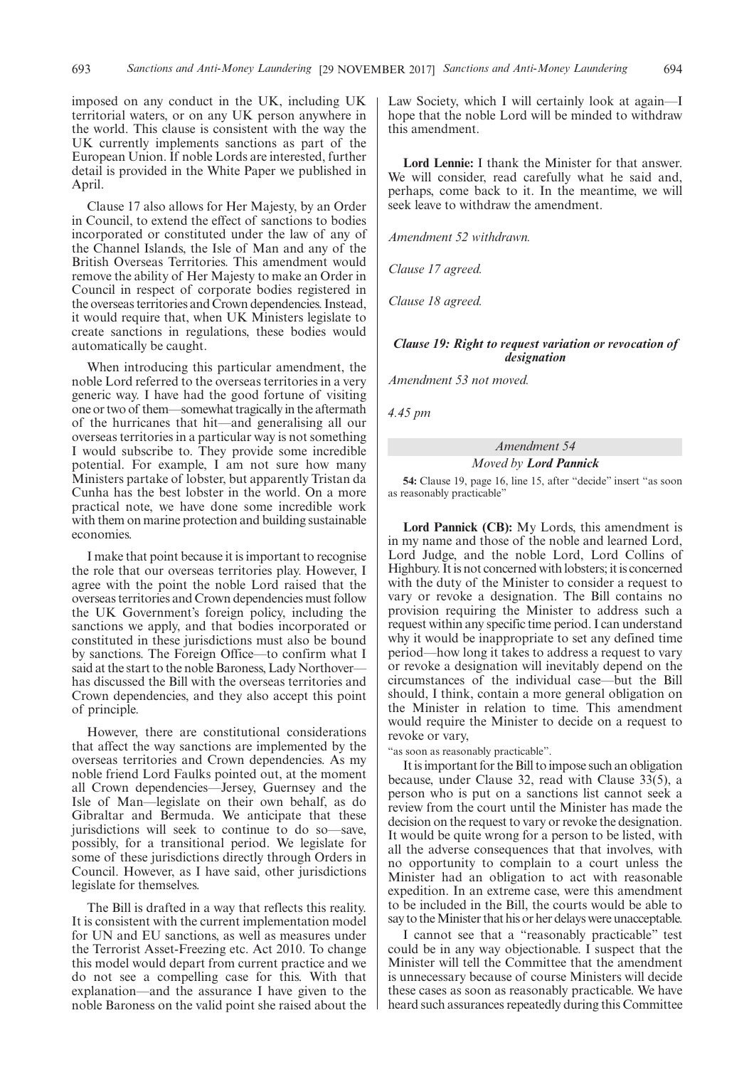imposed on any conduct in the UK, including UK territorial waters, or on any UK person anywhere in the world. This clause is consistent with the way the UK currently implements sanctions as part of the European Union. If noble Lords are interested, further detail is provided in the White Paper we published in April.

Clause 17 also allows for Her Majesty, by an Order in Council, to extend the effect of sanctions to bodies incorporated or constituted under the law of any of the Channel Islands, the Isle of Man and any of the British Overseas Territories. This amendment would remove the ability of Her Majesty to make an Order in Council in respect of corporate bodies registered in the overseas territories and Crown dependencies. Instead, it would require that, when UK Ministers legislate to create sanctions in regulations, these bodies would automatically be caught.

When introducing this particular amendment, the noble Lord referred to the overseas territories in a very generic way. I have had the good fortune of visiting one or two of them—somewhat tragically in the aftermath of the hurricanes that hit—and generalising all our overseas territories in a particular way is not something I would subscribe to. They provide some incredible potential. For example, I am not sure how many Ministers partake of lobster, but apparently Tristan da Cunha has the best lobster in the world. On a more practical note, we have done some incredible work with them on marine protection and building sustainable economies.

I make that point because it is important to recognise the role that our overseas territories play. However, I agree with the point the noble Lord raised that the overseas territories and Crown dependencies must follow the UK Government's foreign policy, including the sanctions we apply, and that bodies incorporated or constituted in these jurisdictions must also be bound by sanctions. The Foreign Office—to confirm what I said at the start to the noble Baroness, Lady Northover—has discussed the Bill with the overseas territories and Crown dependencies, and they also accept this point of principle.

However, there are constitutional considerations that affect the way sanctions are implemented by the overseas territories and Crown dependencies. As my noble friend Lord Faulks pointed out, at the moment all Crown dependencies—Jersey, Guernsey and the Isle of Man—legislate on their own behalf, as do Gibraltar and Bermuda. We anticipate that these jurisdictions will seek to continue to do so—save, possibly, for a transitional period. We legislate for some of these jurisdictions directly through Orders in Council. However, as I have said, other jurisdictions legislate for themselves.

The Bill is drafted in a way that reflects this reality. It is consistent with the current implementation model for UN and EU sanctions, as well as measures under the Terrorist Asset-Freezing etc. Act 2010. To change this model would depart from current practice and we do not see a compelling case for this. With that explanation—and the assurance I have given to the noble Baroness on the valid point she raised about the Law Society, which I will certainly look at again—I hope that the noble Lord will be minded to withdraw this amendment.

**Lord Lennie:** I thank the Minister for that answer. We will consider, read carefully what he said and, perhaps, come back to it. In the meantime, we will seek leave to withdraw the amendment.

*Amendment 52 withdrawn.*

*Clause 17 agreed.*

*Clause 18 agreed.*

### *Clause 19: Right to request variation or revocation of designation*

*Amendment 53 not moved.*

*4.45 pm*

#### *Amendment 54*

#### *Moved by **Lord Pannick***

**54:** Clause 19, page 16, line 15, after "decide" insert "as soon as reasonably practicable"

**Lord Pannick (CB):** My Lords, this amendment is in my name and those of the noble and learned Lord, Lord Judge, and the noble Lord, Lord Collins of Highbury. It is not concerned with lobsters; it is concerned with the duty of the Minister to consider a request to vary or revoke a designation. The Bill contains no provision requiring the Minister to address such a request within any specific time period. I can understand why it would be inappropriate to set any defined time period—how long it takes to address a request to vary or revoke a designation will inevitably depend on the circumstances of the individual case—but the Bill should, I think, contain a more general obligation on the Minister in relation to time. This amendment would require the Minister to decide on a request to revoke or vary,

"as soon as reasonably practicable".

It is important for the Bill to impose such an obligation because, under Clause 32, read with Clause 33(5), a person who is put on a sanctions list cannot seek a review from the court until the Minister has made the decision on the request to vary or revoke the designation. It would be quite wrong for a person to be listed, with all the adverse consequences that that involves, with no opportunity to complain to a court unless the Minister had an obligation to act with reasonable expedition. In an extreme case, were this amendment to be included in the Bill, the courts would be able to say to the Minister that his or her delays were unacceptable.

I cannot see that a "reasonably practicable" test could be in any way objectionable. I suspect that the Minister will tell the Committee that the amendment is unnecessary because of course Ministers will decide these cases as soon as reasonably practicable. We have heard such assurances repeatedly during this Committee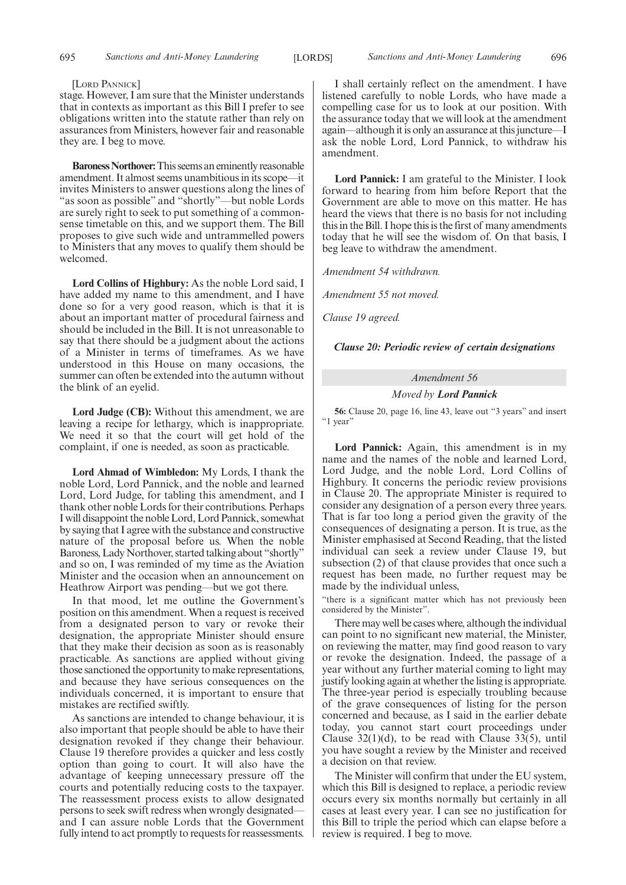[Lord Pannick]

stage. However, I am sure that the Minister understands that in contexts as important as this Bill I prefer to see obligations written into the statute rather than rely on assurances from Ministers, however fair and reasonable they are. I beg to move.

**Baroness Northover:** This seems an eminently reasonable amendment. It almost seems unambitious in its scope—it invites Ministers to answer questions along the lines of "as soon as possible" and "shortly"—but noble Lords are surely right to seek to put something of a common-sense timetable on this, and we support them. The Bill proposes to give such wide and untrammelled powers to Ministers that any moves to qualify them should be welcomed.

**Lord Collins of Highbury:** As the noble Lord said, I have added my name to this amendment, and I have done so for a very good reason, which is that it is about an important matter of procedural fairness and should be included in the Bill. It is not unreasonable to say that there should be a judgment about the actions of a Minister in terms of timeframes. As we have understood in this House on many occasions, the summer can often be extended into the autumn without the blink of an eyelid.

**Lord Judge (CB):** Without this amendment, we are leaving a recipe for lethargy, which is inappropriate. We need it so that the court will get hold of the complaint, if one is needed, as soon as practicable.

**Lord Ahmad of Wimbledon:** My Lords, I thank the noble Lord, Lord Pannick, and the noble and learned Lord, Lord Judge, for tabling this amendment, and I thank other noble Lords for their contributions. Perhaps I will disappoint the noble Lord, Lord Pannick, somewhat by saying that I agree with the substance and constructive nature of the proposal before us. When the noble Baroness, Lady Northover, started talking about "shortly" and so on, I was reminded of my time as the Aviation Minister and the occasion when an announcement on Heathrow Airport was pending—but we got there.

In that mood, let me outline the Government's position on this amendment. When a request is received from a designated person to vary or revoke their designation, the appropriate Minister should ensure that they make their decision as soon as is reasonably practicable. As sanctions are applied without giving those sanctioned the opportunity to make representations, and because they have serious consequences on the individuals concerned, it is important to ensure that mistakes are rectified swiftly.

As sanctions are intended to change behaviour, it is also important that people should be able to have their designation revoked if they change their behaviour. Clause 19 therefore provides a quicker and less costly option than going to court. It will also have the advantage of keeping unnecessary pressure off the courts and potentially reducing costs to the taxpayer. The reassessment process exists to allow designated persons to seek swift redress when wrongly designated—and I can assure noble Lords that the Government fully intend to act promptly to requests for reassessments.

I shall certainly reflect on the amendment. I have listened carefully to noble Lords, who have made a compelling case for us to look at our position. With the assurance today that we will look at the amendment again—although it is only an assurance at this juncture—I ask the noble Lord, Lord Pannick, to withdraw his amendment.

**Lord Pannick:** I am grateful to the Minister. I look forward to hearing from him before Report that the Government are able to move on this matter. He has heard the views that there is no basis for not including this in the Bill. I hope this is the first of many amendments today that he will see the wisdom of. On that basis, I beg leave to withdraw the amendment.

*Amendment 54 withdrawn.*

*Amendment 55 not moved.*

*Clause 19 agreed.*

***Clause 20: Periodic review of certain designations***

*Amendment 56*

*Moved by* ***Lord Pannick***

**56:** Clause 20, page 16, line 43, leave out "3 years" and insert "1 year"

**Lord Pannick:** Again, this amendment is in my name and the names of the noble and learned Lord, Lord Judge, and the noble Lord, Lord Collins of Highbury. It concerns the periodic review provisions in Clause 20. The appropriate Minister is required to consider any designation of a person every three years. That is far too long a period given the gravity of the consequences of designating a person. It is true, as the Minister emphasised at Second Reading, that the listed individual can seek a review under Clause 19, but subsection (2) of that clause provides that once such a request has been made, no further request may be made by the individual unless,

"there is a significant matter which has not previously been considered by the Minister".

There may well be cases where, although the individual can point to no significant new material, the Minister, on reviewing the matter, may find good reason to vary or revoke the designation. Indeed, the passage of a year without any further material coming to light may justify looking again at whether the listing is appropriate. The three-year period is especially troubling because of the grave consequences of listing for the person concerned and because, as I said in the earlier debate today, you cannot start court proceedings under Clause 32(1)(d), to be read with Clause 33(5), until you have sought a review by the Minister and received a decision on that review.

The Minister will confirm that under the EU system, which this Bill is designed to replace, a periodic review occurs every six months normally but certainly in all cases at least every year. I can see no justification for this Bill to triple the period which can elapse before a review is required. I beg to move.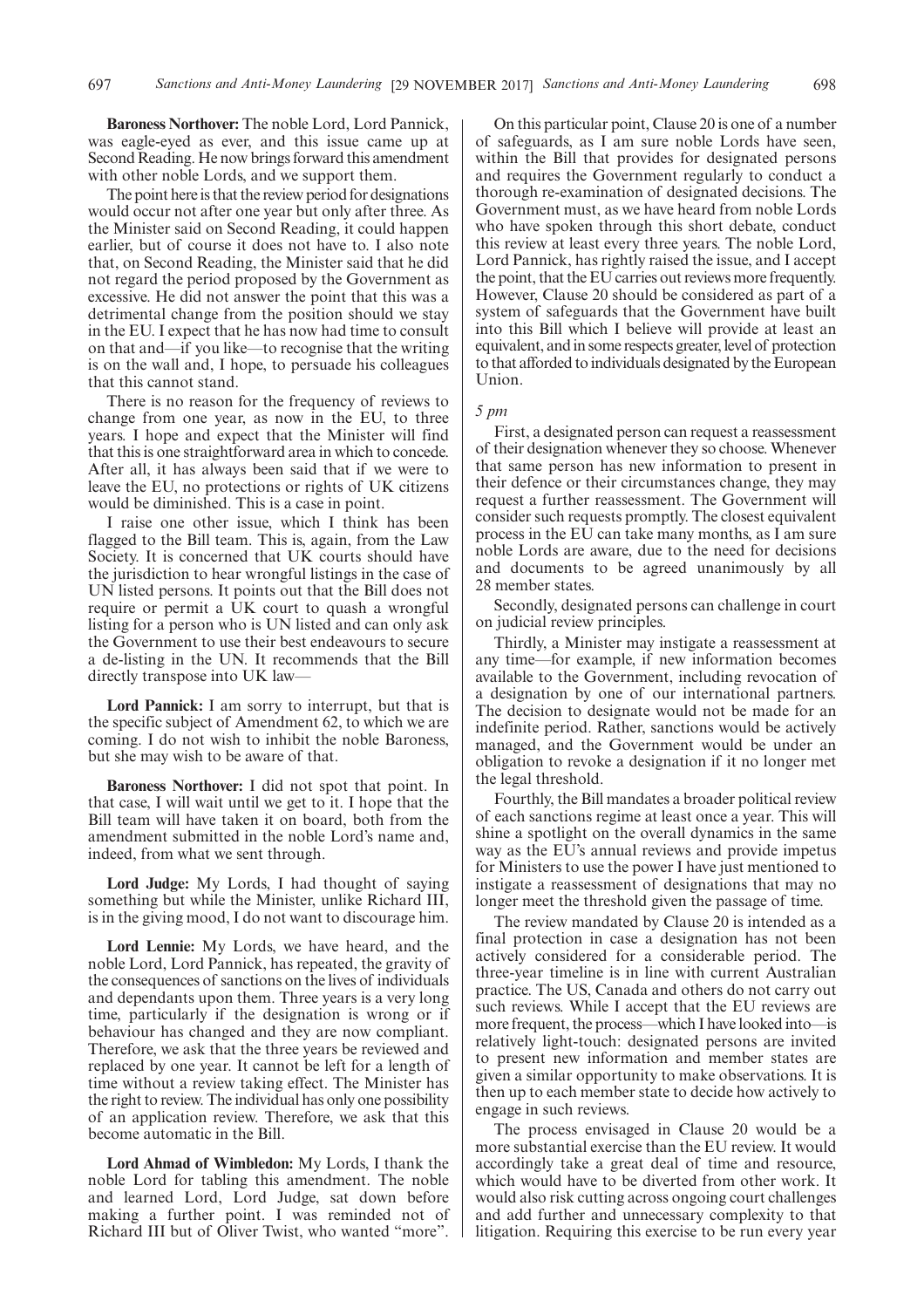**Baroness Northover:** The noble Lord, Lord Pannick, was eagle-eyed as ever, and this issue came up at Second Reading. He now brings forward this amendment with other noble Lords, and we support them.

The point here is that the review period for designations would occur not after one year but only after three. As the Minister said on Second Reading, it could happen earlier, but of course it does not have to. I also note that, on Second Reading, the Minister said that he did not regard the period proposed by the Government as excessive. He did not answer the point that this was a detrimental change from the position should we stay in the EU. I expect that he has now had time to consult on that and—if you like—to recognise that the writing is on the wall and, I hope, to persuade his colleagues that this cannot stand.

There is no reason for the frequency of reviews to change from one year, as now in the EU, to three years. I hope and expect that the Minister will find that this is one straightforward area in which to concede. After all, it has always been said that if we were to leave the EU, no protections or rights of UK citizens would be diminished. This is a case in point.

I raise one other issue, which I think has been flagged to the Bill team. This is, again, from the Law Society. It is concerned that UK courts should have the jurisdiction to hear wrongful listings in the case of UN listed persons. It points out that the Bill does not require or permit a UK court to quash a wrongful listing for a person who is UN listed and can only ask the Government to use their best endeavours to secure a de-listing in the UN. It recommends that the Bill directly transpose into UK law—

**Lord Pannick:** I am sorry to interrupt, but that is the specific subject of Amendment 62, to which we are coming. I do not wish to inhibit the noble Baroness, but she may wish to be aware of that.

**Baroness Northover:** I did not spot that point. In that case, I will wait until we get to it. I hope that the Bill team will have taken it on board, both from the amendment submitted in the noble Lord's name and, indeed, from what we sent through.

**Lord Judge:** My Lords, I had thought of saying something but while the Minister, unlike Richard III, is in the giving mood, I do not want to discourage him.

**Lord Lennie:** My Lords, we have heard, and the noble Lord, Lord Pannick, has repeated, the gravity of the consequences of sanctions on the lives of individuals and dependants upon them. Three years is a very long time, particularly if the designation is wrong or if behaviour has changed and they are now compliant. Therefore, we ask that the three years be reviewed and replaced by one year. It cannot be left for a length of time without a review taking effect. The Minister has the right to review. The individual has only one possibility of an application review. Therefore, we ask that this become automatic in the Bill.

**Lord Ahmad of Wimbledon:** My Lords, I thank the noble Lord for tabling this amendment. The noble and learned Lord, Lord Judge, sat down before making a further point. I was reminded not of Richard III but of Oliver Twist, who wanted "more".

On this particular point, Clause 20 is one of a number of safeguards, as I am sure noble Lords have seen, within the Bill that provides for designated persons and requires the Government regularly to conduct a thorough re-examination of designated decisions. The Government must, as we have heard from noble Lords who have spoken through this short debate, conduct this review at least every three years. The noble Lord, Lord Pannick, has rightly raised the issue, and I accept the point, that the EU carries out reviews more frequently. However, Clause 20 should be considered as part of a system of safeguards that the Government have built into this Bill which I believe will provide at least an equivalent, and in some respects greater, level of protection to that afforded to individuals designated by the European Union.

*5 pm*

First, a designated person can request a reassessment of their designation whenever they so choose. Whenever that same person has new information to present in their defence or their circumstances change, they may request a further reassessment. The Government will consider such requests promptly. The closest equivalent process in the EU can take many months, as I am sure noble Lords are aware, due to the need for decisions and documents to be agreed unanimously by all 28 member states.

Secondly, designated persons can challenge in court on judicial review principles.

Thirdly, a Minister may instigate a reassessment at any time—for example, if new information becomes available to the Government, including revocation of a designation by one of our international partners. The decision to designate would not be made for an indefinite period. Rather, sanctions would be actively managed, and the Government would be under an obligation to revoke a designation if it no longer met the legal threshold.

Fourthly, the Bill mandates a broader political review of each sanctions regime at least once a year. This will shine a spotlight on the overall dynamics in the same way as the EU's annual reviews and provide impetus for Ministers to use the power I have just mentioned to instigate a reassessment of designations that may no longer meet the threshold given the passage of time.

The review mandated by Clause 20 is intended as a final protection in case a designation has not been actively considered for a considerable period. The three-year timeline is in line with current Australian practice. The US, Canada and others do not carry out such reviews. While I accept that the EU reviews are more frequent, the process—which I have looked into—is relatively light-touch: designated persons are invited to present new information and member states are given a similar opportunity to make observations. It is then up to each member state to decide how actively to engage in such reviews.

The process envisaged in Clause 20 would be a more substantial exercise than the EU review. It would accordingly take a great deal of time and resource, which would have to be diverted from other work. It would also risk cutting across ongoing court challenges and add further and unnecessary complexity to that litigation. Requiring this exercise to be run every year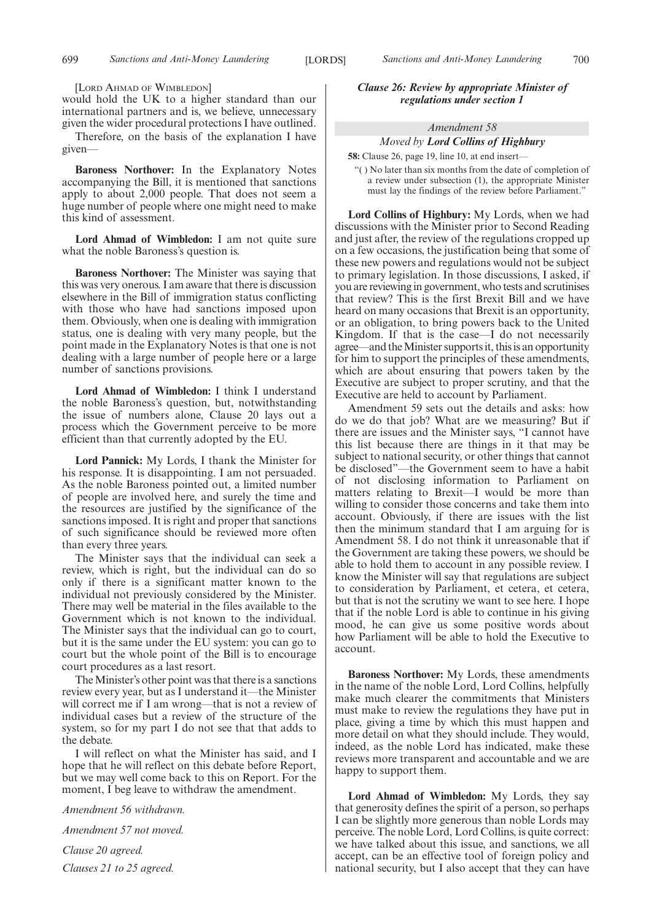[LORD AHMAD OF WIMBLEDON]

would hold the UK to a higher standard than our international partners and is, we believe, unnecessary given the wider procedural protections I have outlined.

Therefore, on the basis of the explanation I have given—

**Baroness Northover:** In the Explanatory Notes accompanying the Bill, it is mentioned that sanctions apply to about 2,000 people. That does not seem a huge number of people where one might need to make this kind of assessment.

**Lord Ahmad of Wimbledon:** I am not quite sure what the noble Baroness's question is.

**Baroness Northover:** The Minister was saying that this was very onerous. I am aware that there is discussion elsewhere in the Bill of immigration status conflicting with those who have had sanctions imposed upon them. Obviously, when one is dealing with immigration status, one is dealing with very many people, but the point made in the Explanatory Notes is that one is not dealing with a large number of people here or a large number of sanctions provisions.

**Lord Ahmad of Wimbledon:** I think I understand the noble Baroness's question, but, notwithstanding the issue of numbers alone, Clause 20 lays out a process which the Government perceive to be more efficient than that currently adopted by the EU.

**Lord Pannick:** My Lords, I thank the Minister for his response. It is disappointing. I am not persuaded. As the noble Baroness pointed out, a limited number of people are involved here, and surely the time and the resources are justified by the significance of the sanctions imposed. It is right and proper that sanctions of such significance should be reviewed more often than every three years.

The Minister says that the individual can seek a review, which is right, but the individual can do so only if there is a significant matter known to the individual not previously considered by the Minister. There may well be material in the files available to the Government which is not known to the individual. The Minister says that the individual can go to court, but it is the same under the EU system: you can go to court but the whole point of the Bill is to encourage court procedures as a last resort.

The Minister's other point was that there is a sanctions review every year, but as I understand it—the Minister will correct me if I am wrong—that is not a review of individual cases but a review of the structure of the system, so for my part I do not see that that adds to the debate.

I will reflect on what the Minister has said, and I hope that he will reflect on this debate before Report, but we may well come back to this on Report. For the moment, I beg leave to withdraw the amendment.

*Amendment 56 withdrawn.*

*Amendment 57 not moved.*

*Clause 20 agreed.*

*Clauses 21 to 25 agreed.*

***Clause 26: Review by appropriate Minister of regulations under section 1***

*Amendment 58*

*Moved by* ***Lord Collins of Highbury***

**58:** Clause 26, page 19, line 10, at end insert—

"( ) No later than six months from the date of completion of a review under subsection (1), the appropriate Minister must lay the findings of the review before Parliament."

**Lord Collins of Highbury:** My Lords, when we had discussions with the Minister prior to Second Reading and just after, the review of the regulations cropped up on a few occasions, the justification being that some of these new powers and regulations would not be subject to primary legislation. In those discussions, I asked, if you are reviewing in government, who tests and scrutinises that review? This is the first Brexit Bill and we have heard on many occasions that Brexit is an opportunity, or an obligation, to bring powers back to the United Kingdom. If that is the case—I do not necessarily agree—and the Minister supports it, this is an opportunity for him to support the principles of these amendments, which are about ensuring that powers taken by the Executive are subject to proper scrutiny, and that the Executive are held to account by Parliament.

Amendment 59 sets out the details and asks: how do we do that job? What are we measuring? But if there are issues and the Minister says, "I cannot have this list because there are things in it that may be subject to national security, or other things that cannot be disclosed"—the Government seem to have a habit of not disclosing information to Parliament on matters relating to Brexit—I would be more than willing to consider those concerns and take them into account. Obviously, if there are issues with the list then the minimum standard that I am arguing for is Amendment 58. I do not think it unreasonable that if the Government are taking these powers, we should be able to hold them to account in any possible review. I know the Minister will say that regulations are subject to consideration by Parliament, et cetera, et cetera, but that is not the scrutiny we want to see here. I hope that if the noble Lord is able to continue in his giving mood, he can give us some positive words about how Parliament will be able to hold the Executive to account.

**Baroness Northover:** My Lords, these amendments in the name of the noble Lord, Lord Collins, helpfully make much clearer the commitments that Ministers must make to review the regulations they have put in place, giving a time by which this must happen and more detail on what they should include. They would, indeed, as the noble Lord has indicated, make these reviews more transparent and accountable and we are happy to support them.

**Lord Ahmad of Wimbledon:** My Lords, they say that generosity defines the spirit of a person, so perhaps I can be slightly more generous than noble Lords may perceive. The noble Lord, Lord Collins, is quite correct: we have talked about this issue, and sanctions, we all accept, can be an effective tool of foreign policy and national security, but I also accept that they can have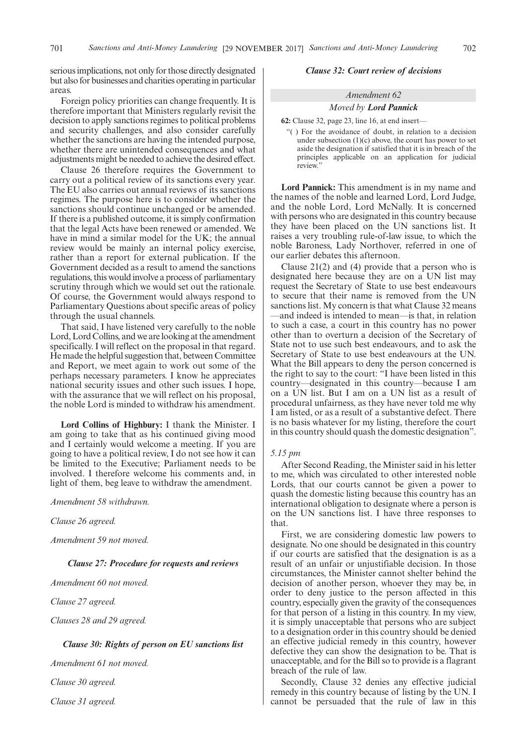serious implications, not only for those directly designated but also for businesses and charities operating in particular areas.

Foreign policy priorities can change frequently. It is therefore important that Ministers regularly revisit the decision to apply sanctions regimes to political problems and security challenges, and also consider carefully whether the sanctions are having the intended purpose, whether there are unintended consequences and what adjustments might be needed to achieve the desired effect.

Clause 26 therefore requires the Government to carry out a political review of its sanctions every year. The EU also carries out annual reviews of its sanctions regimes. The purpose here is to consider whether the sanctions should continue unchanged or be amended. If there is a published outcome, it is simply confirmation that the legal Acts have been renewed or amended. We have in mind a similar model for the UK; the annual review would be mainly an internal policy exercise, rather than a report for external publication. If the Government decided as a result to amend the sanctions regulations, this would involve a process of parliamentary scrutiny through which we would set out the rationale. Of course, the Government would always respond to Parliamentary Questions about specific areas of policy through the usual channels.

That said, I have listened very carefully to the noble Lord, Lord Collins, and we are looking at the amendment specifically. I will reflect on the proposal in that regard. He made the helpful suggestion that, between Committee and Report, we meet again to work out some of the perhaps necessary parameters. I know he appreciates national security issues and other such issues. I hope, with the assurance that we will reflect on his proposal, the noble Lord is minded to withdraw his amendment.

**Lord Collins of Highbury:** I thank the Minister. I am going to take that as his continued giving mood and I certainly would welcome a meeting. If you are going to have a political review, I do not see how it can be limited to the Executive; Parliament needs to be involved. I therefore welcome his comments and, in light of them, beg leave to withdraw the amendment.

*Amendment 58 withdrawn.*

*Clause 26 agreed.*

*Amendment 59 not moved.*

### *Clause 27: Procedure for requests and reviews*

*Amendment 60 not moved.*

*Clause 27 agreed.*

*Clauses 28 and 29 agreed.*

### *Clause 30: Rights of person on EU sanctions list*

*Amendment 61 not moved.*

*Clause 30 agreed.*

*Clause 31 agreed.*

### *Clause 32: Court review of decisions*

#### *Amendment 62*

#### *Moved by* ***Lord Pannick***

**62:** Clause 32, page 23, line 16, at end insert—

"( ) For the avoidance of doubt, in relation to a decision under subsection (1)(c) above, the court has power to set aside the designation if satisfied that it is in breach of the principles applicable on an application for judicial review."

**Lord Pannick:** This amendment is in my name and the names of the noble and learned Lord, Lord Judge, and the noble Lord, Lord McNally. It is concerned with persons who are designated in this country because they have been placed on the UN sanctions list. It raises a very troubling rule-of-law issue, to which the noble Baroness, Lady Northover, referred in one of our earlier debates this afternoon.

Clause 21(2) and (4) provide that a person who is designated here because they are on a UN list may request the Secretary of State to use best endeavours to secure that their name is removed from the UN sanctions list. My concern is that what Clause 32 means —and indeed is intended to mean—is that, in relation to such a case, a court in this country has no power other than to overturn a decision of the Secretary of State not to use such best endeavours, and to ask the Secretary of State to use best endeavours at the UN. What the Bill appears to deny the person concerned is the right to say to the court: "I have been listed in this country—designated in this country—because I am on a UN list. But I am on a UN list as a result of procedural unfairness, as they have never told me why I am listed, or as a result of a substantive defect. There is no basis whatever for my listing, therefore the court in this country should quash the domestic designation".

*5.15 pm*

After Second Reading, the Minister said in his letter to me, which was circulated to other interested noble Lords, that our courts cannot be given a power to quash the domestic listing because this country has an international obligation to designate where a person is on the UN sanctions list. I have three responses to that.

First, we are considering domestic law powers to designate. No one should be designated in this country if our courts are satisfied that the designation is as a result of an unfair or unjustifiable decision. In those circumstances, the Minister cannot shelter behind the decision of another person, whoever they may be, in order to deny justice to the person affected in this country, especially given the gravity of the consequences for that person of a listing in this country. In my view, it is simply unacceptable that persons who are subject to a designation order in this country should be denied an effective judicial remedy in this country, however defective they can show the designation to be. That is unacceptable, and for the Bill so to provide is a flagrant breach of the rule of law.

Secondly, Clause 32 denies any effective judicial remedy in this country because of listing by the UN. I cannot be persuaded that the rule of law in this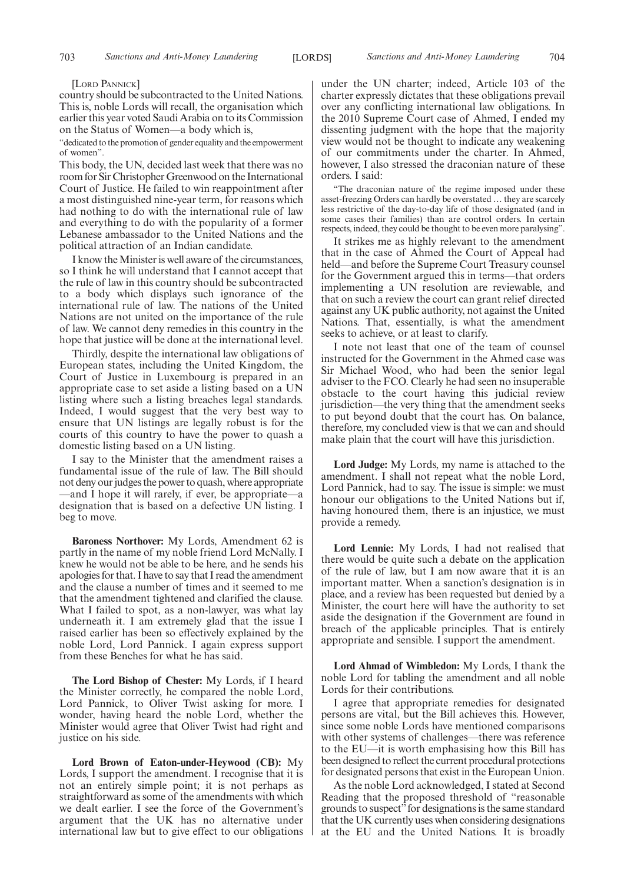[LORD PANNICK]

country should be subcontracted to the United Nations. This is, noble Lords will recall, the organisation which earlier this year voted Saudi Arabia on to its Commission on the Status of Women—a body which is,

"dedicated to the promotion of gender equality and the empowerment of women".

This body, the UN, decided last week that there was no room for Sir Christopher Greenwood on the International Court of Justice. He failed to win reappointment after a most distinguished nine-year term, for reasons which had nothing to do with the international rule of law and everything to do with the popularity of a former Lebanese ambassador to the United Nations and the political attraction of an Indian candidate.

I know the Minister is well aware of the circumstances, so I think he will understand that I cannot accept that the rule of law in this country should be subcontracted to a body which displays such ignorance of the international rule of law. The nations of the United Nations are not united on the importance of the rule of law. We cannot deny remedies in this country in the hope that justice will be done at the international level.

Thirdly, despite the international law obligations of European states, including the United Kingdom, the Court of Justice in Luxembourg is prepared in an appropriate case to set aside a listing based on a UN listing where such a listing breaches legal standards. Indeed, I would suggest that the very best way to ensure that UN listings are legally robust is for the courts of this country to have the power to quash a domestic listing based on a UN listing.

I say to the Minister that the amendment raises a fundamental issue of the rule of law. The Bill should not deny our judges the power to quash, where appropriate —and I hope it will rarely, if ever, be appropriate—a designation that is based on a defective UN listing. I beg to move.

**Baroness Northover:** My Lords, Amendment 62 is partly in the name of my noble friend Lord McNally. I knew he would not be able to be here, and he sends his apologies for that. I have to say that I read the amendment and the clause a number of times and it seemed to me that the amendment tightened and clarified the clause. What I failed to spot, as a non-lawyer, was what lay underneath it. I am extremely glad that the issue I raised earlier has been so effectively explained by the noble Lord, Lord Pannick. I again express support from these Benches for what he has said.

**The Lord Bishop of Chester:** My Lords, if I heard the Minister correctly, he compared the noble Lord, Lord Pannick, to Oliver Twist asking for more. I wonder, having heard the noble Lord, whether the Minister would agree that Oliver Twist had right and justice on his side.

**Lord Brown of Eaton-under-Heywood (CB):** My Lords, I support the amendment. I recognise that it is not an entirely simple point; it is not perhaps as straightforward as some of the amendments with which we dealt earlier. I see the force of the Government's argument that the UK has no alternative under international law but to give effect to our obligations under the UN charter; indeed, Article 103 of the charter expressly dictates that these obligations prevail over any conflicting international law obligations. In the 2010 Supreme Court case of Ahmed, I ended my dissenting judgment with the hope that the majority view would not be thought to indicate any weakening of our commitments under the charter. In Ahmed, however, I also stressed the draconian nature of these orders. I said:

"The draconian nature of the regime imposed under these asset-freezing Orders can hardly be overstated ... they are scarcely less restrictive of the day-to-day life of those designated (and in some cases their families) than are control orders. In certain respects, indeed, they could be thought to be even more paralysing".

It strikes me as highly relevant to the amendment that in the case of Ahmed the Court of Appeal had held—and before the Supreme Court Treasury counsel for the Government argued this in terms—that orders implementing a UN resolution are reviewable, and that on such a review the court can grant relief directed against any UK public authority, not against the United Nations. That, essentially, is what the amendment seeks to achieve, or at least to clarify.

I note not least that one of the team of counsel instructed for the Government in the Ahmed case was Sir Michael Wood, who had been the senior legal adviser to the FCO. Clearly he had seen no insuperable obstacle to the court having this judicial review jurisdiction—the very thing that the amendment seeks to put beyond doubt that the court has. On balance, therefore, my concluded view is that we can and should make plain that the court will have this jurisdiction.

**Lord Judge:** My Lords, my name is attached to the amendment. I shall not repeat what the noble Lord, Lord Pannick, had to say. The issue is simple: we must honour our obligations to the United Nations but if, having honoured them, there is an injustice, we must provide a remedy.

**Lord Lennie:** My Lords, I had not realised that there would be quite such a debate on the application of the rule of law, but I am now aware that it is an important matter. When a sanction's designation is in place, and a review has been requested but denied by a Minister, the court here will have the authority to set aside the designation if the Government are found in breach of the applicable principles. That is entirely appropriate and sensible. I support the amendment.

**Lord Ahmad of Wimbledon:** My Lords, I thank the noble Lord for tabling the amendment and all noble Lords for their contributions.

I agree that appropriate remedies for designated persons are vital, but the Bill achieves this. However, since some noble Lords have mentioned comparisons with other systems of challenges—there was reference to the EU—it is worth emphasising how this Bill has been designed to reflect the current procedural protections for designated persons that exist in the European Union.

As the noble Lord acknowledged, I stated at Second Reading that the proposed threshold of "reasonable grounds to suspect" for designations is the same standard that the UK currently uses when considering designations at the EU and the United Nations. It is broadly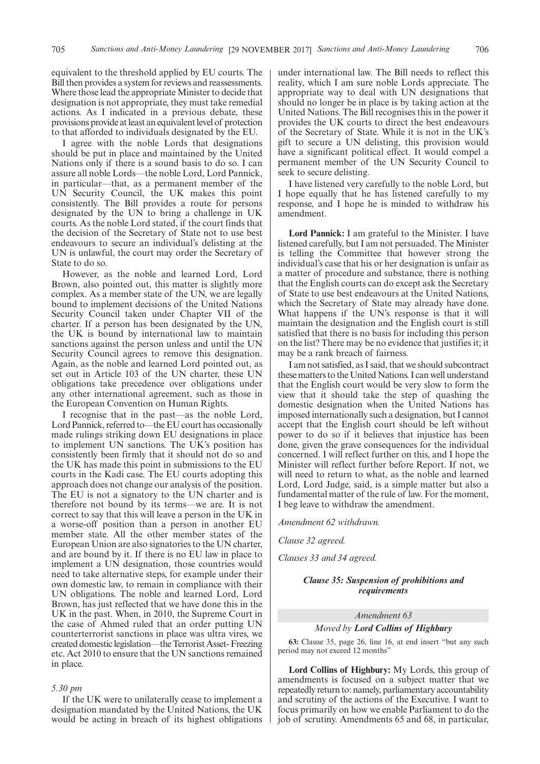equivalent to the threshold applied by EU courts. The Bill then provides a system for reviews and reassessments. Where those lead the appropriate Minister to decide that designation is not appropriate, they must take remedial actions. As I indicated in a previous debate, these provisions provide at least an equivalent level of protection to that afforded to individuals designated by the EU.

I agree with the noble Lords that designations should be put in place and maintained by the United Nations only if there is a sound basis to do so. I can assure all noble Lords—the noble Lord, Lord Pannick, in particular—that, as a permanent member of the UN Security Council, the UK makes this point consistently. The Bill provides a route for persons designated by the UN to bring a challenge in UK courts. As the noble Lord stated, if the court finds that the decision of the Secretary of State not to use best endeavours to secure an individual's delisting at the UN is unlawful, the court may order the Secretary of State to do so.

However, as the noble and learned Lord, Lord Brown, also pointed out, this matter is slightly more complex. As a member state of the UN, we are legally bound to implement decisions of the United Nations Security Council taken under Chapter VII of the charter. If a person has been designated by the UN, the UK is bound by international law to maintain sanctions against the person unless and until the UN Security Council agrees to remove this designation. Again, as the noble and learned Lord pointed out, as set out in Article 103 of the UN charter, these UN obligations take precedence over obligations under any other international agreement, such as those in the European Convention on Human Rights.

I recognise that in the past—as the noble Lord, Lord Pannick, referred to—the EU court has occasionally made rulings striking down EU designations in place to implement UN sanctions. The UK's position has consistently been firmly that it should not do so and the UK has made this point in submissions to the EU courts in the Kadi case. The EU courts adopting this approach does not change our analysis of the position. The EU is not a signatory to the UN charter and is therefore not bound by its terms—we are. It is not correct to say that this will leave a person in the UK in a worse-off position than a person in another EU member state. All the other member states of the European Union are also signatories to the UN charter, and are bound by it. If there is no EU law in place to implement a UN designation, those countries would need to take alternative steps, for example under their own domestic law, to remain in compliance with their UN obligations. The noble and learned Lord, Lord Brown, has just reflected that we have done this in the UK in the past. When, in 2010, the Supreme Court in the case of Ahmed ruled that an order putting UN counterterrorist sanctions in place was ultra vires, we created domestic legislation—the Terrorist Asset-Freezing etc. Act 2010 to ensure that the UN sanctions remained in place.

*5.30 pm*

If the UK were to unilaterally cease to implement a designation mandated by the United Nations, the UK would be acting in breach of its highest obligations under international law. The Bill needs to reflect this reality, which I am sure noble Lords appreciate. The appropriate way to deal with UN designations that should no longer be in place is by taking action at the United Nations. The Bill recognises this in the power it provides the UK courts to direct the best endeavours of the Secretary of State. While it is not in the UK's gift to secure a UN delisting, this provision would have a significant political effect. It would compel a permanent member of the UN Security Council to seek to secure delisting.

I have listened very carefully to the noble Lord, but I hope equally that he has listened carefully to my response, and I hope he is minded to withdraw his amendment.

**Lord Pannick:** I am grateful to the Minister. I have listened carefully, but I am not persuaded. The Minister is telling the Committee that however strong the individual's case that his or her designation is unfair as a matter of procedure and substance, there is nothing that the English courts can do except ask the Secretary of State to use best endeavours at the United Nations, which the Secretary of State may already have done. What happens if the UN's response is that it will maintain the designation and the English court is still satisfied that there is no basis for including this person on the list? There may be no evidence that justifies it; it may be a rank breach of fairness.

I am not satisfied, as I said, that we should subcontract these matters to the United Nations. I can well understand that the English court would be very slow to form the view that it should take the step of quashing the domestic designation when the United Nations has imposed internationally such a designation, but I cannot accept that the English court should be left without power to do so if it believes that injustice has been done, given the grave consequences for the individual concerned. I will reflect further on this, and I hope the Minister will reflect further before Report. If not, we will need to return to what, as the noble and learned Lord, Lord Judge, said, is a simple matter but also a fundamental matter of the rule of law. For the moment, I beg leave to withdraw the amendment.

*Amendment 62 withdrawn.*

*Clause 32 agreed.*

*Clauses 33 and 34 agreed.*

### *Clause 35: Suspension of prohibitions and requirements*

#### *Amendment 63*

#### *Moved by* ***Lord Collins of Highbury***

**63:** Clause 35, page 26, line 16, at end insert "but any such period may not exceed 12 months"

**Lord Collins of Highbury:** My Lords, this group of amendments is focused on a subject matter that we repeatedly return to: namely, parliamentary accountability and scrutiny of the actions of the Executive. I want to focus primarily on how we enable Parliament to do the job of scrutiny. Amendments 65 and 68, in particular,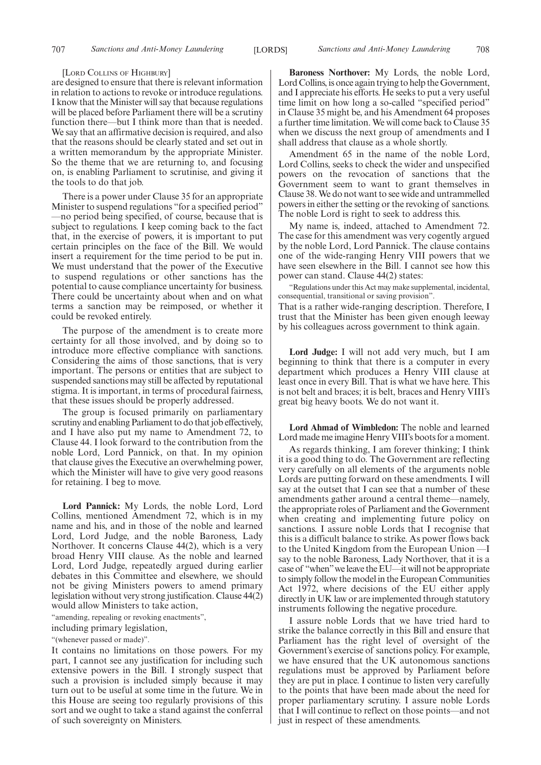[LORD COLLINS OF HIGHBURY]

are designed to ensure that there is relevant information in relation to actions to revoke or introduce regulations. I know that the Minister will say that because regulations will be placed before Parliament there will be a scrutiny function there—but I think more than that is needed. We say that an affirmative decision is required, and also that the reasons should be clearly stated and set out in a written memorandum by the appropriate Minister. So the theme that we are returning to, and focusing on, is enabling Parliament to scrutinise, and giving it the tools to do that job.

There is a power under Clause 35 for an appropriate Minister to suspend regulations "for a specified period"—no period being specified, of course, because that is subject to regulations. I keep coming back to the fact that, in the exercise of powers, it is important to put certain principles on the face of the Bill. We would insert a requirement for the time period to be put in. We must understand that the power of the Executive to suspend regulations or other sanctions has the potential to cause compliance uncertainty for business. There could be uncertainty about when and on what terms a sanction may be reimposed, or whether it could be revoked entirely.

The purpose of the amendment is to create more certainty for all those involved, and by doing so to introduce more effective compliance with sanctions. Considering the aims of those sanctions, that is very important. The persons or entities that are subject to suspended sanctions may still be affected by reputational stigma. It is important, in terms of procedural fairness, that these issues should be properly addressed.

The group is focused primarily on parliamentary scrutiny and enabling Parliament to do that job effectively, and I have also put my name to Amendment 72, to Clause 44. I look forward to the contribution from the noble Lord, Lord Pannick, on that. In my opinion that clause gives the Executive an overwhelming power, which the Minister will have to give very good reasons for retaining. I beg to move.

**Lord Pannick:** My Lords, the noble Lord, Lord Collins, mentioned Amendment 72, which is in my name and his, and in those of the noble and learned Lord, Lord Judge, and the noble Baroness, Lady Northover. It concerns Clause 44(2), which is a very broad Henry VIII clause. As the noble and learned Lord, Lord Judge, repeatedly argued during earlier debates in this Committee and elsewhere, we should not be giving Ministers powers to amend primary legislation without very strong justification. Clause 44(2) would allow Ministers to take action,

"amending, repealing or revoking enactments",

including primary legislation,

"(whenever passed or made)".

It contains no limitations on those powers. For my part, I cannot see any justification for including such extensive powers in the Bill. I strongly suspect that such a provision is included simply because it may turn out to be useful at some time in the future. We in this House are seeing too regularly provisions of this sort and we ought to take a stand against the conferral of such sovereignty on Ministers.

**Baroness Northover:** My Lords, the noble Lord, Lord Collins, is once again trying to help the Government, and I appreciate his efforts. He seeks to put a very useful time limit on how long a so-called "specified period" in Clause 35 might be, and his Amendment 64 proposes a further time limitation. We will come back to Clause 35 when we discuss the next group of amendments and I shall address that clause as a whole shortly.

Amendment 65 in the name of the noble Lord, Lord Collins, seeks to check the wider and unspecified powers on the revocation of sanctions that the Government seem to want to grant themselves in Clause 38. We do not want to see wide and untrammelled powers in either the setting or the revoking of sanctions. The noble Lord is right to seek to address this.

My name is, indeed, attached to Amendment 72. The case for this amendment was very cogently argued by the noble Lord, Lord Pannick. The clause contains one of the wide-ranging Henry VIII powers that we have seen elsewhere in the Bill. I cannot see how this power can stand. Clause 44(2) states:

"Regulations under this Act may make supplemental, incidental, consequential, transitional or saving provision".

That is a rather wide-ranging description. Therefore, I trust that the Minister has been given enough leeway by his colleagues across government to think again.

**Lord Judge:** I will not add very much, but I am beginning to think that there is a computer in every department which produces a Henry VIII clause at least once in every Bill. That is what we have here. This is not belt and braces; it is belt, braces and Henry VIII's great big heavy boots. We do not want it.

**Lord Ahmad of Wimbledon:** The noble and learned Lord made me imagine Henry VIII's boots for a moment.

As regards thinking, I am forever thinking; I think it is a good thing to do. The Government are reflecting very carefully on all elements of the arguments noble Lords are putting forward on these amendments. I will say at the outset that I can see that a number of these amendments gather around a central theme—namely, the appropriate roles of Parliament and the Government when creating and implementing future policy on sanctions. I assure noble Lords that I recognise that this is a difficult balance to strike. As power flows back to the United Kingdom from the European Union —I say to the noble Baroness, Lady Northover, that it is a case of "when" we leave the EU—it will not be appropriate to simply follow the model in the European Communities Act 1972, where decisions of the EU either apply directly in UK law or are implemented through statutory instruments following the negative procedure.

I assure noble Lords that we have tried hard to strike the balance correctly in this Bill and ensure that Parliament has the right level of oversight of the Government's exercise of sanctions policy. For example, we have ensured that the UK autonomous sanctions regulations must be approved by Parliament before they are put in place. I continue to listen very carefully to the points that have been made about the need for proper parliamentary scrutiny. I assure noble Lords that I will continue to reflect on those points—and not just in respect of these amendments.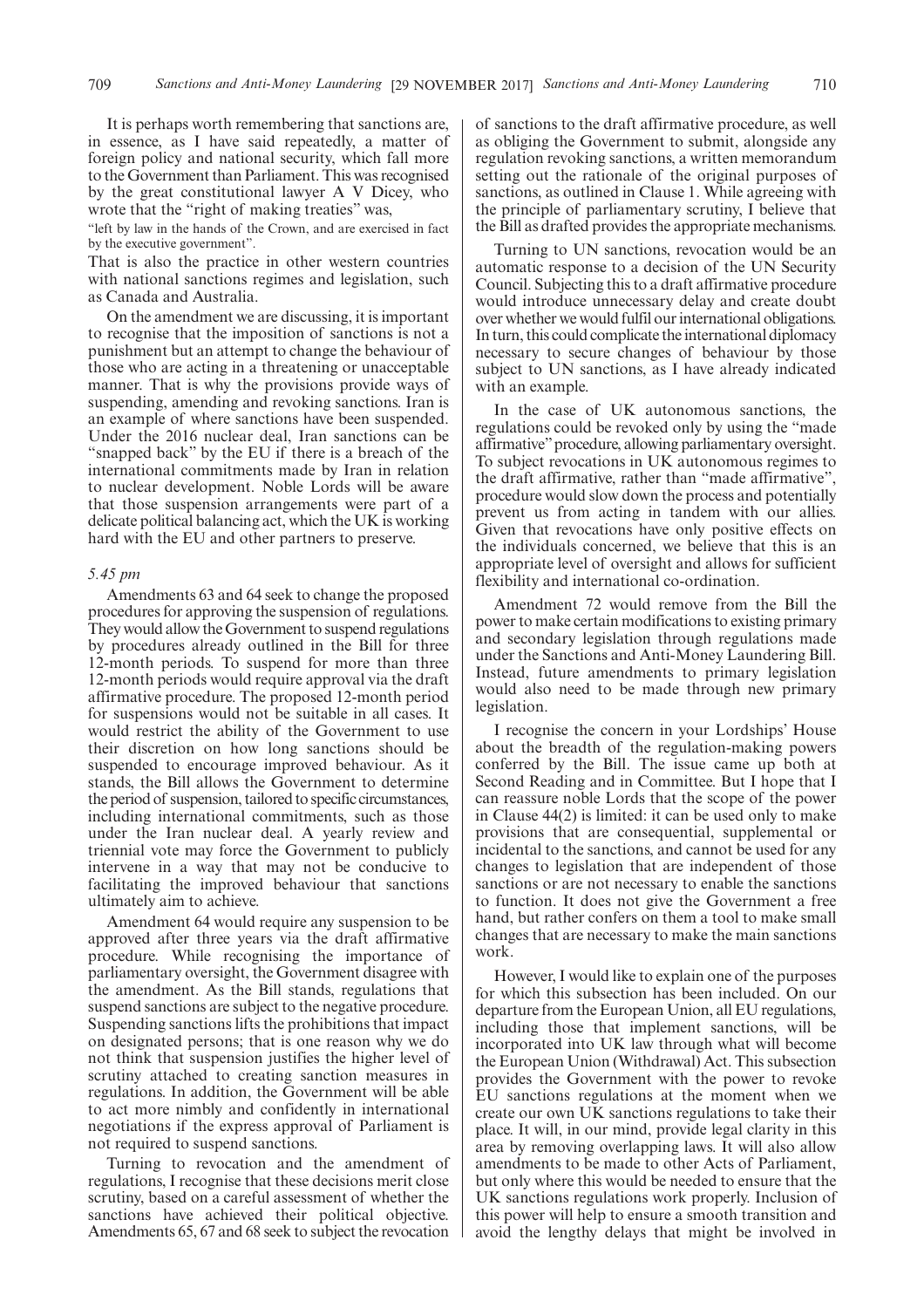It is perhaps worth remembering that sanctions are, in essence, as I have said repeatedly, a matter of foreign policy and national security, which fall more to the Government than Parliament. This was recognised by the great constitutional lawyer A V Dicey, who wrote that the "right of making treaties" was,

"left by law in the hands of the Crown, and are exercised in fact by the executive government".

That is also the practice in other western countries with national sanctions regimes and legislation, such as Canada and Australia.

On the amendment we are discussing, it is important to recognise that the imposition of sanctions is not a punishment but an attempt to change the behaviour of those who are acting in a threatening or unacceptable manner. That is why the provisions provide ways of suspending, amending and revoking sanctions. Iran is an example of where sanctions have been suspended. Under the 2016 nuclear deal, Iran sanctions can be "snapped back" by the EU if there is a breach of the international commitments made by Iran in relation to nuclear development. Noble Lords will be aware that those suspension arrangements were part of a delicate political balancing act, which the UK is working hard with the EU and other partners to preserve.

*5.45 pm*

Amendments 63 and 64 seek to change the proposed procedures for approving the suspension of regulations. They would allow the Government to suspend regulations by procedures already outlined in the Bill for three 12-month periods. To suspend for more than three 12-month periods would require approval via the draft affirmative procedure. The proposed 12-month period for suspensions would not be suitable in all cases. It would restrict the ability of the Government to use their discretion on how long sanctions should be suspended to encourage improved behaviour. As it stands, the Bill allows the Government to determine the period of suspension, tailored to specific circumstances, including international commitments, such as those under the Iran nuclear deal. A yearly review and triennial vote may force the Government to publicly intervene in a way that may not be conducive to facilitating the improved behaviour that sanctions ultimately aim to achieve.

Amendment 64 would require any suspension to be approved after three years via the draft affirmative procedure. While recognising the importance of parliamentary oversight, the Government disagree with the amendment. As the Bill stands, regulations that suspend sanctions are subject to the negative procedure. Suspending sanctions lifts the prohibitions that impact on designated persons; that is one reason why we do not think that suspension justifies the higher level of scrutiny attached to creating sanction measures in regulations. In addition, the Government will be able to act more nimbly and confidently in international negotiations if the express approval of Parliament is not required to suspend sanctions.

Turning to revocation and the amendment of regulations, I recognise that these decisions merit close scrutiny, based on a careful assessment of whether the sanctions have achieved their political objective. Amendments 65, 67 and 68 seek to subject the revocation of sanctions to the draft affirmative procedure, as well as obliging the Government to submit, alongside any regulation revoking sanctions, a written memorandum setting out the rationale of the original purposes of sanctions, as outlined in Clause 1. While agreeing with the principle of parliamentary scrutiny, I believe that the Bill as drafted provides the appropriate mechanisms.

Turning to UN sanctions, revocation would be an automatic response to a decision of the UN Security Council. Subjecting this to a draft affirmative procedure would introduce unnecessary delay and create doubt over whether we would fulfil our international obligations. In turn, this could complicate the international diplomacy necessary to secure changes of behaviour by those subject to UN sanctions, as I have already indicated with an example.

In the case of UK autonomous sanctions, the regulations could be revoked only by using the "made affirmative" procedure, allowing parliamentary oversight. To subject revocations in UK autonomous regimes to the draft affirmative, rather than "made affirmative", procedure would slow down the process and potentially prevent us from acting in tandem with our allies. Given that revocations have only positive effects on the individuals concerned, we believe that this is an appropriate level of oversight and allows for sufficient flexibility and international co-ordination.

Amendment 72 would remove from the Bill the power to make certain modifications to existing primary and secondary legislation through regulations made under the Sanctions and Anti-Money Laundering Bill. Instead, future amendments to primary legislation would also need to be made through new primary legislation.

I recognise the concern in your Lordships' House about the breadth of the regulation-making powers conferred by the Bill. The issue came up both at Second Reading and in Committee. But I hope that I can reassure noble Lords that the scope of the power in Clause 44(2) is limited: it can be used only to make provisions that are consequential, supplemental or incidental to the sanctions, and cannot be used for any changes to legislation that are independent of those sanctions or are not necessary to enable the sanctions to function. It does not give the Government a free hand, but rather confers on them a tool to make small changes that are necessary to make the main sanctions work.

However, I would like to explain one of the purposes for which this subsection has been included. On our departure from the European Union, all EU regulations, including those that implement sanctions, will be incorporated into UK law through what will become the European Union (Withdrawal) Act. This subsection provides the Government with the power to revoke EU sanctions regulations at the moment when we create our own UK sanctions regulations to take their place. It will, in our mind, provide legal clarity in this area by removing overlapping laws. It will also allow amendments to be made to other Acts of Parliament, but only where this would be needed to ensure that the UK sanctions regulations work properly. Inclusion of this power will help to ensure a smooth transition and avoid the lengthy delays that might be involved in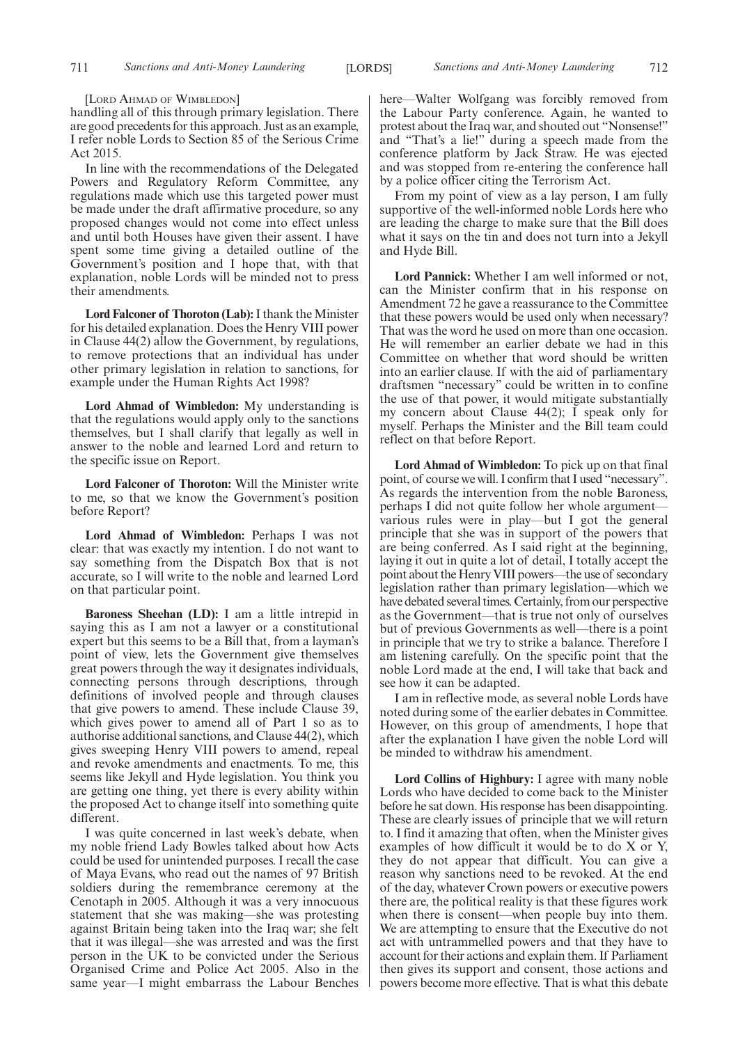[LORD AHMAD OF WIMBLEDON]

handling all of this through primary legislation. There are good precedents for this approach. Just as an example, I refer noble Lords to Section 85 of the Serious Crime Act 2015.

In line with the recommendations of the Delegated Powers and Regulatory Reform Committee, any regulations made which use this targeted power must be made under the draft affirmative procedure, so any proposed changes would not come into effect unless and until both Houses have given their assent. I have spent some time giving a detailed outline of the Government's position and I hope that, with that explanation, noble Lords will be minded not to press their amendments.

**Lord Falconer of Thoroton (Lab):** I thank the Minister for his detailed explanation. Does the Henry VIII power in Clause 44(2) allow the Government, by regulations, to remove protections that an individual has under other primary legislation in relation to sanctions, for example under the Human Rights Act 1998?

**Lord Ahmad of Wimbledon:** My understanding is that the regulations would apply only to the sanctions themselves, but I shall clarify that legally as well in answer to the noble and learned Lord and return to the specific issue on Report.

**Lord Falconer of Thoroton:** Will the Minister write to me, so that we know the Government's position before Report?

**Lord Ahmad of Wimbledon:** Perhaps I was not clear: that was exactly my intention. I do not want to say something from the Dispatch Box that is not accurate, so I will write to the noble and learned Lord on that particular point.

**Baroness Sheehan (LD):** I am a little intrepid in saying this as I am not a lawyer or a constitutional expert but this seems to be a Bill that, from a layman's point of view, lets the Government give themselves great powers through the way it designates individuals, connecting persons through descriptions, through definitions of involved people and through clauses that give powers to amend. These include Clause 39, which gives power to amend all of Part 1 so as to authorise additional sanctions, and Clause 44(2), which gives sweeping Henry VIII powers to amend, repeal and revoke amendments and enactments. To me, this seems like Jekyll and Hyde legislation. You think you are getting one thing, yet there is every ability within the proposed Act to change itself into something quite different.

I was quite concerned in last week's debate, when my noble friend Lady Bowles talked about how Acts could be used for unintended purposes. I recall the case of Maya Evans, who read out the names of 97 British soldiers during the remembrance ceremony at the Cenotaph in 2005. Although it was a very innocuous statement that she was making—she was protesting against Britain being taken into the Iraq war; she felt that it was illegal—she was arrested and was the first person in the UK to be convicted under the Serious Organised Crime and Police Act 2005. Also in the same year—I might embarrass the Labour Benches here—Walter Wolfgang was forcibly removed from the Labour Party conference. Again, he wanted to protest about the Iraq war, and shouted out "Nonsense!" and "That's a lie!" during a speech made from the conference platform by Jack Straw. He was ejected and was stopped from re-entering the conference hall by a police officer citing the Terrorism Act.

From my point of view as a lay person, I am fully supportive of the well-informed noble Lords here who are leading the charge to make sure that the Bill does what it says on the tin and does not turn into a Jekyll and Hyde Bill.

**Lord Pannick:** Whether I am well informed or not, can the Minister confirm that in his response on Amendment 72 he gave a reassurance to the Committee that these powers would be used only when necessary? That was the word he used on more than one occasion. He will remember an earlier debate we had in this Committee on whether that word should be written into an earlier clause. If with the aid of parliamentary draftsmen "necessary" could be written in to confine the use of that power, it would mitigate substantially my concern about Clause 44(2); I speak only for myself. Perhaps the Minister and the Bill team could reflect on that before Report.

**Lord Ahmad of Wimbledon:** To pick up on that final point, of course we will. I confirm that I used "necessary". As regards the intervention from the noble Baroness, perhaps I did not quite follow her whole argument—various rules were in play—but I got the general principle that she was in support of the powers that are being conferred. As I said right at the beginning, laying it out in quite a lot of detail, I totally accept the point about the Henry VIII powers—the use of secondary legislation rather than primary legislation—which we have debated several times. Certainly, from our perspective as the Government—that is true not only of ourselves but of previous Governments as well—there is a point in principle that we try to strike a balance. Therefore I am listening carefully. On the specific point that the noble Lord made at the end, I will take that back and see how it can be adapted.

I am in reflective mode, as several noble Lords have noted during some of the earlier debates in Committee. However, on this group of amendments, I hope that after the explanation I have given the noble Lord will be minded to withdraw his amendment.

**Lord Collins of Highbury:** I agree with many noble Lords who have decided to come back to the Minister before he sat down. His response has been disappointing. These are clearly issues of principle that we will return to. I find it amazing that often, when the Minister gives examples of how difficult it would be to do X or Y, they do not appear that difficult. You can give a reason why sanctions need to be revoked. At the end of the day, whatever Crown powers or executive powers there are, the political reality is that these figures work when there is consent—when people buy into them. We are attempting to ensure that the Executive do not act with untrammelled powers and that they have to account for their actions and explain them. If Parliament then gives its support and consent, those actions and powers become more effective. That is what this debate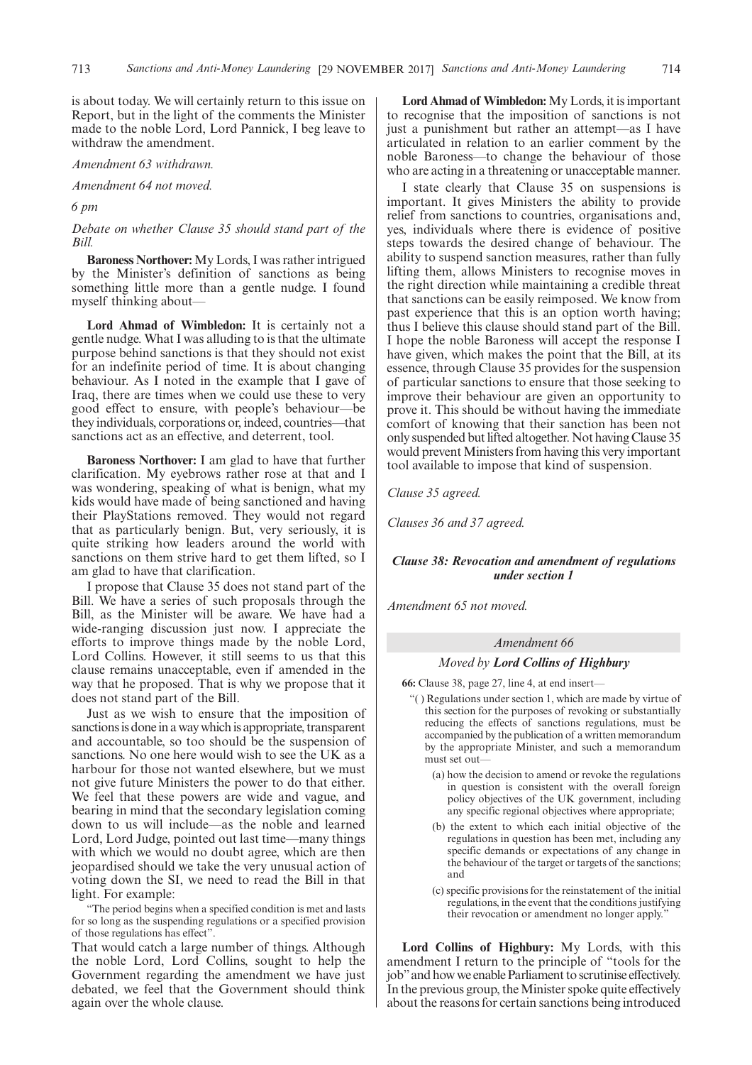is about today. We will certainly return to this issue on Report, but in the light of the comments the Minister made to the noble Lord, Lord Pannick, I beg leave to withdraw the amendment.

*Amendment 63 withdrawn.*

*Amendment 64 not moved.*

*6 pm*

*Debate on whether Clause 35 should stand part of the Bill.*

**Baroness Northover:** My Lords, I was rather intrigued by the Minister's definition of sanctions as being something little more than a gentle nudge. I found myself thinking about—

**Lord Ahmad of Wimbledon:** It is certainly not a gentle nudge. What I was alluding to is that the ultimate purpose behind sanctions is that they should not exist for an indefinite period of time. It is about changing behaviour. As I noted in the example that I gave of Iraq, there are times when we could use these to very good effect to ensure, with people's behaviour—be they individuals, corporations or, indeed, countries—that sanctions act as an effective, and deterrent, tool.

**Baroness Northover:** I am glad to have that further clarification. My eyebrows rather rose at that and I was wondering, speaking of what is benign, what my kids would have made of being sanctioned and having their PlayStations removed. They would not regard that as particularly benign. But, very seriously, it is quite striking how leaders around the world with sanctions on them strive hard to get them lifted, so I am glad to have that clarification.

I propose that Clause 35 does not stand part of the Bill. We have a series of such proposals through the Bill, as the Minister will be aware. We have had a wide-ranging discussion just now. I appreciate the efforts to improve things made by the noble Lord, Lord Collins. However, it still seems to us that this clause remains unacceptable, even if amended in the way that he proposed. That is why we propose that it does not stand part of the Bill.

Just as we wish to ensure that the imposition of sanctions is done in a way which is appropriate, transparent and accountable, so too should be the suspension of sanctions. No one here would wish to see the UK as a harbour for those not wanted elsewhere, but we must not give future Ministers the power to do that either. We feel that these powers are wide and vague, and bearing in mind that the secondary legislation coming down to us will include—as the noble and learned Lord, Lord Judge, pointed out last time—many things with which we would no doubt agree, which are then jeopardised should we take the very unusual action of voting down the SI, we need to read the Bill in that light. For example:

"The period begins when a specified condition is met and lasts for so long as the suspending regulations or a specified provision of those regulations has effect".

That would catch a large number of things. Although the noble Lord, Lord Collins, sought to help the Government regarding the amendment we have just debated, we feel that the Government should think again over the whole clause.

**Lord Ahmad of Wimbledon:** My Lords, it is important to recognise that the imposition of sanctions is not just a punishment but rather an attempt—as I have articulated in relation to an earlier comment by the noble Baroness—to change the behaviour of those who are acting in a threatening or unacceptable manner.

I state clearly that Clause 35 on suspensions is important. It gives Ministers the ability to provide relief from sanctions to countries, organisations and, yes, individuals where there is evidence of positive steps towards the desired change of behaviour. The ability to suspend sanction measures, rather than fully lifting them, allows Ministers to recognise moves in the right direction while maintaining a credible threat that sanctions can be easily reimposed. We know from past experience that this is an option worth having; thus I believe this clause should stand part of the Bill. I hope the noble Baroness will accept the response I have given, which makes the point that the Bill, at its essence, through Clause 35 provides for the suspension of particular sanctions to ensure that those seeking to improve their behaviour are given an opportunity to prove it. This should be without having the immediate comfort of knowing that their sanction has been not only suspended but lifted altogether. Not having Clause 35 would prevent Ministers from having this very important tool available to impose that kind of suspension.

*Clause 35 agreed.*

*Clauses 36 and 37 agreed.*

### *Clause 38: Revocation and amendment of regulations under section 1*

*Amendment 65 not moved.*

#### *Amendment 66*

*Moved by* ***Lord Collins of Highbury***

**66:** Clause 38, page 27, line 4, at end insert—

"( ) Regulations under section 1, which are made by virtue of this section for the purposes of revoking or substantially reducing the effects of sanctions regulations, must be accompanied by the publication of a written memorandum by the appropriate Minister, and such a memorandum must set out—

(a) how the decision to amend or revoke the regulations in question is consistent with the overall foreign policy objectives of the UK government, including any specific regional objectives where appropriate;

(b) the extent to which each initial objective of the regulations in question has been met, including any specific demands or expectations of any change in the behaviour of the target or targets of the sanctions; and

(c) specific provisions for the reinstatement of the initial regulations, in the event that the conditions justifying their revocation or amendment no longer apply."

**Lord Collins of Highbury:** My Lords, with this amendment I return to the principle of "tools for the job" and how we enable Parliament to scrutinise effectively. In the previous group, the Minister spoke quite effectively about the reasons for certain sanctions being introduced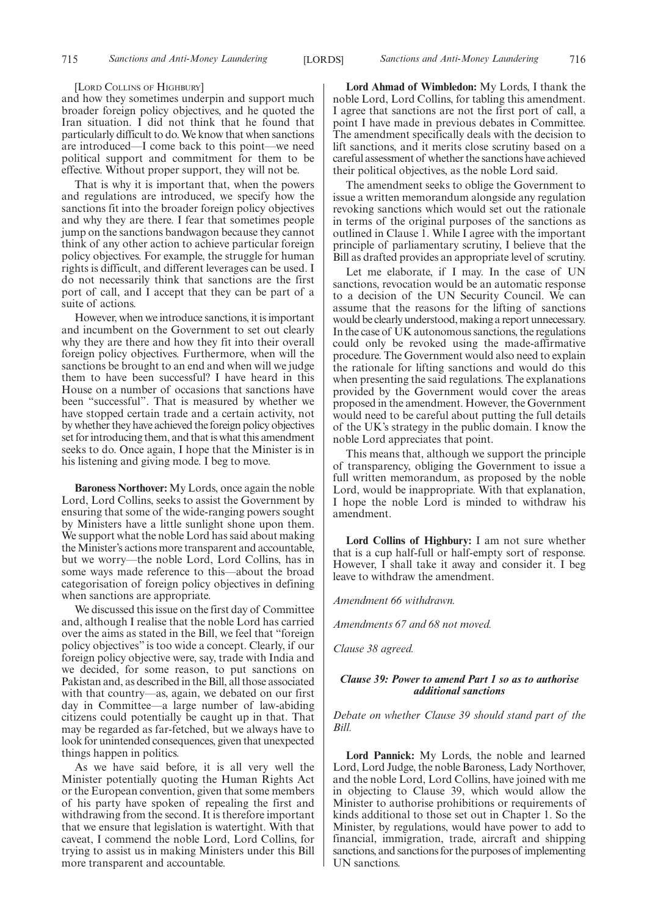[Lord Collins of Highbury]

and how they sometimes underpin and support much broader foreign policy objectives, and he quoted the Iran situation. I did not think that he found that particularly difficult to do. We know that when sanctions are introduced—I come back to this point—we need political support and commitment for them to be effective. Without proper support, they will not be.

That is why it is important that, when the powers and regulations are introduced, we specify how the sanctions fit into the broader foreign policy objectives and why they are there. I fear that sometimes people jump on the sanctions bandwagon because they cannot think of any other action to achieve particular foreign policy objectives. For example, the struggle for human rights is difficult, and different leverages can be used. I do not necessarily think that sanctions are the first port of call, and I accept that they can be part of a suite of actions.

However, when we introduce sanctions, it is important and incumbent on the Government to set out clearly why they are there and how they fit into their overall foreign policy objectives. Furthermore, when will the sanctions be brought to an end and when will we judge them to have been successful? I have heard in this House on a number of occasions that sanctions have been "successful". That is measured by whether we have stopped certain trade and a certain activity, not by whether they have achieved the foreign policy objectives set for introducing them, and that is what this amendment seeks to do. Once again, I hope that the Minister is in his listening and giving mode. I beg to move.

**Baroness Northover:** My Lords, once again the noble Lord, Lord Collins, seeks to assist the Government by ensuring that some of the wide-ranging powers sought by Ministers have a little sunlight shone upon them. We support what the noble Lord has said about making the Minister's actions more transparent and accountable, but we worry—the noble Lord, Lord Collins, has in some ways made reference to this—about the broad categorisation of foreign policy objectives in defining when sanctions are appropriate.

We discussed this issue on the first day of Committee and, although I realise that the noble Lord has carried over the aims as stated in the Bill, we feel that "foreign policy objectives" is too wide a concept. Clearly, if our foreign policy objective were, say, trade with India and we decided, for some reason, to put sanctions on Pakistan and, as described in the Bill, all those associated with that country—as, again, we debated on our first day in Committee—a large number of law-abiding citizens could potentially be caught up in that. That may be regarded as far-fetched, but we always have to look for unintended consequences, given that unexpected things happen in politics.

As we have said before, it is all very well the Minister potentially quoting the Human Rights Act or the European convention, given that some members of his party have spoken of repealing the first and withdrawing from the second. It is therefore important that we ensure that legislation is watertight. With that caveat, I commend the noble Lord, Lord Collins, for trying to assist us in making Ministers under this Bill more transparent and accountable.

**Lord Ahmad of Wimbledon:** My Lords, I thank the noble Lord, Lord Collins, for tabling this amendment. I agree that sanctions are not the first port of call, a point I have made in previous debates in Committee. The amendment specifically deals with the decision to lift sanctions, and it merits close scrutiny based on a careful assessment of whether the sanctions have achieved their political objectives, as the noble Lord said.

The amendment seeks to oblige the Government to issue a written memorandum alongside any regulation revoking sanctions which would set out the rationale in terms of the original purposes of the sanctions as outlined in Clause 1. While I agree with the important principle of parliamentary scrutiny, I believe that the Bill as drafted provides an appropriate level of scrutiny.

Let me elaborate, if I may. In the case of UN sanctions, revocation would be an automatic response to a decision of the UN Security Council. We can assume that the reasons for the lifting of sanctions would be clearly understood, making a report unnecessary. In the case of UK autonomous sanctions, the regulations could only be revoked using the made-affirmative procedure. The Government would also need to explain the rationale for lifting sanctions and would do this when presenting the said regulations. The explanations provided by the Government would cover the areas proposed in the amendment. However, the Government would need to be careful about putting the full details of the UK's strategy in the public domain. I know the noble Lord appreciates that point.

This means that, although we support the principle of transparency, obliging the Government to issue a full written memorandum, as proposed by the noble Lord, would be inappropriate. With that explanation, I hope the noble Lord is minded to withdraw his amendment.

**Lord Collins of Highbury:** I am not sure whether that is a cup half-full or half-empty sort of response. However, I shall take it away and consider it. I beg leave to withdraw the amendment.

*Amendment 66 withdrawn.*

*Amendments 67 and 68 not moved.*

*Clause 38 agreed.*

### *Clause 39: Power to amend Part 1 so as to authorise additional sanctions*

*Debate on whether Clause 39 should stand part of the Bill.*

**Lord Pannick:** My Lords, the noble and learned Lord, Lord Judge, the noble Baroness, Lady Northover, and the noble Lord, Lord Collins, have joined with me in objecting to Clause 39, which would allow the Minister to authorise prohibitions or requirements of kinds additional to those set out in Chapter 1. So the Minister, by regulations, would have power to add to financial, immigration, trade, aircraft and shipping sanctions, and sanctions for the purposes of implementing UN sanctions.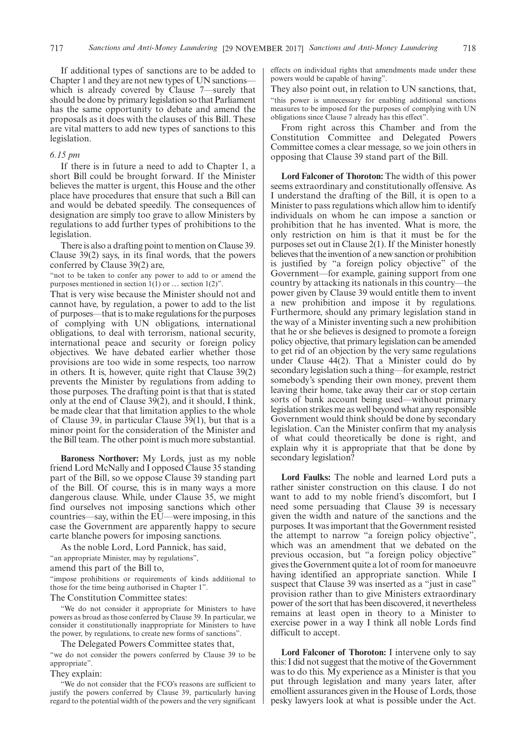If additional types of sanctions are to be added to Chapter 1 and they are not new types of UN sanctions—which is already covered by Clause 7—surely that should be done by primary legislation so that Parliament has the same opportunity to debate and amend the proposals as it does with the clauses of this Bill. These are vital matters to add new types of sanctions to this legislation.

*6.15 pm*

If there is in future a need to add to Chapter 1, a short Bill could be brought forward. If the Minister believes the matter is urgent, this House and the other place have procedures that ensure that such a Bill can and would be debated speedily. The consequences of designation are simply too grave to allow Ministers by regulations to add further types of prohibitions to the legislation.

There is also a drafting point to mention on Clause 39. Clause 39(2) says, in its final words, that the powers conferred by Clause 39(2) are,

"not to be taken to confer any power to add to or amend the purposes mentioned in section 1(1) or … section 1(2)".

That is very wise because the Minister should not and cannot have, by regulation, a power to add to the list of purposes—that is to make regulations for the purposes of complying with UN obligations, international obligations, to deal with terrorism, national security, international peace and security or foreign policy objectives. We have debated earlier whether those provisions are too wide in some respects, too narrow in others. It is, however, quite right that Clause 39(2) prevents the Minister by regulations from adding to those purposes. The drafting point is that that is stated only at the end of Clause 39(2), and it should, I think, be made clear that that limitation applies to the whole of Clause 39, in particular Clause 39(1), but that is a minor point for the consideration of the Minister and the Bill team. The other point is much more substantial.

**Baroness Northover:** My Lords, just as my noble friend Lord McNally and I opposed Clause 35 standing part of the Bill, so we oppose Clause 39 standing part of the Bill. Of course, this is in many ways a more dangerous clause. While, under Clause 35, we might find ourselves not imposing sanctions which other countries—say, within the EU—were imposing, in this case the Government are apparently happy to secure carte blanche powers for imposing sanctions.

As the noble Lord, Lord Pannick, has said,

"an appropriate Minister, may by regulations",

amend this part of the Bill to,

"impose prohibitions or requirements of kinds additional to those for the time being authorised in Chapter 1".

The Constitution Committee states:

"We do not consider it appropriate for Ministers to have powers as broad as those conferred by Clause 39. In particular, we consider it constitutionally inappropriate for Ministers to have the power, by regulations, to create new forms of sanctions".

The Delegated Powers Committee states that,

"we do not consider the powers conferred by Clause 39 to be appropriate".

They explain:

"We do not consider that the FCO's reasons are sufficient to justify the powers conferred by Clause 39, particularly having regard to the potential width of the powers and the very significant effects on individual rights that amendments made under these powers would be capable of having".

They also point out, in relation to UN sanctions, that,

"this power is unnecessary for enabling additional sanctions measures to be imposed for the purposes of complying with UN obligations since Clause 7 already has this effect".

From right across this Chamber and from the Constitution Committee and Delegated Powers Committee comes a clear message, so we join others in opposing that Clause 39 stand part of the Bill.

**Lord Falconer of Thoroton:** The width of this power seems extraordinary and constitutionally offensive. As I understand the drafting of the Bill, it is open to a Minister to pass regulations which allow him to identify individuals on whom he can impose a sanction or prohibition that he has invented. What is more, the only restriction on him is that it must be for the purposes set out in Clause 2(1). If the Minister honestly believes that the invention of a new sanction or prohibition is justified by "a foreign policy objective" of the Government—for example, gaining support from one country by attacking its nationals in this country—the power given by Clause 39 would entitle them to invent a new prohibition and impose it by regulations. Furthermore, should any primary legislation stand in the way of a Minister inventing such a new prohibition that he or she believes is designed to promote a foreign policy objective, that primary legislation can be amended to get rid of an objection by the very same regulations under Clause 44(2). That a Minister could do by secondary legislation such a thing—for example, restrict somebody's spending their own money, prevent them leaving their home, take away their car or stop certain sorts of bank account being used—without primary legislation strikes me as well beyond what any responsible Government would think should be done by secondary legislation. Can the Minister confirm that my analysis of what could theoretically be done is right, and explain why it is appropriate that that be done by secondary legislation?

**Lord Faulks:** The noble and learned Lord puts a rather sinister construction on this clause. I do not want to add to my noble friend's discomfort, but I need some persuading that Clause 39 is necessary given the width and nature of the sanctions and the purposes. It was important that the Government resisted the attempt to narrow "a foreign policy objective", which was an amendment that we debated on the previous occasion, but "a foreign policy objective" gives the Government quite a lot of room for manoeuvre having identified an appropriate sanction. While I suspect that Clause 39 was inserted as a "just in case" provision rather than to give Ministers extraordinary power of the sort that has been discovered, it nevertheless remains at least open in theory to a Minister to exercise power in a way I think all noble Lords find difficult to accept.

**Lord Falconer of Thoroton:** I intervene only to say this: I did not suggest that the motive of the Government was to do this. My experience as a Minister is that you put through legislation and many years later, after emollient assurances given in the House of Lords, those pesky lawyers look at what is possible under the Act.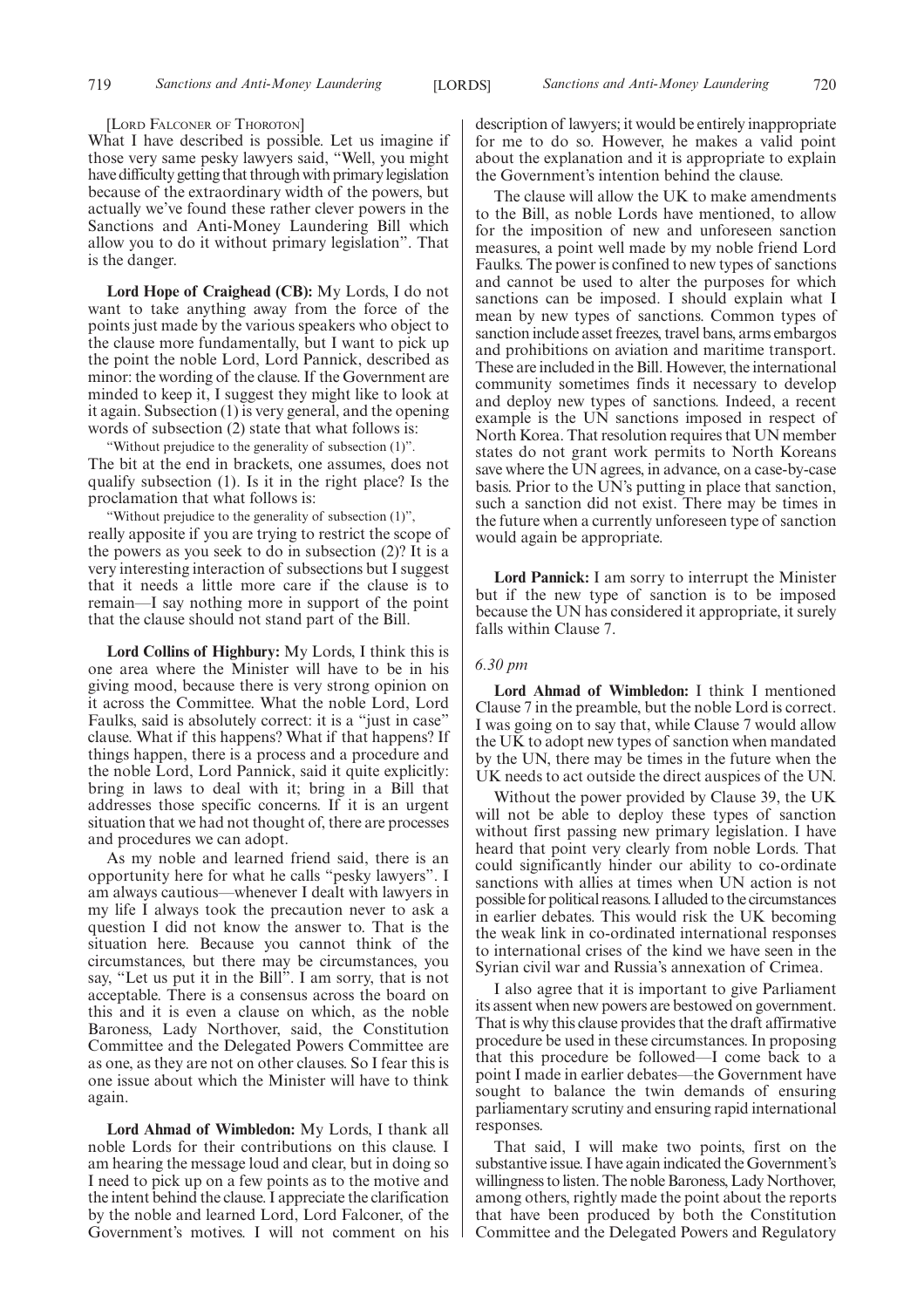[LORD FALCONER OF THOROTON]

What I have described is possible. Let us imagine if those very same pesky lawyers said, "Well, you might have difficulty getting that through with primary legislation because of the extraordinary width of the powers, but actually we've found these rather clever powers in the Sanctions and Anti-Money Laundering Bill which allow you to do it without primary legislation". That is the danger.

**Lord Hope of Craighead (CB):** My Lords, I do not want to take anything away from the force of the points just made by the various speakers who object to the clause more fundamentally, but I want to pick up the point the noble Lord, Lord Pannick, described as minor: the wording of the clause. If the Government are minded to keep it, I suggest they might like to look at it again. Subsection (1) is very general, and the opening words of subsection (2) state that what follows is:

"Without prejudice to the generality of subsection (1)".

The bit at the end in brackets, one assumes, does not qualify subsection (1). Is it in the right place? Is the proclamation that what follows is:

"Without prejudice to the generality of subsection (1)",

really apposite if you are trying to restrict the scope of the powers as you seek to do in subsection (2)? It is a very interesting interaction of subsections but I suggest that it needs a little more care if the clause is to remain—I say nothing more in support of the point that the clause should not stand part of the Bill.

**Lord Collins of Highbury:** My Lords, I think this is one area where the Minister will have to be in his giving mood, because there is very strong opinion on it across the Committee. What the noble Lord, Lord Faulks, said is absolutely correct: it is a "just in case" clause. What if this happens? What if that happens? If things happen, there is a process and a procedure and the noble Lord, Lord Pannick, said it quite explicitly: bring in laws to deal with it; bring in a Bill that addresses those specific concerns. If it is an urgent situation that we had not thought of, there are processes and procedures we can adopt.

As my noble and learned friend said, there is an opportunity here for what he calls "pesky lawyers". I am always cautious—whenever I dealt with lawyers in my life I always took the precaution never to ask a question I did not know the answer to. That is the situation here. Because you cannot think of the circumstances, but there may be circumstances, you say, "Let us put it in the Bill". I am sorry, that is not acceptable. There is a consensus across the board on this and it is even a clause on which, as the noble Baroness, Lady Northover, said, the Constitution Committee and the Delegated Powers Committee are as one, as they are not on other clauses. So I fear this is one issue about which the Minister will have to think again.

**Lord Ahmad of Wimbledon:** My Lords, I thank all noble Lords for their contributions on this clause. I am hearing the message loud and clear, but in doing so I need to pick up on a few points as to the motive and the intent behind the clause. I appreciate the clarification by the noble and learned Lord, Lord Falconer, of the Government's motives. I will not comment on his description of lawyers; it would be entirely inappropriate for me to do so. However, he makes a valid point about the explanation and it is appropriate to explain the Government's intention behind the clause.

The clause will allow the UK to make amendments to the Bill, as noble Lords have mentioned, to allow for the imposition of new and unforeseen sanction measures, a point well made by my noble friend Lord Faulks. The power is confined to new types of sanctions and cannot be used to alter the purposes for which sanctions can be imposed. I should explain what I mean by new types of sanctions. Common types of sanction include asset freezes, travel bans, arms embargos and prohibitions on aviation and maritime transport. These are included in the Bill. However, the international community sometimes finds it necessary to develop and deploy new types of sanctions. Indeed, a recent example is the UN sanctions imposed in respect of North Korea. That resolution requires that UN member states do not grant work permits to North Koreans save where the UN agrees, in advance, on a case-by-case basis. Prior to the UN's putting in place that sanction, such a sanction did not exist. There may be times in the future when a currently unforeseen type of sanction would again be appropriate.

**Lord Pannick:** I am sorry to interrupt the Minister but if the new type of sanction is to be imposed because the UN has considered it appropriate, it surely falls within Clause 7.

*6.30 pm*

**Lord Ahmad of Wimbledon:** I think I mentioned Clause 7 in the preamble, but the noble Lord is correct. I was going on to say that, while Clause 7 would allow the UK to adopt new types of sanction when mandated by the UN, there may be times in the future when the UK needs to act outside the direct auspices of the UN.

Without the power provided by Clause 39, the UK will not be able to deploy these types of sanction without first passing new primary legislation. I have heard that point very clearly from noble Lords. That could significantly hinder our ability to co-ordinate sanctions with allies at times when UN action is not possible for political reasons. I alluded to the circumstances in earlier debates. This would risk the UK becoming the weak link in co-ordinated international responses to international crises of the kind we have seen in the Syrian civil war and Russia's annexation of Crimea.

I also agree that it is important to give Parliament its assent when new powers are bestowed on government. That is why this clause provides that the draft affirmative procedure be used in these circumstances. In proposing that this procedure be followed—I come back to a point I made in earlier debates—the Government have sought to balance the twin demands of ensuring parliamentary scrutiny and ensuring rapid international responses.

That said, I will make two points, first on the substantive issue. I have again indicated the Government's willingness to listen. The noble Baroness, Lady Northover, among others, rightly made the point about the reports that have been produced by both the Constitution Committee and the Delegated Powers and Regulatory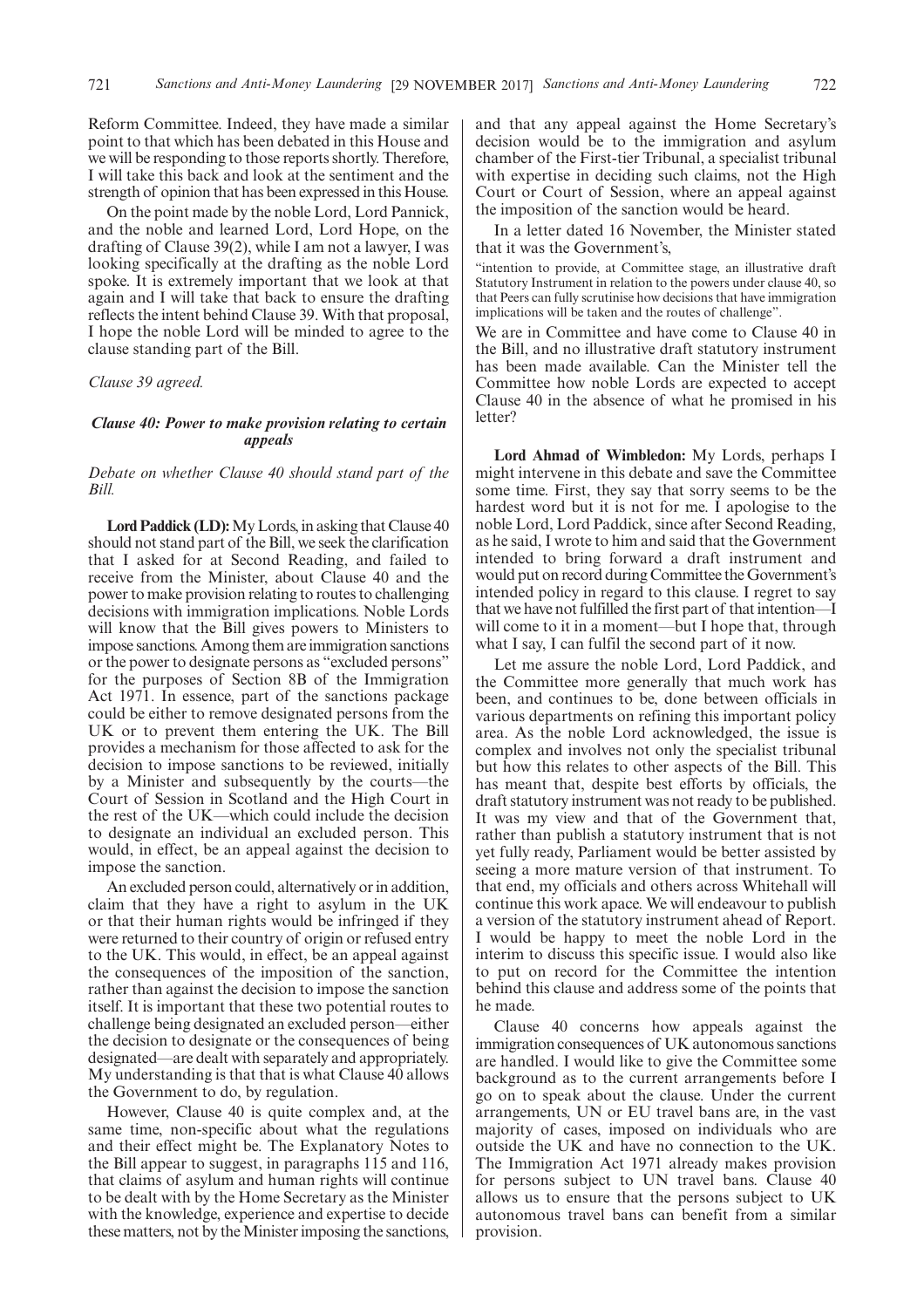Reform Committee. Indeed, they have made a similar point to that which has been debated in this House and we will be responding to those reports shortly. Therefore, I will take this back and look at the sentiment and the strength of opinion that has been expressed in this House.

On the point made by the noble Lord, Lord Pannick, and the noble and learned Lord, Lord Hope, on the drafting of Clause 39(2), while I am not a lawyer, I was looking specifically at the drafting as the noble Lord spoke. It is extremely important that we look at that again and I will take that back to ensure the drafting reflects the intent behind Clause 39. With that proposal, I hope the noble Lord will be minded to agree to the clause standing part of the Bill.

*Clause 39 agreed.*

### *Clause 40: Power to make provision relating to certain appeals*

*Debate on whether Clause 40 should stand part of the Bill.*

**Lord Paddick (LD):** My Lords, in asking that Clause 40 should not stand part of the Bill, we seek the clarification that I asked for at Second Reading, and failed to receive from the Minister, about Clause 40 and the power to make provision relating to routes to challenging decisions with immigration implications. Noble Lords will know that the Bill gives powers to Ministers to impose sanctions. Among them are immigration sanctions or the power to designate persons as "excluded persons" for the purposes of Section 8B of the Immigration Act 1971. In essence, part of the sanctions package could be either to remove designated persons from the UK or to prevent them entering the UK. The Bill provides a mechanism for those affected to ask for the decision to impose sanctions to be reviewed, initially by a Minister and subsequently by the courts—the Court of Session in Scotland and the High Court in the rest of the UK—which could include the decision to designate an individual an excluded person. This would, in effect, be an appeal against the decision to impose the sanction.

An excluded person could, alternatively or in addition, claim that they have a right to asylum in the UK or that their human rights would be infringed if they were returned to their country of origin or refused entry to the UK. This would, in effect, be an appeal against the consequences of the imposition of the sanction, rather than against the decision to impose the sanction itself. It is important that these two potential routes to challenge being designated an excluded person—either the decision to designate or the consequences of being designated—are dealt with separately and appropriately. My understanding is that that is what Clause 40 allows the Government to do, by regulation.

However, Clause 40 is quite complex and, at the same time, non-specific about what the regulations and their effect might be. The Explanatory Notes to the Bill appear to suggest, in paragraphs 115 and 116, that claims of asylum and human rights will continue to be dealt with by the Home Secretary as the Minister with the knowledge, experience and expertise to decide these matters, not by the Minister imposing the sanctions, and that any appeal against the Home Secretary's decision would be to the immigration and asylum chamber of the First-tier Tribunal, a specialist tribunal with expertise in deciding such claims, not the High Court or Court of Session, where an appeal against the imposition of the sanction would be heard.

In a letter dated 16 November, the Minister stated that it was the Government's,

"intention to provide, at Committee stage, an illustrative draft Statutory Instrument in relation to the powers under clause 40, so that Peers can fully scrutinise how decisions that have immigration implications will be taken and the routes of challenge".

We are in Committee and have come to Clause 40 in the Bill, and no illustrative draft statutory instrument has been made available. Can the Minister tell the Committee how noble Lords are expected to accept Clause 40 in the absence of what he promised in his letter?

**Lord Ahmad of Wimbledon:** My Lords, perhaps I might intervene in this debate and save the Committee some time. First, they say that sorry seems to be the hardest word but it is not for me. I apologise to the noble Lord, Lord Paddick, since after Second Reading, as he said, I wrote to him and said that the Government intended to bring forward a draft instrument and would put on record during Committee the Government's intended policy in regard to this clause. I regret to say that we have not fulfilled the first part of that intention—I will come to it in a moment—but I hope that, through what I say, I can fulfil the second part of it now.

Let me assure the noble Lord, Lord Paddick, and the Committee more generally that much work has been, and continues to be, done between officials in various departments on refining this important policy area. As the noble Lord acknowledged, the issue is complex and involves not only the specialist tribunal but how this relates to other aspects of the Bill. This has meant that, despite best efforts by officials, the draft statutory instrument was not ready to be published. It was my view and that of the Government that, rather than publish a statutory instrument that is not yet fully ready, Parliament would be better assisted by seeing a more mature version of that instrument. To that end, my officials and others across Whitehall will continue this work apace. We will endeavour to publish a version of the statutory instrument ahead of Report. I would be happy to meet the noble Lord in the interim to discuss this specific issue. I would also like to put on record for the Committee the intention behind this clause and address some of the points that he made.

Clause 40 concerns how appeals against the immigration consequences of UK autonomous sanctions are handled. I would like to give the Committee some background as to the current arrangements before I go on to speak about the clause. Under the current arrangements, UN or EU travel bans are, in the vast majority of cases, imposed on individuals who are outside the UK and have no connection to the UK. The Immigration Act 1971 already makes provision for persons subject to UN travel bans. Clause 40 allows us to ensure that the persons subject to UK autonomous travel bans can benefit from a similar provision.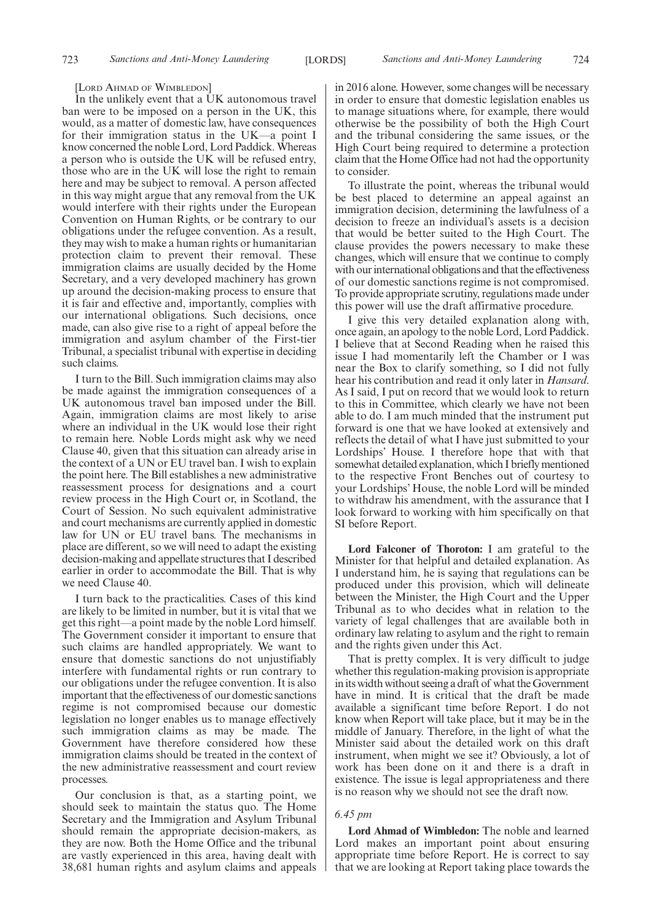[LORD AHMAD OF WIMBLEDON]

In the unlikely event that a UK autonomous travel ban were to be imposed on a person in the UK, this would, as a matter of domestic law, have consequences for their immigration status in the UK—a point I know concerned the noble Lord, Lord Paddick. Whereas a person who is outside the UK will be refused entry, those who are in the UK will lose the right to remain here and may be subject to removal. A person affected in this way might argue that any removal from the UK would interfere with their rights under the European Convention on Human Rights, or be contrary to our obligations under the refugee convention. As a result, they may wish to make a human rights or humanitarian protection claim to prevent their removal. These immigration claims are usually decided by the Home Secretary, and a very developed machinery has grown up around the decision-making process to ensure that it is fair and effective and, importantly, complies with our international obligations. Such decisions, once made, can also give rise to a right of appeal before the immigration and asylum chamber of the First-tier Tribunal, a specialist tribunal with expertise in deciding such claims.

I turn to the Bill. Such immigration claims may also be made against the immigration consequences of a UK autonomous travel ban imposed under the Bill. Again, immigration claims are most likely to arise where an individual in the UK would lose their right to remain here. Noble Lords might ask why we need Clause 40, given that this situation can already arise in the context of a UN or EU travel ban. I wish to explain the point here. The Bill establishes a new administrative reassessment process for designations and a court review process in the High Court or, in Scotland, the Court of Session. No such equivalent administrative and court mechanisms are currently applied in domestic law for UN or EU travel bans. The mechanisms in place are different, so we will need to adapt the existing decision-making and appellate structures that I described earlier in order to accommodate the Bill. That is why we need Clause 40.

I turn back to the practicalities. Cases of this kind are likely to be limited in number, but it is vital that we get this right—a point made by the noble Lord himself. The Government consider it important to ensure that such claims are handled appropriately. We want to ensure that domestic sanctions do not unjustifiably interfere with fundamental rights or run contrary to our obligations under the refugee convention. It is also important that the effectiveness of our domestic sanctions regime is not compromised because our domestic legislation no longer enables us to manage effectively such immigration claims as may be made. The Government have therefore considered how these immigration claims should be treated in the context of the new administrative reassessment and court review processes.

Our conclusion is that, as a starting point, we should seek to maintain the status quo. The Home Secretary and the Immigration and Asylum Tribunal should remain the appropriate decision-makers, as they are now. Both the Home Office and the tribunal are vastly experienced in this area, having dealt with 38,681 human rights and asylum claims and appeals in 2016 alone. However, some changes will be necessary in order to ensure that domestic legislation enables us to manage situations where, for example, there would otherwise be the possibility of both the High Court and the tribunal considering the same issues, or the High Court being required to determine a protection claim that the Home Office had not had the opportunity to consider.

To illustrate the point, whereas the tribunal would be best placed to determine an appeal against an immigration decision, determining the lawfulness of a decision to freeze an individual's assets is a decision that would be better suited to the High Court. The clause provides the powers necessary to make these changes, which will ensure that we continue to comply with our international obligations and that the effectiveness of our domestic sanctions regime is not compromised. To provide appropriate scrutiny, regulations made under this power will use the draft affirmative procedure.

I give this very detailed explanation along with, once again, an apology to the noble Lord, Lord Paddick. I believe that at Second Reading when he raised this issue I had momentarily left the Chamber or I was near the Box to clarify something, so I did not fully hear his contribution and read it only later in *Hansard*. As I said, I put on record that we would look to return to this in Committee, which clearly we have not been able to do. I am much minded that the instrument put forward is one that we have looked at extensively and reflects the detail of what I have just submitted to your Lordships' House. I therefore hope that with that somewhat detailed explanation, which I briefly mentioned to the respective Front Benches out of courtesy to your Lordships' House, the noble Lord will be minded to withdraw his amendment, with the assurance that I look forward to working with him specifically on that SI before Report.

**Lord Falconer of Thoroton:** I am grateful to the Minister for that helpful and detailed explanation. As I understand him, he is saying that regulations can be produced under this provision, which will delineate between the Minister, the High Court and the Upper Tribunal as to who decides what in relation to the variety of legal challenges that are available both in ordinary law relating to asylum and the right to remain and the rights given under this Act.

That is pretty complex. It is very difficult to judge whether this regulation-making provision is appropriate in its width without seeing a draft of what the Government have in mind. It is critical that the draft be made available a significant time before Report. I do not know when Report will take place, but it may be in the middle of January. Therefore, in the light of what the Minister said about the detailed work on this draft instrument, when might we see it? Obviously, a lot of work has been done on it and there is a draft in existence. The issue is legal appropriateness and there is no reason why we should not see the draft now.

*6.45 pm*

**Lord Ahmad of Wimbledon:** The noble and learned Lord makes an important point about ensuring appropriate time before Report. He is correct to say that we are looking at Report taking place towards the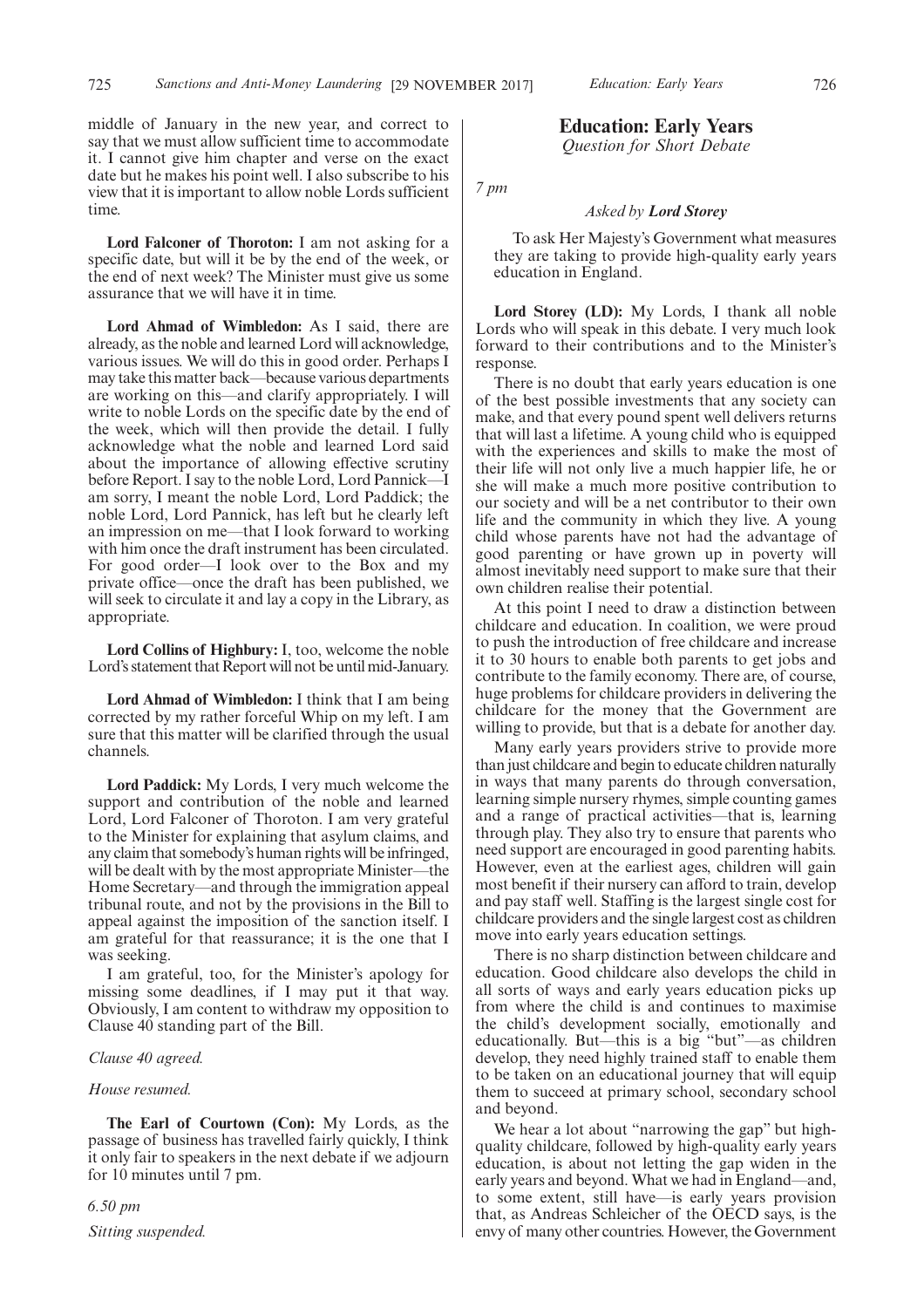middle of January in the new year, and correct to say that we must allow sufficient time to accommodate it. I cannot give him chapter and verse on the exact date but he makes his point well. I also subscribe to his view that it is important to allow noble Lords sufficient time.

**Lord Falconer of Thoroton:** I am not asking for a specific date, but will it be by the end of the week, or the end of next week? The Minister must give us some assurance that we will have it in time.

**Lord Ahmad of Wimbledon:** As I said, there are already, as the noble and learned Lord will acknowledge, various issues. We will do this in good order. Perhaps I may take this matter back—because various departments are working on this—and clarify appropriately. I will write to noble Lords on the specific date by the end of the week, which will then provide the detail. I fully acknowledge what the noble and learned Lord said about the importance of allowing effective scrutiny before Report. I say to the noble Lord, Lord Pannick—I am sorry, I meant the noble Lord, Lord Paddick; the noble Lord, Lord Pannick, has left but he clearly left an impression on me—that I look forward to working with him once the draft instrument has been circulated. For good order—I look over to the Box and my private office—once the draft has been published, we will seek to circulate it and lay a copy in the Library, as appropriate.

**Lord Collins of Highbury:** I, too, welcome the noble Lord's statement that Report will not be until mid-January.

**Lord Ahmad of Wimbledon:** I think that I am being corrected by my rather forceful Whip on my left. I am sure that this matter will be clarified through the usual channels.

**Lord Paddick:** My Lords, I very much welcome the support and contribution of the noble and learned Lord, Lord Falconer of Thoroton. I am very grateful to the Minister for explaining that asylum claims, and any claim that somebody's human rights will be infringed, will be dealt with by the most appropriate Minister—the Home Secretary—and through the immigration appeal tribunal route, and not by the provisions in the Bill to appeal against the imposition of the sanction itself. I am grateful for that reassurance; it is the one that I was seeking.

I am grateful, too, for the Minister's apology for missing some deadlines, if I may put it that way. Obviously, I am content to withdraw my opposition to Clause 40 standing part of the Bill.

*Clause 40 agreed.*

*House resumed.*

**The Earl of Courtown (Con):** My Lords, as the passage of business has travelled fairly quickly, I think it only fair to speakers in the next debate if we adjourn for 10 minutes until 7 pm.

*6.50 pm*

*Sitting suspended.*

## Education: Early Years

*Question for Short Debate*

*7 pm*

*Asked by* ***Lord Storey***

To ask Her Majesty's Government what measures they are taking to provide high-quality early years education in England.

**Lord Storey (LD):** My Lords, I thank all noble Lords who will speak in this debate. I very much look forward to their contributions and to the Minister's response.

There is no doubt that early years education is one of the best possible investments that any society can make, and that every pound spent well delivers returns that will last a lifetime. A young child who is equipped with the experiences and skills to make the most of their life will not only live a much happier life, he or she will make a much more positive contribution to our society and will be a net contributor to their own life and the community in which they live. A young child whose parents have not had the advantage of good parenting or have grown up in poverty will almost inevitably need support to make sure that their own children realise their potential.

At this point I need to draw a distinction between childcare and education. In coalition, we were proud to push the introduction of free childcare and increase it to 30 hours to enable both parents to get jobs and contribute to the family economy. There are, of course, huge problems for childcare providers in delivering the childcare for the money that the Government are willing to provide, but that is a debate for another day.

Many early years providers strive to provide more than just childcare and begin to educate children naturally in ways that many parents do through conversation, learning simple nursery rhymes, simple counting games and a range of practical activities—that is, learning through play. They also try to ensure that parents who need support are encouraged in good parenting habits. However, even at the earliest ages, children will gain most benefit if their nursery can afford to train, develop and pay staff well. Staffing is the largest single cost for childcare providers and the single largest cost as children move into early years education settings.

There is no sharp distinction between childcare and education. Good childcare also develops the child in all sorts of ways and early years education picks up from where the child is and continues to maximise the child's development socially, emotionally and educationally. But—this is a big "but"—as children develop, they need highly trained staff to enable them to be taken on an educational journey that will equip them to succeed at primary school, secondary school and beyond.

We hear a lot about "narrowing the gap" but high-quality childcare, followed by high-quality early years education, is about not letting the gap widen in the early years and beyond. What we had in England—and, to some extent, still have—is early years provision that, as Andreas Schleicher of the OECD says, is the envy of many other countries. However, the Government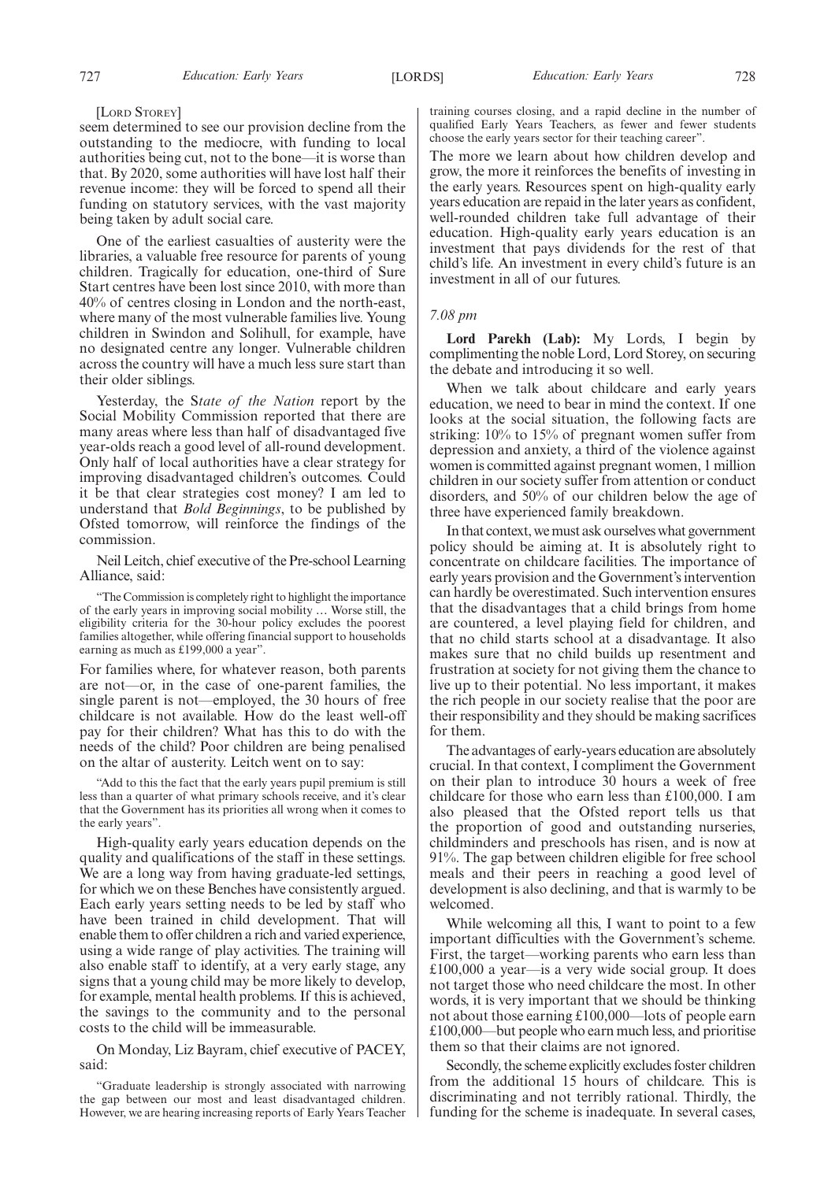[LORD STOREY]

seem determined to see our provision decline from the outstanding to the mediocre, with funding to local authorities being cut, not to the bone—it is worse than that. By 2020, some authorities will have lost half their revenue income: they will be forced to spend all their funding on statutory services, with the vast majority being taken by adult social care.

One of the earliest casualties of austerity were the libraries, a valuable free resource for parents of young children. Tragically for education, one-third of Sure Start centres have been lost since 2010, with more than 40% of centres closing in London and the north-east, where many of the most vulnerable families live. Young children in Swindon and Solihull, for example, have no designated centre any longer. Vulnerable children across the country will have a much less sure start than their older siblings.

Yesterday, the *State of the Nation* report by the Social Mobility Commission reported that there are many areas where less than half of disadvantaged five year-olds reach a good level of all-round development. Only half of local authorities have a clear strategy for improving disadvantaged children's outcomes. Could it be that clear strategies cost money? I am led to understand that *Bold Beginnings*, to be published by Ofsted tomorrow, will reinforce the findings of the commission.

Neil Leitch, chief executive of the Pre-school Learning Alliance, said:

> "The Commission is completely right to highlight the importance of the early years in improving social mobility … Worse still, the eligibility criteria for the 30-hour policy excludes the poorest families altogether, while offering financial support to households earning as much as £199,000 a year".

For families where, for whatever reason, both parents are not—or, in the case of one-parent families, the single parent is not—employed, the 30 hours of free childcare is not available. How do the least well-off pay for their children? What has this to do with the needs of the child? Poor children are being penalised on the altar of austerity. Leitch went on to say:

> "Add to this the fact that the early years pupil premium is still less than a quarter of what primary schools receive, and it's clear that the Government has its priorities all wrong when it comes to the early years".

High-quality early years education depends on the quality and qualifications of the staff in these settings. We are a long way from having graduate-led settings, for which we on these Benches have consistently argued. Each early years setting needs to be led by staff who have been trained in child development. That will enable them to offer children a rich and varied experience, using a wide range of play activities. The training will also enable staff to identify, at a very early stage, any signs that a young child may be more likely to develop, for example, mental health problems. If this is achieved, the savings to the community and to the personal costs to the child will be immeasurable.

On Monday, Liz Bayram, chief executive of PACEY, said:

> "Graduate leadership is strongly associated with narrowing the gap between our most and least disadvantaged children. However, we are hearing increasing reports of Early Years Teacher training courses closing, and a rapid decline in the number of qualified Early Years Teachers, as fewer and fewer students choose the early years sector for their teaching career".

The more we learn about how children develop and grow, the more it reinforces the benefits of investing in the early years. Resources spent on high-quality early years education are repaid in the later years as confident, well-rounded children take full advantage of their education. High-quality early years education is an investment that pays dividends for the rest of that child's life. An investment in every child's future is an investment in all of our futures.

*7.08 pm*

**Lord Parekh (Lab):** My Lords, I begin by complimenting the noble Lord, Lord Storey, on securing the debate and introducing it so well.

When we talk about childcare and early years education, we need to bear in mind the context. If one looks at the social situation, the following facts are striking: 10% to 15% of pregnant women suffer from depression and anxiety, a third of the violence against women is committed against pregnant women, 1 million children in our society suffer from attention or conduct disorders, and 50% of our children below the age of three have experienced family breakdown.

In that context, we must ask ourselves what government policy should be aiming at. It is absolutely right to concentrate on childcare facilities. The importance of early years provision and the Government's intervention can hardly be overestimated. Such intervention ensures that the disadvantages that a child brings from home are countered, a level playing field for children, and that no child starts school at a disadvantage. It also makes sure that no child builds up resentment and frustration at society for not giving them the chance to live up to their potential. No less important, it makes the rich people in our society realise that the poor are their responsibility and they should be making sacrifices for them.

The advantages of early-years education are absolutely crucial. In that context, I compliment the Government on their plan to introduce 30 hours a week of free childcare for those who earn less than £100,000. I am also pleased that the Ofsted report tells us that the proportion of good and outstanding nurseries, childminders and preschools has risen, and is now at 91%. The gap between children eligible for free school meals and their peers in reaching a good level of development is also declining, and that is warmly to be welcomed.

While welcoming all this, I want to point to a few important difficulties with the Government's scheme. First, the target—working parents who earn less than £100,000 a year—is a very wide social group. It does not target those who need childcare the most. In other words, it is very important that we should be thinking not about those earning £100,000—lots of people earn £100,000—but people who earn much less, and prioritise them so that their claims are not ignored.

Secondly, the scheme explicitly excludes foster children from the additional 15 hours of childcare. This is discriminating and not terribly rational. Thirdly, the funding for the scheme is inadequate. In several cases,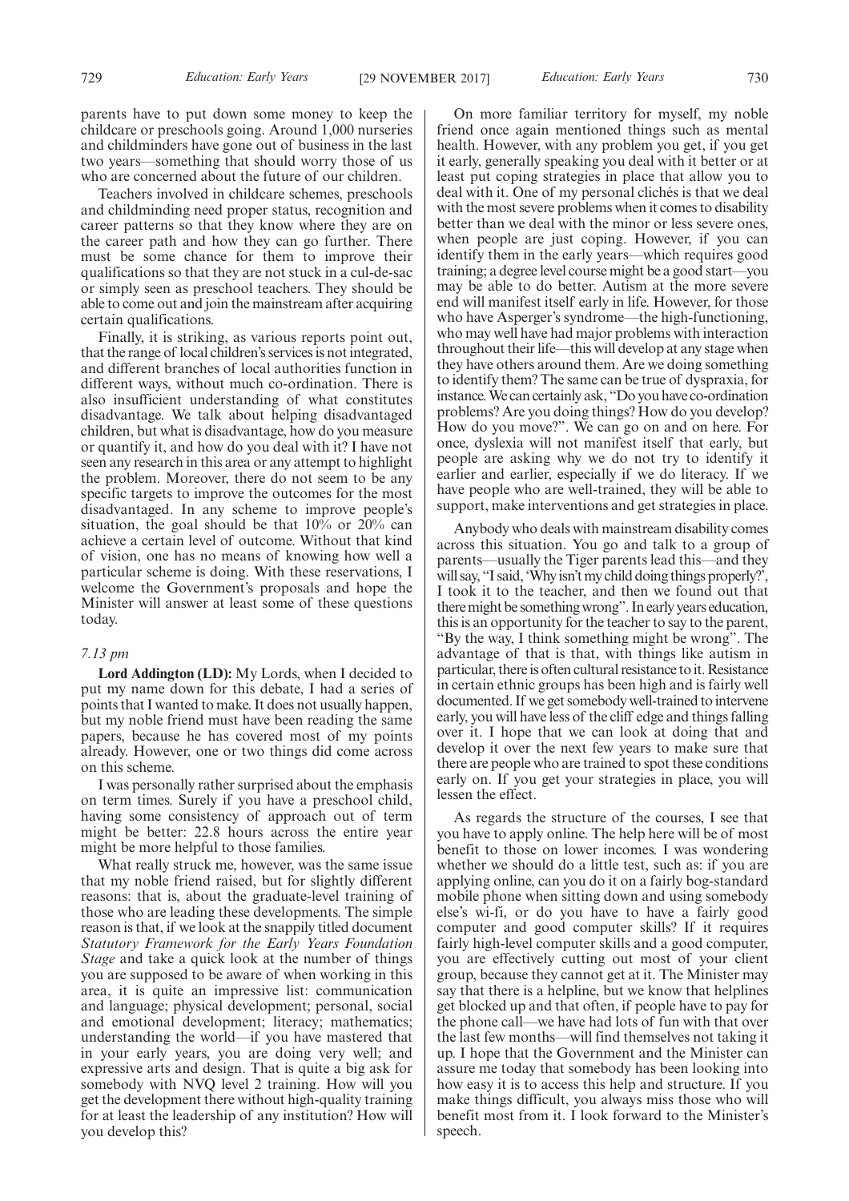parents have to put down some money to keep the childcare or preschools going. Around 1,000 nurseries and childminders have gone out of business in the last two years—something that should worry those of us who are concerned about the future of our children.

Teachers involved in childcare schemes, preschools and childminding need proper status, recognition and career patterns so that they know where they are on the career path and how they can go further. There must be some chance for them to improve their qualifications so that they are not stuck in a cul-de-sac or simply seen as preschool teachers. They should be able to come out and join the mainstream after acquiring certain qualifications.

Finally, it is striking, as various reports point out, that the range of local children's services is not integrated, and different branches of local authorities function in different ways, without much co-ordination. There is also insufficient understanding of what constitutes disadvantage. We talk about helping disadvantaged children, but what is disadvantage, how do you measure or quantify it, and how do you deal with it? I have not seen any research in this area or any attempt to highlight the problem. Moreover, there do not seem to be any specific targets to improve the outcomes for the most disadvantaged. In any scheme to improve people's situation, the goal should be that 10% or 20% can achieve a certain level of outcome. Without that kind of vision, one has no means of knowing how well a particular scheme is doing. With these reservations, I welcome the Government's proposals and hope the Minister will answer at least some of these questions today.

*7.13 pm*

**Lord Addington (LD):** My Lords, when I decided to put my name down for this debate, I had a series of points that I wanted to make. It does not usually happen, but my noble friend must have been reading the same papers, because he has covered most of my points already. However, one or two things did come across on this scheme.

I was personally rather surprised about the emphasis on term times. Surely if you have a preschool child, having some consistency of approach out of term might be better: 22.8 hours across the entire year might be more helpful to those families.

What really struck me, however, was the same issue that my noble friend raised, but for slightly different reasons: that is, about the graduate-level training of those who are leading these developments. The simple reason is that, if we look at the snappily titled document *Statutory Framework for the Early Years Foundation Stage* and take a quick look at the number of things you are supposed to be aware of when working in this area, it is quite an impressive list: communication and language; physical development; personal, social and emotional development; literacy; mathematics; understanding the world—if you have mastered that in your early years, you are doing very well; and expressive arts and design. That is quite a big ask for somebody with NVQ level 2 training. How will you get the development there without high-quality training for at least the leadership of any institution? How will you develop this?

On more familiar territory for myself, my noble friend once again mentioned things such as mental health. However, with any problem you get, if you get it early, generally speaking you deal with it better or at least put coping strategies in place that allow you to deal with it. One of my personal clichés is that we deal with the most severe problems when it comes to disability better than we deal with the minor or less severe ones, when people are just coping. However, if you can identify them in the early years—which requires good training; a degree level course might be a good start—you may be able to do better. Autism at the more severe end will manifest itself early in life. However, for those who have Asperger's syndrome—the high-functioning, who may well have had major problems with interaction throughout their life—this will develop at any stage when they have others around them. Are we doing something to identify them? The same can be true of dyspraxia, for instance. We can certainly ask, "Do you have co-ordination problems? Are you doing things? How do you develop? How do you move?". We can go on and on here. For once, dyslexia will not manifest itself that early, but people are asking why we do not try to identify it earlier and earlier, especially if we do literacy. If we have people who are well-trained, they will be able to support, make interventions and get strategies in place.

Anybody who deals with mainstream disability comes across this situation. You go and talk to a group of parents—usually the Tiger parents lead this—and they will say, "I said, 'Why isn't my child doing things properly?', I took it to the teacher, and then we found out that there might be something wrong". In early years education, this is an opportunity for the teacher to say to the parent, "By the way, I think something might be wrong". The advantage of that is that, with things like autism in particular, there is often cultural resistance to it. Resistance in certain ethnic groups has been high and is fairly well documented. If we get somebody well-trained to intervene early, you will have less of the cliff edge and things falling over it. I hope that we can look at doing that and develop it over the next few years to make sure that there are people who are trained to spot these conditions early on. If you get your strategies in place, you will lessen the effect.

As regards the structure of the courses, I see that you have to apply online. The help here will be of most benefit to those on lower incomes. I was wondering whether we should do a little test, such as: if you are applying online, can you do it on a fairly bog-standard mobile phone when sitting down and using somebody else's wi-fi, or do you have to have a fairly good computer and good computer skills? If it requires fairly high-level computer skills and a good computer, you are effectively cutting out most of your client group, because they cannot get at it. The Minister may say that there is a helpline, but we know that helplines get blocked up and that often, if people have to pay for the phone call—we have had lots of fun with that over the last few months—will find themselves not taking it up. I hope that the Government and the Minister can assure me today that somebody has been looking into how easy it is to access this help and structure. If you make things difficult, you always miss those who will benefit most from it. I look forward to the Minister's speech.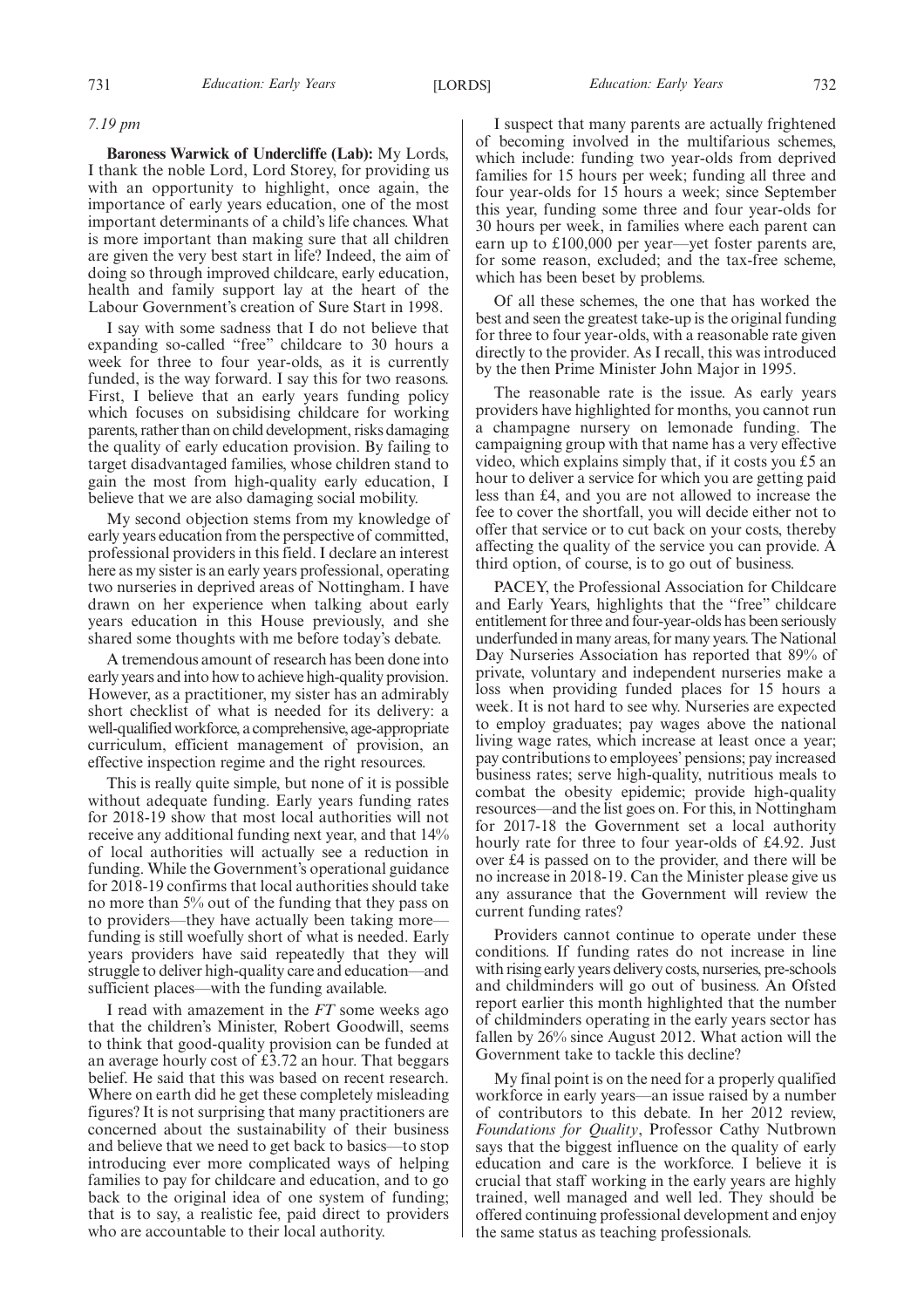*7.19 pm*

**Baroness Warwick of Undercliffe (Lab):** My Lords, I thank the noble Lord, Lord Storey, for providing us with an opportunity to highlight, once again, the importance of early years education, one of the most important determinants of a child's life chances. What is more important than making sure that all children are given the very best start in life? Indeed, the aim of doing so through improved childcare, early education, health and family support lay at the heart of the Labour Government's creation of Sure Start in 1998.

I say with some sadness that I do not believe that expanding so-called "free" childcare to 30 hours a week for three to four year-olds, as it is currently funded, is the way forward. I say this for two reasons. First, I believe that an early years funding policy which focuses on subsidising childcare for working parents, rather than on child development, risks damaging the quality of early education provision. By failing to target disadvantaged families, whose children stand to gain the most from high-quality early education, I believe that we are also damaging social mobility.

My second objection stems from my knowledge of early years education from the perspective of committed, professional providers in this field. I declare an interest here as my sister is an early years professional, operating two nurseries in deprived areas of Nottingham. I have drawn on her experience when talking about early years education in this House previously, and she shared some thoughts with me before today's debate.

A tremendous amount of research has been done into early years and into how to achieve high-quality provision. However, as a practitioner, my sister has an admirably short checklist of what is needed for its delivery: a well-qualified workforce, a comprehensive, age-appropriate curriculum, efficient management of provision, an effective inspection regime and the right resources.

This is really quite simple, but none of it is possible without adequate funding. Early years funding rates for 2018-19 show that most local authorities will not receive any additional funding next year, and that 14% of local authorities will actually see a reduction in funding. While the Government's operational guidance for 2018-19 confirms that local authorities should take no more than 5% out of the funding that they pass on to providers—they have actually been taking more—funding is still woefully short of what is needed. Early years providers have said repeatedly that they will struggle to deliver high-quality care and education—and sufficient places—with the funding available.

I read with amazement in the *FT* some weeks ago that the children's Minister, Robert Goodwill, seems to think that good-quality provision can be funded at an average hourly cost of £3.72 an hour. That beggars belief. He said that this was based on recent research. Where on earth did he get these completely misleading figures? It is not surprising that many practitioners are concerned about the sustainability of their business and believe that we need to get back to basics—to stop introducing ever more complicated ways of helping families to pay for childcare and education, and to go back to the original idea of one system of funding; that is to say, a realistic fee, paid direct to providers who are accountable to their local authority.

I suspect that many parents are actually frightened of becoming involved in the multifarious schemes, which include: funding two year-olds from deprived families for 15 hours per week; funding all three and four year-olds for 15 hours a week; since September this year, funding some three and four year-olds for 30 hours per week, in families where each parent can earn up to £100,000 per year—yet foster parents are, for some reason, excluded; and the tax-free scheme, which has been beset by problems.

Of all these schemes, the one that has worked the best and seen the greatest take-up is the original funding for three to four year-olds, with a reasonable rate given directly to the provider. As I recall, this was introduced by the then Prime Minister John Major in 1995.

The reasonable rate is the issue. As early years providers have highlighted for months, you cannot run a champagne nursery on lemonade funding. The campaigning group with that name has a very effective video, which explains simply that, if it costs you £5 an hour to deliver a service for which you are getting paid less than £4, and you are not allowed to increase the fee to cover the shortfall, you will decide either not to offer that service or to cut back on your costs, thereby affecting the quality of the service you can provide. A third option, of course, is to go out of business.

PACEY, the Professional Association for Childcare and Early Years, highlights that the "free" childcare entitlement for three and four-year-olds has been seriously underfunded in many areas, for many years. The National Day Nurseries Association has reported that 89% of private, voluntary and independent nurseries make a loss when providing funded places for 15 hours a week. It is not hard to see why. Nurseries are expected to employ graduates; pay wages above the national living wage rates, which increase at least once a year; pay contributions to employees' pensions; pay increased business rates; serve high-quality, nutritious meals to combat the obesity epidemic; provide high-quality resources—and the list goes on. For this, in Nottingham for 2017-18 the Government set a local authority hourly rate for three to four year-olds of £4.92. Just over £4 is passed on to the provider, and there will be no increase in 2018-19. Can the Minister please give us any assurance that the Government will review the current funding rates?

Providers cannot continue to operate under these conditions. If funding rates do not increase in line with rising early years delivery costs, nurseries, pre-schools and childminders will go out of business. An Ofsted report earlier this month highlighted that the number of childminders operating in the early years sector has fallen by 26% since August 2012. What action will the Government take to tackle this decline?

My final point is on the need for a properly qualified workforce in early years—an issue raised by a number of contributors to this debate. In her 2012 review, *Foundations for Quality*, Professor Cathy Nutbrown says that the biggest influence on the quality of early education and care is the workforce. I believe it is crucial that staff working in the early years are highly trained, well managed and well led. They should be offered continuing professional development and enjoy the same status as teaching professionals.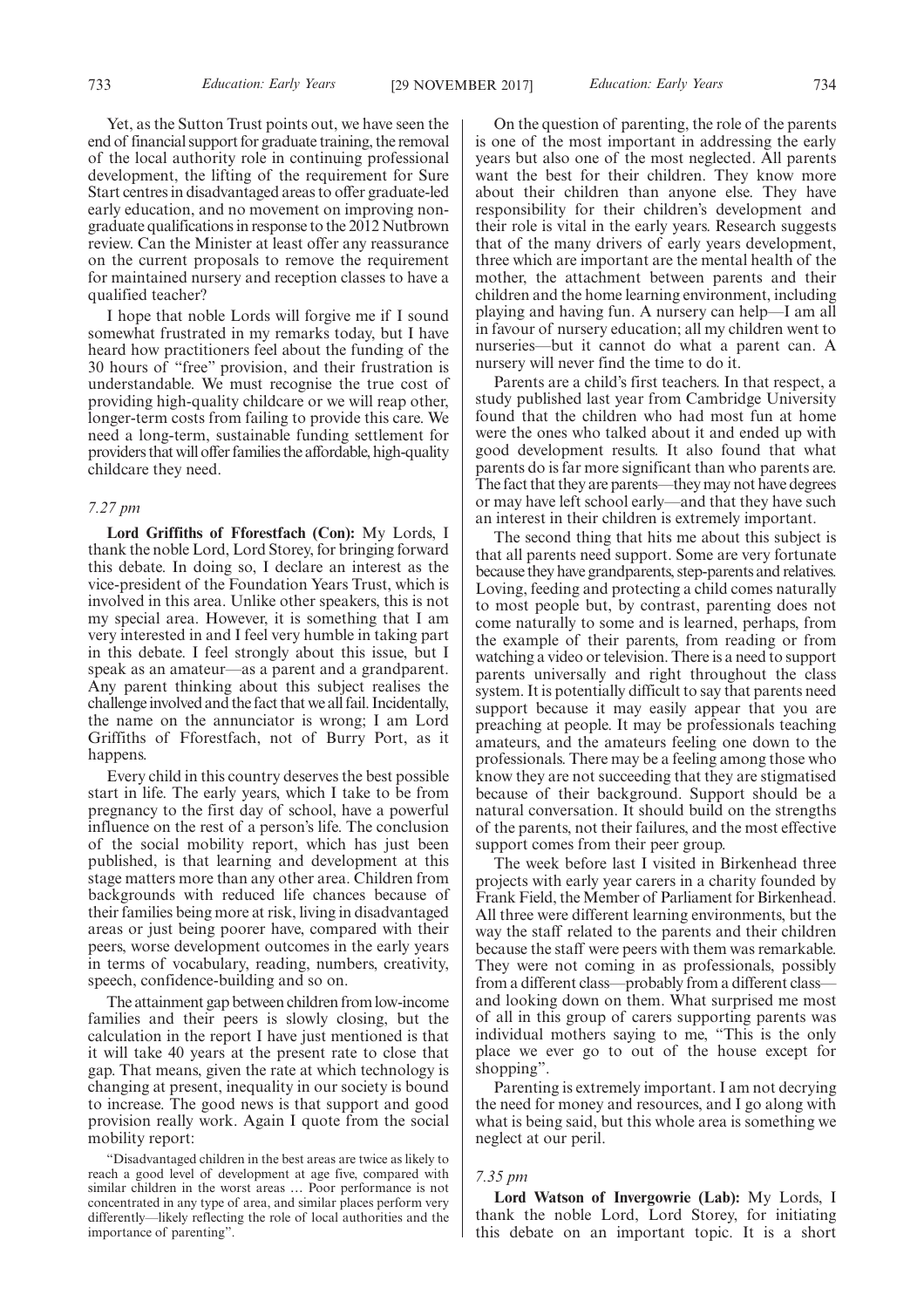Yet, as the Sutton Trust points out, we have seen the end of financial support for graduate training, the removal of the local authority role in continuing professional development, the lifting of the requirement for Sure Start centres in disadvantaged areas to offer graduate-led early education, and no movement on improving non-graduate qualifications in response to the 2012 Nutbrown review. Can the Minister at least offer any reassurance on the current proposals to remove the requirement for maintained nursery and reception classes to have a qualified teacher?

I hope that noble Lords will forgive me if I sound somewhat frustrated in my remarks today, but I have heard how practitioners feel about the funding of the 30 hours of "free" provision, and their frustration is understandable. We must recognise the true cost of providing high-quality childcare or we will reap other, longer-term costs from failing to provide this care. We need a long-term, sustainable funding settlement for providers that will offer families the affordable, high-quality childcare they need.

*7.27 pm*

**Lord Griffiths of Fforestfach (Con):** My Lords, I thank the noble Lord, Lord Storey, for bringing forward this debate. In doing so, I declare an interest as the vice-president of the Foundation Years Trust, which is involved in this area. Unlike other speakers, this is not my special area. However, it is something that I am very interested in and I feel very humble in taking part in this debate. I feel strongly about this issue, but I speak as an amateur—as a parent and a grandparent. Any parent thinking about this subject realises the challenge involved and the fact that we all fail. Incidentally, the name on the annunciator is wrong; I am Lord Griffiths of Fforestfach, not of Burry Port, as it happens.

Every child in this country deserves the best possible start in life. The early years, which I take to be from pregnancy to the first day of school, have a powerful influence on the rest of a person's life. The conclusion of the social mobility report, which has just been published, is that learning and development at this stage matters more than any other area. Children from backgrounds with reduced life chances because of their families being more at risk, living in disadvantaged areas or just being poorer have, compared with their peers, worse development outcomes in the early years in terms of vocabulary, reading, numbers, creativity, speech, confidence-building and so on.

The attainment gap between children from low-income families and their peers is slowly closing, but the calculation in the report I have just mentioned is that it will take 40 years at the present rate to close that gap. That means, given the rate at which technology is changing at present, inequality in our society is bound to increase. The good news is that support and good provision really work. Again I quote from the social mobility report:

"Disadvantaged children in the best areas are twice as likely to reach a good level of development at age five, compared with similar children in the worst areas … Poor performance is not concentrated in any type of area, and similar places perform very differently—likely reflecting the role of local authorities and the importance of parenting".

On the question of parenting, the role of the parents is one of the most important in addressing the early years but also one of the most neglected. All parents want the best for their children. They know more about their children than anyone else. They have responsibility for their children's development and their role is vital in the early years. Research suggests that of the many drivers of early years development, three which are important are the mental health of the mother, the attachment between parents and their children and the home learning environment, including playing and having fun. A nursery can help—I am all in favour of nursery education; all my children went to nurseries—but it cannot do what a parent can. A nursery will never find the time to do it.

Parents are a child's first teachers. In that respect, a study published last year from Cambridge University found that the children who had most fun at home were the ones who talked about it and ended up with good development results. It also found that what parents do is far more significant than who parents are. The fact that they are parents—they may not have degrees or may have left school early—and that they have such an interest in their children is extremely important.

The second thing that hits me about this subject is that all parents need support. Some are very fortunate because they have grandparents, step-parents and relatives. Loving, feeding and protecting a child comes naturally to most people but, by contrast, parenting does not come naturally to some and is learned, perhaps, from the example of their parents, from reading or from watching a video or television. There is a need to support parents universally and right throughout the class system. It is potentially difficult to say that parents need support because it may easily appear that you are preaching at people. It may be professionals teaching amateurs, and the amateurs feeling one down to the professionals. There may be a feeling among those who know they are not succeeding that they are stigmatised because of their background. Support should be a natural conversation. It should build on the strengths of the parents, not their failures, and the most effective support comes from their peer group.

The week before last I visited in Birkenhead three projects with early year carers in a charity founded by Frank Field, the Member of Parliament for Birkenhead. All three were different learning environments, but the way the staff related to the parents and their children because the staff were peers with them was remarkable. They were not coming in as professionals, possibly from a different class—probably from a different class—and looking down on them. What surprised me most of all in this group of carers supporting parents was individual mothers saying to me, "This is the only place we ever go to out of the house except for shopping".

Parenting is extremely important. I am not decrying the need for money and resources, and I go along with what is being said, but this whole area is something we neglect at our peril.

*7.35 pm*

**Lord Watson of Invergowrie (Lab):** My Lords, I thank the noble Lord, Lord Storey, for initiating this debate on an important topic. It is a short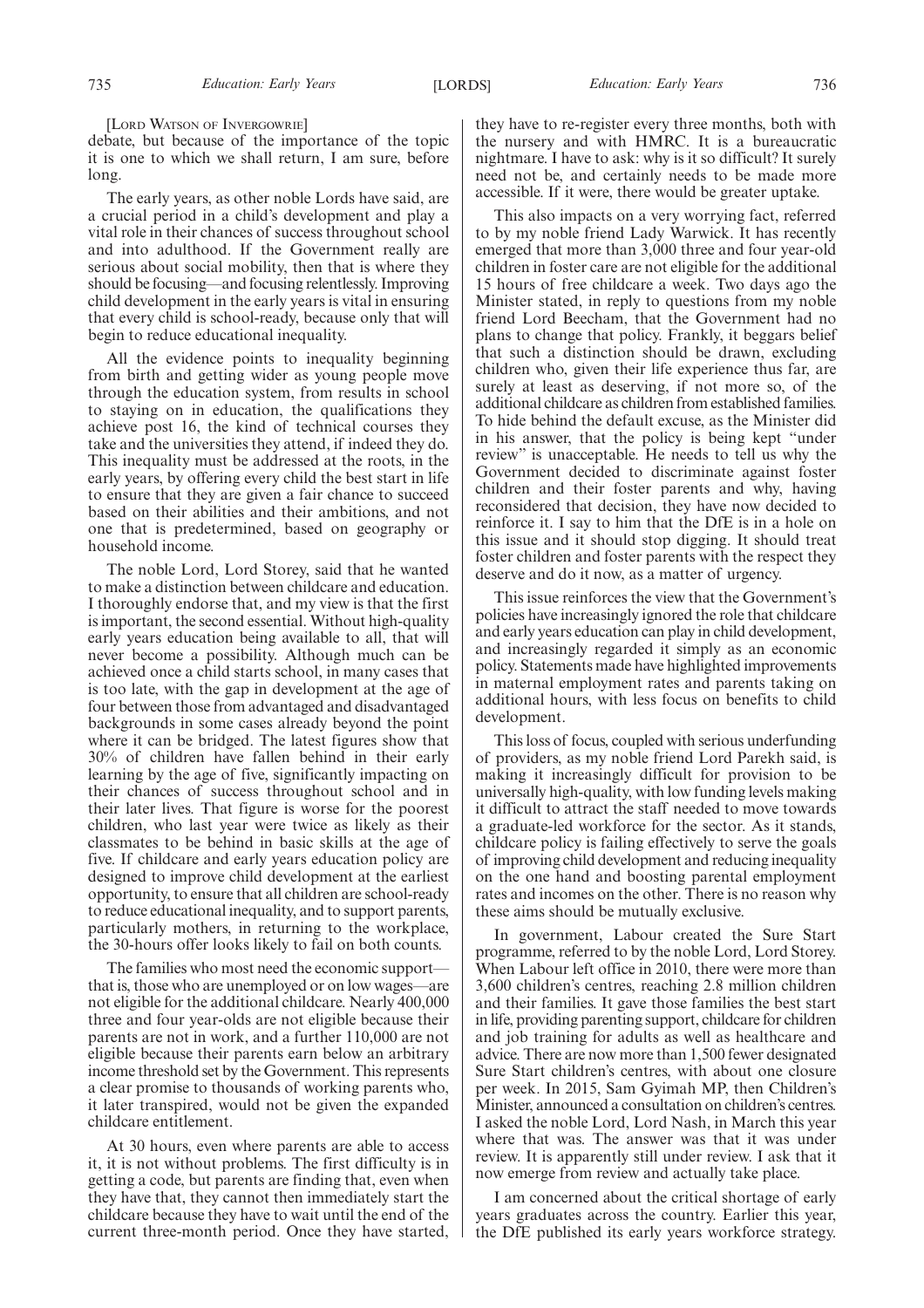[Lord Watson of Invergowrie]

debate, but because of the importance of the topic it is one to which we shall return, I am sure, before long.

The early years, as other noble Lords have said, are a crucial period in a child's development and play a vital role in their chances of success throughout school and into adulthood. If the Government really are serious about social mobility, then that is where they should be focusing—and focusing relentlessly. Improving child development in the early years is vital in ensuring that every child is school-ready, because only that will begin to reduce educational inequality.

All the evidence points to inequality beginning from birth and getting wider as young people move through the education system, from results in school to staying on in education, the qualifications they achieve post 16, the kind of technical courses they take and the universities they attend, if indeed they do. This inequality must be addressed at the roots, in the early years, by offering every child the best start in life to ensure that they are given a fair chance to succeed based on their abilities and their ambitions, and not one that is predetermined, based on geography or household income.

The noble Lord, Lord Storey, said that he wanted to make a distinction between childcare and education. I thoroughly endorse that, and my view is that the first is important, the second essential. Without high-quality early years education being available to all, that will never become a possibility. Although much can be achieved once a child starts school, in many cases that is too late, with the gap in development at the age of four between those from advantaged and disadvantaged backgrounds in some cases already beyond the point where it can be bridged. The latest figures show that 30% of children have fallen behind in their early learning by the age of five, significantly impacting on their chances of success throughout school and in their later lives. That figure is worse for the poorest children, who last year were twice as likely as their classmates to be behind in basic skills at the age of five. If childcare and early years education policy are designed to improve child development at the earliest opportunity, to ensure that all children are school-ready to reduce educational inequality, and to support parents, particularly mothers, in returning to the workplace, the 30-hours offer looks likely to fail on both counts.

The families who most need the economic support—that is, those who are unemployed or on low wages—are not eligible for the additional childcare. Nearly 400,000 three and four year-olds are not eligible because their parents are not in work, and a further 110,000 are not eligible because their parents earn below an arbitrary income threshold set by the Government. This represents a clear promise to thousands of working parents who, it later transpired, would not be given the expanded childcare entitlement.

At 30 hours, even where parents are able to access it, it is not without problems. The first difficulty is in getting a code, but parents are finding that, even when they have that, they cannot then immediately start the childcare because they have to wait until the end of the current three-month period. Once they have started, they have to re-register every three months, both with the nursery and with HMRC. It is a bureaucratic nightmare. I have to ask: why is it so difficult? It surely need not be, and certainly needs to be made more accessible. If it were, there would be greater uptake.

This also impacts on a very worrying fact, referred to by my noble friend Lady Warwick. It has recently emerged that more than 3,000 three and four year-old children in foster care are not eligible for the additional 15 hours of free childcare a week. Two days ago the Minister stated, in reply to questions from my noble friend Lord Beecham, that the Government had no plans to change that policy. Frankly, it beggars belief that such a distinction should be drawn, excluding children who, given their life experience thus far, are surely at least as deserving, if not more so, of the additional childcare as children from established families. To hide behind the default excuse, as the Minister did in his answer, that the policy is being kept "under review" is unacceptable. He needs to tell us why the Government decided to discriminate against foster children and their foster parents and why, having reconsidered that decision, they have now decided to reinforce it. I say to him that the DfE is in a hole on this issue and it should stop digging. It should treat foster children and foster parents with the respect they deserve and do it now, as a matter of urgency.

This issue reinforces the view that the Government's policies have increasingly ignored the role that childcare and early years education can play in child development, and increasingly regarded it simply as an economic policy. Statements made have highlighted improvements in maternal employment rates and parents taking on additional hours, with less focus on benefits to child development.

This loss of focus, coupled with serious underfunding of providers, as my noble friend Lord Parekh said, is making it increasingly difficult for provision to be universally high-quality, with low funding levels making it difficult to attract the staff needed to move towards a graduate-led workforce for the sector. As it stands, childcare policy is failing effectively to serve the goals of improving child development and reducing inequality on the one hand and boosting parental employment rates and incomes on the other. There is no reason why these aims should be mutually exclusive.

In government, Labour created the Sure Start programme, referred to by the noble Lord, Lord Storey. When Labour left office in 2010, there were more than 3,600 children's centres, reaching 2.8 million children and their families. It gave those families the best start in life, providing parenting support, childcare for children and job training for adults as well as healthcare and advice. There are now more than 1,500 fewer designated Sure Start children's centres, with about one closure per week. In 2015, Sam Gyimah MP, then Children's Minister, announced a consultation on children's centres. I asked the noble Lord, Lord Nash, in March this year where that was. The answer was that it was under review. It is apparently still under review. I ask that it now emerge from review and actually take place.

I am concerned about the critical shortage of early years graduates across the country. Earlier this year, the DfE published its early years workforce strategy.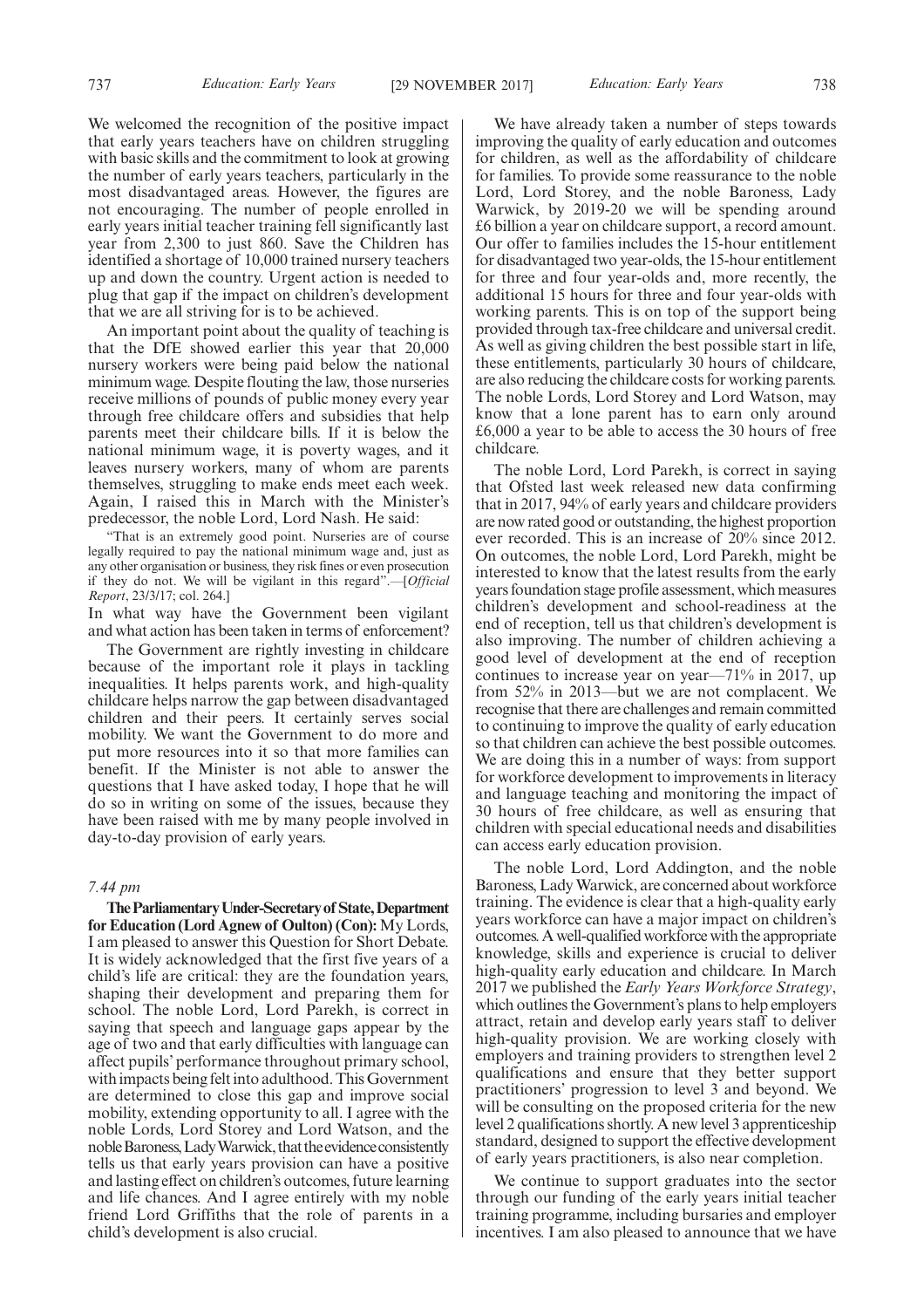We welcomed the recognition of the positive impact that early years teachers have on children struggling with basic skills and the commitment to look at growing the number of early years teachers, particularly in the most disadvantaged areas. However, the figures are not encouraging. The number of people enrolled in early years initial teacher training fell significantly last year from 2,300 to just 860. Save the Children has identified a shortage of 10,000 trained nursery teachers up and down the country. Urgent action is needed to plug that gap if the impact on children's development that we are all striving for is to be achieved.

An important point about the quality of teaching is that the DfE showed earlier this year that 20,000 nursery workers were being paid below the national minimum wage. Despite flouting the law, those nurseries receive millions of pounds of public money every year through free childcare offers and subsidies that help parents meet their childcare bills. If it is below the national minimum wage, it is poverty wages, and it leaves nursery workers, many of whom are parents themselves, struggling to make ends meet each week. Again, I raised this in March with the Minister's predecessor, the noble Lord, Lord Nash. He said:

"That is an extremely good point. Nurseries are of course legally required to pay the national minimum wage and, just as any other organisation or business, they risk fines or even prosecution if they do not. We will be vigilant in this regard".—[*Official Report*, 23/3/17; col. 264.]

In what way have the Government been vigilant and what action has been taken in terms of enforcement?

The Government are rightly investing in childcare because of the important role it plays in tackling inequalities. It helps parents work, and high-quality childcare helps narrow the gap between disadvantaged children and their peers. It certainly serves social mobility. We want the Government to do more and put more resources into it so that more families can benefit. If the Minister is not able to answer the questions that I have asked today, I hope that he will do so in writing on some of the issues, because they have been raised with me by many people involved in day-to-day provision of early years.

*7.44 pm*

**The Parliamentary Under-Secretary of State, Department for Education (Lord Agnew of Oulton) (Con):** My Lords, I am pleased to answer this Question for Short Debate. It is widely acknowledged that the first five years of a child's life are critical: they are the foundation years, shaping their development and preparing them for school. The noble Lord, Lord Parekh, is correct in saying that speech and language gaps appear by the age of two and that early difficulties with language can affect pupils' performance throughout primary school, with impacts being felt into adulthood. This Government are determined to close this gap and improve social mobility, extending opportunity to all. I agree with the noble Lords, Lord Storey and Lord Watson, and the noble Baroness, Lady Warwick, that the evidence consistently tells us that early years provision can have a positive and lasting effect on children's outcomes, future learning and life chances. And I agree entirely with my noble friend Lord Griffiths that the role of parents in a child's development is also crucial.

We have already taken a number of steps towards improving the quality of early education and outcomes for children, as well as the affordability of childcare for families. To provide some reassurance to the noble Lord, Lord Storey, and the noble Baroness, Lady Warwick, by 2019-20 we will be spending around £6 billion a year on childcare support, a record amount. Our offer to families includes the 15-hour entitlement for disadvantaged two year-olds, the 15-hour entitlement for three and four year-olds and, more recently, the additional 15 hours for three and four year-olds with working parents. This is on top of the support being provided through tax-free childcare and universal credit. As well as giving children the best possible start in life, these entitlements, particularly 30 hours of childcare, are also reducing the childcare costs for working parents. The noble Lords, Lord Storey and Lord Watson, may know that a lone parent has to earn only around £6,000 a year to be able to access the 30 hours of free childcare.

The noble Lord, Lord Parekh, is correct in saying that Ofsted last week released new data confirming that in 2017, 94% of early years and childcare providers are now rated good or outstanding, the highest proportion ever recorded. This is an increase of 20% since 2012. On outcomes, the noble Lord, Lord Parekh, might be interested to know that the latest results from the early years foundation stage profile assessment, which measures children's development and school-readiness at the end of reception, tell us that children's development is also improving. The number of children achieving a good level of development at the end of reception continues to increase year on year—71% in 2017, up from 52% in 2013—but we are not complacent. We recognise that there are challenges and remain committed to continuing to improve the quality of early education so that children can achieve the best possible outcomes. We are doing this in a number of ways: from support for workforce development to improvements in literacy and language teaching and monitoring the impact of 30 hours of free childcare, as well as ensuring that children with special educational needs and disabilities can access early education provision.

The noble Lord, Lord Addington, and the noble Baroness, Lady Warwick, are concerned about workforce training. The evidence is clear that a high-quality early years workforce can have a major impact on children's outcomes. A well-qualified workforce with the appropriate knowledge, skills and experience is crucial to deliver high-quality early education and childcare. In March 2017 we published the *Early Years Workforce Strategy*, which outlines the Government's plans to help employers attract, retain and develop early years staff to deliver high-quality provision. We are working closely with employers and training providers to strengthen level 2 qualifications and ensure that they better support practitioners' progression to level 3 and beyond. We will be consulting on the proposed criteria for the new level 2 qualifications shortly. A new level 3 apprenticeship standard, designed to support the effective development of early years practitioners, is also near completion.

We continue to support graduates into the sector through our funding of the early years initial teacher training programme, including bursaries and employer incentives. I am also pleased to announce that we have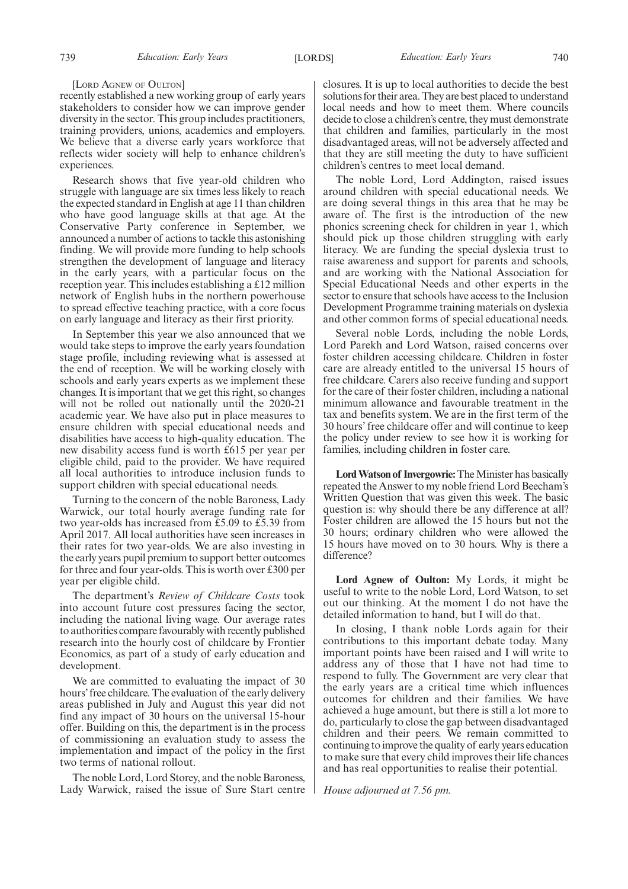[LORD AGNEW OF OULTON]

recently established a new working group of early years stakeholders to consider how we can improve gender diversity in the sector. This group includes practitioners, training providers, unions, academics and employers. We believe that a diverse early years workforce that reflects wider society will help to enhance children's experiences.

Research shows that five year-old children who struggle with language are six times less likely to reach the expected standard in English at age 11 than children who have good language skills at that age. At the Conservative Party conference in September, we announced a number of actions to tackle this astonishing finding. We will provide more funding to help schools strengthen the development of language and literacy in the early years, with a particular focus on the reception year. This includes establishing a £12 million network of English hubs in the northern powerhouse to spread effective teaching practice, with a core focus on early language and literacy as their first priority.

In September this year we also announced that we would take steps to improve the early years foundation stage profile, including reviewing what is assessed at the end of reception. We will be working closely with schools and early years experts as we implement these changes. It is important that we get this right, so changes will not be rolled out nationally until the 2020-21 academic year. We have also put in place measures to ensure children with special educational needs and disabilities have access to high-quality education. The new disability access fund is worth £615 per year per eligible child, paid to the provider. We have required all local authorities to introduce inclusion funds to support children with special educational needs.

Turning to the concern of the noble Baroness, Lady Warwick, our total hourly average funding rate for two year-olds has increased from £5.09 to £5.39 from April 2017. All local authorities have seen increases in their rates for two year-olds. We are also investing in the early years pupil premium to support better outcomes for three and four year-olds. This is worth over £300 per year per eligible child.

The department's *Review of Childcare Costs* took into account future cost pressures facing the sector, including the national living wage. Our average rates to authorities compare favourably with recently published research into the hourly cost of childcare by Frontier Economics, as part of a study of early education and development.

We are committed to evaluating the impact of 30 hours' free childcare. The evaluation of the early delivery areas published in July and August this year did not find any impact of 30 hours on the universal 15-hour offer. Building on this, the department is in the process of commissioning an evaluation study to assess the implementation and impact of the policy in the first two terms of national rollout.

The noble Lord, Lord Storey, and the noble Baroness, Lady Warwick, raised the issue of Sure Start centre closures. It is up to local authorities to decide the best solutions for their area. They are best placed to understand local needs and how to meet them. Where councils decide to close a children's centre, they must demonstrate that children and families, particularly in the most disadvantaged areas, will not be adversely affected and that they are still meeting the duty to have sufficient children's centres to meet local demand.

The noble Lord, Lord Addington, raised issues around children with special educational needs. We are doing several things in this area that he may be aware of. The first is the introduction of the new phonics screening check for children in year 1, which should pick up those children struggling with early literacy. We are funding the special dyslexia trust to raise awareness and support for parents and schools, and are working with the National Association for Special Educational Needs and other experts in the sector to ensure that schools have access to the Inclusion Development Programme training materials on dyslexia and other common forms of special educational needs.

Several noble Lords, including the noble Lords, Lord Parekh and Lord Watson, raised concerns over foster children accessing childcare. Children in foster care are already entitled to the universal 15 hours of free childcare. Carers also receive funding and support for the care of their foster children, including a national minimum allowance and favourable treatment in the tax and benefits system. We are in the first term of the 30 hours' free childcare offer and will continue to keep the policy under review to see how it is working for families, including children in foster care.

**Lord Watson of Invergowrie:** The Minister has basically repeated the Answer to my noble friend Lord Beecham's Written Question that was given this week. The basic question is: why should there be any difference at all? Foster children are allowed the 15 hours but not the 30 hours; ordinary children who were allowed the 15 hours have moved on to 30 hours. Why is there a difference?

**Lord Agnew of Oulton:** My Lords, it might be useful to write to the noble Lord, Lord Watson, to set out our thinking. At the moment I do not have the detailed information to hand, but I will do that.

In closing, I thank noble Lords again for their contributions to this important debate today. Many important points have been raised and I will write to address any of those that I have not had time to respond to fully. The Government are very clear that the early years are a critical time which influences outcomes for children and their families. We have achieved a huge amount, but there is still a lot more to do, particularly to close the gap between disadvantaged children and their peers. We remain committed to continuing to improve the quality of early years education to make sure that every child improves their life chances and has real opportunities to realise their potential.

*House adjourned at 7.56 pm.*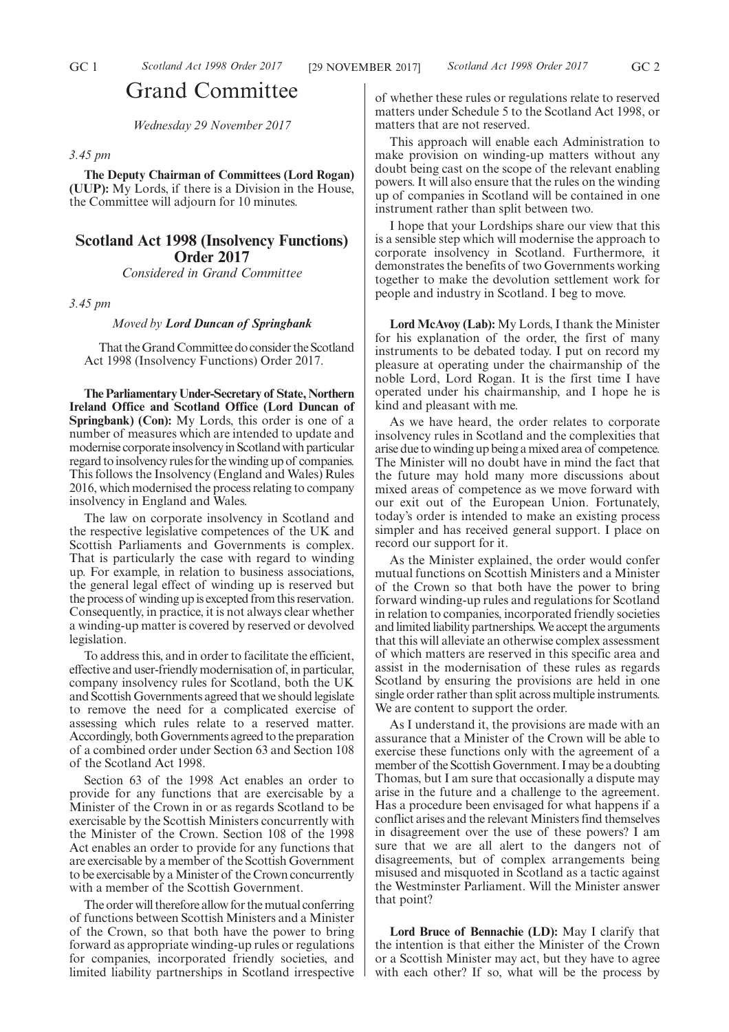# Grand Committee

*Wednesday 29 November 2017*

*3.45 pm*

**The Deputy Chairman of Committees (Lord Rogan) (UUP):** My Lords, if there is a Division in the House, the Committee will adjourn for 10 minutes.

## Scotland Act 1998 (Insolvency Functions) Order 2017

*Considered in Grand Committee*

*3.45 pm*

*Moved by **Lord Duncan of Springbank***

That the Grand Committee do consider the Scotland Act 1998 (Insolvency Functions) Order 2017.

**The Parliamentary Under-Secretary of State, Northern Ireland Office and Scotland Office (Lord Duncan of Springbank) (Con):** My Lords, this order is one of a number of measures which are intended to update and modernise corporate insolvency in Scotland with particular regard to insolvency rules for the winding up of companies. This follows the Insolvency (England and Wales) Rules 2016, which modernised the process relating to company insolvency in England and Wales.

The law on corporate insolvency in Scotland and the respective legislative competences of the UK and Scottish Parliaments and Governments is complex. That is particularly the case with regard to winding up. For example, in relation to business associations, the general legal effect of winding up is reserved but the process of winding up is excepted from this reservation. Consequently, in practice, it is not always clear whether a winding-up matter is covered by reserved or devolved legislation.

To address this, and in order to facilitate the efficient, effective and user-friendly modernisation of, in particular, company insolvency rules for Scotland, both the UK and Scottish Governments agreed that we should legislate to remove the need for a complicated exercise of assessing which rules relate to a reserved matter. Accordingly, both Governments agreed to the preparation of a combined order under Section 63 and Section 108 of the Scotland Act 1998.

Section 63 of the 1998 Act enables an order to provide for any functions that are exercisable by a Minister of the Crown in or as regards Scotland to be exercisable by the Scottish Ministers concurrently with the Minister of the Crown. Section 108 of the 1998 Act enables an order to provide for any functions that are exercisable by a member of the Scottish Government to be exercisable by a Minister of the Crown concurrently with a member of the Scottish Government.

The order will therefore allow for the mutual conferring of functions between Scottish Ministers and a Minister of the Crown, so that both have the power to bring forward as appropriate winding-up rules or regulations for companies, incorporated friendly societies, and limited liability partnerships in Scotland irrespective of whether these rules or regulations relate to reserved matters under Schedule 5 to the Scotland Act 1998, or matters that are not reserved.

This approach will enable each Administration to make provision on winding-up matters without any doubt being cast on the scope of the relevant enabling powers. It will also ensure that the rules on the winding up of companies in Scotland will be contained in one instrument rather than split between two.

I hope that your Lordships share our view that this is a sensible step which will modernise the approach to corporate insolvency in Scotland. Furthermore, it demonstrates the benefits of two Governments working together to make the devolution settlement work for people and industry in Scotland. I beg to move.

**Lord McAvoy (Lab):** My Lords, I thank the Minister for his explanation of the order, the first of many instruments to be debated today. I put on record my pleasure at operating under the chairmanship of the noble Lord, Lord Rogan. It is the first time I have operated under his chairmanship, and I hope he is kind and pleasant with me.

As we have heard, the order relates to corporate insolvency rules in Scotland and the complexities that arise due to winding up being a mixed area of competence. The Minister will no doubt have in mind the fact that the future may hold many more discussions about mixed areas of competence as we move forward with our exit out of the European Union. Fortunately, today's order is intended to make an existing process simpler and has received general support. I place on record our support for it.

As the Minister explained, the order would confer mutual functions on Scottish Ministers and a Minister of the Crown so that both have the power to bring forward winding-up rules and regulations for Scotland in relation to companies, incorporated friendly societies and limited liability partnerships. We accept the arguments that this will alleviate an otherwise complex assessment of which matters are reserved in this specific area and assist in the modernisation of these rules as regards Scotland by ensuring the provisions are held in one single order rather than split across multiple instruments. We are content to support the order.

As I understand it, the provisions are made with an assurance that a Minister of the Crown will be able to exercise these functions only with the agreement of a member of the Scottish Government. I may be a doubting Thomas, but I am sure that occasionally a dispute may arise in the future and a challenge to the agreement. Has a procedure been envisaged for what happens if a conflict arises and the relevant Ministers find themselves in disagreement over the use of these powers? I am sure that we are all alert to the dangers not of disagreements, but of complex arrangements being misused and misquoted in Scotland as a tactic against the Westminster Parliament. Will the Minister answer that point?

**Lord Bruce of Bennachie (LD):** May I clarify that the intention is that either the Minister of the Crown or a Scottish Minister may act, but they have to agree with each other? If so, what will be the process by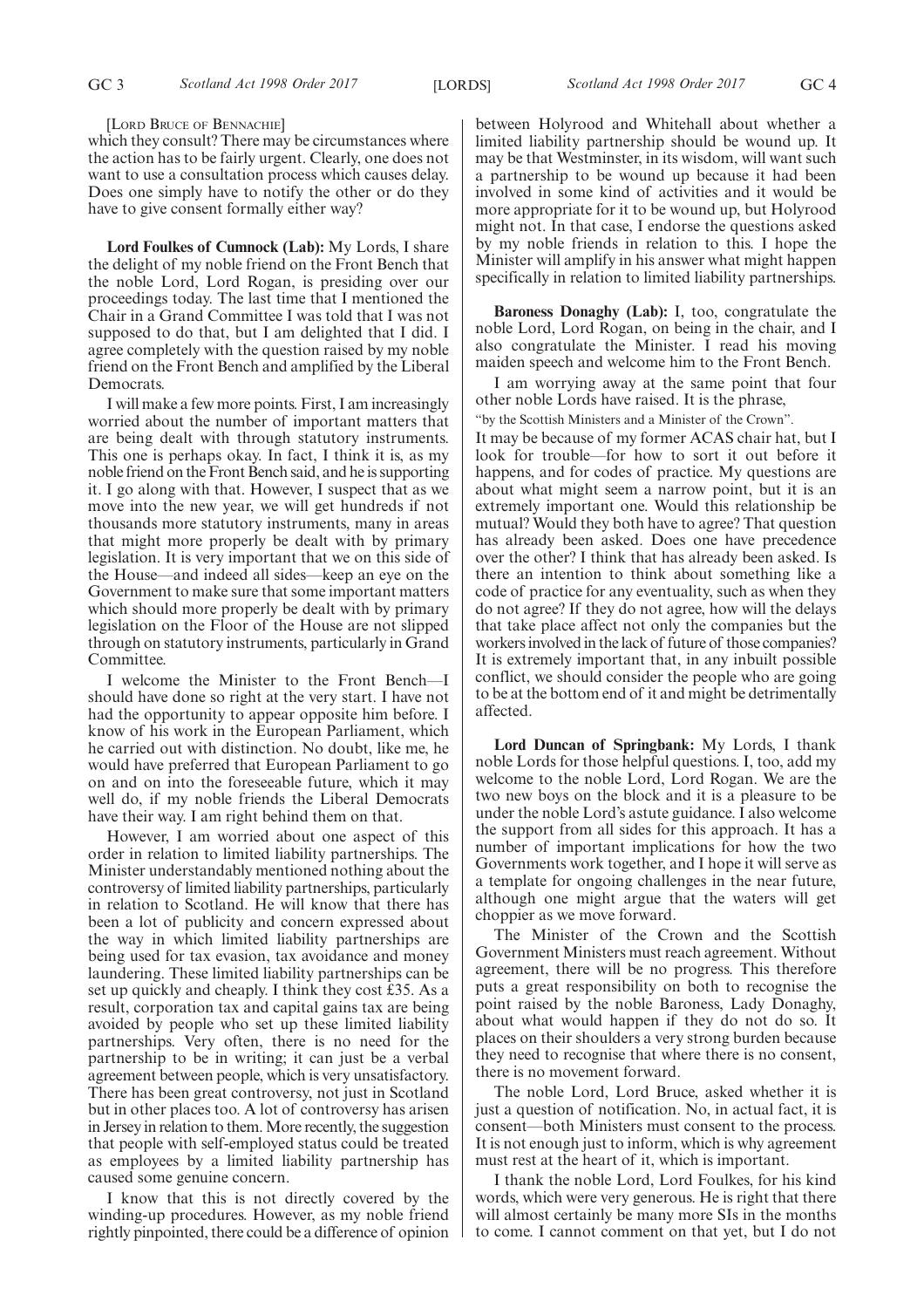[LORD BRUCE OF BENNACHIE]

which they consult? There may be circumstances where the action has to be fairly urgent. Clearly, one does not want to use a consultation process which causes delay. Does one simply have to notify the other or do they have to give consent formally either way?

**Lord Foulkes of Cumnock (Lab):** My Lords, I share the delight of my noble friend on the Front Bench that the noble Lord, Lord Rogan, is presiding over our proceedings today. The last time that I mentioned the Chair in a Grand Committee I was told that I was not supposed to do that, but I am delighted that I did. I agree completely with the question raised by my noble friend on the Front Bench and amplified by the Liberal Democrats.

I will make a few more points. First, I am increasingly worried about the number of important matters that are being dealt with through statutory instruments. This one is perhaps okay. In fact, I think it is, as my noble friend on the Front Bench said, and he is supporting it. I go along with that. However, I suspect that as we move into the new year, we will get hundreds if not thousands more statutory instruments, many in areas that might more properly be dealt with by primary legislation. It is very important that we on this side of the House—and indeed all sides—keep an eye on the Government to make sure that some important matters which should more properly be dealt with by primary legislation on the Floor of the House are not slipped through on statutory instruments, particularly in Grand Committee.

I welcome the Minister to the Front Bench—I should have done so right at the very start. I have not had the opportunity to appear opposite him before. I know of his work in the European Parliament, which he carried out with distinction. No doubt, like me, he would have preferred that European Parliament to go on and on into the foreseeable future, which it may well do, if my noble friends the Liberal Democrats have their way. I am right behind them on that.

However, I am worried about one aspect of this order in relation to limited liability partnerships. The Minister understandably mentioned nothing about the controversy of limited liability partnerships, particularly in relation to Scotland. He will know that there has been a lot of publicity and concern expressed about the way in which limited liability partnerships are being used for tax evasion, tax avoidance and money laundering. These limited liability partnerships can be set up quickly and cheaply. I think they cost £35. As a result, corporation tax and capital gains tax are being avoided by people who set up these limited liability partnerships. Very often, there is no need for the partnership to be in writing; it can just be a verbal agreement between people, which is very unsatisfactory. There has been great controversy, not just in Scotland but in other places too. A lot of controversy has arisen in Jersey in relation to them. More recently, the suggestion that people with self-employed status could be treated as employees by a limited liability partnership has caused some genuine concern.

I know that this is not directly covered by the winding-up procedures. However, as my noble friend rightly pinpointed, there could be a difference of opinion between Holyrood and Whitehall about whether a limited liability partnership should be wound up. It may be that Westminster, in its wisdom, will want such a partnership to be wound up because it had been involved in some kind of activities and it would be more appropriate for it to be wound up, but Holyrood might not. In that case, I endorse the questions asked by my noble friends in relation to this. I hope the Minister will amplify in his answer what might happen specifically in relation to limited liability partnerships.

**Baroness Donaghy (Lab):** I, too, congratulate the noble Lord, Lord Rogan, on being in the chair, and I also congratulate the Minister. I read his moving maiden speech and welcome him to the Front Bench.

I am worrying away at the same point that four other noble Lords have raised. It is the phrase,

"by the Scottish Ministers and a Minister of the Crown".

It may be because of my former ACAS chair hat, but I look for trouble—for how to sort it out before it happens, and for codes of practice. My questions are about what might seem a narrow point, but it is an extremely important one. Would this relationship be mutual? Would they both have to agree? That question has already been asked. Does one have precedence over the other? I think that has already been asked. Is there an intention to think about something like a code of practice for any eventuality, such as when they do not agree? If they do not agree, how will the delays that take place affect not only the companies but the workers involved in the lack of future of those companies? It is extremely important that, in any inbuilt possible conflict, we should consider the people who are going to be at the bottom end of it and might be detrimentally affected.

**Lord Duncan of Springbank:** My Lords, I thank noble Lords for those helpful questions. I, too, add my welcome to the noble Lord, Lord Rogan. We are the two new boys on the block and it is a pleasure to be under the noble Lord's astute guidance. I also welcome the support from all sides for this approach. It has a number of important implications for how the two Governments work together, and I hope it will serve as a template for ongoing challenges in the near future, although one might argue that the waters will get choppier as we move forward.

The Minister of the Crown and the Scottish Government Ministers must reach agreement. Without agreement, there will be no progress. This therefore puts a great responsibility on both to recognise the point raised by the noble Baroness, Lady Donaghy, about what would happen if they do not do so. It places on their shoulders a very strong burden because they need to recognise that where there is no consent, there is no movement forward.

The noble Lord, Lord Bruce, asked whether it is just a question of notification. No, in actual fact, it is consent—both Ministers must consent to the process. It is not enough just to inform, which is why agreement must rest at the heart of it, which is important.

I thank the noble Lord, Lord Foulkes, for his kind words, which were very generous. He is right that there will almost certainly be many more SIs in the months to come. I cannot comment on that yet, but I do not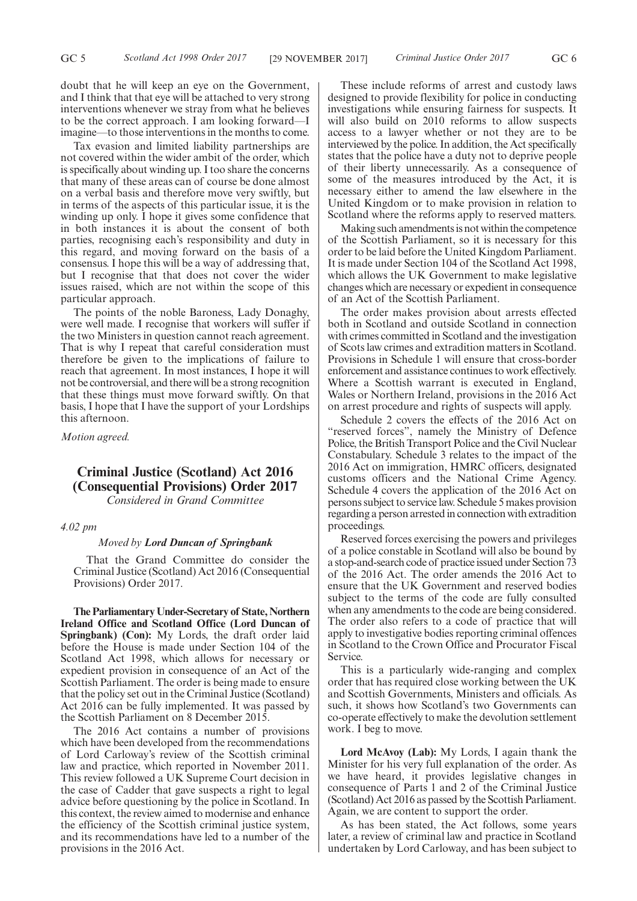doubt that he will keep an eye on the Government, and I think that that eye will be attached to very strong interventions whenever we stray from what he believes to be the correct approach. I am looking forward—I imagine—to those interventions in the months to come.

Tax evasion and limited liability partnerships are not covered within the wider ambit of the order, which is specifically about winding up. I too share the concerns that many of these areas can of course be done almost on a verbal basis and therefore move very swiftly, but in terms of the aspects of this particular issue, it is the winding up only. I hope it gives some confidence that in both instances it is about the consent of both parties, recognising each's responsibility and duty in this regard, and moving forward on the basis of a consensus. I hope this will be a way of addressing that, but I recognise that that does not cover the wider issues raised, which are not within the scope of this particular approach.

The points of the noble Baroness, Lady Donaghy, were well made. I recognise that workers will suffer if the two Ministers in question cannot reach agreement. That is why I repeat that careful consideration must therefore be given to the implications of failure to reach that agreement. In most instances, I hope it will not be controversial, and there will be a strong recognition that these things must move forward swiftly. On that basis, I hope that I have the support of your Lordships this afternoon.

*Motion agreed.*

## Criminal Justice (Scotland) Act 2016 (Consequential Provisions) Order 2017

*Considered in Grand Committee*

*4.02 pm*

*Moved by* ***Lord Duncan of Springbank***

That the Grand Committee do consider the Criminal Justice (Scotland) Act 2016 (Consequential Provisions) Order 2017.

**The Parliamentary Under-Secretary of State, Northern Ireland Office and Scotland Office (Lord Duncan of Springbank) (Con):** My Lords, the draft order laid before the House is made under Section 104 of the Scotland Act 1998, which allows for necessary or expedient provision in consequence of an Act of the Scottish Parliament. The order is being made to ensure that the policy set out in the Criminal Justice (Scotland) Act 2016 can be fully implemented. It was passed by the Scottish Parliament on 8 December 2015.

The 2016 Act contains a number of provisions which have been developed from the recommendations of Lord Carloway's review of the Scottish criminal law and practice, which reported in November 2011. This review followed a UK Supreme Court decision in the case of Cadder that gave suspects a right to legal advice before questioning by the police in Scotland. In this context, the review aimed to modernise and enhance the efficiency of the Scottish criminal justice system, and its recommendations have led to a number of the provisions in the 2016 Act.

These include reforms of arrest and custody laws designed to provide flexibility for police in conducting investigations while ensuring fairness for suspects. It will also build on 2010 reforms to allow suspects access to a lawyer whether or not they are to be interviewed by the police. In addition, the Act specifically states that the police have a duty not to deprive people of their liberty unnecessarily. As a consequence of some of the measures introduced by the Act, it is necessary either to amend the law elsewhere in the United Kingdom or to make provision in relation to Scotland where the reforms apply to reserved matters.

Making such amendments is not within the competence of the Scottish Parliament, so it is necessary for this order to be laid before the United Kingdom Parliament. It is made under Section 104 of the Scotland Act 1998, which allows the UK Government to make legislative changes which are necessary or expedient in consequence of an Act of the Scottish Parliament.

The order makes provision about arrests effected both in Scotland and outside Scotland in connection with crimes committed in Scotland and the investigation of Scots law crimes and extradition matters in Scotland. Provisions in Schedule 1 will ensure that cross-border enforcement and assistance continues to work effectively. Where a Scottish warrant is executed in England, Wales or Northern Ireland, provisions in the 2016 Act on arrest procedure and rights of suspects will apply.

Schedule 2 covers the effects of the 2016 Act on "reserved forces", namely the Ministry of Defence Police, the British Transport Police and the Civil Nuclear Constabulary. Schedule 3 relates to the impact of the 2016 Act on immigration, HMRC officers, designated customs officers and the National Crime Agency. Schedule 4 covers the application of the 2016 Act on persons subject to service law. Schedule 5 makes provision regarding a person arrested in connection with extradition proceedings.

Reserved forces exercising the powers and privileges of a police constable in Scotland will also be bound by a stop-and-search code of practice issued under Section 73 of the 2016 Act. The order amends the 2016 Act to ensure that the UK Government and reserved bodies subject to the terms of the code are fully consulted when any amendments to the code are being considered. The order also refers to a code of practice that will apply to investigative bodies reporting criminal offences in Scotland to the Crown Office and Procurator Fiscal Service.

This is a particularly wide-ranging and complex order that has required close working between the UK and Scottish Governments, Ministers and officials. As such, it shows how Scotland's two Governments can co-operate effectively to make the devolution settlement work. I beg to move.

**Lord McAvoy (Lab):** My Lords, I again thank the Minister for his very full explanation of the order. As we have heard, it provides legislative changes in consequence of Parts 1 and 2 of the Criminal Justice (Scotland) Act 2016 as passed by the Scottish Parliament. Again, we are content to support the order.

As has been stated, the Act follows, some years later, a review of criminal law and practice in Scotland undertaken by Lord Carloway, and has been subject to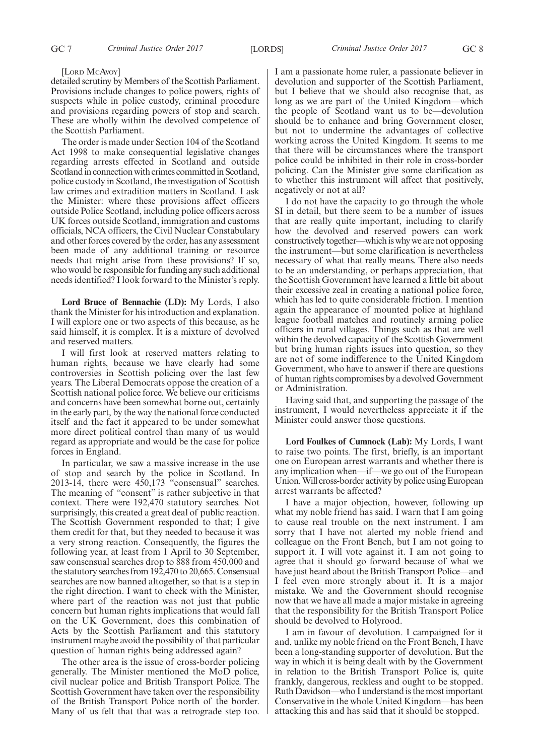[LORD MCAVOY]

detailed scrutiny by Members of the Scottish Parliament. Provisions include changes to police powers, rights of suspects while in police custody, criminal procedure and provisions regarding powers of stop and search. These are wholly within the devolved competence of the Scottish Parliament.

The order is made under Section 104 of the Scotland Act 1998 to make consequential legislative changes regarding arrests effected in Scotland and outside Scotland in connection with crimes committed in Scotland, police custody in Scotland, the investigation of Scottish law crimes and extradition matters in Scotland. I ask the Minister: where these provisions affect officers outside Police Scotland, including police officers across UK forces outside Scotland, immigration and customs officials, NCA officers, the Civil Nuclear Constabulary and other forces covered by the order, has any assessment been made of any additional training or resource needs that might arise from these provisions? If so, who would be responsible for funding any such additional needs identified? I look forward to the Minister's reply.

**Lord Bruce of Bennachie (LD):** My Lords, I also thank the Minister for his introduction and explanation. I will explore one or two aspects of this because, as he said himself, it is complex. It is a mixture of devolved and reserved matters.

I will first look at reserved matters relating to human rights, because we have clearly had some controversies in Scottish policing over the last few years. The Liberal Democrats oppose the creation of a Scottish national police force. We believe our criticisms and concerns have been somewhat borne out, certainly in the early part, by the way the national force conducted itself and the fact it appeared to be under somewhat more direct political control than many of us would regard as appropriate and would be the case for police forces in England.

In particular, we saw a massive increase in the use of stop and search by the police in Scotland. In 2013-14, there were 450,173 "consensual" searches. The meaning of "consent" is rather subjective in that context. There were 192,470 statutory searches. Not surprisingly, this created a great deal of public reaction. The Scottish Government responded to that; I give them credit for that, but they needed to because it was a very strong reaction. Consequently, the figures the following year, at least from 1 April to 30 September, saw consensual searches drop to 888 from 450,000 and the statutory searches from 192,470 to 20,665. Consensual searches are now banned altogether, so that is a step in the right direction. I want to check with the Minister, where part of the reaction was not just that public concern but human rights implications that would fall on the UK Government, does this combination of Acts by the Scottish Parliament and this statutory instrument maybe avoid the possibility of that particular question of human rights being addressed again?

The other area is the issue of cross-border policing generally. The Minister mentioned the MoD police, civil nuclear police and British Transport Police. The Scottish Government have taken over the responsibility of the British Transport Police north of the border. Many of us felt that that was a retrograde step too. I am a passionate home ruler, a passionate believer in devolution and supporter of the Scottish Parliament, but I believe that we should also recognise that, as long as we are part of the United Kingdom—which the people of Scotland want us to be—devolution should be to enhance and bring Government closer, but not to undermine the advantages of collective working across the United Kingdom. It seems to me that there will be circumstances where the transport police could be inhibited in their role in cross-border policing. Can the Minister give some clarification as to whether this instrument will affect that positively, negatively or not at all?

I do not have the capacity to go through the whole SI in detail, but there seem to be a number of issues that are really quite important, including to clarify how the devolved and reserved powers can work constructively together—which is why we are not opposing the instrument—but some clarification is nevertheless necessary of what that really means. There also needs to be an understanding, or perhaps appreciation, that the Scottish Government have learned a little bit about their excessive zeal in creating a national police force, which has led to quite considerable friction. I mention again the appearance of mounted police at highland league football matches and routinely arming police officers in rural villages. Things such as that are well within the devolved capacity of the Scottish Government but bring human rights issues into question, so they are not of some indifference to the United Kingdom Government, who have to answer if there are questions of human rights compromises by a devolved Government or Administration.

Having said that, and supporting the passage of the instrument, I would nevertheless appreciate it if the Minister could answer those questions.

**Lord Foulkes of Cumnock (Lab):** My Lords, I want to raise two points. The first, briefly, is an important one on European arrest warrants and whether there is any implication when—if—we go out of the European Union. Will cross-border activity by police using European arrest warrants be affected?

I have a major objection, however, following up what my noble friend has said. I warn that I am going to cause real trouble on the next instrument. I am sorry that I have not alerted my noble friend and colleague on the Front Bench, but I am not going to support it. I will vote against it. I am not going to agree that it should go forward because of what we have just heard about the British Transport Police—and I feel even more strongly about it. It is a major mistake. We and the Government should recognise now that we have all made a major mistake in agreeing that the responsibility for the British Transport Police should be devolved to Holyrood.

I am in favour of devolution. I campaigned for it and, unlike my noble friend on the Front Bench, I have been a long-standing supporter of devolution. But the way in which it is being dealt with by the Government in relation to the British Transport Police is, quite frankly, dangerous, reckless and ought to be stopped. Ruth Davidson—who I understand is the most important Conservative in the whole United Kingdom—has been attacking this and has said that it should be stopped.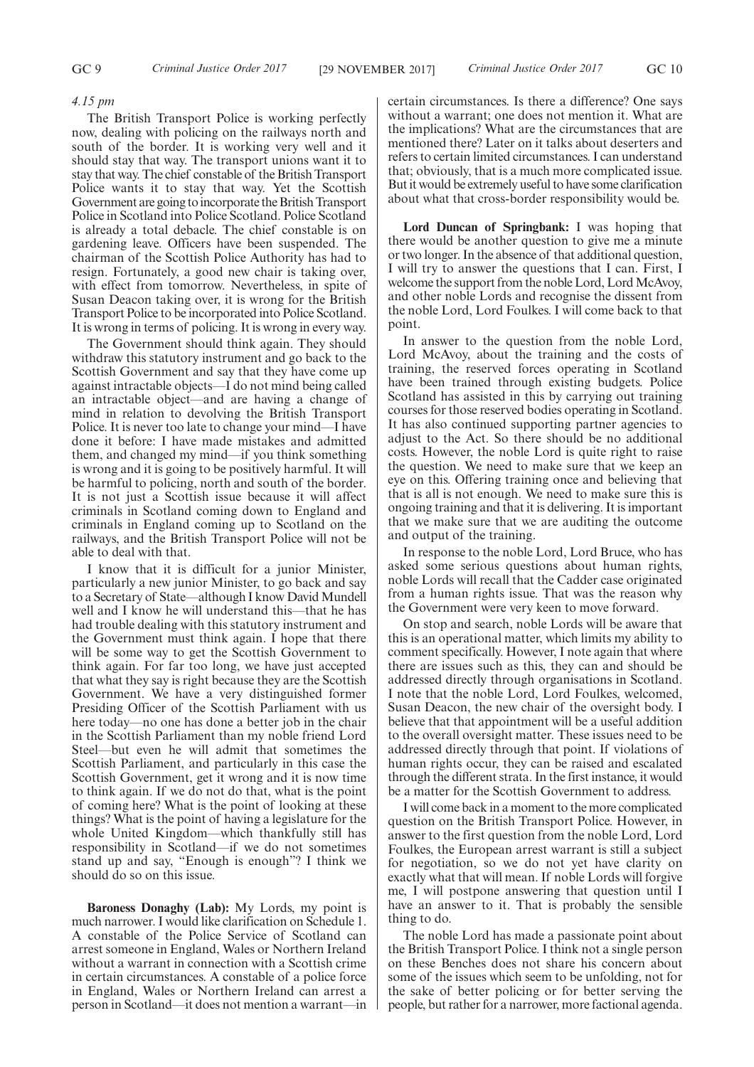*4.15 pm*

The British Transport Police is working perfectly now, dealing with policing on the railways north and south of the border. It is working very well and it should stay that way. The transport unions want it to stay that way. The chief constable of the British Transport Police wants it to stay that way. Yet the Scottish Government are going to incorporate the British Transport Police in Scotland into Police Scotland. Police Scotland is already a total debacle. The chief constable is on gardening leave. Officers have been suspended. The chairman of the Scottish Police Authority has had to resign. Fortunately, a good new chair is taking over, with effect from tomorrow. Nevertheless, in spite of Susan Deacon taking over, it is wrong for the British Transport Police to be incorporated into Police Scotland. It is wrong in terms of policing. It is wrong in every way.

The Government should think again. They should withdraw this statutory instrument and go back to the Scottish Government and say that they have come up against intractable objects—I do not mind being called an intractable object—and are having a change of mind in relation to devolving the British Transport Police. It is never too late to change your mind—I have done it before: I have made mistakes and admitted them, and changed my mind—if you think something is wrong and it is going to be positively harmful. It will be harmful to policing, north and south of the border. It is not just a Scottish issue because it will affect criminals in Scotland coming down to England and criminals in England coming up to Scotland on the railways, and the British Transport Police will not be able to deal with that.

I know that it is difficult for a junior Minister, particularly a new junior Minister, to go back and say to a Secretary of State—although I know David Mundell well and I know he will understand this—that he has had trouble dealing with this statutory instrument and the Government must think again. I hope that there will be some way to get the Scottish Government to think again. For far too long, we have just accepted that what they say is right because they are the Scottish Government. We have a very distinguished former Presiding Officer of the Scottish Parliament with us here today—no one has done a better job in the chair in the Scottish Parliament than my noble friend Lord Steel—but even he will admit that sometimes the Scottish Parliament, and particularly in this case the Scottish Government, get it wrong and it is now time to think again. If we do not do that, what is the point of coming here? What is the point of looking at these things? What is the point of having a legislature for the whole United Kingdom—which thankfully still has responsibility in Scotland—if we do not sometimes stand up and say, "Enough is enough"? I think we should do so on this issue.

**Baroness Donaghy (Lab):** My Lords, my point is much narrower. I would like clarification on Schedule 1. A constable of the Police Service of Scotland can arrest someone in England, Wales or Northern Ireland without a warrant in connection with a Scottish crime in certain circumstances. A constable of a police force in England, Wales or Northern Ireland can arrest a person in Scotland—it does not mention a warrant—in certain circumstances. Is there a difference? One says without a warrant; one does not mention it. What are the implications? What are the circumstances that are mentioned there? Later on it talks about deserters and refers to certain limited circumstances. I can understand that; obviously, that is a much more complicated issue. But it would be extremely useful to have some clarification about what that cross-border responsibility would be.

**Lord Duncan of Springbank:** I was hoping that there would be another question to give me a minute or two longer. In the absence of that additional question, I will try to answer the questions that I can. First, I welcome the support from the noble Lord, Lord McAvoy, and other noble Lords and recognise the dissent from the noble Lord, Lord Foulkes. I will come back to that point.

In answer to the question from the noble Lord, Lord McAvoy, about the training and the costs of training, the reserved forces operating in Scotland have been trained through existing budgets. Police Scotland has assisted in this by carrying out training courses for those reserved bodies operating in Scotland. It has also continued supporting partner agencies to adjust to the Act. So there should be no additional costs. However, the noble Lord is quite right to raise the question. We need to make sure that we keep an eye on this. Offering training once and believing that that is all is not enough. We need to make sure this is ongoing training and that it is delivering. It is important that we make sure that we are auditing the outcome and output of the training.

In response to the noble Lord, Lord Bruce, who has asked some serious questions about human rights, noble Lords will recall that the Cadder case originated from a human rights issue. That was the reason why the Government were very keen to move forward.

On stop and search, noble Lords will be aware that this is an operational matter, which limits my ability to comment specifically. However, I note again that where there are issues such as this, they can and should be addressed directly through organisations in Scotland. I note that the noble Lord, Lord Foulkes, welcomed, Susan Deacon, the new chair of the oversight body. I believe that that appointment will be a useful addition to the overall oversight matter. These issues need to be addressed directly through that point. If violations of human rights occur, they can be raised and escalated through the different strata. In the first instance, it would be a matter for the Scottish Government to address.

I will come back in a moment to the more complicated question on the British Transport Police. However, in answer to the first question from the noble Lord, Lord Foulkes, the European arrest warrant is still a subject for negotiation, so we do not yet have clarity on exactly what that will mean. If noble Lords will forgive me, I will postpone answering that question until I have an answer to it. That is probably the sensible thing to do.

The noble Lord has made a passionate point about the British Transport Police. I think not a single person on these Benches does not share his concern about some of the issues which seem to be unfolding, not for the sake of better policing or for better serving the people, but rather for a narrower, more factional agenda.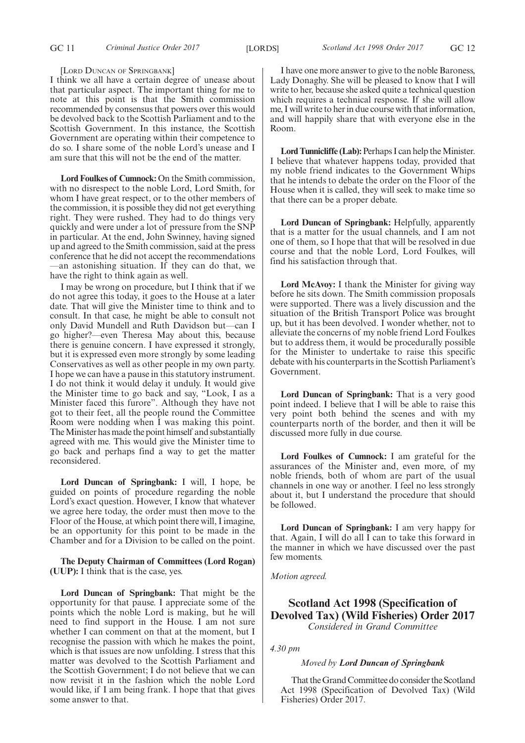[Lord Duncan of Springbank]

I think we all have a certain degree of unease about that particular aspect. The important thing for me to note at this point is that the Smith commission recommended by consensus that powers over this would be devolved back to the Scottish Parliament and to the Scottish Government. In this instance, the Scottish Government are operating within their competence to do so. I share some of the noble Lord's unease and I am sure that this will not be the end of the matter.

**Lord Foulkes of Cumnock:** On the Smith commission, with no disrespect to the noble Lord, Lord Smith, for whom I have great respect, or to the other members of the commission, it is possible they did not get everything right. They were rushed. They had to do things very quickly and were under a lot of pressure from the SNP in particular. At the end, John Swinney, having signed up and agreed to the Smith commission, said at the press conference that he did not accept the recommendations—an astonishing situation. If they can do that, we have the right to think again as well.

I may be wrong on procedure, but I think that if we do not agree this today, it goes to the House at a later date. That will give the Minister time to think and to consult. In that case, he might be able to consult not only David Mundell and Ruth Davidson but—can I go higher?—even Theresa May about this, because there is genuine concern. I have expressed it strongly, but it is expressed even more strongly by some leading Conservatives as well as other people in my own party. I hope we can have a pause in this statutory instrument. I do not think it would delay it unduly. It would give the Minister time to go back and say, "Look, I as a Minister faced this furore". Although they have not got to their feet, all the people round the Committee Room were nodding when I was making this point. The Minister has made the point himself and substantially agreed with me. This would give the Minister time to go back and perhaps find a way to get the matter reconsidered.

**Lord Duncan of Springbank:** I will, I hope, be guided on points of procedure regarding the noble Lord's exact question. However, I know that whatever we agree here today, the order must then move to the Floor of the House, at which point there will, I imagine, be an opportunity for this point to be made in the Chamber and for a Division to be called on the point.

**The Deputy Chairman of Committees (Lord Rogan) (UUP):** I think that is the case, yes.

**Lord Duncan of Springbank:** That might be the opportunity for that pause. I appreciate some of the points which the noble Lord is making, but he will need to find support in the House. I am not sure whether I can comment on that at the moment, but I recognise the passion with which he makes the point, which is that issues are now unfolding. I stress that this matter was devolved to the Scottish Parliament and the Scottish Government; I do not believe that we can now revisit it in the fashion which the noble Lord would like, if I am being frank. I hope that that gives some answer to that.

I have one more answer to give to the noble Baroness, Lady Donaghy. She will be pleased to know that I will write to her, because she asked quite a technical question which requires a technical response. If she will allow me, I will write to her in due course with that information, and will happily share that with everyone else in the Room.

**Lord Tunnicliffe (Lab):** Perhaps I can help the Minister. I believe that whatever happens today, provided that my noble friend indicates to the Government Whips that he intends to debate the order on the Floor of the House when it is called, they will seek to make time so that there can be a proper debate.

**Lord Duncan of Springbank:** Helpfully, apparently that is a matter for the usual channels, and I am not one of them, so I hope that that will be resolved in due course and that the noble Lord, Lord Foulkes, will find his satisfaction through that.

**Lord McAvoy:** I thank the Minister for giving way before he sits down. The Smith commission proposals were supported. There was a lively discussion and the situation of the British Transport Police was brought up, but it has been devolved. I wonder whether, not to alleviate the concerns of my noble friend Lord Foulkes but to address them, it would be procedurally possible for the Minister to undertake to raise this specific debate with his counterparts in the Scottish Parliament's Government.

**Lord Duncan of Springbank:** That is a very good point indeed. I believe that I will be able to raise this very point both behind the scenes and with my counterparts north of the border, and then it will be discussed more fully in due course.

**Lord Foulkes of Cumnock:** I am grateful for the assurances of the Minister and, even more, of my noble friends, both of whom are part of the usual channels in one way or another. I feel no less strongly about it, but I understand the procedure that should be followed.

**Lord Duncan of Springbank:** I am very happy for that. Again, I will do all I can to take this forward in the manner in which we have discussed over the past few moments.

*Motion agreed.*

## Scotland Act 1998 (Specification of Devolved Tax) (Wild Fisheries) Order 2017

*Considered in Grand Committee*

*4.30 pm*

*Moved by **Lord Duncan of Springbank***

That the Grand Committee do consider the Scotland Act 1998 (Specification of Devolved Tax) (Wild Fisheries) Order 2017.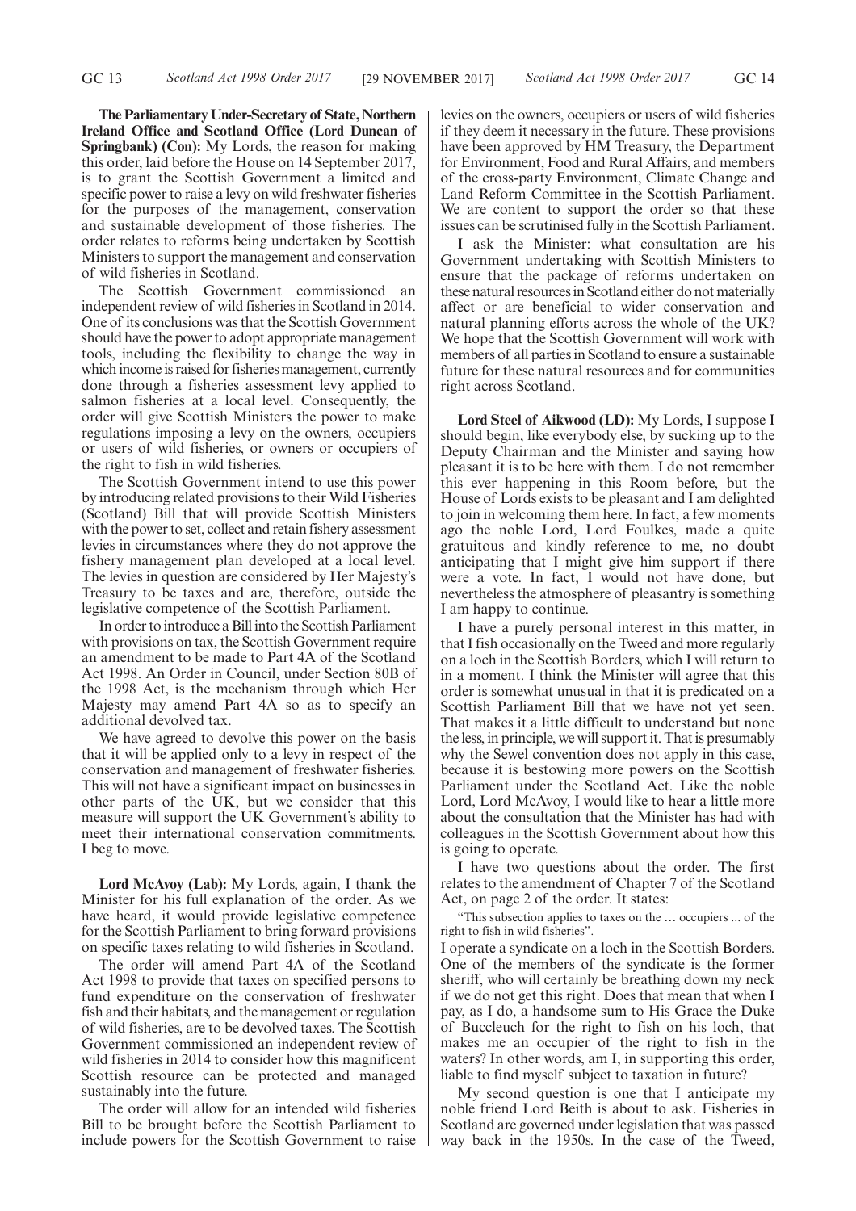**The Parliamentary Under-Secretary of State, Northern Ireland Office and Scotland Office (Lord Duncan of Springbank) (Con):** My Lords, the reason for making this order, laid before the House on 14 September 2017, is to grant the Scottish Government a limited and specific power to raise a levy on wild freshwater fisheries for the purposes of the management, conservation and sustainable development of those fisheries. The order relates to reforms being undertaken by Scottish Ministers to support the management and conservation of wild fisheries in Scotland.

The Scottish Government commissioned an independent review of wild fisheries in Scotland in 2014. One of its conclusions was that the Scottish Government should have the power to adopt appropriate management tools, including the flexibility to change the way in which income is raised for fisheries management, currently done through a fisheries assessment levy applied to salmon fisheries at a local level. Consequently, the order will give Scottish Ministers the power to make regulations imposing a levy on the owners, occupiers or users of wild fisheries, or owners or occupiers of the right to fish in wild fisheries.

The Scottish Government intend to use this power by introducing related provisions to their Wild Fisheries (Scotland) Bill that will provide Scottish Ministers with the power to set, collect and retain fishery assessment levies in circumstances where they do not approve the fishery management plan developed at a local level. The levies in question are considered by Her Majesty's Treasury to be taxes and are, therefore, outside the legislative competence of the Scottish Parliament.

In order to introduce a Bill into the Scottish Parliament with provisions on tax, the Scottish Government require an amendment to be made to Part 4A of the Scotland Act 1998. An Order in Council, under Section 80B of the 1998 Act, is the mechanism through which Her Majesty may amend Part 4A so as to specify an additional devolved tax.

We have agreed to devolve this power on the basis that it will be applied only to a levy in respect of the conservation and management of freshwater fisheries. This will not have a significant impact on businesses in other parts of the UK, but we consider that this measure will support the UK Government's ability to meet their international conservation commitments. I beg to move.

**Lord McAvoy (Lab):** My Lords, again, I thank the Minister for his full explanation of the order. As we have heard, it would provide legislative competence for the Scottish Parliament to bring forward provisions on specific taxes relating to wild fisheries in Scotland.

The order will amend Part 4A of the Scotland Act 1998 to provide that taxes on specified persons to fund expenditure on the conservation of freshwater fish and their habitats, and the management or regulation of wild fisheries, are to be devolved taxes. The Scottish Government commissioned an independent review of wild fisheries in 2014 to consider how this magnificent Scottish resource can be protected and managed sustainably into the future.

The order will allow for an intended wild fisheries Bill to be brought before the Scottish Parliament to include powers for the Scottish Government to raise levies on the owners, occupiers or users of wild fisheries if they deem it necessary in the future. These provisions have been approved by HM Treasury, the Department for Environment, Food and Rural Affairs, and members of the cross-party Environment, Climate Change and Land Reform Committee in the Scottish Parliament. We are content to support the order so that these issues can be scrutinised fully in the Scottish Parliament.

I ask the Minister: what consultation are his Government undertaking with Scottish Ministers to ensure that the package of reforms undertaken on these natural resources in Scotland either do not materially affect or are beneficial to wider conservation and natural planning efforts across the whole of the UK? We hope that the Scottish Government will work with members of all parties in Scotland to ensure a sustainable future for these natural resources and for communities right across Scotland.

**Lord Steel of Aikwood (LD):** My Lords, I suppose I should begin, like everybody else, by sucking up to the Deputy Chairman and the Minister and saying how pleasant it is to be here with them. I do not remember this ever happening in this Room before, but the House of Lords exists to be pleasant and I am delighted to join in welcoming them here. In fact, a few moments ago the noble Lord, Lord Foulkes, made a quite gratuitous and kindly reference to me, no doubt anticipating that I might give him support if there were a vote. In fact, I would not have done, but nevertheless the atmosphere of pleasantry is something I am happy to continue.

I have a purely personal interest in this matter, in that I fish occasionally on the Tweed and more regularly on a loch in the Scottish Borders, which I will return to in a moment. I think the Minister will agree that this order is somewhat unusual in that it is predicated on a Scottish Parliament Bill that we have not yet seen. That makes it a little difficult to understand but none the less, in principle, we will support it. That is presumably why the Sewel convention does not apply in this case, because it is bestowing more powers on the Scottish Parliament under the Scotland Act. Like the noble Lord, Lord McAvoy, I would like to hear a little more about the consultation that the Minister has had with colleagues in the Scottish Government about how this is going to operate.

I have two questions about the order. The first relates to the amendment of Chapter 7 of the Scotland Act, on page 2 of the order. It states:

"This subsection applies to taxes on the … occupiers ... of the right to fish in wild fisheries".

I operate a syndicate on a loch in the Scottish Borders. One of the members of the syndicate is the former sheriff, who will certainly be breathing down my neck if we do not get this right. Does that mean that when I pay, as I do, a handsome sum to His Grace the Duke of Buccleuch for the right to fish on his loch, that makes me an occupier of the right to fish in the waters? In other words, am I, in supporting this order, liable to find myself subject to taxation in future?

My second question is one that I anticipate my noble friend Lord Beith is about to ask. Fisheries in Scotland are governed under legislation that was passed way back in the 1950s. In the case of the Tweed,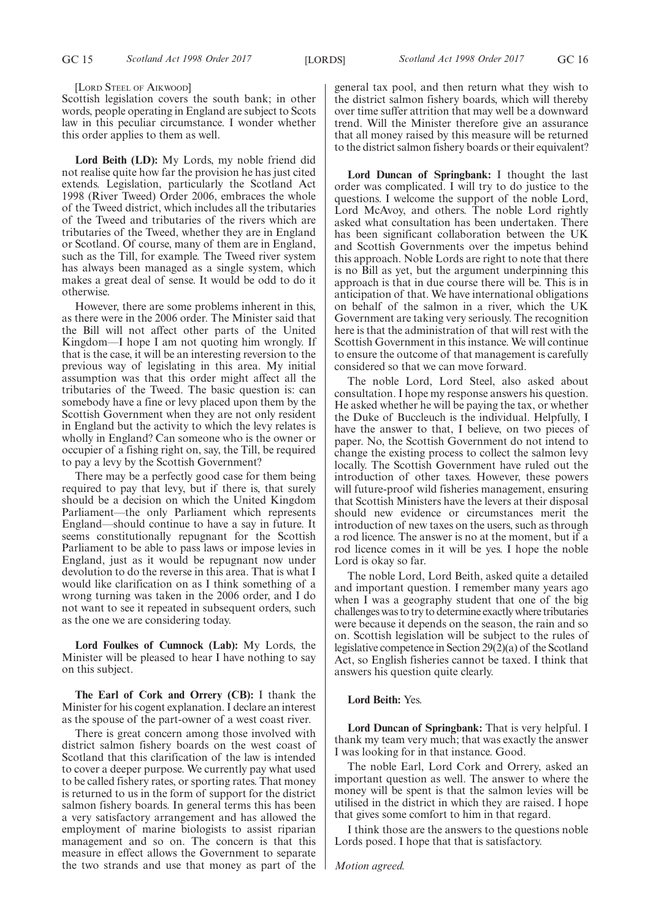[LORD STEEL OF AIKWOOD]

Scottish legislation covers the south bank; in other words, people operating in England are subject to Scots law in this peculiar circumstance. I wonder whether this order applies to them as well.

**Lord Beith (LD):** My Lords, my noble friend did not realise quite how far the provision he has just cited extends. Legislation, particularly the Scotland Act 1998 (River Tweed) Order 2006, embraces the whole of the Tweed district, which includes all the tributaries of the Tweed and tributaries of the rivers which are tributaries of the Tweed, whether they are in England or Scotland. Of course, many of them are in England, such as the Till, for example. The Tweed river system has always been managed as a single system, which makes a great deal of sense. It would be odd to do it otherwise.

However, there are some problems inherent in this, as there were in the 2006 order. The Minister said that the Bill will not affect other parts of the United Kingdom—I hope I am not quoting him wrongly. If that is the case, it will be an interesting reversion to the previous way of legislating in this area. My initial assumption was that this order might affect all the tributaries of the Tweed. The basic question is: can somebody have a fine or levy placed upon them by the Scottish Government when they are not only resident in England but the activity to which the levy relates is wholly in England? Can someone who is the owner or occupier of a fishing right on, say, the Till, be required to pay a levy by the Scottish Government?

There may be a perfectly good case for them being required to pay that levy, but if there is, that surely should be a decision on which the United Kingdom Parliament—the only Parliament which represents England—should continue to have a say in future. It seems constitutionally repugnant for the Scottish Parliament to be able to pass laws or impose levies in England, just as it would be repugnant now under devolution to do the reverse in this area. That is what I would like clarification on as I think something of a wrong turning was taken in the 2006 order, and I do not want to see it repeated in subsequent orders, such as the one we are considering today.

**Lord Foulkes of Cumnock (Lab):** My Lords, the Minister will be pleased to hear I have nothing to say on this subject.

**The Earl of Cork and Orrery (CB):** I thank the Minister for his cogent explanation. I declare an interest as the spouse of the part-owner of a west coast river.

There is great concern among those involved with district salmon fishery boards on the west coast of Scotland that this clarification of the law is intended to cover a deeper purpose. We currently pay what used to be called fishery rates, or sporting rates. That money is returned to us in the form of support for the district salmon fishery boards. In general terms this has been a very satisfactory arrangement and has allowed the employment of marine biologists to assist riparian management and so on. The concern is that this measure in effect allows the Government to separate the two strands and use that money as part of the general tax pool, and then return what they wish to the district salmon fishery boards, which will thereby over time suffer attrition that may well be a downward trend. Will the Minister therefore give an assurance that all money raised by this measure will be returned to the district salmon fishery boards or their equivalent?

**Lord Duncan of Springbank:** I thought the last order was complicated. I will try to do justice to the questions. I welcome the support of the noble Lord, Lord McAvoy, and others. The noble Lord rightly asked what consultation has been undertaken. There has been significant collaboration between the UK and Scottish Governments over the impetus behind this approach. Noble Lords are right to note that there is no Bill as yet, but the argument underpinning this approach is that in due course there will be. This is in anticipation of that. We have international obligations on behalf of the salmon in a river, which the UK Government are taking very seriously. The recognition here is that the administration of that will rest with the Scottish Government in this instance. We will continue to ensure the outcome of that management is carefully considered so that we can move forward.

The noble Lord, Lord Steel, also asked about consultation. I hope my response answers his question. He asked whether he will be paying the tax, or whether the Duke of Buccleuch is the individual. Helpfully, I have the answer to that, I believe, on two pieces of paper. No, the Scottish Government do not intend to change the existing process to collect the salmon levy locally. The Scottish Government have ruled out the introduction of other taxes. However, these powers will future-proof wild fisheries management, ensuring that Scottish Ministers have the levers at their disposal should new evidence or circumstances merit the introduction of new taxes on the users, such as through a rod licence. The answer is no at the moment, but if a rod licence comes in it will be yes. I hope the noble Lord is okay so far.

The noble Lord, Lord Beith, asked quite a detailed and important question. I remember many years ago when I was a geography student that one of the big challenges was to try to determine exactly where tributaries were because it depends on the season, the rain and so on. Scottish legislation will be subject to the rules of legislative competence in Section 29(2)(a) of the Scotland Act, so English fisheries cannot be taxed. I think that answers his question quite clearly.

**Lord Beith:** Yes.

**Lord Duncan of Springbank:** That is very helpful. I thank my team very much; that was exactly the answer I was looking for in that instance. Good.

The noble Earl, Lord Cork and Orrery, asked an important question as well. The answer to where the money will be spent is that the salmon levies will be utilised in the district in which they are raised. I hope that gives some comfort to him in that regard.

I think those are the answers to the questions noble Lords posed. I hope that that is satisfactory.

*Motion agreed.*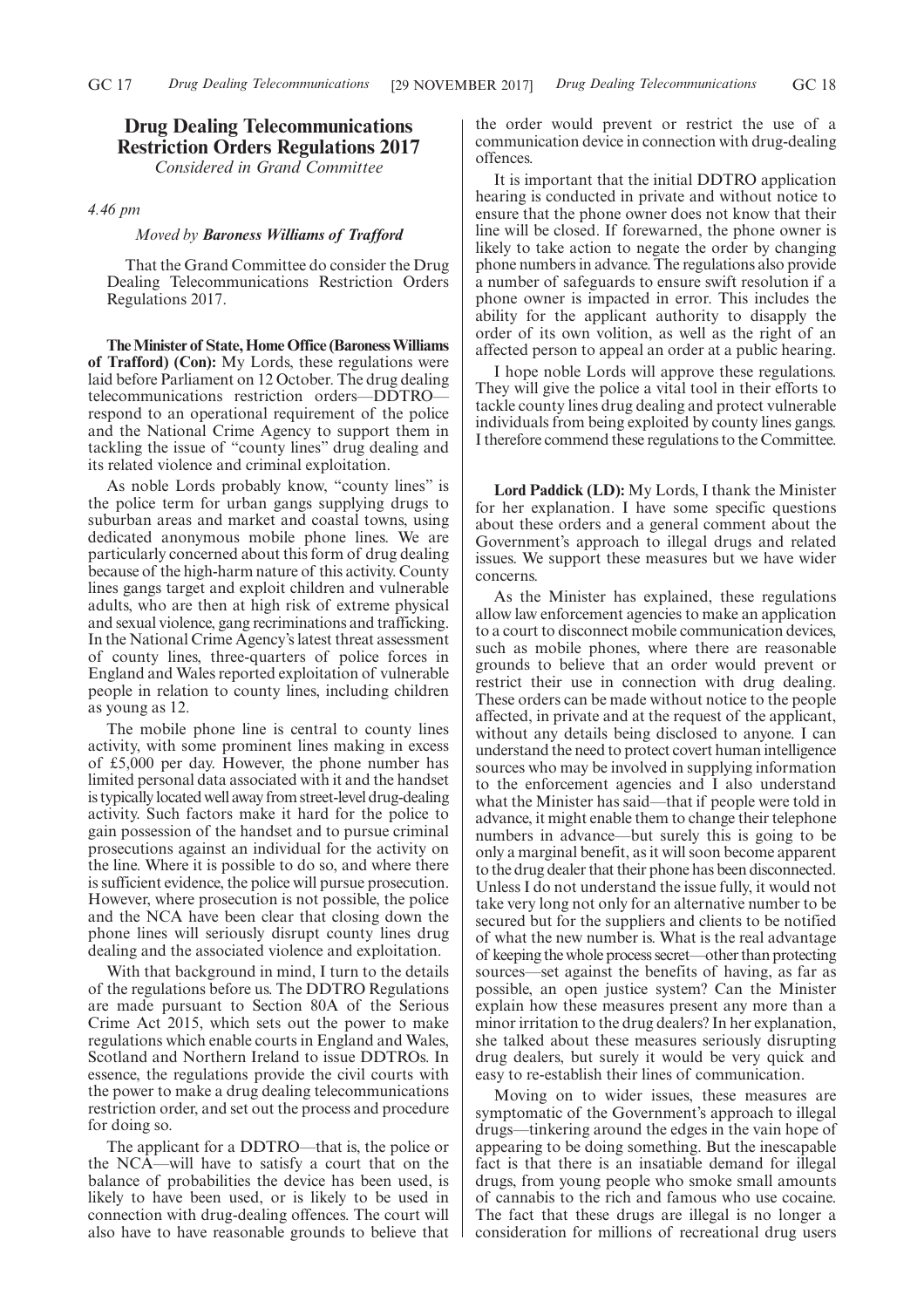# Drug Dealing Telecommunications Restriction Orders Regulations 2017

*Considered in Grand Committee*

*4.46 pm*

*Moved by* ***Baroness Williams of Trafford***

That the Grand Committee do consider the Drug Dealing Telecommunications Restriction Orders Regulations 2017.

**The Minister of State, Home Office (Baroness Williams of Trafford) (Con):** My Lords, these regulations were laid before Parliament on 12 October. The drug dealing telecommunications restriction orders—DDTRO—respond to an operational requirement of the police and the National Crime Agency to support them in tackling the issue of "county lines" drug dealing and its related violence and criminal exploitation.

As noble Lords probably know, "county lines" is the police term for urban gangs supplying drugs to suburban areas and market and coastal towns, using dedicated anonymous mobile phone lines. We are particularly concerned about this form of drug dealing because of the high-harm nature of this activity. County lines gangs target and exploit children and vulnerable adults, who are then at high risk of extreme physical and sexual violence, gang recriminations and trafficking. In the National Crime Agency's latest threat assessment of county lines, three-quarters of police forces in England and Wales reported exploitation of vulnerable people in relation to county lines, including children as young as 12.

The mobile phone line is central to county lines activity, with some prominent lines making in excess of £5,000 per day. However, the phone number has limited personal data associated with it and the handset is typically located well away from street-level drug-dealing activity. Such factors make it hard for the police to gain possession of the handset and to pursue criminal prosecutions against an individual for the activity on the line. Where it is possible to do so, and where there is sufficient evidence, the police will pursue prosecution. However, where prosecution is not possible, the police and the NCA have been clear that closing down the phone lines will seriously disrupt county lines drug dealing and the associated violence and exploitation.

With that background in mind, I turn to the details of the regulations before us. The DDTRO Regulations are made pursuant to Section 80A of the Serious Crime Act 2015, which sets out the power to make regulations which enable courts in England and Wales, Scotland and Northern Ireland to issue DDTROs. In essence, the regulations provide the civil courts with the power to make a drug dealing telecommunications restriction order, and set out the process and procedure for doing so.

The applicant for a DDTRO—that is, the police or the NCA—will have to satisfy a court that on the balance of probabilities the device has been used, is likely to have been used, or is likely to be used in connection with drug-dealing offences. The court will also have to have reasonable grounds to believe that the order would prevent or restrict the use of a communication device in connection with drug-dealing offences.

It is important that the initial DDTRO application hearing is conducted in private and without notice to ensure that the phone owner does not know that their line will be closed. If forewarned, the phone owner is likely to take action to negate the order by changing phone numbers in advance. The regulations also provide a number of safeguards to ensure swift resolution if a phone owner is impacted in error. This includes the ability for the applicant authority to disapply the order of its own volition, as well as the right of an affected person to appeal an order at a public hearing.

I hope noble Lords will approve these regulations. They will give the police a vital tool in their efforts to tackle county lines drug dealing and protect vulnerable individuals from being exploited by county lines gangs. I therefore commend these regulations to the Committee.

**Lord Paddick (LD):** My Lords, I thank the Minister for her explanation. I have some specific questions about these orders and a general comment about the Government's approach to illegal drugs and related issues. We support these measures but we have wider concerns.

As the Minister has explained, these regulations allow law enforcement agencies to make an application to a court to disconnect mobile communication devices, such as mobile phones, where there are reasonable grounds to believe that an order would prevent or restrict their use in connection with drug dealing. These orders can be made without notice to the people affected, in private and at the request of the applicant, without any details being disclosed to anyone. I can understand the need to protect covert human intelligence sources who may be involved in supplying information to the enforcement agencies and I also understand what the Minister has said—that if people were told in advance, it might enable them to change their telephone numbers in advance—but surely this is going to be only a marginal benefit, as it will soon become apparent to the drug dealer that their phone has been disconnected. Unless I do not understand the issue fully, it would not take very long not only for an alternative number to be secured but for the suppliers and clients to be notified of what the new number is. What is the real advantage of keeping the whole process secret—other than protecting sources—set against the benefits of having, as far as possible, an open justice system? Can the Minister explain how these measures present any more than a minor irritation to the drug dealers? In her explanation, she talked about these measures seriously disrupting drug dealers, but surely it would be very quick and easy to re-establish their lines of communication.

Moving on to wider issues, these measures are symptomatic of the Government's approach to illegal drugs—tinkering around the edges in the vain hope of appearing to be doing something. But the inescapable fact is that there is an insatiable demand for illegal drugs, from young people who smoke small amounts of cannabis to the rich and famous who use cocaine. The fact that these drugs are illegal is no longer a consideration for millions of recreational drug users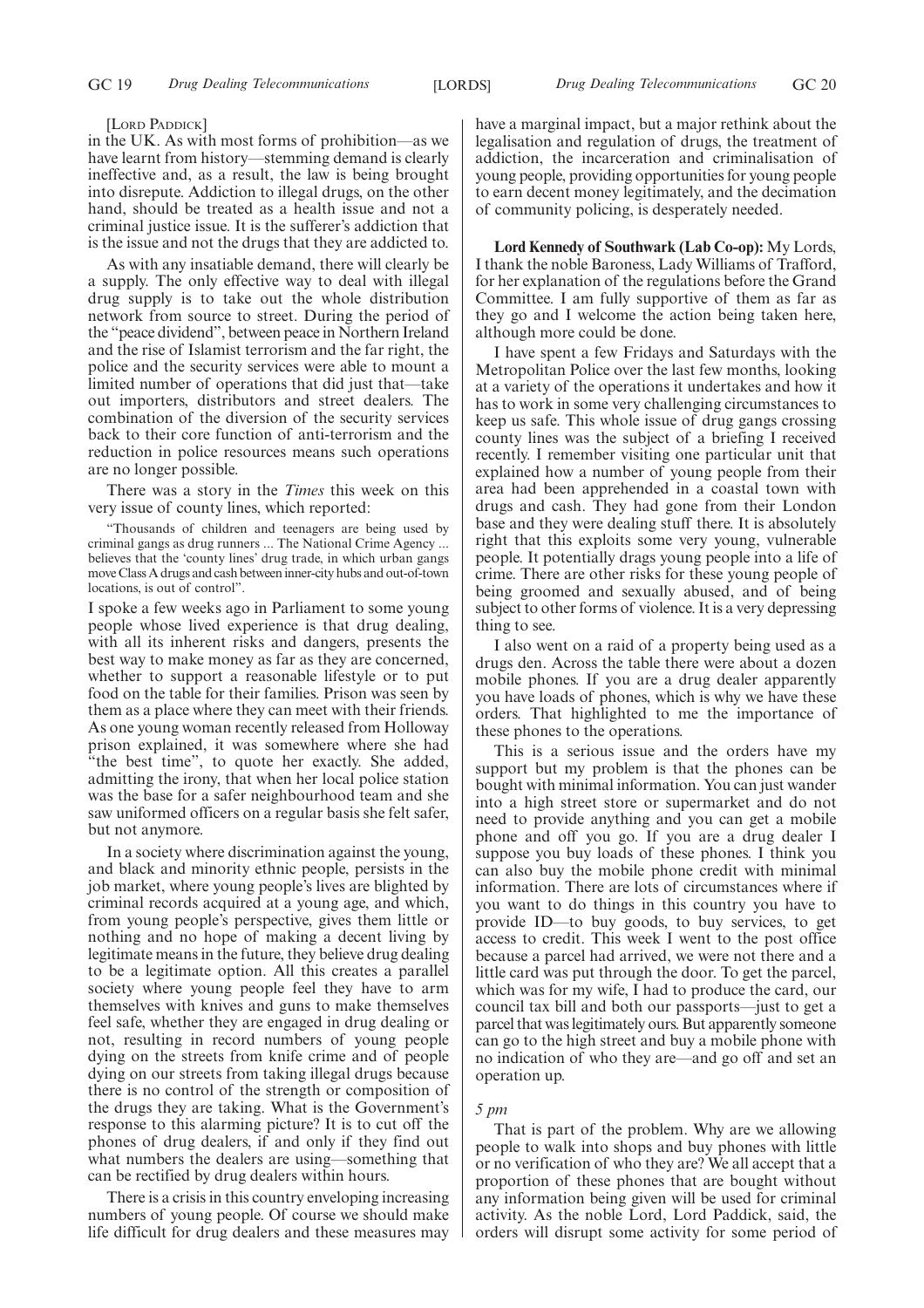[LORD PADDICK]

in the UK. As with most forms of prohibition—as we have learnt from history—stemming demand is clearly ineffective and, as a result, the law is being brought into disrepute. Addiction to illegal drugs, on the other hand, should be treated as a health issue and not a criminal justice issue. It is the sufferer's addiction that is the issue and not the drugs that they are addicted to.

As with any insatiable demand, there will clearly be a supply. The only effective way to deal with illegal drug supply is to take out the whole distribution network from source to street. During the period of the "peace dividend", between peace in Northern Ireland and the rise of Islamist terrorism and the far right, the police and the security services were able to mount a limited number of operations that did just that—take out importers, distributors and street dealers. The combination of the diversion of the security services back to their core function of anti-terrorism and the reduction in police resources means such operations are no longer possible.

There was a story in the *Times* this week on this very issue of county lines, which reported:

> "Thousands of children and teenagers are being used by criminal gangs as drug runners ... The National Crime Agency ... believes that the 'county lines' drug trade, in which urban gangs move Class A drugs and cash between inner-city hubs and out-of-town locations, is out of control".

I spoke a few weeks ago in Parliament to some young people whose lived experience is that drug dealing, with all its inherent risks and dangers, presents the best way to make money as far as they are concerned, whether to support a reasonable lifestyle or to put food on the table for their families. Prison was seen by them as a place where they can meet with their friends. As one young woman recently released from Holloway prison explained, it was somewhere where she had "the best time", to quote her exactly. She added, admitting the irony, that when her local police station was the base for a safer neighbourhood team and she saw uniformed officers on a regular basis she felt safer, but not anymore.

In a society where discrimination against the young, and black and minority ethnic people, persists in the job market, where young people's lives are blighted by criminal records acquired at a young age, and which, from young people's perspective, gives them little or nothing and no hope of making a decent living by legitimate means in the future, they believe drug dealing to be a legitimate option. All this creates a parallel society where young people feel they have to arm themselves with knives and guns to make themselves feel safe, whether they are engaged in drug dealing or not, resulting in record numbers of young people dying on the streets from knife crime and of people dying on our streets from taking illegal drugs because there is no control of the strength or composition of the drugs they are taking. What is the Government's response to this alarming picture? It is to cut off the phones of drug dealers, if and only if they find out what numbers the dealers are using—something that can be rectified by drug dealers within hours.

There is a crisis in this country enveloping increasing numbers of young people. Of course we should make life difficult for drug dealers and these measures may have a marginal impact, but a major rethink about the legalisation and regulation of drugs, the treatment of addiction, the incarceration and criminalisation of young people, providing opportunities for young people to earn decent money legitimately, and the decimation of community policing, is desperately needed.

**Lord Kennedy of Southwark (Lab Co-op):** My Lords, I thank the noble Baroness, Lady Williams of Trafford, for her explanation of the regulations before the Grand Committee. I am fully supportive of them as far as they go and I welcome the action being taken here, although more could be done.

I have spent a few Fridays and Saturdays with the Metropolitan Police over the last few months, looking at a variety of the operations it undertakes and how it has to work in some very challenging circumstances to keep us safe. This whole issue of drug gangs crossing county lines was the subject of a briefing I received recently. I remember visiting one particular unit that explained how a number of young people from their area had been apprehended in a coastal town with drugs and cash. They had gone from their London base and they were dealing stuff there. It is absolutely right that this exploits some very young, vulnerable people. It potentially drags young people into a life of crime. There are other risks for these young people of being groomed and sexually abused, and of being subject to other forms of violence. It is a very depressing thing to see.

I also went on a raid of a property being used as a drugs den. Across the table there were about a dozen mobile phones. If you are a drug dealer apparently you have loads of phones, which is why we have these orders. That highlighted to me the importance of these phones to the operations.

This is a serious issue and the orders have my support but my problem is that the phones can be bought with minimal information. You can just wander into a high street store or supermarket and do not need to provide anything and you can get a mobile phone and off you go. If you are a drug dealer I suppose you buy loads of these phones. I think you can also buy the mobile phone credit with minimal information. There are lots of circumstances where if you want to do things in this country you have to provide ID—to buy goods, to buy services, to get access to credit. This week I went to the post office because a parcel had arrived, we were not there and a little card was put through the door. To get the parcel, which was for my wife, I had to produce the card, our council tax bill and both our passports—just to get a parcel that was legitimately ours. But apparently someone can go to the high street and buy a mobile phone with no indication of who they are—and go off and set an operation up.

*5 pm*

That is part of the problem. Why are we allowing people to walk into shops and buy phones with little or no verification of who they are? We all accept that a proportion of these phones that are bought without any information being given will be used for criminal activity. As the noble Lord, Lord Paddick, said, the orders will disrupt some activity for some period of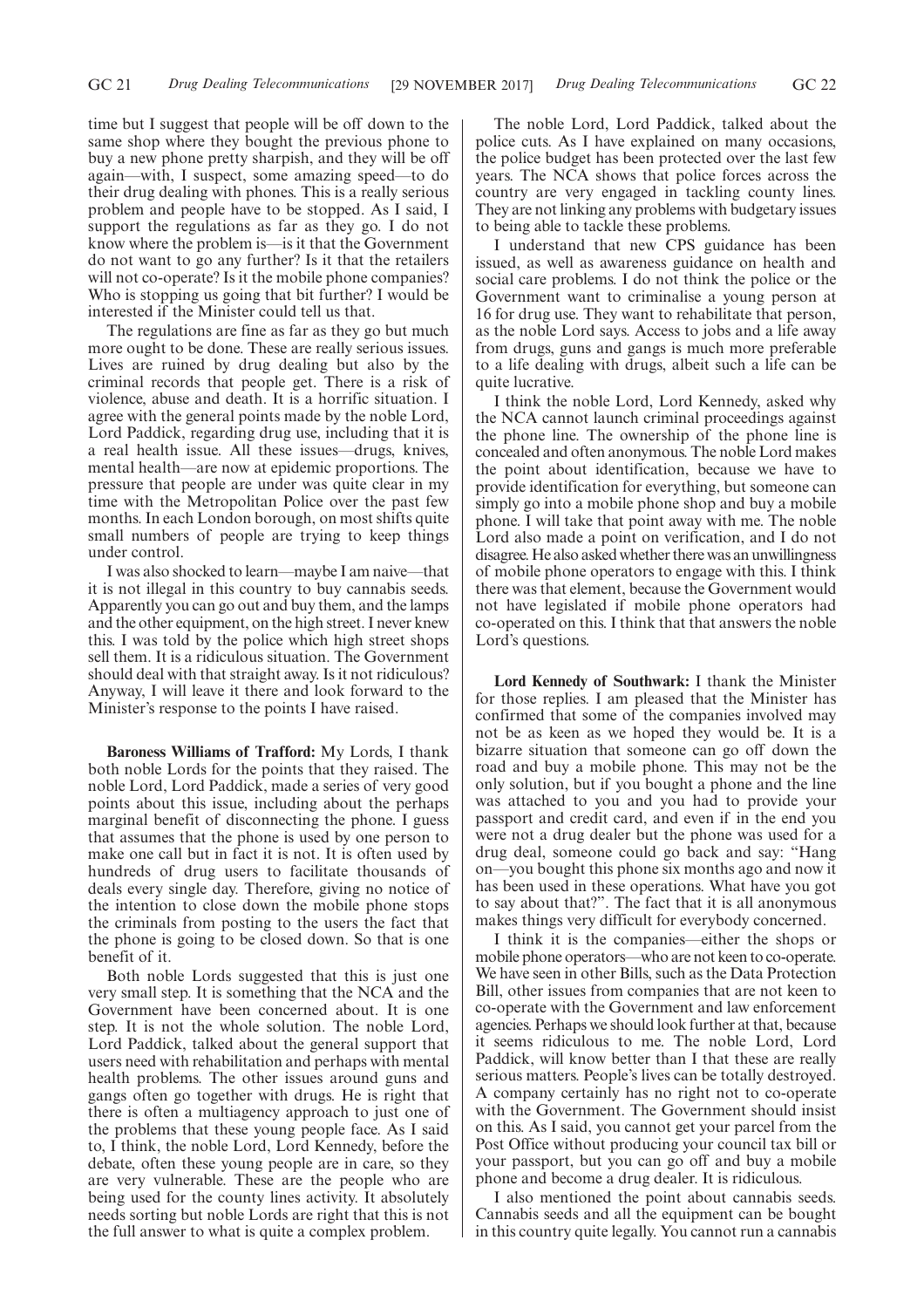time but I suggest that people will be off down to the same shop where they bought the previous phone to buy a new phone pretty sharpish, and they will be off again—with, I suspect, some amazing speed—to do their drug dealing with phones. This is a really serious problem and people have to be stopped. As I said, I support the regulations as far as they go. I do not know where the problem is—is it that the Government do not want to go any further? Is it that the retailers will not co-operate? Is it the mobile phone companies? Who is stopping us going that bit further? I would be interested if the Minister could tell us that.

The regulations are fine as far as they go but much more ought to be done. These are really serious issues. Lives are ruined by drug dealing but also by the criminal records that people get. There is a risk of violence, abuse and death. It is a horrific situation. I agree with the general points made by the noble Lord, Lord Paddick, regarding drug use, including that it is a real health issue. All these issues—drugs, knives, mental health—are now at epidemic proportions. The pressure that people are under was quite clear in my time with the Metropolitan Police over the past few months. In each London borough, on most shifts quite small numbers of people are trying to keep things under control.

I was also shocked to learn—maybe I am naive—that it is not illegal in this country to buy cannabis seeds. Apparently you can go out and buy them, and the lamps and the other equipment, on the high street. I never knew this. I was told by the police which high street shops sell them. It is a ridiculous situation. The Government should deal with that straight away. Is it not ridiculous? Anyway, I will leave it there and look forward to the Minister's response to the points I have raised.

**Baroness Williams of Trafford:** My Lords, I thank both noble Lords for the points that they raised. The noble Lord, Lord Paddick, made a series of very good points about this issue, including about the perhaps marginal benefit of disconnecting the phone. I guess that assumes that the phone is used by one person to make one call but in fact it is not. It is often used by hundreds of drug users to facilitate thousands of deals every single day. Therefore, giving no notice of the intention to close down the mobile phone stops the criminals from posting to the users the fact that the phone is going to be closed down. So that is one benefit of it.

Both noble Lords suggested that this is just one very small step. It is something that the NCA and the Government have been concerned about. It is one step. It is not the whole solution. The noble Lord, Lord Paddick, talked about the general support that users need with rehabilitation and perhaps with mental health problems. The other issues around guns and gangs often go together with drugs. He is right that there is often a multiagency approach to just one of the problems that these young people face. As I said to, I think, the noble Lord, Lord Kennedy, before the debate, often these young people are in care, so they are very vulnerable. These are the people who are being used for the county lines activity. It absolutely needs sorting but noble Lords are right that this is not the full answer to what is quite a complex problem.

The noble Lord, Lord Paddick, talked about the police cuts. As I have explained on many occasions, the police budget has been protected over the last few years. The NCA shows that police forces across the country are very engaged in tackling county lines. They are not linking any problems with budgetary issues to being able to tackle these problems.

I understand that new CPS guidance has been issued, as well as awareness guidance on health and social care problems. I do not think the police or the Government want to criminalise a young person at 16 for drug use. They want to rehabilitate that person, as the noble Lord says. Access to jobs and a life away from drugs, guns and gangs is much more preferable to a life dealing with drugs, albeit such a life can be quite lucrative.

I think the noble Lord, Lord Kennedy, asked why the NCA cannot launch criminal proceedings against the phone line. The ownership of the phone line is concealed and often anonymous. The noble Lord makes the point about identification, because we have to provide identification for everything, but someone can simply go into a mobile phone shop and buy a mobile phone. I will take that point away with me. The noble Lord also made a point on verification, and I do not disagree. He also asked whether there was an unwillingness of mobile phone operators to engage with this. I think there was that element, because the Government would not have legislated if mobile phone operators had co-operated on this. I think that that answers the noble Lord's questions.

**Lord Kennedy of Southwark:** I thank the Minister for those replies. I am pleased that the Minister has confirmed that some of the companies involved may not be as keen as we hoped they would be. It is a bizarre situation that someone can go off down the road and buy a mobile phone. This may not be the only solution, but if you bought a phone and the line was attached to you and you had to provide your passport and credit card, and even if in the end you were not a drug dealer but the phone was used for a drug deal, someone could go back and say: "Hang on—you bought this phone six months ago and now it has been used in these operations. What have you got to say about that?". The fact that it is all anonymous makes things very difficult for everybody concerned.

I think it is the companies—either the shops or mobile phone operators—who are not keen to co-operate. We have seen in other Bills, such as the Data Protection Bill, other issues from companies that are not keen to co-operate with the Government and law enforcement agencies. Perhaps we should look further at that, because it seems ridiculous to me. The noble Lord, Lord Paddick, will know better than I that these are really serious matters. People's lives can be totally destroyed. A company certainly has no right not to co-operate with the Government. The Government should insist on this. As I said, you cannot get your parcel from the Post Office without producing your council tax bill or your passport, but you can go off and buy a mobile phone and become a drug dealer. It is ridiculous.

I also mentioned the point about cannabis seeds. Cannabis seeds and all the equipment can be bought in this country quite legally. You cannot run a cannabis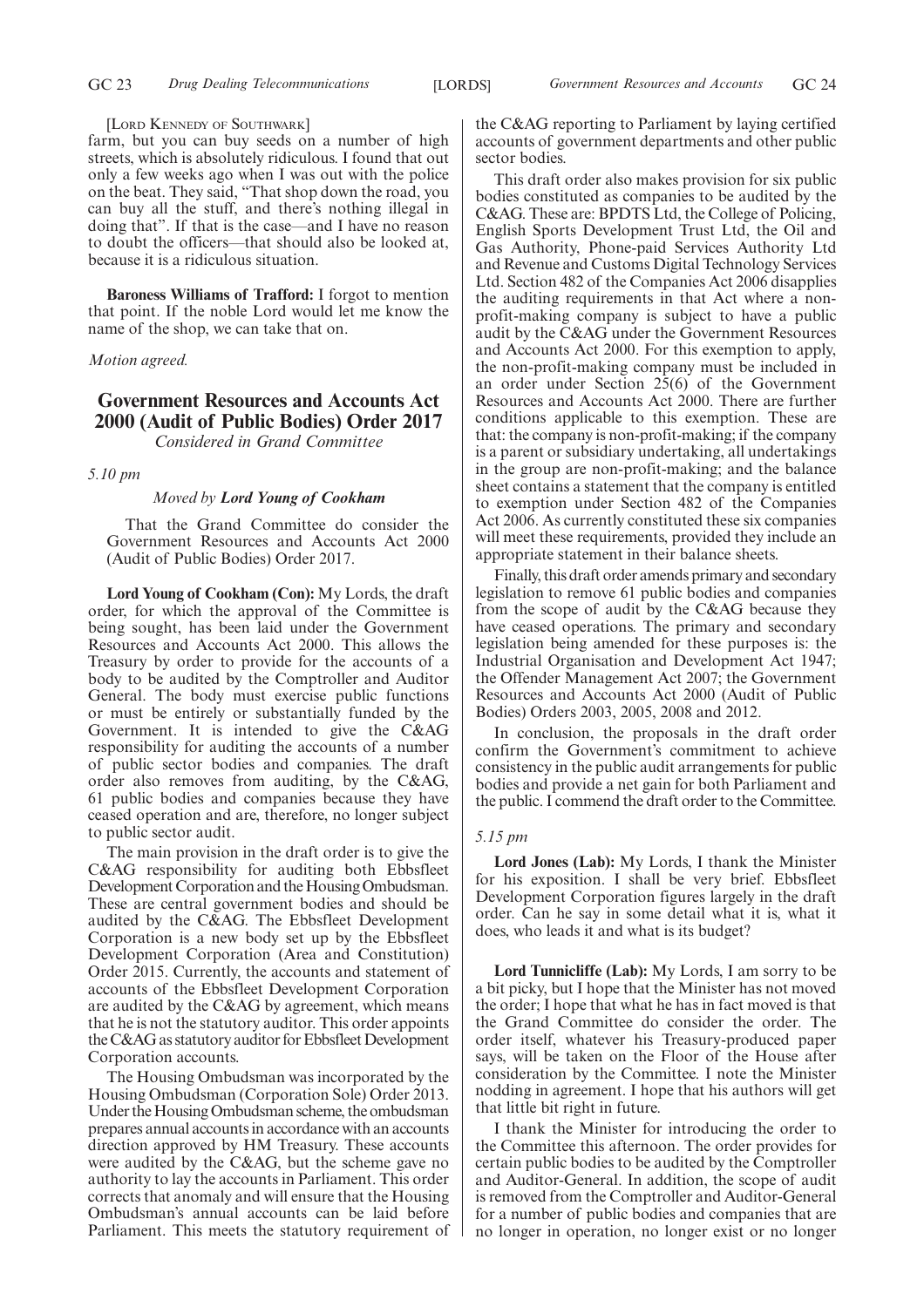[Lord Kennedy of Southwark]

farm, but you can buy seeds on a number of high streets, which is absolutely ridiculous. I found that out only a few weeks ago when I was out with the police on the beat. They said, "That shop down the road, you can buy all the stuff, and there's nothing illegal in doing that". If that is the case—and I have no reason to doubt the officers—that should also be looked at, because it is a ridiculous situation.

**Baroness Williams of Trafford:** I forgot to mention that point. If the noble Lord would let me know the name of the shop, we can take that on.

*Motion agreed.*

## Government Resources and Accounts Act 2000 (Audit of Public Bodies) Order 2017

*Considered in Grand Committee*

*5.10 pm*

*Moved by* ***Lord Young of Cookham***

That the Grand Committee do consider the Government Resources and Accounts Act 2000 (Audit of Public Bodies) Order 2017.

**Lord Young of Cookham (Con):** My Lords, the draft order, for which the approval of the Committee is being sought, has been laid under the Government Resources and Accounts Act 2000. This allows the Treasury by order to provide for the accounts of a body to be audited by the Comptroller and Auditor General. The body must exercise public functions or must be entirely or substantially funded by the Government. It is intended to give the C&AG responsibility for auditing the accounts of a number of public sector bodies and companies. The draft order also removes from auditing, by the C&AG, 61 public bodies and companies because they have ceased operation and are, therefore, no longer subject to public sector audit.

The main provision in the draft order is to give the C&AG responsibility for auditing both Ebbsfleet Development Corporation and the Housing Ombudsman. These are central government bodies and should be audited by the C&AG. The Ebbsfleet Development Corporation is a new body set up by the Ebbsfleet Development Corporation (Area and Constitution) Order 2015. Currently, the accounts and statement of accounts of the Ebbsfleet Development Corporation are audited by the C&AG by agreement, which means that he is not the statutory auditor. This order appoints the C&AG as statutory auditor for Ebbsfleet Development Corporation accounts.

The Housing Ombudsman was incorporated by the Housing Ombudsman (Corporation Sole) Order 2013. Under the Housing Ombudsman scheme, the ombudsman prepares annual accounts in accordance with an accounts direction approved by HM Treasury. These accounts were audited by the C&AG, but the scheme gave no authority to lay the accounts in Parliament. This order corrects that anomaly and will ensure that the Housing Ombudsman's annual accounts can be laid before Parliament. This meets the statutory requirement of the C&AG reporting to Parliament by laying certified accounts of government departments and other public sector bodies.

This draft order also makes provision for six public bodies constituted as companies to be audited by the C&AG. These are: BPDTS Ltd, the College of Policing, English Sports Development Trust Ltd, the Oil and Gas Authority, Phone-paid Services Authority Ltd and Revenue and Customs Digital Technology Services Ltd. Section 482 of the Companies Act 2006 disapplies the auditing requirements in that Act where a non-profit-making company is subject to have a public audit by the C&AG under the Government Resources and Accounts Act 2000. For this exemption to apply, the non-profit-making company must be included in an order under Section 25(6) of the Government Resources and Accounts Act 2000. There are further conditions applicable to this exemption. These are that: the company is non-profit-making; if the company is a parent or subsidiary undertaking, all undertakings in the group are non-profit-making; and the balance sheet contains a statement that the company is entitled to exemption under Section 482 of the Companies Act 2006. As currently constituted these six companies will meet these requirements, provided they include an appropriate statement in their balance sheets.

Finally, this draft order amends primary and secondary legislation to remove 61 public bodies and companies from the scope of audit by the C&AG because they have ceased operations. The primary and secondary legislation being amended for these purposes is: the Industrial Organisation and Development Act 1947; the Offender Management Act 2007; the Government Resources and Accounts Act 2000 (Audit of Public Bodies) Orders 2003, 2005, 2008 and 2012.

In conclusion, the proposals in the draft order confirm the Government's commitment to achieve consistency in the public audit arrangements for public bodies and provide a net gain for both Parliament and the public. I commend the draft order to the Committee.

*5.15 pm*

**Lord Jones (Lab):** My Lords, I thank the Minister for his exposition. I shall be very brief. Ebbsfleet Development Corporation figures largely in the draft order. Can he say in some detail what it is, what it does, who leads it and what is its budget?

**Lord Tunnicliffe (Lab):** My Lords, I am sorry to be a bit picky, but I hope that the Minister has not moved the order; I hope that what he has in fact moved is that the Grand Committee do consider the order. The order itself, whatever his Treasury-produced paper says, will be taken on the Floor of the House after consideration by the Committee. I note the Minister nodding in agreement. I hope that his authors will get that little bit right in future.

I thank the Minister for introducing the order to the Committee this afternoon. The order provides for certain public bodies to be audited by the Comptroller and Auditor-General. In addition, the scope of audit is removed from the Comptroller and Auditor-General for a number of public bodies and companies that are no longer in operation, no longer exist or no longer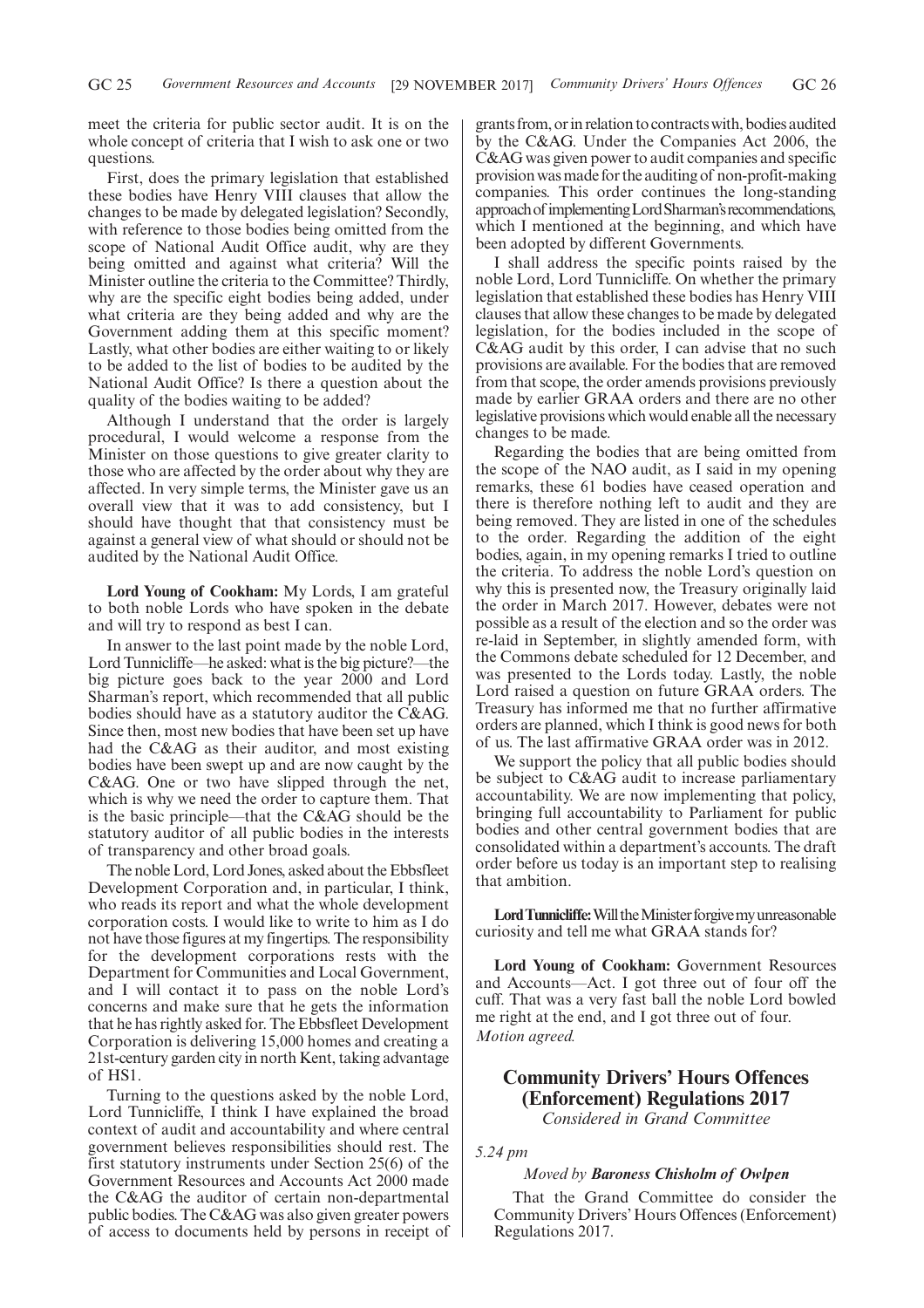meet the criteria for public sector audit. It is on the whole concept of criteria that I wish to ask one or two questions.

First, does the primary legislation that established these bodies have Henry VIII clauses that allow the changes to be made by delegated legislation? Secondly, with reference to those bodies being omitted from the scope of National Audit Office audit, why are they being omitted and against what criteria? Will the Minister outline the criteria to the Committee? Thirdly, why are the specific eight bodies being added, under what criteria are they being added and why are the Government adding them at this specific moment? Lastly, what other bodies are either waiting to or likely to be added to the list of bodies to be audited by the National Audit Office? Is there a question about the quality of the bodies waiting to be added?

Although I understand that the order is largely procedural, I would welcome a response from the Minister on those questions to give greater clarity to those who are affected by the order about why they are affected. In very simple terms, the Minister gave us an overall view that it was to add consistency, but I should have thought that that consistency must be against a general view of what should or should not be audited by the National Audit Office.

**Lord Young of Cookham:** My Lords, I am grateful to both noble Lords who have spoken in the debate and will try to respond as best I can.

In answer to the last point made by the noble Lord, Lord Tunnicliffe—he asked: what is the big picture?—the big picture goes back to the year 2000 and Lord Sharman's report, which recommended that all public bodies should have as a statutory auditor the C&AG. Since then, most new bodies that have been set up have had the C&AG as their auditor, and most existing bodies have been swept up and are now caught by the C&AG. One or two have slipped through the net, which is why we need the order to capture them. That is the basic principle—that the C&AG should be the statutory auditor of all public bodies in the interests of transparency and other broad goals.

The noble Lord, Lord Jones, asked about the Ebbsfleet Development Corporation and, in particular, I think, who reads its report and what the whole development corporation costs. I would like to write to him as I do not have those figures at my fingertips. The responsibility for the development corporations rests with the Department for Communities and Local Government, and I will contact it to pass on the noble Lord's concerns and make sure that he gets the information that he has rightly asked for. The Ebbsfleet Development Corporation is delivering 15,000 homes and creating a 21st-century garden city in north Kent, taking advantage of HS1.

Turning to the questions asked by the noble Lord, Lord Tunnicliffe, I think I have explained the broad context of audit and accountability and where central government believes responsibilities should rest. The first statutory instruments under Section 25(6) of the Government Resources and Accounts Act 2000 made the C&AG the auditor of certain non-departmental public bodies. The C&AG was also given greater powers of access to documents held by persons in receipt of grants from, or in relation to contracts with, bodies audited by the C&AG. Under the Companies Act 2006, the C&AG was given power to audit companies and specific provision was made for the auditing of non-profit-making companies. This order continues the long-standing approach of implementing Lord Sharman's recommendations, which I mentioned at the beginning, and which have been adopted by different Governments.

I shall address the specific points raised by the noble Lord, Lord Tunnicliffe. On whether the primary legislation that established these bodies has Henry VIII clauses that allow these changes to be made by delegated legislation, for the bodies included in the scope of C&AG audit by this order, I can advise that no such provisions are available. For the bodies that are removed from that scope, the order amends provisions previously made by earlier GRAA orders and there are no other legislative provisions which would enable all the necessary changes to be made.

Regarding the bodies that are being omitted from the scope of the NAO audit, as I said in my opening remarks, these 61 bodies have ceased operation and there is therefore nothing left to audit and they are being removed. They are listed in one of the schedules to the order. Regarding the addition of the eight bodies, again, in my opening remarks I tried to outline the criteria. To address the noble Lord's question on why this is presented now, the Treasury originally laid the order in March 2017. However, debates were not possible as a result of the election and so the order was re-laid in September, in slightly amended form, with the Commons debate scheduled for 12 December, and was presented to the Lords today. Lastly, the noble Lord raised a question on future GRAA orders. The Treasury has informed me that no further affirmative orders are planned, which I think is good news for both of us. The last affirmative GRAA order was in 2012.

We support the policy that all public bodies should be subject to C&AG audit to increase parliamentary accountability. We are now implementing that policy, bringing full accountability to Parliament for public bodies and other central government bodies that are consolidated within a department's accounts. The draft order before us today is an important step to realising that ambition.

**Lord Tunnicliffe:** Will the Minister forgive my unreasonable curiosity and tell me what GRAA stands for?

**Lord Young of Cookham:** Government Resources and Accounts—Act. I got three out of four off the cuff. That was a very fast ball the noble Lord bowled me right at the end, and I got three out of four.

*Motion agreed.*

## Community Drivers' Hours Offences (Enforcement) Regulations 2017

*Considered in Grand Committee*

*5.24 pm*

*Moved by* ***Baroness Chisholm of Owlpen***

That the Grand Committee do consider the Community Drivers' Hours Offences (Enforcement) Regulations 2017.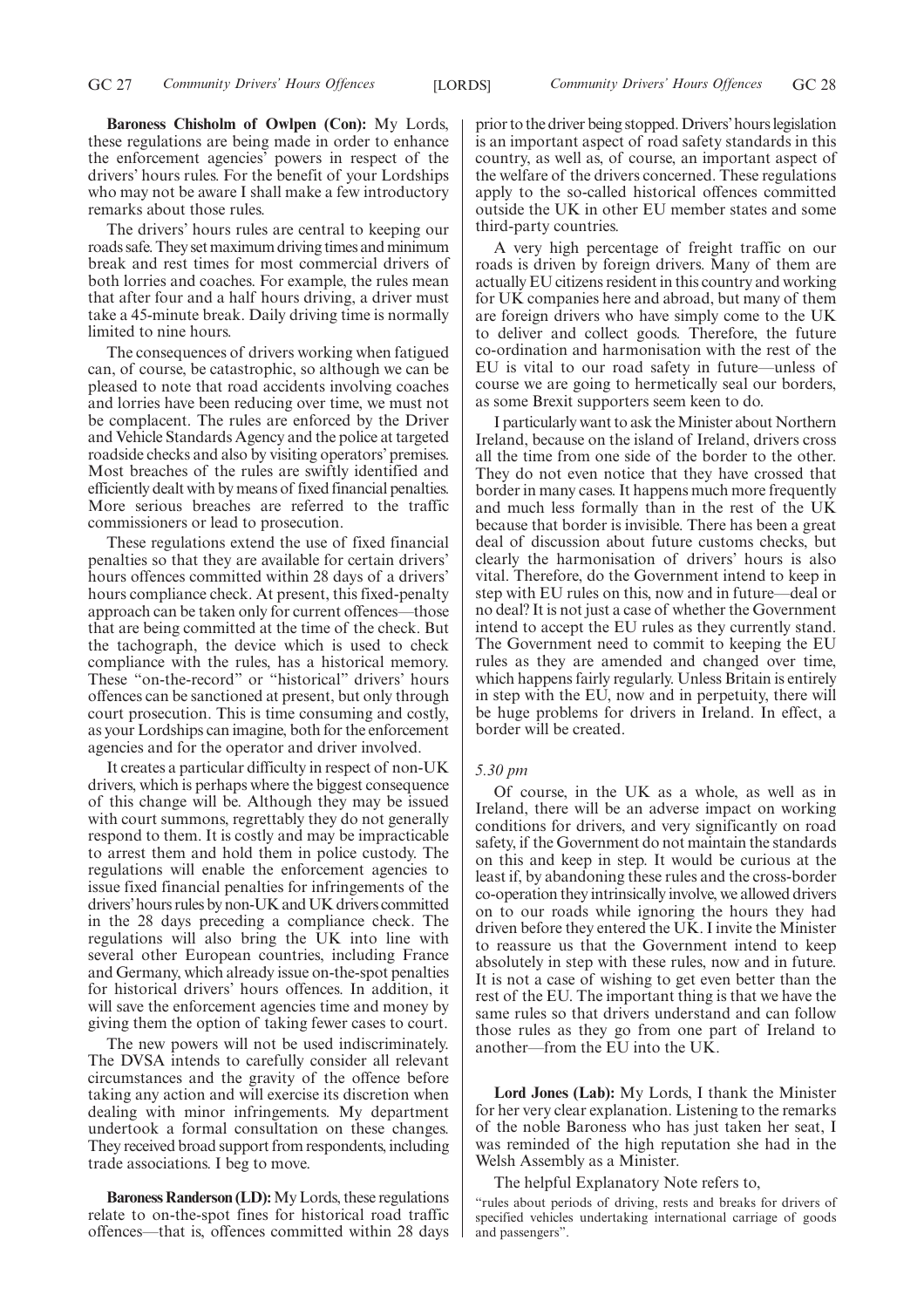**Baroness Chisholm of Owlpen (Con):** My Lords, these regulations are being made in order to enhance the enforcement agencies' powers in respect of the drivers' hours rules. For the benefit of your Lordships who may not be aware I shall make a few introductory remarks about those rules.

The drivers' hours rules are central to keeping our roads safe. They set maximum driving times and minimum break and rest times for most commercial drivers of both lorries and coaches. For example, the rules mean that after four and a half hours driving, a driver must take a 45-minute break. Daily driving time is normally limited to nine hours.

The consequences of drivers working when fatigued can, of course, be catastrophic, so although we can be pleased to note that road accidents involving coaches and lorries have been reducing over time, we must not be complacent. The rules are enforced by the Driver and Vehicle Standards Agency and the police at targeted roadside checks and also by visiting operators' premises. Most breaches of the rules are swiftly identified and efficiently dealt with by means of fixed financial penalties. More serious breaches are referred to the traffic commissioners or lead to prosecution.

These regulations extend the use of fixed financial penalties so that they are available for certain drivers' hours offences committed within 28 days of a drivers' hours compliance check. At present, this fixed-penalty approach can be taken only for current offences—those that are being committed at the time of the check. But the tachograph, the device which is used to check compliance with the rules, has a historical memory. These "on-the-record" or "historical" drivers' hours offences can be sanctioned at present, but only through court prosecution. This is time consuming and costly, as your Lordships can imagine, both for the enforcement agencies and for the operator and driver involved.

It creates a particular difficulty in respect of non-UK drivers, which is perhaps where the biggest consequence of this change will be. Although they may be issued with court summons, regrettably they do not generally respond to them. It is costly and may be impracticable to arrest them and hold them in police custody. The regulations will enable the enforcement agencies to issue fixed financial penalties for infringements of the drivers' hours rules by non-UK and UK drivers committed in the 28 days preceding a compliance check. The regulations will also bring the UK into line with several other European countries, including France and Germany, which already issue on-the-spot penalties for historical drivers' hours offences. In addition, it will save the enforcement agencies time and money by giving them the option of taking fewer cases to court.

The new powers will not be used indiscriminately. The DVSA intends to carefully consider all relevant circumstances and the gravity of the offence before taking any action and will exercise its discretion when dealing with minor infringements. My department undertook a formal consultation on these changes. They received broad support from respondents, including trade associations. I beg to move.

**Baroness Randerson (LD):** My Lords, these regulations relate to on-the-spot fines for historical road traffic offences—that is, offences committed within 28 days prior to the driver being stopped. Drivers' hours legislation is an important aspect of road safety standards in this country, as well as, of course, an important aspect of the welfare of the drivers concerned. These regulations apply to the so-called historical offences committed outside the UK in other EU member states and some third-party countries.

A very high percentage of freight traffic on our roads is driven by foreign drivers. Many of them are actually EU citizens resident in this country and working for UK companies here and abroad, but many of them are foreign drivers who have simply come to the UK to deliver and collect goods. Therefore, the future co-ordination and harmonisation with the rest of the EU is vital to our road safety in future—unless of course we are going to hermetically seal our borders, as some Brexit supporters seem keen to do.

I particularly want to ask the Minister about Northern Ireland, because on the island of Ireland, drivers cross all the time from one side of the border to the other. They do not even notice that they have crossed that border in many cases. It happens much more frequently and much less formally than in the rest of the UK because that border is invisible. There has been a great deal of discussion about future customs checks, but clearly the harmonisation of drivers' hours is also vital. Therefore, do the Government intend to keep in step with EU rules on this, now and in future—deal or no deal? It is not just a case of whether the Government intend to accept the EU rules as they currently stand. The Government need to commit to keeping the EU rules as they are amended and changed over time, which happens fairly regularly. Unless Britain is entirely in step with the EU, now and in perpetuity, there will be huge problems for drivers in Ireland. In effect, a border will be created.

*5.30 pm*

Of course, in the UK as a whole, as well as in Ireland, there will be an adverse impact on working conditions for drivers, and very significantly on road safety, if the Government do not maintain the standards on this and keep in step. It would be curious at the least if, by abandoning these rules and the cross-border co-operation they intrinsically involve, we allowed drivers on to our roads while ignoring the hours they had driven before they entered the UK. I invite the Minister to reassure us that the Government intend to keep absolutely in step with these rules, now and in future. It is not a case of wishing to get even better than the rest of the EU. The important thing is that we have the same rules so that drivers understand and can follow those rules as they go from one part of Ireland to another—from the EU into the UK.

**Lord Jones (Lab):** My Lords, I thank the Minister for her very clear explanation. Listening to the remarks of the noble Baroness who has just taken her seat, I was reminded of the high reputation she had in the Welsh Assembly as a Minister.

The helpful Explanatory Note refers to,

"rules about periods of driving, rests and breaks for drivers of specified vehicles undertaking international carriage of goods and passengers".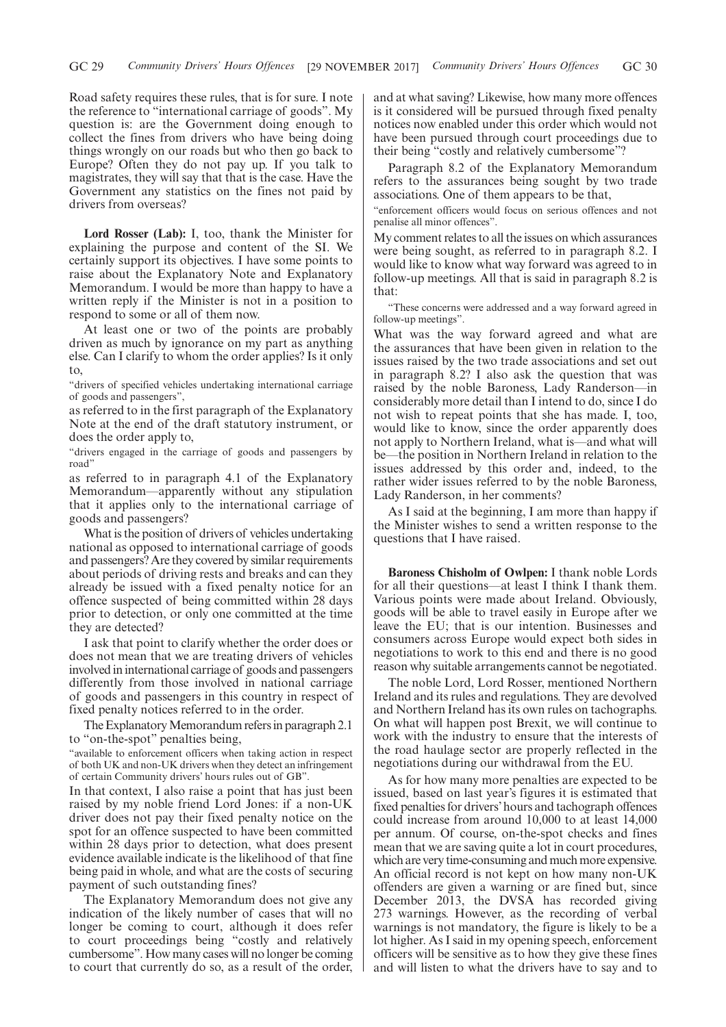Road safety requires these rules, that is for sure. I note the reference to "international carriage of goods". My question is: are the Government doing enough to collect the fines from drivers who have being doing things wrongly on our roads but who then go back to Europe? Often they do not pay up. If you talk to magistrates, they will say that that is the case. Have the Government any statistics on the fines not paid by drivers from overseas?

**Lord Rosser (Lab):** I, too, thank the Minister for explaining the purpose and content of the SI. We certainly support its objectives. I have some points to raise about the Explanatory Note and Explanatory Memorandum. I would be more than happy to have a written reply if the Minister is not in a position to respond to some or all of them now.

At least one or two of the points are probably driven as much by ignorance on my part as anything else. Can I clarify to whom the order applies? Is it only to,

"drivers of specified vehicles undertaking international carriage of goods and passengers",

as referred to in the first paragraph of the Explanatory Note at the end of the draft statutory instrument, or does the order apply to,

"drivers engaged in the carriage of goods and passengers by road"

as referred to in paragraph 4.1 of the Explanatory Memorandum—apparently without any stipulation that it applies only to the international carriage of goods and passengers?

What is the position of drivers of vehicles undertaking national as opposed to international carriage of goods and passengers? Are they covered by similar requirements about periods of driving rests and breaks and can they already be issued with a fixed penalty notice for an offence suspected of being committed within 28 days prior to detection, or only one committed at the time they are detected?

I ask that point to clarify whether the order does or does not mean that we are treating drivers of vehicles involved in international carriage of goods and passengers differently from those involved in national carriage of goods and passengers in this country in respect of fixed penalty notices referred to in the order.

The Explanatory Memorandum refers in paragraph 2.1 to "on-the-spot" penalties being,

"available to enforcement officers when taking action in respect of both UK and non-UK drivers when they detect an infringement of certain Community drivers' hours rules out of GB".

In that context, I also raise a point that has just been raised by my noble friend Lord Jones: if a non-UK driver does not pay their fixed penalty notice on the spot for an offence suspected to have been committed within 28 days prior to detection, what does present evidence available indicate is the likelihood of that fine being paid in whole, and what are the costs of securing payment of such outstanding fines?

The Explanatory Memorandum does not give any indication of the likely number of cases that will no longer be coming to court, although it does refer to court proceedings being "costly and relatively cumbersome". How many cases will no longer be coming to court that currently do so, as a result of the order, and at what saving? Likewise, how many more offences is it considered will be pursued through fixed penalty notices now enabled under this order which would not have been pursued through court proceedings due to their being "costly and relatively cumbersome"?

Paragraph 8.2 of the Explanatory Memorandum refers to the assurances being sought by two trade associations. One of them appears to be that,

"enforcement officers would focus on serious offences and not penalise all minor offences".

My comment relates to all the issues on which assurances were being sought, as referred to in paragraph 8.2. I would like to know what way forward was agreed to in follow-up meetings. All that is said in paragraph 8.2 is that:

"These concerns were addressed and a way forward agreed in follow-up meetings".

What was the way forward agreed and what are the assurances that have been given in relation to the issues raised by the two trade associations and set out in paragraph 8.2? I also ask the question that was raised by the noble Baroness, Lady Randerson—in considerably more detail than I intend to do, since I do not wish to repeat points that she has made. I, too, would like to know, since the order apparently does not apply to Northern Ireland, what is—and what will be—the position in Northern Ireland in relation to the issues addressed by this order and, indeed, to the rather wider issues referred to by the noble Baroness, Lady Randerson, in her comments?

As I said at the beginning, I am more than happy if the Minister wishes to send a written response to the questions that I have raised.

**Baroness Chisholm of Owlpen:** I thank noble Lords for all their questions—at least I think I thank them. Various points were made about Ireland. Obviously, goods will be able to travel easily in Europe after we leave the EU; that is our intention. Businesses and consumers across Europe would expect both sides in negotiations to work to this end and there is no good reason why suitable arrangements cannot be negotiated.

The noble Lord, Lord Rosser, mentioned Northern Ireland and its rules and regulations. They are devolved and Northern Ireland has its own rules on tachographs. On what will happen post Brexit, we will continue to work with the industry to ensure that the interests of the road haulage sector are properly reflected in the negotiations during our withdrawal from the EU.

As for how many more penalties are expected to be issued, based on last year's figures it is estimated that fixed penalties for drivers' hours and tachograph offences could increase from around 10,000 to at least 14,000 per annum. Of course, on-the-spot checks and fines mean that we are saving quite a lot in court procedures, which are very time-consuming and much more expensive. An official record is not kept on how many non-UK offenders are given a warning or are fined but, since December 2013, the DVSA has recorded giving 273 warnings. However, as the recording of verbal warnings is not mandatory, the figure is likely to be a lot higher. As I said in my opening speech, enforcement officers will be sensitive as to how they give these fines and will listen to what the drivers have to say and to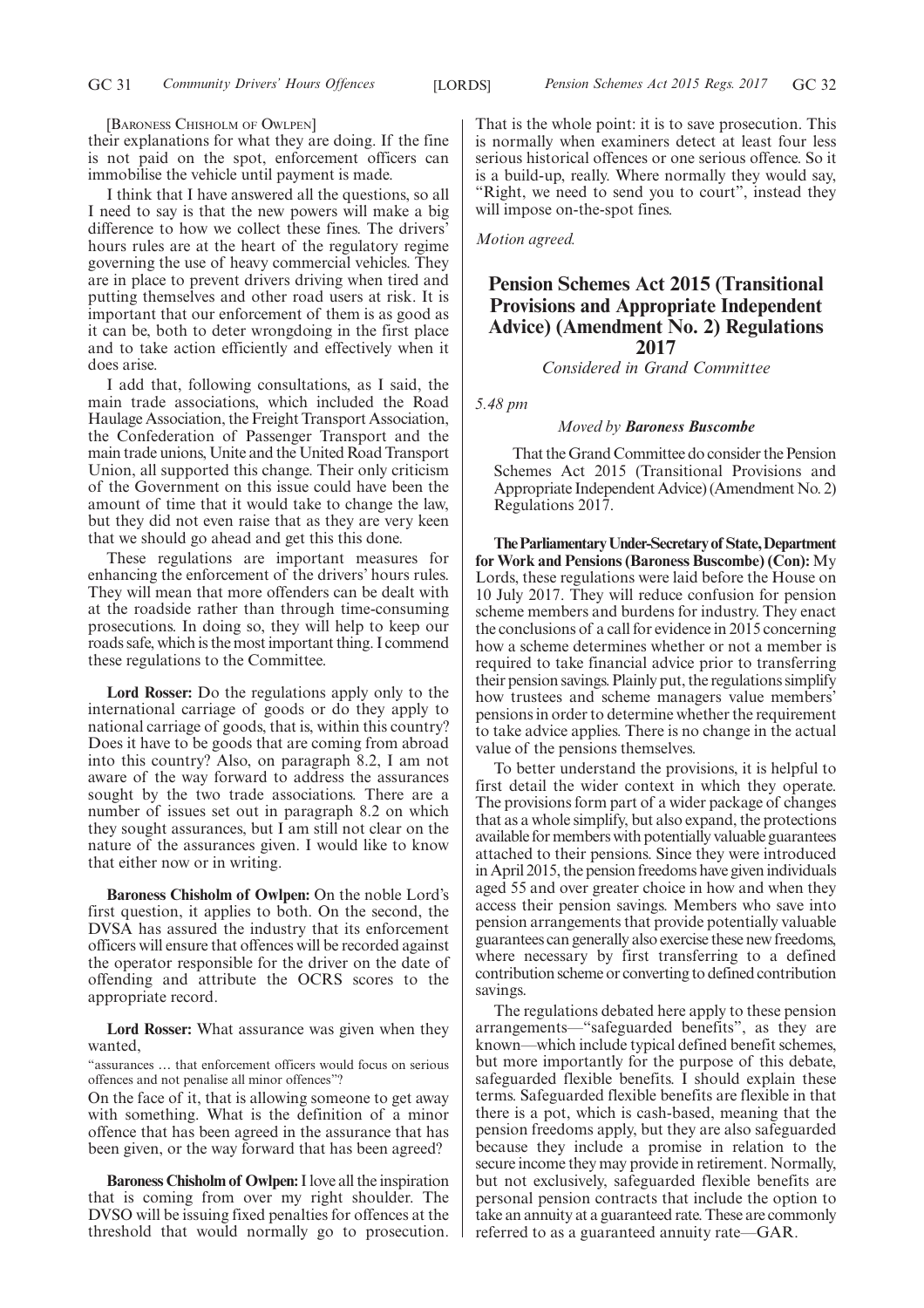[Baroness Chisholm of Owlpen]

their explanations for what they are doing. If the fine is not paid on the spot, enforcement officers can immobilise the vehicle until payment is made.

I think that I have answered all the questions, so all I need to say is that the new powers will make a big difference to how we collect these fines. The drivers' hours rules are at the heart of the regulatory regime governing the use of heavy commercial vehicles. They are in place to prevent drivers driving when tired and putting themselves and other road users at risk. It is important that our enforcement of them is as good as it can be, both to deter wrongdoing in the first place and to take action efficiently and effectively when it does arise.

I add that, following consultations, as I said, the main trade associations, which included the Road Haulage Association, the Freight Transport Association, the Confederation of Passenger Transport and the main trade unions, Unite and the United Road Transport Union, all supported this change. Their only criticism of the Government on this issue could have been the amount of time that it would take to change the law, but they did not even raise that as they are very keen that we should go ahead and get this this done.

These regulations are important measures for enhancing the enforcement of the drivers' hours rules. They will mean that more offenders can be dealt with at the roadside rather than through time-consuming prosecutions. In doing so, they will help to keep our roads safe, which is the most important thing. I commend these regulations to the Committee.

**Lord Rosser:** Do the regulations apply only to the international carriage of goods or do they apply to national carriage of goods, that is, within this country? Does it have to be goods that are coming from abroad into this country? Also, on paragraph 8.2, I am not aware of the way forward to address the assurances sought by the two trade associations. There are a number of issues set out in paragraph 8.2 on which they sought assurances, but I am still not clear on the nature of the assurances given. I would like to know that either now or in writing.

**Baroness Chisholm of Owlpen:** On the noble Lord's first question, it applies to both. On the second, the DVSA has assured the industry that its enforcement officers will ensure that offences will be recorded against the operator responsible for the driver on the date of offending and attribute the OCRS scores to the appropriate record.

**Lord Rosser:** What assurance was given when they wanted,

"assurances … that enforcement officers would focus on serious offences and not penalise all minor offences"?

On the face of it, that is allowing someone to get away with something. What is the definition of a minor offence that has been agreed in the assurance that has been given, or the way forward that has been agreed?

**Baroness Chisholm of Owlpen:** I love all the inspiration that is coming from over my right shoulder. The DVSO will be issuing fixed penalties for offences at the threshold that would normally go to prosecution. That is the whole point: it is to save prosecution. This is normally when examiners detect at least four less serious historical offences or one serious offence. So it is a build-up, really. Where normally they would say, "Right, we need to send you to court", instead they will impose on-the-spot fines.

*Motion agreed.*

## Pension Schemes Act 2015 (Transitional Provisions and Appropriate Independent Advice) (Amendment No. 2) Regulations 2017

*Considered in Grand Committee*

*5.48 pm*

*Moved by* ***Baroness Buscombe***

That the Grand Committee do consider the Pension Schemes Act 2015 (Transitional Provisions and Appropriate Independent Advice) (Amendment No. 2) Regulations 2017.

**The Parliamentary Under-Secretary of State, Department for Work and Pensions (Baroness Buscombe) (Con):** My Lords, these regulations were laid before the House on 10 July 2017. They will reduce confusion for pension scheme members and burdens for industry. They enact the conclusions of a call for evidence in 2015 concerning how a scheme determines whether or not a member is required to take financial advice prior to transferring their pension savings. Plainly put, the regulations simplify how trustees and scheme managers value members' pensions in order to determine whether the requirement to take advice applies. There is no change in the actual value of the pensions themselves.

To better understand the provisions, it is helpful to first detail the wider context in which they operate. The provisions form part of a wider package of changes that as a whole simplify, but also expand, the protections available for members with potentially valuable guarantees attached to their pensions. Since they were introduced in April 2015, the pension freedoms have given individuals aged 55 and over greater choice in how and when they access their pension savings. Members who save into pension arrangements that provide potentially valuable guarantees can generally also exercise these new freedoms, where necessary by first transferring to a defined contribution scheme or converting to defined contribution savings.

The regulations debated here apply to these pension arrangements—"safeguarded benefits", as they are known—which include typical defined benefit schemes, but more importantly for the purpose of this debate, safeguarded flexible benefits. I should explain these terms. Safeguarded flexible benefits are flexible in that there is a pot, which is cash-based, meaning that the pension freedoms apply, but they are also safeguarded because they include a promise in relation to the secure income they may provide in retirement. Normally, but not exclusively, safeguarded flexible benefits are personal pension contracts that include the option to take an annuity at a guaranteed rate. These are commonly referred to as a guaranteed annuity rate—GAR.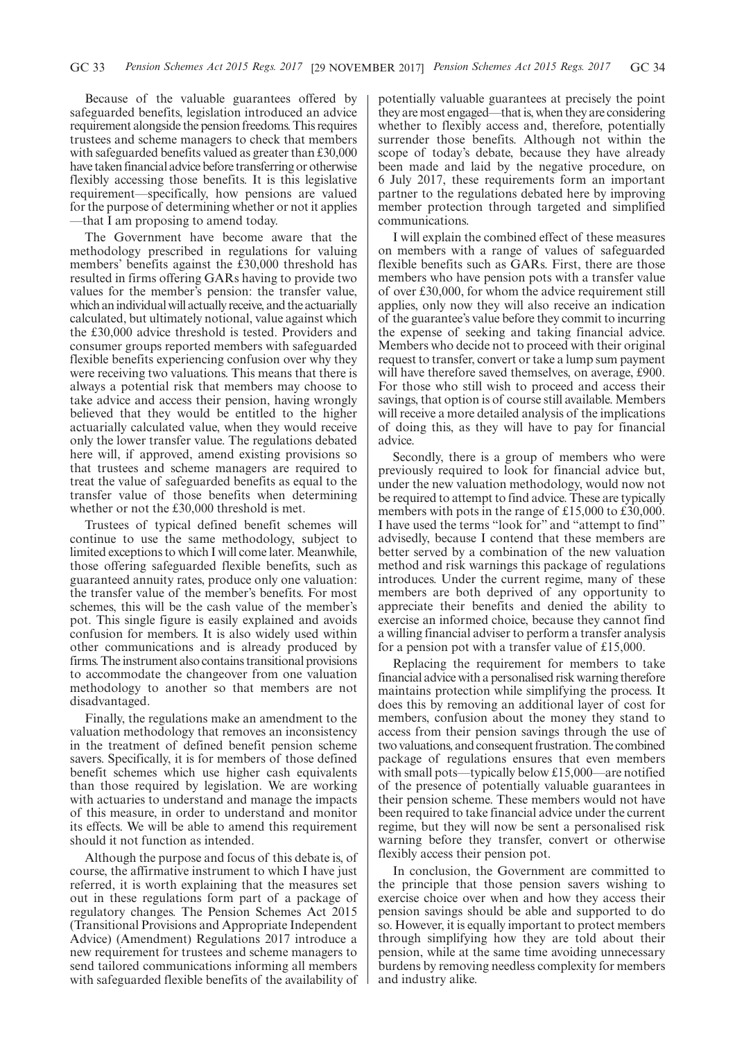Because of the valuable guarantees offered by safeguarded benefits, legislation introduced an advice requirement alongside the pension freedoms. This requires trustees and scheme managers to check that members with safeguarded benefits valued as greater than £30,000 have taken financial advice before transferring or otherwise flexibly accessing those benefits. It is this legislative requirement—specifically, how pensions are valued for the purpose of determining whether or not it applies —that I am proposing to amend today.

The Government have become aware that the methodology prescribed in regulations for valuing members' benefits against the £30,000 threshold has resulted in firms offering GARs having to provide two values for the member's pension: the transfer value, which an individual will actually receive, and the actuarially calculated, but ultimately notional, value against which the £30,000 advice threshold is tested. Providers and consumer groups reported members with safeguarded flexible benefits experiencing confusion over why they were receiving two valuations. This means that there is always a potential risk that members may choose to take advice and access their pension, having wrongly believed that they would be entitled to the higher actuarially calculated value, when they would receive only the lower transfer value. The regulations debated here will, if approved, amend existing provisions so that trustees and scheme managers are required to treat the value of safeguarded benefits as equal to the transfer value of those benefits when determining whether or not the £30,000 threshold is met.

Trustees of typical defined benefit schemes will continue to use the same methodology, subject to limited exceptions to which I will come later. Meanwhile, those offering safeguarded flexible benefits, such as guaranteed annuity rates, produce only one valuation: the transfer value of the member's benefits. For most schemes, this will be the cash value of the member's pot. This single figure is easily explained and avoids confusion for members. It is also widely used within other communications and is already produced by firms. The instrument also contains transitional provisions to accommodate the changeover from one valuation methodology to another so that members are not disadvantaged.

Finally, the regulations make an amendment to the valuation methodology that removes an inconsistency in the treatment of defined benefit pension scheme savers. Specifically, it is for members of those defined benefit schemes which use higher cash equivalents than those required by legislation. We are working with actuaries to understand and manage the impacts of this measure, in order to understand and monitor its effects. We will be able to amend this requirement should it not function as intended.

Although the purpose and focus of this debate is, of course, the affirmative instrument to which I have just referred, it is worth explaining that the measures set out in these regulations form part of a package of regulatory changes. The Pension Schemes Act 2015 (Transitional Provisions and Appropriate Independent Advice) (Amendment) Regulations 2017 introduce a new requirement for trustees and scheme managers to send tailored communications informing all members with safeguarded flexible benefits of the availability of potentially valuable guarantees at precisely the point they are most engaged—that is, when they are considering whether to flexibly access and, therefore, potentially surrender those benefits. Although not within the scope of today's debate, because they have already been made and laid by the negative procedure, on 6 July 2017, these requirements form an important partner to the regulations debated here by improving member protection through targeted and simplified communications.

I will explain the combined effect of these measures on members with a range of values of safeguarded flexible benefits such as GARs. First, there are those members who have pension pots with a transfer value of over £30,000, for whom the advice requirement still applies, only now they will also receive an indication of the guarantee's value before they commit to incurring the expense of seeking and taking financial advice. Members who decide not to proceed with their original request to transfer, convert or take a lump sum payment will have therefore saved themselves, on average, £900. For those who still wish to proceed and access their savings, that option is of course still available. Members will receive a more detailed analysis of the implications of doing this, as they will have to pay for financial advice.

Secondly, there is a group of members who were previously required to look for financial advice but, under the new valuation methodology, would now not be required to attempt to find advice. These are typically members with pots in the range of £15,000 to £30,000. I have used the terms "look for" and "attempt to find" advisedly, because I contend that these members are better served by a combination of the new valuation method and risk warnings this package of regulations introduces. Under the current regime, many of these members are both deprived of any opportunity to appreciate their benefits and denied the ability to exercise an informed choice, because they cannot find a willing financial adviser to perform a transfer analysis for a pension pot with a transfer value of £15,000.

Replacing the requirement for members to take financial advice with a personalised risk warning therefore maintains protection while simplifying the process. It does this by removing an additional layer of cost for members, confusion about the money they stand to access from their pension savings through the use of two valuations, and consequent frustration. The combined package of regulations ensures that even members with small pots—typically below £15,000—are notified of the presence of potentially valuable guarantees in their pension scheme. These members would not have been required to take financial advice under the current regime, but they will now be sent a personalised risk warning before they transfer, convert or otherwise flexibly access their pension pot.

In conclusion, the Government are committed to the principle that those pension savers wishing to exercise choice over when and how they access their pension savings should be able and supported to do so. However, it is equally important to protect members through simplifying how they are told about their pension, while at the same time avoiding unnecessary burdens by removing needless complexity for members and industry alike.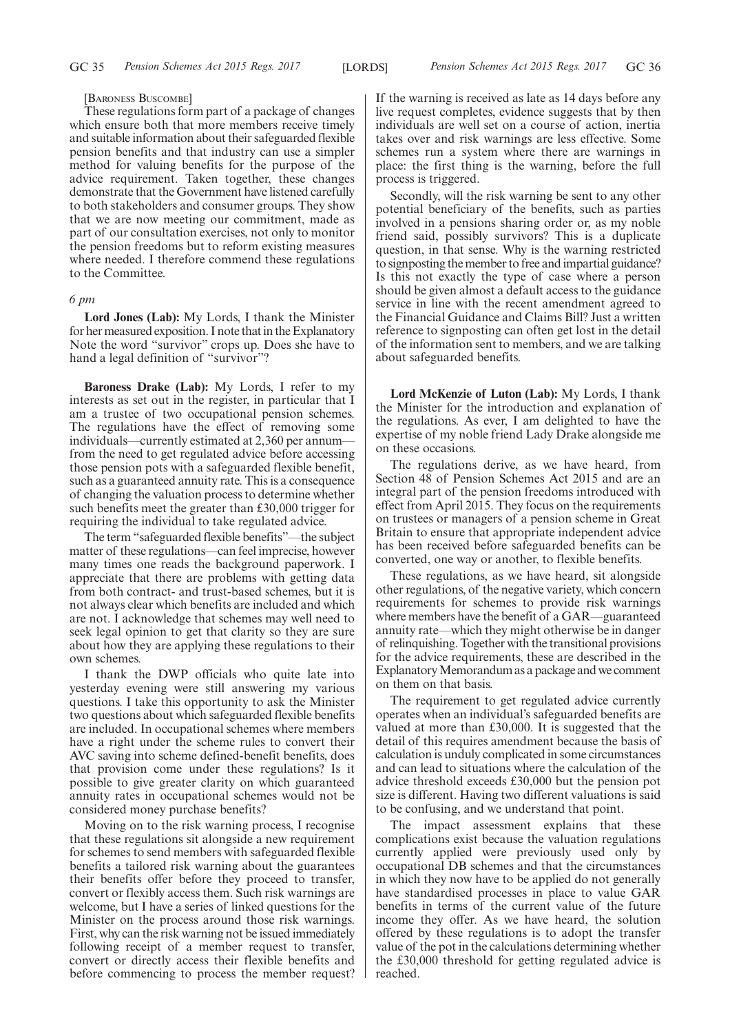[Baroness Buscombe]

These regulations form part of a package of changes which ensure both that more members receive timely and suitable information about their safeguarded flexible pension benefits and that industry can use a simpler method for valuing benefits for the purpose of the advice requirement. Taken together, these changes demonstrate that the Government have listened carefully to both stakeholders and consumer groups. They show that we are now meeting our commitment, made as part of our consultation exercises, not only to monitor the pension freedoms but to reform existing measures where needed. I therefore commend these regulations to the Committee.

*6 pm*

**Lord Jones (Lab):** My Lords, I thank the Minister for her measured exposition. I note that in the Explanatory Note the word "survivor" crops up. Does she have to hand a legal definition of "survivor"?

**Baroness Drake (Lab):** My Lords, I refer to my interests as set out in the register, in particular that I am a trustee of two occupational pension schemes. The regulations have the effect of removing some individuals—currently estimated at 2,360 per annum—from the need to get regulated advice before accessing those pension pots with a safeguarded flexible benefit, such as a guaranteed annuity rate. This is a consequence of changing the valuation process to determine whether such benefits meet the greater than £30,000 trigger for requiring the individual to take regulated advice.

The term "safeguarded flexible benefits"—the subject matter of these regulations—can feel imprecise, however many times one reads the background paperwork. I appreciate that there are problems with getting data from both contract- and trust-based schemes, but it is not always clear which benefits are included and which are not. I acknowledge that schemes may well need to seek legal opinion to get that clarity so they are sure about how they are applying these regulations to their own schemes.

I thank the DWP officials who quite late into yesterday evening were still answering my various questions. I take this opportunity to ask the Minister two questions about which safeguarded flexible benefits are included. In occupational schemes where members have a right under the scheme rules to convert their AVC saving into scheme defined-benefit benefits, does that provision come under these regulations? Is it possible to give greater clarity on which guaranteed annuity rates in occupational schemes would not be considered money purchase benefits?

Moving on to the risk warning process, I recognise that these regulations sit alongside a new requirement for schemes to send members with safeguarded flexible benefits a tailored risk warning about the guarantees their benefits offer before they proceed to transfer, convert or flexibly access them. Such risk warnings are welcome, but I have a series of linked questions for the Minister on the process around those risk warnings. First, why can the risk warning not be issued immediately following receipt of a member request to transfer, convert or directly access their flexible benefits and before commencing to process the member request? If the warning is received as late as 14 days before any live request completes, evidence suggests that by then individuals are well set on a course of action, inertia takes over and risk warnings are less effective. Some schemes run a system where there are warnings in place: the first thing is the warning, before the full process is triggered.

Secondly, will the risk warning be sent to any other potential beneficiary of the benefits, such as parties involved in a pensions sharing order or, as my noble friend said, possibly survivors? This is a duplicate question, in that sense. Why is the warning restricted to signposting the member to free and impartial guidance? Is this not exactly the type of case where a person should be given almost a default access to the guidance service in line with the recent amendment agreed to the Financial Guidance and Claims Bill? Just a written reference to signposting can often get lost in the detail of the information sent to members, and we are talking about safeguarded benefits.

**Lord McKenzie of Luton (Lab):** My Lords, I thank the Minister for the introduction and explanation of the regulations. As ever, I am delighted to have the expertise of my noble friend Lady Drake alongside me on these occasions.

The regulations derive, as we have heard, from Section 48 of Pension Schemes Act 2015 and are an integral part of the pension freedoms introduced with effect from April 2015. They focus on the requirements on trustees or managers of a pension scheme in Great Britain to ensure that appropriate independent advice has been received before safeguarded benefits can be converted, one way or another, to flexible benefits.

These regulations, as we have heard, sit alongside other regulations, of the negative variety, which concern requirements for schemes to provide risk warnings where members have the benefit of a GAR—guaranteed annuity rate—which they might otherwise be in danger of relinquishing. Together with the transitional provisions for the advice requirements, these are described in the Explanatory Memorandum as a package and we comment on them on that basis.

The requirement to get regulated advice currently operates when an individual's safeguarded benefits are valued at more than £30,000. It is suggested that the detail of this requires amendment because the basis of calculation is unduly complicated in some circumstances and can lead to situations where the calculation of the advice threshold exceeds £30,000 but the pension pot size is different. Having two different valuations is said to be confusing, and we understand that point.

The impact assessment explains that these complications exist because the valuation regulations currently applied were previously used only by occupational DB schemes and that the circumstances in which they now have to be applied do not generally have standardised processes in place to value GAR benefits in terms of the current value of the future income they offer. As we have heard, the solution offered by these regulations is to adopt the transfer value of the pot in the calculations determining whether the £30,000 threshold for getting regulated advice is reached.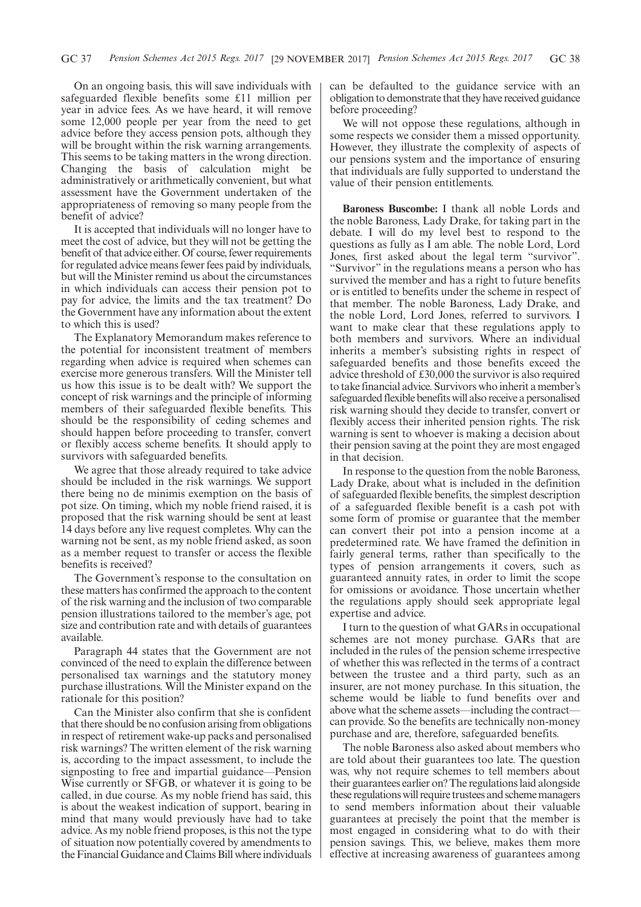On an ongoing basis, this will save individuals with safeguarded flexible benefits some £11 million per year in advice fees. As we have heard, it will remove some 12,000 people per year from the need to get advice before they access pension pots, although they will be brought within the risk warning arrangements. This seems to be taking matters in the wrong direction. Changing the basis of calculation might be administratively or arithmetically convenient, but what assessment have the Government undertaken of the appropriateness of removing so many people from the benefit of advice?

It is accepted that individuals will no longer have to meet the cost of advice, but they will not be getting the benefit of that advice either. Of course, fewer requirements for regulated advice means fewer fees paid by individuals, but will the Minister remind us about the circumstances in which individuals can access their pension pot to pay for advice, the limits and the tax treatment? Do the Government have any information about the extent to which this is used?

The Explanatory Memorandum makes reference to the potential for inconsistent treatment of members regarding when advice is required when schemes can exercise more generous transfers. Will the Minister tell us how this issue is to be dealt with? We support the concept of risk warnings and the principle of informing members of their safeguarded flexible benefits. This should be the responsibility of ceding schemes and should happen before proceeding to transfer, convert or flexibly access scheme benefits. It should apply to survivors with safeguarded benefits.

We agree that those already required to take advice should be included in the risk warnings. We support there being no de minimis exemption on the basis of pot size. On timing, which my noble friend raised, it is proposed that the risk warning should be sent at least 14 days before any live request completes. Why can the warning not be sent, as my noble friend asked, as soon as a member request to transfer or access the flexible benefits is received?

The Government's response to the consultation on these matters has confirmed the approach to the content of the risk warning and the inclusion of two comparable pension illustrations tailored to the member's age, pot size and contribution rate and with details of guarantees available.

Paragraph 44 states that the Government are not convinced of the need to explain the difference between personalised tax warnings and the statutory money purchase illustrations. Will the Minister expand on the rationale for this position?

Can the Minister also confirm that she is confident that there should be no confusion arising from obligations in respect of retirement wake-up packs and personalised risk warnings? The written element of the risk warning is, according to the impact assessment, to include the signposting to free and impartial guidance—Pension Wise currently or SFGB, or whatever it is going to be called, in due course. As my noble friend has said, this is about the weakest indication of support, bearing in mind that many would previously have had to take advice. As my noble friend proposes, is this not the type of situation now potentially covered by amendments to the Financial Guidance and Claims Bill where individuals can be defaulted to the guidance service with an obligation to demonstrate that they have received guidance before proceeding?

We will not oppose these regulations, although in some respects we consider them a missed opportunity. However, they illustrate the complexity of aspects of our pensions system and the importance of ensuring that individuals are fully supported to understand the value of their pension entitlements.

**Baroness Buscombe:** I thank all noble Lords and the noble Baroness, Lady Drake, for taking part in the debate. I will do my level best to respond to the questions as fully as I am able. The noble Lord, Lord Jones, first asked about the legal term "survivor". "Survivor" in the regulations means a person who has survived the member and has a right to future benefits or is entitled to benefits under the scheme in respect of that member. The noble Baroness, Lady Drake, and the noble Lord, Lord Jones, referred to survivors. I want to make clear that these regulations apply to both members and survivors. Where an individual inherits a member's subsisting rights in respect of safeguarded benefits and those benefits exceed the advice threshold of £30,000 the survivor is also required to take financial advice. Survivors who inherit a member's safeguarded flexible benefits will also receive a personalised risk warning should they decide to transfer, convert or flexibly access their inherited pension rights. The risk warning is sent to whoever is making a decision about their pension saving at the point they are most engaged in that decision.

In response to the question from the noble Baroness, Lady Drake, about what is included in the definition of safeguarded flexible benefits, the simplest description of a safeguarded flexible benefit is a cash pot with some form of promise or guarantee that the member can convert their pot into a pension income at a predetermined rate. We have framed the definition in fairly general terms, rather than specifically to the types of pension arrangements it covers, such as guaranteed annuity rates, in order to limit the scope for omissions or avoidance. Those uncertain whether the regulations apply should seek appropriate legal expertise and advice.

I turn to the question of what GARs in occupational schemes are not money purchase. GARs that are included in the rules of the pension scheme irrespective of whether this was reflected in the terms of a contract between the trustee and a third party, such as an insurer, are not money purchase. In this situation, the scheme would be liable to fund benefits over and above what the scheme assets—including the contract—can provide. So the benefits are technically non-money purchase and are, therefore, safeguarded benefits.

The noble Baroness also asked about members who are told about their guarantees too late. The question was, why not require schemes to tell members about their guarantees earlier on? The regulations laid alongside these regulations will require trustees and scheme managers to send members information about their valuable guarantees at precisely the point that the member is most engaged in considering what to do with their pension savings. This, we believe, makes them more effective at increasing awareness of guarantees among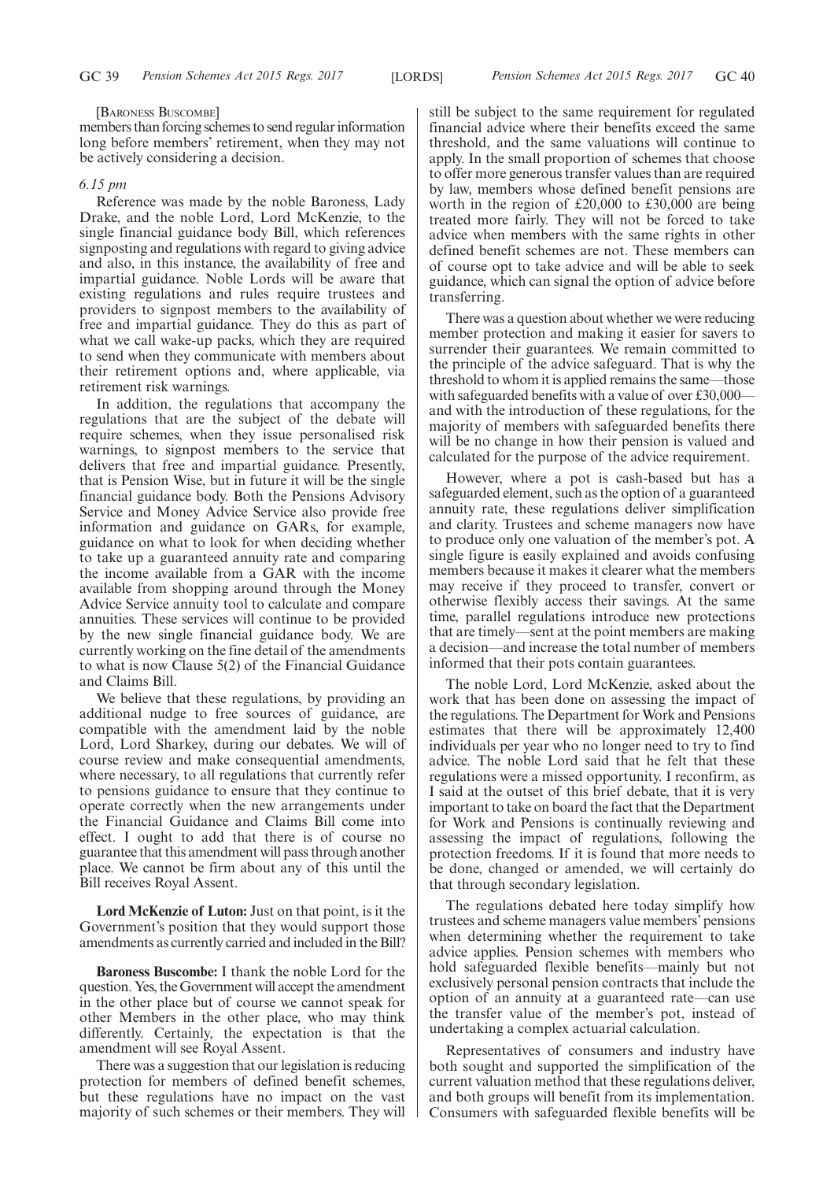[BARONESS BUSCOMBE]

members than forcing schemes to send regular information long before members' retirement, when they may not be actively considering a decision.

*6.15 pm*

Reference was made by the noble Baroness, Lady Drake, and the noble Lord, Lord McKenzie, to the single financial guidance body Bill, which references signposting and regulations with regard to giving advice and also, in this instance, the availability of free and impartial guidance. Noble Lords will be aware that existing regulations and rules require trustees and providers to signpost members to the availability of free and impartial guidance. They do this as part of what we call wake-up packs, which they are required to send when they communicate with members about their retirement options and, where applicable, via retirement risk warnings.

In addition, the regulations that accompany the regulations that are the subject of the debate will require schemes, when they issue personalised risk warnings, to signpost members to the service that delivers that free and impartial guidance. Presently, that is Pension Wise, but in future it will be the single financial guidance body. Both the Pensions Advisory Service and Money Advice Service also provide free information and guidance on GARs, for example, guidance on what to look for when deciding whether to take up a guaranteed annuity rate and comparing the income available from a GAR with the income available from shopping around through the Money Advice Service annuity tool to calculate and compare annuities. These services will continue to be provided by the new single financial guidance body. We are currently working on the fine detail of the amendments to what is now Clause 5(2) of the Financial Guidance and Claims Bill.

We believe that these regulations, by providing an additional nudge to free sources of guidance, are compatible with the amendment laid by the noble Lord, Lord Sharkey, during our debates. We will of course review and make consequential amendments, where necessary, to all regulations that currently refer to pensions guidance to ensure that they continue to operate correctly when the new arrangements under the Financial Guidance and Claims Bill come into effect. I ought to add that there is of course no guarantee that this amendment will pass through another place. We cannot be firm about any of this until the Bill receives Royal Assent.

**Lord McKenzie of Luton:** Just on that point, is it the Government's position that they would support those amendments as currently carried and included in the Bill?

**Baroness Buscombe:** I thank the noble Lord for the question. Yes, the Government will accept the amendment in the other place but of course we cannot speak for other Members in the other place, who may think differently. Certainly, the expectation is that the amendment will see Royal Assent.

There was a suggestion that our legislation is reducing protection for members of defined benefit schemes, but these regulations have no impact on the vast majority of such schemes or their members. They will still be subject to the same requirement for regulated financial advice where their benefits exceed the same threshold, and the same valuations will continue to apply. In the small proportion of schemes that choose to offer more generous transfer values than are required by law, members whose defined benefit pensions are worth in the region of £20,000 to £30,000 are being treated more fairly. They will not be forced to take advice when members with the same rights in other defined benefit schemes are not. These members can of course opt to take advice and will be able to seek guidance, which can signal the option of advice before transferring.

There was a question about whether we were reducing member protection and making it easier for savers to surrender their guarantees. We remain committed to the principle of the advice safeguard. That is why the threshold to whom it is applied remains the same—those with safeguarded benefits with a value of over £30,000—and with the introduction of these regulations, for the majority of members with safeguarded benefits there will be no change in how their pension is valued and calculated for the purpose of the advice requirement.

However, where a pot is cash-based but has a safeguarded element, such as the option of a guaranteed annuity rate, these regulations deliver simplification and clarity. Trustees and scheme managers now have to produce only one valuation of the member's pot. A single figure is easily explained and avoids confusing members because it makes it clearer what the members may receive if they proceed to transfer, convert or otherwise flexibly access their savings. At the same time, parallel regulations introduce new protections that are timely—sent at the point members are making a decision—and increase the total number of members informed that their pots contain guarantees.

The noble Lord, Lord McKenzie, asked about the work that has been done on assessing the impact of the regulations. The Department for Work and Pensions estimates that there will be approximately 12,400 individuals per year who no longer need to try to find advice. The noble Lord said that he felt that these regulations were a missed opportunity. I reconfirm, as I said at the outset of this brief debate, that it is very important to take on board the fact that the Department for Work and Pensions is continually reviewing and assessing the impact of regulations, following the protection freedoms. If it is found that more needs to be done, changed or amended, we will certainly do that through secondary legislation.

The regulations debated here today simplify how trustees and scheme managers value members' pensions when determining whether the requirement to take advice applies. Pension schemes with members who hold safeguarded flexible benefits—mainly but not exclusively personal pension contracts that include the option of an annuity at a guaranteed rate—can use the transfer value of the member's pot, instead of undertaking a complex actuarial calculation.

Representatives of consumers and industry have both sought and supported the simplification of the current valuation method that these regulations deliver, and both groups will benefit from its implementation. Consumers with safeguarded flexible benefits will be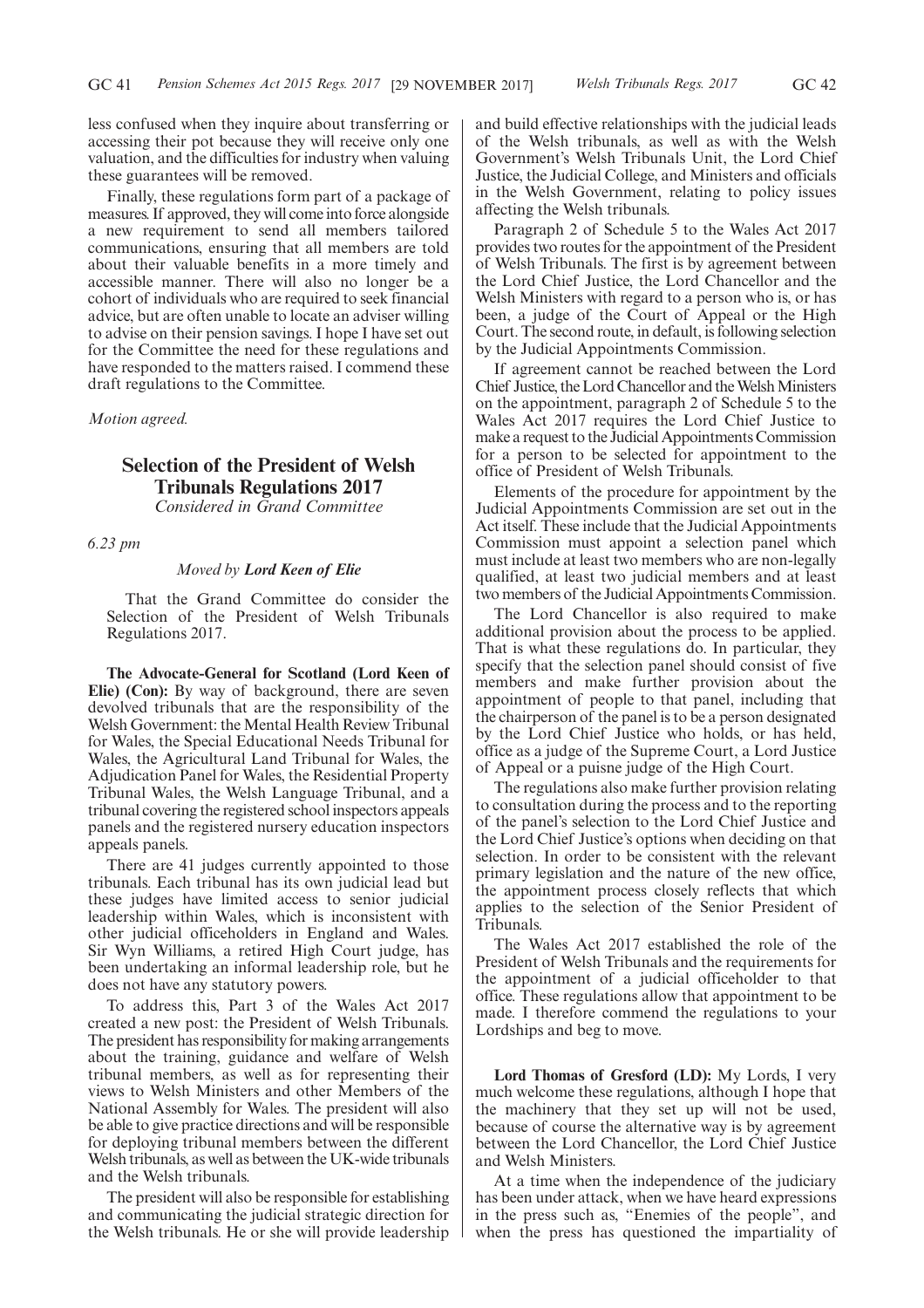less confused when they inquire about transferring or accessing their pot because they will receive only one valuation, and the difficulties for industry when valuing these guarantees will be removed.

Finally, these regulations form part of a package of measures. If approved, they will come into force alongside a new requirement to send all members tailored communications, ensuring that all members are told about their valuable benefits in a more timely and accessible manner. There will also no longer be a cohort of individuals who are required to seek financial advice, but are often unable to locate an adviser willing to advise on their pension savings. I hope I have set out for the Committee the need for these regulations and have responded to the matters raised. I commend these draft regulations to the Committee.

*Motion agreed.*

## Selection of the President of Welsh Tribunals Regulations 2017

*Considered in Grand Committee*

*6.23 pm*

*Moved by* ***Lord Keen of Elie***

That the Grand Committee do consider the Selection of the President of Welsh Tribunals Regulations 2017.

**The Advocate-General for Scotland (Lord Keen of Elie) (Con):** By way of background, there are seven devolved tribunals that are the responsibility of the Welsh Government: the Mental Health Review Tribunal for Wales, the Special Educational Needs Tribunal for Wales, the Agricultural Land Tribunal for Wales, the Adjudication Panel for Wales, the Residential Property Tribunal Wales, the Welsh Language Tribunal, and a tribunal covering the registered school inspectors appeals panels and the registered nursery education inspectors appeals panels.

There are 41 judges currently appointed to those tribunals. Each tribunal has its own judicial lead but these judges have limited access to senior judicial leadership within Wales, which is inconsistent with other judicial officeholders in England and Wales. Sir Wyn Williams, a retired High Court judge, has been undertaking an informal leadership role, but he does not have any statutory powers.

To address this, Part 3 of the Wales Act 2017 created a new post: the President of Welsh Tribunals. The president has responsibility for making arrangements about the training, guidance and welfare of Welsh tribunal members, as well as for representing their views to Welsh Ministers and other Members of the National Assembly for Wales. The president will also be able to give practice directions and will be responsible for deploying tribunal members between the different Welsh tribunals, as well as between the UK-wide tribunals and the Welsh tribunals.

The president will also be responsible for establishing and communicating the judicial strategic direction for the Welsh tribunals. He or she will provide leadership and build effective relationships with the judicial leads of the Welsh tribunals, as well as with the Welsh Government's Welsh Tribunals Unit, the Lord Chief Justice, the Judicial College, and Ministers and officials in the Welsh Government, relating to policy issues affecting the Welsh tribunals.

Paragraph 2 of Schedule 5 to the Wales Act 2017 provides two routes for the appointment of the President of Welsh Tribunals. The first is by agreement between the Lord Chief Justice, the Lord Chancellor and the Welsh Ministers with regard to a person who is, or has been, a judge of the Court of Appeal or the High Court. The second route, in default, is following selection by the Judicial Appointments Commission.

If agreement cannot be reached between the Lord Chief Justice, the Lord Chancellor and the Welsh Ministers on the appointment, paragraph 2 of Schedule 5 to the Wales Act 2017 requires the Lord Chief Justice to make a request to the Judicial Appointments Commission for a person to be selected for appointment to the office of President of Welsh Tribunals.

Elements of the procedure for appointment by the Judicial Appointments Commission are set out in the Act itself. These include that the Judicial Appointments Commission must appoint a selection panel which must include at least two members who are non-legally qualified, at least two judicial members and at least two members of the Judicial Appointments Commission.

The Lord Chancellor is also required to make additional provision about the process to be applied. That is what these regulations do. In particular, they specify that the selection panel should consist of five members and make further provision about the appointment of people to that panel, including that the chairperson of the panel is to be a person designated by the Lord Chief Justice who holds, or has held, office as a judge of the Supreme Court, a Lord Justice of Appeal or a puisne judge of the High Court.

The regulations also make further provision relating to consultation during the process and to the reporting of the panel's selection to the Lord Chief Justice and the Lord Chief Justice's options when deciding on that selection. In order to be consistent with the relevant primary legislation and the nature of the new office, the appointment process closely reflects that which applies to the selection of the Senior President of Tribunals.

The Wales Act 2017 established the role of the President of Welsh Tribunals and the requirements for the appointment of a judicial officeholder to that office. These regulations allow that appointment to be made. I therefore commend the regulations to your Lordships and beg to move.

**Lord Thomas of Gresford (LD):** My Lords, I very much welcome these regulations, although I hope that the machinery that they set up will not be used, because of course the alternative way is by agreement between the Lord Chancellor, the Lord Chief Justice and Welsh Ministers.

At a time when the independence of the judiciary has been under attack, when we have heard expressions in the press such as, "Enemies of the people", and when the press has questioned the impartiality of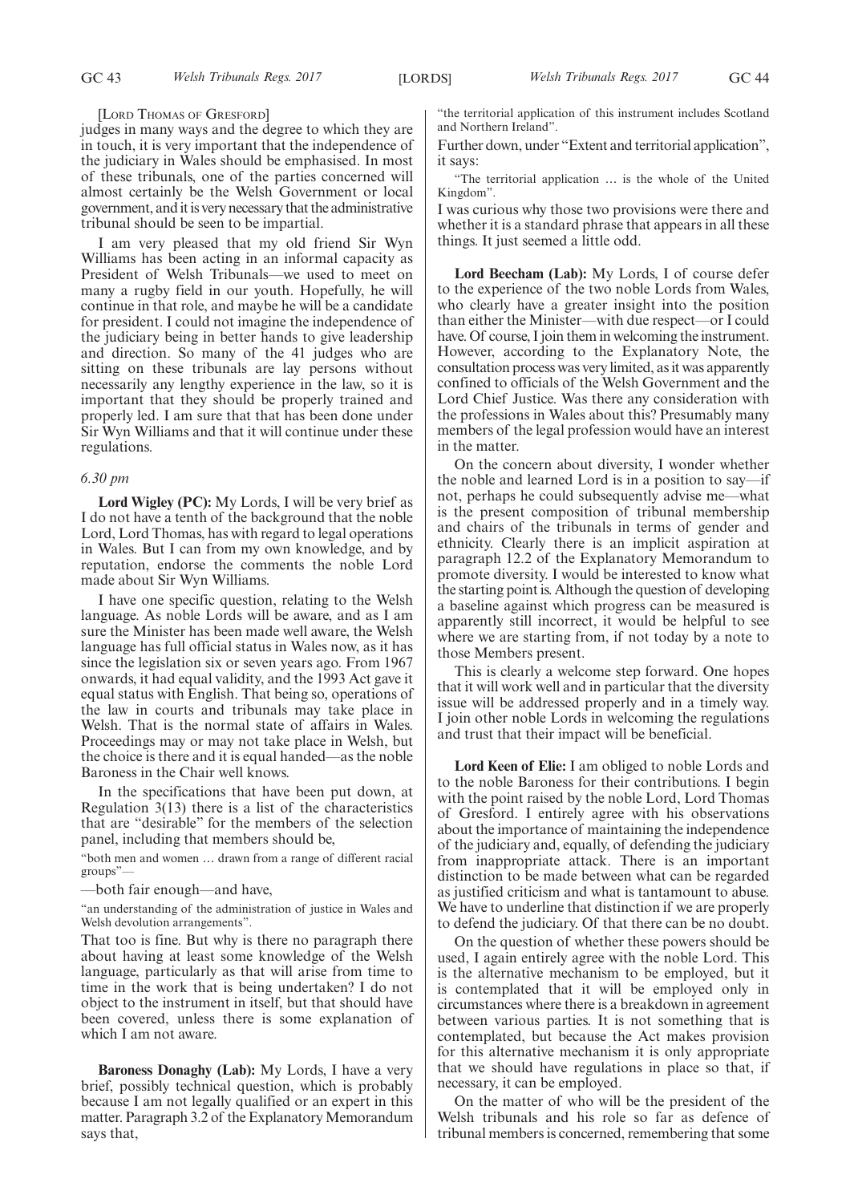[LORD THOMAS OF GRESFORD]

judges in many ways and the degree to which they are in touch, it is very important that the independence of the judiciary in Wales should be emphasised. In most of these tribunals, one of the parties concerned will almost certainly be the Welsh Government or local government, and it is very necessary that the administrative tribunal should be seen to be impartial.

I am very pleased that my old friend Sir Wyn Williams has been acting in an informal capacity as President of Welsh Tribunals—we used to meet on many a rugby field in our youth. Hopefully, he will continue in that role, and maybe he will be a candidate for president. I could not imagine the independence of the judiciary being in better hands to give leadership and direction. So many of the 41 judges who are sitting on these tribunals are lay persons without necessarily any lengthy experience in the law, so it is important that they should be properly trained and properly led. I am sure that that has been done under Sir Wyn Williams and that it will continue under these regulations.

*6.30 pm*

**Lord Wigley (PC):** My Lords, I will be very brief as I do not have a tenth of the background that the noble Lord, Lord Thomas, has with regard to legal operations in Wales. But I can from my own knowledge, and by reputation, endorse the comments the noble Lord made about Sir Wyn Williams.

I have one specific question, relating to the Welsh language. As noble Lords will be aware, and as I am sure the Minister has been made well aware, the Welsh language has full official status in Wales now, as it has since the legislation six or seven years ago. From 1967 onwards, it had equal validity, and the 1993 Act gave it equal status with English. That being so, operations of the law in courts and tribunals may take place in Welsh. That is the normal state of affairs in Wales. Proceedings may or may not take place in Welsh, but the choice is there and it is equal handed—as the noble Baroness in the Chair well knows.

In the specifications that have been put down, at Regulation 3(13) there is a list of the characteristics that are "desirable" for the members of the selection panel, including that members should be,

"both men and women … drawn from a range of different racial groups"—

—both fair enough—and have,

"an understanding of the administration of justice in Wales and Welsh devolution arrangements".

That too is fine. But why is there no paragraph there about having at least some knowledge of the Welsh language, particularly as that will arise from time to time in the work that is being undertaken? I do not object to the instrument in itself, but that should have been covered, unless there is some explanation of which I am not aware.

**Baroness Donaghy (Lab):** My Lords, I have a very brief, possibly technical question, which is probably because I am not legally qualified or an expert in this matter. Paragraph 3.2 of the Explanatory Memorandum says that,

"the territorial application of this instrument includes Scotland and Northern Ireland".

Further down, under "Extent and territorial application", it says:

"The territorial application … is the whole of the United Kingdom".

I was curious why those two provisions were there and whether it is a standard phrase that appears in all these things. It just seemed a little odd.

**Lord Beecham (Lab):** My Lords, I of course defer to the experience of the two noble Lords from Wales, who clearly have a greater insight into the position than either the Minister—with due respect—or I could have. Of course, I join them in welcoming the instrument. However, according to the Explanatory Note, the consultation process was very limited, as it was apparently confined to officials of the Welsh Government and the Lord Chief Justice. Was there any consideration with the professions in Wales about this? Presumably many members of the legal profession would have an interest in the matter.

On the concern about diversity, I wonder whether the noble and learned Lord is in a position to say—if not, perhaps he could subsequently advise me—what is the present composition of tribunal membership and chairs of the tribunals in terms of gender and ethnicity. Clearly there is an implicit aspiration at paragraph 12.2 of the Explanatory Memorandum to promote diversity. I would be interested to know what the starting point is. Although the question of developing a baseline against which progress can be measured is apparently still incorrect, it would be helpful to see where we are starting from, if not today by a note to those Members present.

This is clearly a welcome step forward. One hopes that it will work well and in particular that the diversity issue will be addressed properly and in a timely way. I join other noble Lords in welcoming the regulations and trust that their impact will be beneficial.

**Lord Keen of Elie:** I am obliged to noble Lords and to the noble Baroness for their contributions. I begin with the point raised by the noble Lord, Lord Thomas of Gresford. I entirely agree with his observations about the importance of maintaining the independence of the judiciary and, equally, of defending the judiciary from inappropriate attack. There is an important distinction to be made between what can be regarded as justified criticism and what is tantamount to abuse. We have to underline that distinction if we are properly to defend the judiciary. Of that there can be no doubt.

On the question of whether these powers should be used, I again entirely agree with the noble Lord. This is the alternative mechanism to be employed, but it is contemplated that it will be employed only in circumstances where there is a breakdown in agreement between various parties. It is not something that is contemplated, but because the Act makes provision for this alternative mechanism it is only appropriate that we should have regulations in place so that, if necessary, it can be employed.

On the matter of who will be the president of the Welsh tribunals and his role so far as defence of tribunal members is concerned, remembering that some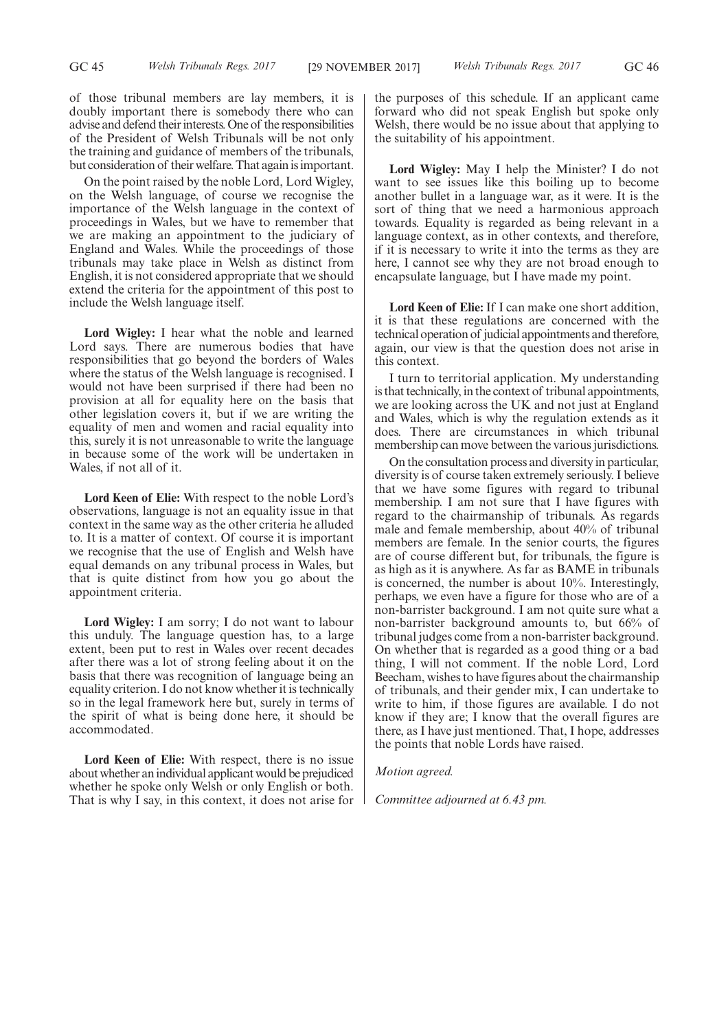of those tribunal members are lay members, it is doubly important there is somebody there who can advise and defend their interests. One of the responsibilities of the President of Welsh Tribunals will be not only the training and guidance of members of the tribunals, but consideration of their welfare. That again is important.

On the point raised by the noble Lord, Lord Wigley, on the Welsh language, of course we recognise the importance of the Welsh language in the context of proceedings in Wales, but we have to remember that we are making an appointment to the judiciary of England and Wales. While the proceedings of those tribunals may take place in Welsh as distinct from English, it is not considered appropriate that we should extend the criteria for the appointment of this post to include the Welsh language itself.

**Lord Wigley:** I hear what the noble and learned Lord says. There are numerous bodies that have responsibilities that go beyond the borders of Wales where the status of the Welsh language is recognised. I would not have been surprised if there had been no provision at all for equality here on the basis that other legislation covers it, but if we are writing the equality of men and women and racial equality into this, surely it is not unreasonable to write the language in because some of the work will be undertaken in Wales, if not all of it.

**Lord Keen of Elie:** With respect to the noble Lord's observations, language is not an equality issue in that context in the same way as the other criteria he alluded to. It is a matter of context. Of course it is important we recognise that the use of English and Welsh have equal demands on any tribunal process in Wales, but that is quite distinct from how you go about the appointment criteria.

**Lord Wigley:** I am sorry; I do not want to labour this unduly. The language question has, to a large extent, been put to rest in Wales over recent decades after there was a lot of strong feeling about it on the basis that there was recognition of language being an equality criterion. I do not know whether it is technically so in the legal framework here but, surely in terms of the spirit of what is being done here, it should be accommodated.

**Lord Keen of Elie:** With respect, there is no issue about whether an individual applicant would be prejudiced whether he spoke only Welsh or only English or both. That is why I say, in this context, it does not arise for the purposes of this schedule. If an applicant came forward who did not speak English but spoke only Welsh, there would be no issue about that applying to the suitability of his appointment.

**Lord Wigley:** May I help the Minister? I do not want to see issues like this boiling up to become another bullet in a language war, as it were. It is the sort of thing that we need a harmonious approach towards. Equality is regarded as being relevant in a language context, as in other contexts, and therefore, if it is necessary to write it into the terms as they are here, I cannot see why they are not broad enough to encapsulate language, but I have made my point.

**Lord Keen of Elie:** If I can make one short addition, it is that these regulations are concerned with the technical operation of judicial appointments and therefore, again, our view is that the question does not arise in this context.

I turn to territorial application. My understanding is that technically, in the context of tribunal appointments, we are looking across the UK and not just at England and Wales, which is why the regulation extends as it does. There are circumstances in which tribunal membership can move between the various jurisdictions.

On the consultation process and diversity in particular, diversity is of course taken extremely seriously. I believe that we have some figures with regard to tribunal membership. I am not sure that I have figures with regard to the chairmanship of tribunals. As regards male and female membership, about 40% of tribunal members are female. In the senior courts, the figures are of course different but, for tribunals, the figure is as high as it is anywhere. As far as BAME in tribunals is concerned, the number is about 10%. Interestingly, perhaps, we even have a figure for those who are of a non-barrister background. I am not quite sure what a non-barrister background amounts to, but 66% of tribunal judges come from a non-barrister background. On whether that is regarded as a good thing or a bad thing, I will not comment. If the noble Lord, Lord Beecham, wishes to have figures about the chairmanship of tribunals, and their gender mix, I can undertake to write to him, if those figures are available. I do not know if they are; I know that the overall figures are there, as I have just mentioned. That, I hope, addresses the points that noble Lords have raised.

*Motion agreed.*

*Committee adjourned at 6.43 pm.*